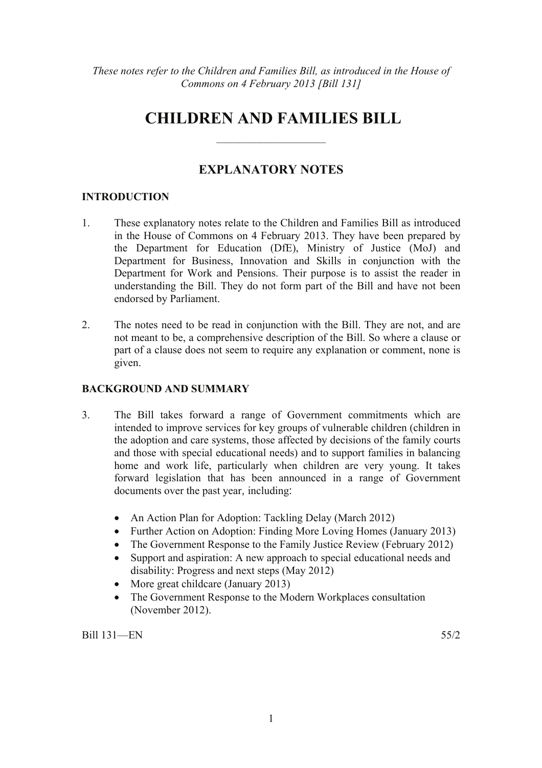*These notes refer to the Children and Families Bill, as introduced in the House of Commons on 4 February 2013 [Bill 131]*

# CHILDREN AND FAMILIES BILL

## EXPLANATORY NOTES

### INTRODUCTION

1. These explanatory notes relate to the Children and Families Bill as introduced in the House of Commons on 4 February 2013. They have been prepared by the Department for Education (DfE), Ministry of Justice (MoJ) and Department for Business, Innovation and Skills in conjunction with the Department for Work and Pensions. Their purpose is to assist the reader in understanding the Bill. They do not form part of the Bill and have not been endorsed by Parliament.

2. The notes need to be read in conjunction with the Bill. They are not, and are not meant to be, a comprehensive description of the Bill. So where a clause or part of a clause does not seem to require any explanation or comment, none is given.

### BACKGROUND AND SUMMARY

3. The Bill takes forward a range of Government commitments which are intended to improve services for key groups of vulnerable children (children in the adoption and care systems, those affected by decisions of the family courts and those with special educational needs) and to support families in balancing home and work life, particularly when children are very young. It takes forward legislation that has been announced in a range of Government documents over the past year, including:

   - An Action Plan for Adoption: Tackling Delay (March 2012)
   - Further Action on Adoption: Finding More Loving Homes (January 2013)
   - The Government Response to the Family Justice Review (February 2012)
   - Support and aspiration: A new approach to special educational needs and disability: Progress and next steps (May 2012)
   - More great childcare (January 2013)
   - The Government Response to the Modern Workplaces consultation (November 2012).

Bill 131—EN 55/2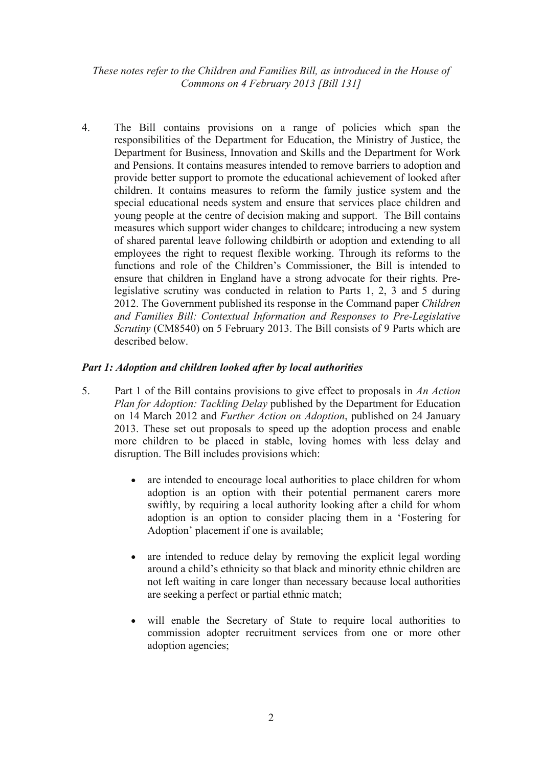4. The Bill contains provisions on a range of policies which span the responsibilities of the Department for Education, the Ministry of Justice, the Department for Business, Innovation and Skills and the Department for Work and Pensions. It contains measures intended to remove barriers to adoption and provide better support to promote the educational achievement of looked after children. It contains measures to reform the family justice system and the special educational needs system and ensure that services place children and young people at the centre of decision making and support. The Bill contains measures which support wider changes to childcare; introducing a new system of shared parental leave following childbirth or adoption and extending to all employees the right to request flexible working. Through its reforms to the functions and role of the Children's Commissioner, the Bill is intended to ensure that children in England have a strong advocate for their rights. Pre-legislative scrutiny was conducted in relation to Parts 1, 2, 3 and 5 during 2012. The Government published its response in the Command paper *Children and Families Bill: Contextual Information and Responses to Pre-Legislative Scrutiny* (CM8540) on 5 February 2013. The Bill consists of 9 Parts which are described below.

### *Part 1: Adoption and children looked after by local authorities*

5. Part 1 of the Bill contains provisions to give effect to proposals in *An Action Plan for Adoption: Tackling Delay* published by the Department for Education on 14 March 2012 and *Further Action on Adoption*, published on 24 January 2013. These set out proposals to speed up the adoption process and enable more children to be placed in stable, loving homes with less delay and disruption. The Bill includes provisions which:

   - are intended to encourage local authorities to place children for whom adoption is an option with their potential permanent carers more swiftly, by requiring a local authority looking after a child for whom adoption is an option to consider placing them in a 'Fostering for Adoption' placement if one is available;

   - are intended to reduce delay by removing the explicit legal wording around a child's ethnicity so that black and minority ethnic children are not left waiting in care longer than necessary because local authorities are seeking a perfect or partial ethnic match;

   - will enable the Secretary of State to require local authorities to commission adopter recruitment services from one or more other adoption agencies;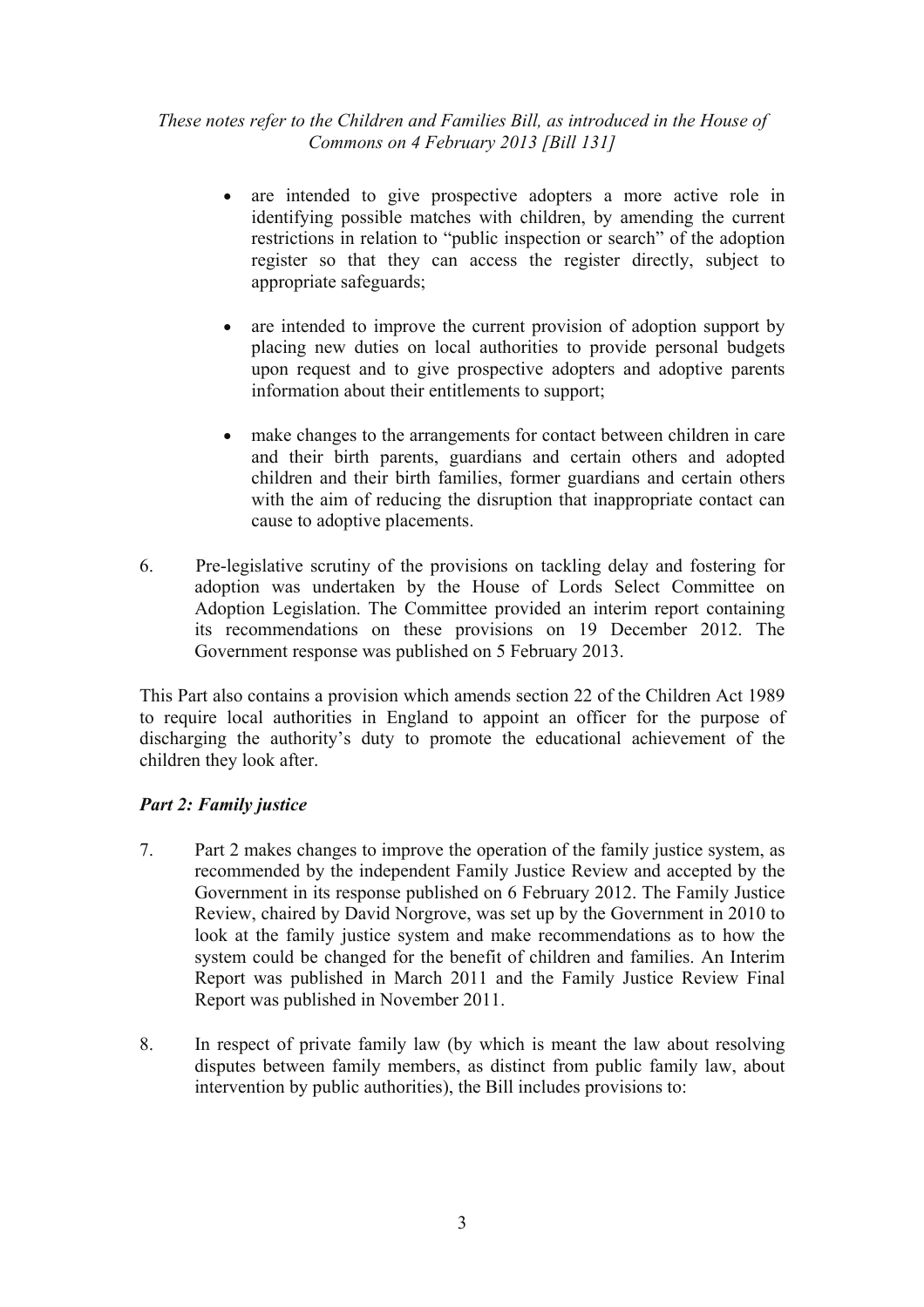- are intended to give prospective adopters a more active role in identifying possible matches with children, by amending the current restrictions in relation to "public inspection or search" of the adoption register so that they can access the register directly, subject to appropriate safeguards;

- are intended to improve the current provision of adoption support by placing new duties on local authorities to provide personal budgets upon request and to give prospective adopters and adoptive parents information about their entitlements to support;

- make changes to the arrangements for contact between children in care and their birth parents, guardians and certain others and adopted children and their birth families, former guardians and certain others with the aim of reducing the disruption that inappropriate contact can cause to adoptive placements.

6. Pre-legislative scrutiny of the provisions on tackling delay and fostering for adoption was undertaken by the House of Lords Select Committee on Adoption Legislation. The Committee provided an interim report containing its recommendations on these provisions on 19 December 2012. The Government response was published on 5 February 2013.

This Part also contains a provision which amends section 22 of the Children Act 1989 to require local authorities in England to appoint an officer for the purpose of discharging the authority's duty to promote the educational achievement of the children they look after.

### *Part 2: Family justice*

7. Part 2 makes changes to improve the operation of the family justice system, as recommended by the independent Family Justice Review and accepted by the Government in its response published on 6 February 2012. The Family Justice Review, chaired by David Norgrove, was set up by the Government in 2010 to look at the family justice system and make recommendations as to how the system could be changed for the benefit of children and families. An Interim Report was published in March 2011 and the Family Justice Review Final Report was published in November 2011.

8. In respect of private family law (by which is meant the law about resolving disputes between family members, as distinct from public family law, about intervention by public authorities), the Bill includes provisions to: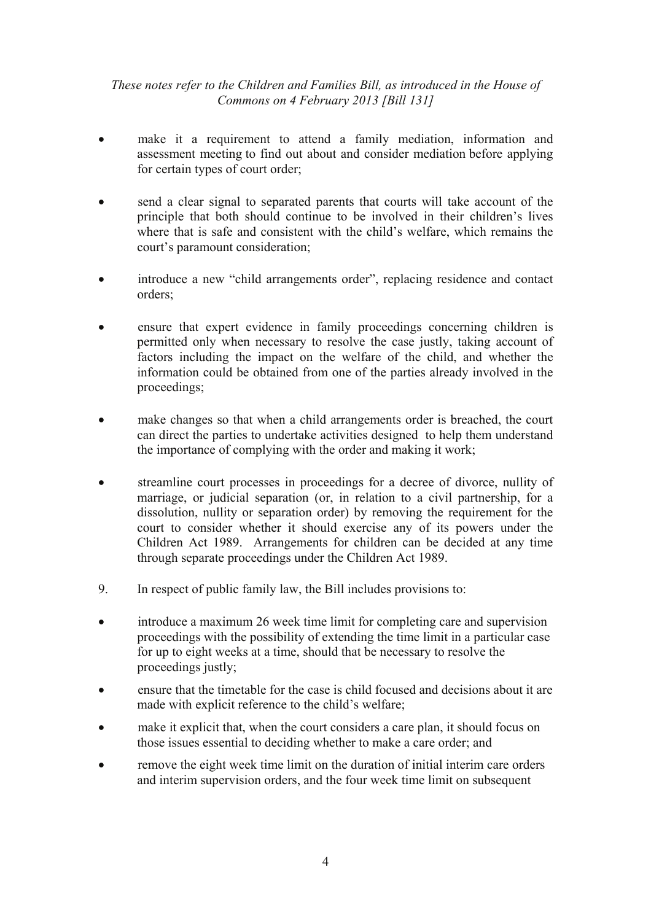- make it a requirement to attend a family mediation, information and assessment meeting to find out about and consider mediation before applying for certain types of court order;

- send a clear signal to separated parents that courts will take account of the principle that both should continue to be involved in their children's lives where that is safe and consistent with the child's welfare, which remains the court's paramount consideration;

- introduce a new "child arrangements order", replacing residence and contact orders;

- ensure that expert evidence in family proceedings concerning children is permitted only when necessary to resolve the case justly, taking account of factors including the impact on the welfare of the child, and whether the information could be obtained from one of the parties already involved in the proceedings;

- make changes so that when a child arrangements order is breached, the court can direct the parties to undertake activities designed to help them understand the importance of complying with the order and making it work;

- streamline court processes in proceedings for a decree of divorce, nullity of marriage, or judicial separation (or, in relation to a civil partnership, for a dissolution, nullity or separation order) by removing the requirement for the court to consider whether it should exercise any of its powers under the Children Act 1989. Arrangements for children can be decided at any time through separate proceedings under the Children Act 1989.

9. In respect of public family law, the Bill includes provisions to:

- introduce a maximum 26 week time limit for completing care and supervision proceedings with the possibility of extending the time limit in a particular case for up to eight weeks at a time, should that be necessary to resolve the proceedings justly;

- ensure that the timetable for the case is child focused and decisions about it are made with explicit reference to the child's welfare;

- make it explicit that, when the court considers a care plan, it should focus on those issues essential to deciding whether to make a care order; and

- remove the eight week time limit on the duration of initial interim care orders and interim supervision orders, and the four week time limit on subsequent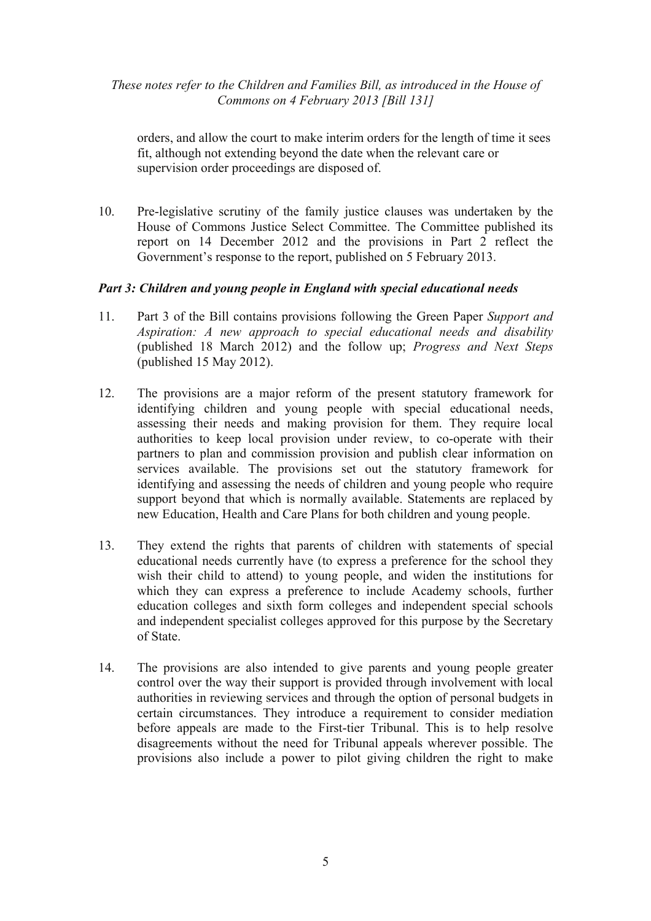orders, and allow the court to make interim orders for the length of time it sees fit, although not extending beyond the date when the relevant care or supervision order proceedings are disposed of.

10. Pre-legislative scrutiny of the family justice clauses was undertaken by the House of Commons Justice Select Committee. The Committee published its report on 14 December 2012 and the provisions in Part 2 reflect the Government's response to the report, published on 5 February 2013.

### *Part 3: Children and young people in England with special educational needs*

11. Part 3 of the Bill contains provisions following the Green Paper *Support and Aspiration: A new approach to special educational needs and disability* (published 18 March 2012) and the follow up; *Progress and Next Steps* (published 15 May 2012).

12. The provisions are a major reform of the present statutory framework for identifying children and young people with special educational needs, assessing their needs and making provision for them. They require local authorities to keep local provision under review, to co-operate with their partners to plan and commission provision and publish clear information on services available. The provisions set out the statutory framework for identifying and assessing the needs of children and young people who require support beyond that which is normally available. Statements are replaced by new Education, Health and Care Plans for both children and young people.

13. They extend the rights that parents of children with statements of special educational needs currently have (to express a preference for the school they wish their child to attend) to young people, and widen the institutions for which they can express a preference to include Academy schools, further education colleges and sixth form colleges and independent special schools and independent specialist colleges approved for this purpose by the Secretary of State.

14. The provisions are also intended to give parents and young people greater control over the way their support is provided through involvement with local authorities in reviewing services and through the option of personal budgets in certain circumstances. They introduce a requirement to consider mediation before appeals are made to the First-tier Tribunal. This is to help resolve disagreements without the need for Tribunal appeals wherever possible. The provisions also include a power to pilot giving children the right to make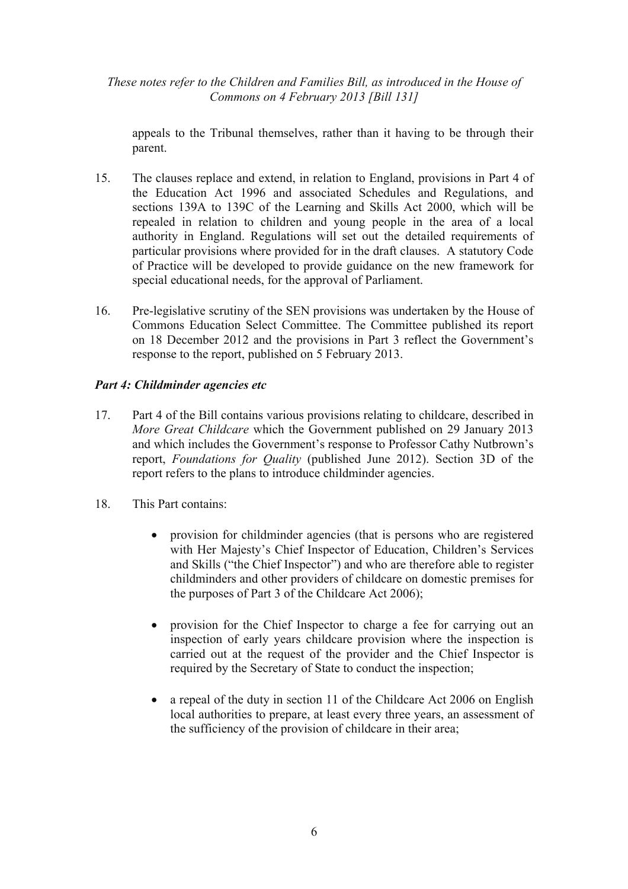appeals to the Tribunal themselves, rather than it having to be through their parent.

15. The clauses replace and extend, in relation to England, provisions in Part 4 of the Education Act 1996 and associated Schedules and Regulations, and sections 139A to 139C of the Learning and Skills Act 2000, which will be repealed in relation to children and young people in the area of a local authority in England. Regulations will set out the detailed requirements of particular provisions where provided for in the draft clauses. A statutory Code of Practice will be developed to provide guidance on the new framework for special educational needs, for the approval of Parliament.

16. Pre-legislative scrutiny of the SEN provisions was undertaken by the House of Commons Education Select Committee. The Committee published its report on 18 December 2012 and the provisions in Part 3 reflect the Government's response to the report, published on 5 February 2013.

***Part 4: Childminder agencies etc***

17. Part 4 of the Bill contains various provisions relating to childcare, described in *More Great Childcare* which the Government published on 29 January 2013 and which includes the Government's response to Professor Cathy Nutbrown's report, *Foundations for Quality* (published June 2012). Section 3D of the report refers to the plans to introduce childminder agencies.

18. This Part contains:

    - provision for childminder agencies (that is persons who are registered with Her Majesty's Chief Inspector of Education, Children's Services and Skills ("the Chief Inspector") and who are therefore able to register childminders and other providers of childcare on domestic premises for the purposes of Part 3 of the Childcare Act 2006);

    - provision for the Chief Inspector to charge a fee for carrying out an inspection of early years childcare provision where the inspection is carried out at the request of the provider and the Chief Inspector is required by the Secretary of State to conduct the inspection;

    - a repeal of the duty in section 11 of the Childcare Act 2006 on English local authorities to prepare, at least every three years, an assessment of the sufficiency of the provision of childcare in their area;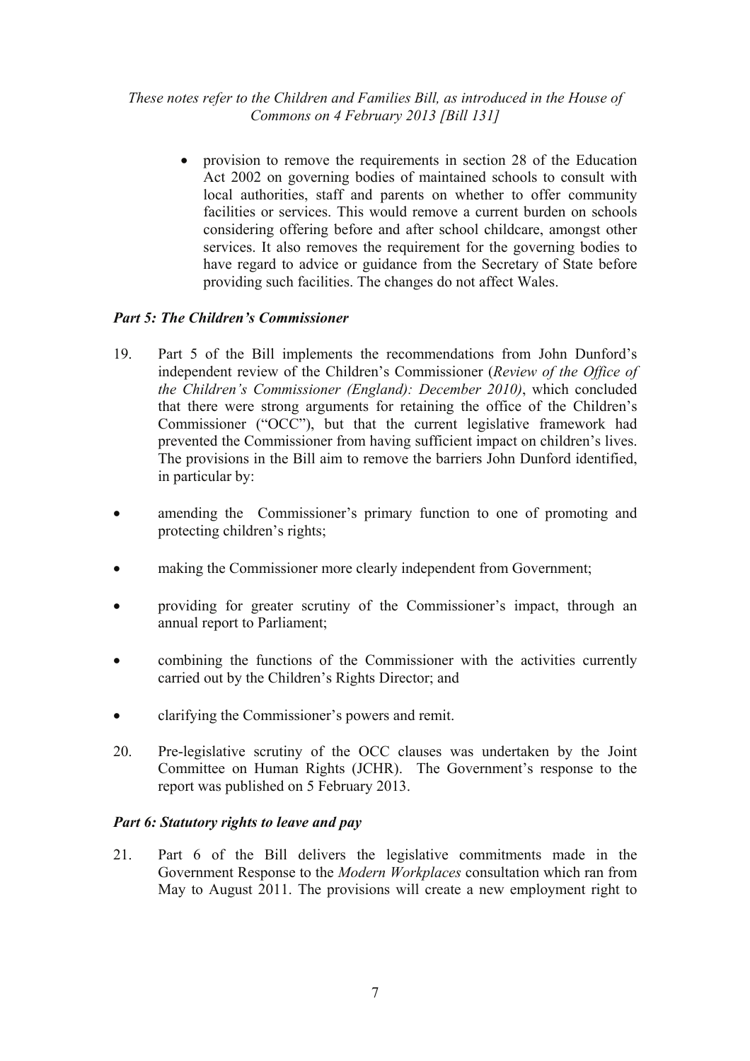- provision to remove the requirements in section 28 of the Education Act 2002 on governing bodies of maintained schools to consult with local authorities, staff and parents on whether to offer community facilities or services. This would remove a current burden on schools considering offering before and after school childcare, amongst other services. It also removes the requirement for the governing bodies to have regard to advice or guidance from the Secretary of State before providing such facilities. The changes do not affect Wales.

### *Part 5: The Children's Commissioner*

19. Part 5 of the Bill implements the recommendations from John Dunford's independent review of the Children's Commissioner (*Review of the Office of the Children's Commissioner (England): December 2010)*, which concluded that there were strong arguments for retaining the office of the Children's Commissioner ("OCC"), but that the current legislative framework had prevented the Commissioner from having sufficient impact on children's lives. The provisions in the Bill aim to remove the barriers John Dunford identified, in particular by:

- amending the Commissioner's primary function to one of promoting and protecting children's rights;
- making the Commissioner more clearly independent from Government;
- providing for greater scrutiny of the Commissioner's impact, through an annual report to Parliament;
- combining the functions of the Commissioner with the activities currently carried out by the Children's Rights Director; and
- clarifying the Commissioner's powers and remit.

20. Pre-legislative scrutiny of the OCC clauses was undertaken by the Joint Committee on Human Rights (JCHR). The Government's response to the report was published on 5 February 2013.

### *Part 6: Statutory rights to leave and pay*

21. Part 6 of the Bill delivers the legislative commitments made in the Government Response to the *Modern Workplaces* consultation which ran from May to August 2011. The provisions will create a new employment right to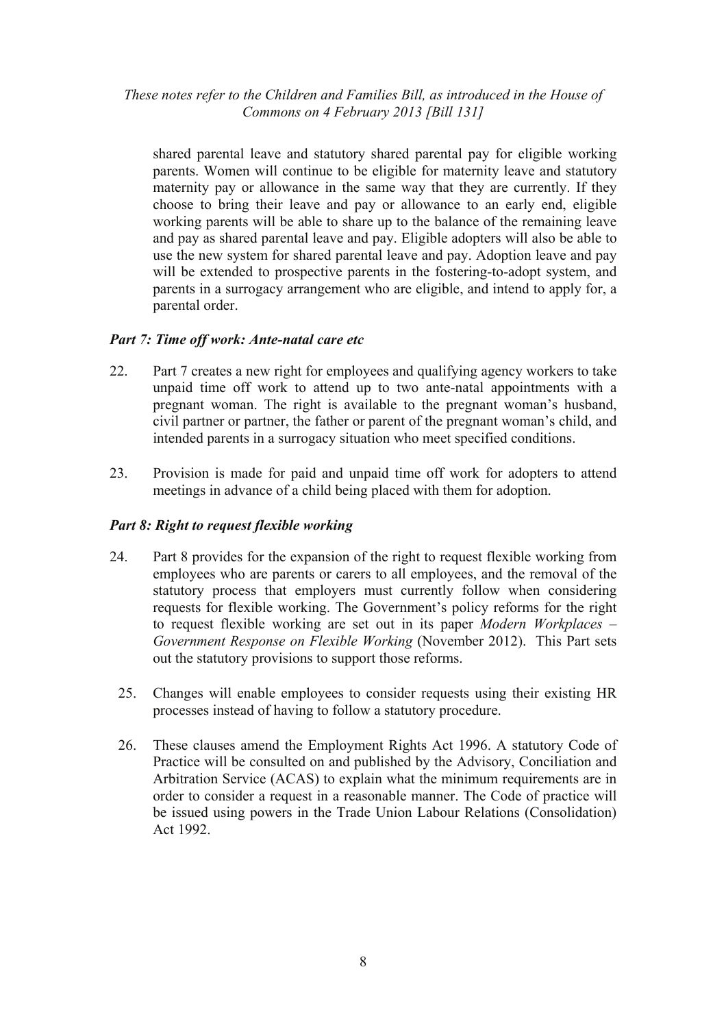shared parental leave and statutory shared parental pay for eligible working parents. Women will continue to be eligible for maternity leave and statutory maternity pay or allowance in the same way that they are currently. If they choose to bring their leave and pay or allowance to an early end, eligible working parents will be able to share up to the balance of the remaining leave and pay as shared parental leave and pay. Eligible adopters will also be able to use the new system for shared parental leave and pay. Adoption leave and pay will be extended to prospective parents in the fostering-to-adopt system, and parents in a surrogacy arrangement who are eligible, and intend to apply for, a parental order.

### *Part 7: Time off work: Ante-natal care etc*

22. Part 7 creates a new right for employees and qualifying agency workers to take unpaid time off work to attend up to two ante-natal appointments with a pregnant woman. The right is available to the pregnant woman's husband, civil partner or partner, the father or parent of the pregnant woman's child, and intended parents in a surrogacy situation who meet specified conditions.

23. Provision is made for paid and unpaid time off work for adopters to attend meetings in advance of a child being placed with them for adoption.

### *Part 8: Right to request flexible working*

24. Part 8 provides for the expansion of the right to request flexible working from employees who are parents or carers to all employees, and the removal of the statutory process that employers must currently follow when considering requests for flexible working. The Government's policy reforms for the right to request flexible working are set out in its paper *Modern Workplaces – Government Response on Flexible Working* (November 2012). This Part sets out the statutory provisions to support those reforms.

25. Changes will enable employees to consider requests using their existing HR processes instead of having to follow a statutory procedure.

26. These clauses amend the Employment Rights Act 1996. A statutory Code of Practice will be consulted on and published by the Advisory, Conciliation and Arbitration Service (ACAS) to explain what the minimum requirements are in order to consider a request in a reasonable manner. The Code of practice will be issued using powers in the Trade Union Labour Relations (Consolidation) Act 1992.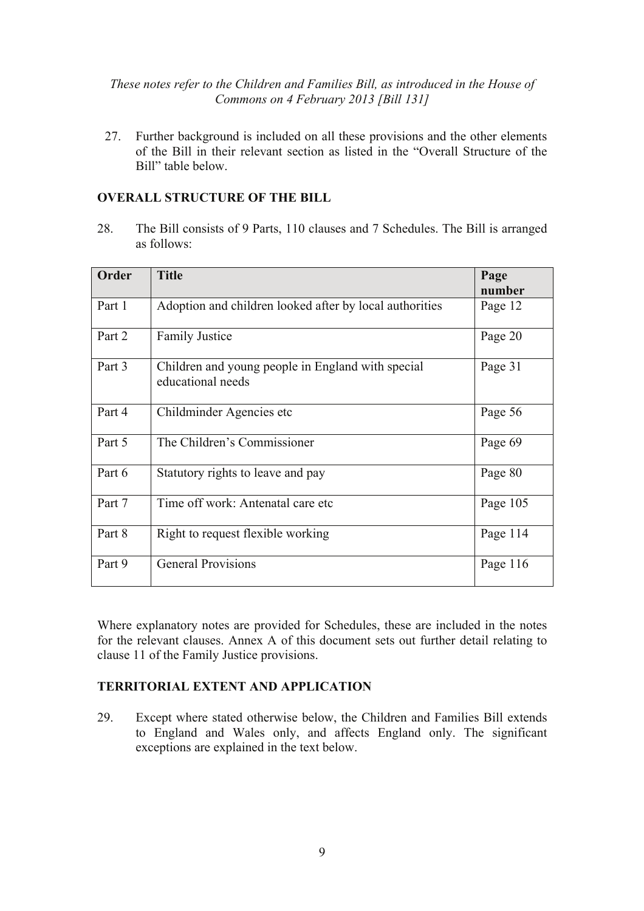*These notes refer to the Children and Families Bill, as introduced in the House of Commons on 4 February 2013 [Bill 131]*

27. Further background is included on all these provisions and the other elements of the Bill in their relevant section as listed in the "Overall Structure of the Bill" table below.

## OVERALL STRUCTURE OF THE BILL

28. The Bill consists of 9 Parts, 110 clauses and 7 Schedules. The Bill is arranged as follows:

| Order | Title | Page number |
|---|---|---|
| Part 1 | Adoption and children looked after by local authorities | Page 12 |
| Part 2 | Family Justice | Page 20 |
| Part 3 | Children and young people in England with special educational needs | Page 31 |
| Part 4 | Childminder Agencies etc | Page 56 |
| Part 5 | The Children's Commissioner | Page 69 |
| Part 6 | Statutory rights to leave and pay | Page 80 |
| Part 7 | Time off work: Antenatal care etc | Page 105 |
| Part 8 | Right to request flexible working | Page 114 |
| Part 9 | General Provisions | Page 116 |

Where explanatory notes are provided for Schedules, these are included in the notes for the relevant clauses. Annex A of this document sets out further detail relating to clause 11 of the Family Justice provisions.

## TERRITORIAL EXTENT AND APPLICATION

29. Except where stated otherwise below, the Children and Families Bill extends to England and Wales only, and affects England only. The significant exceptions are explained in the text below.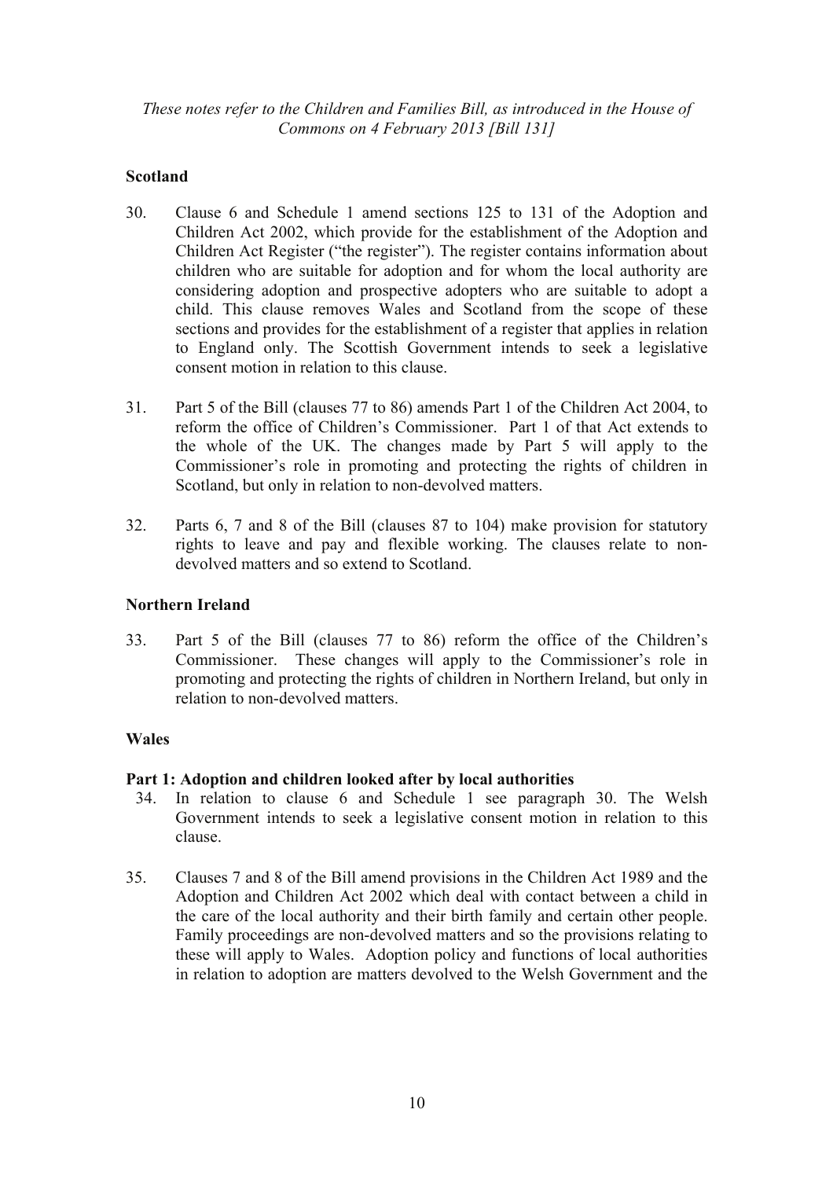### Scotland

30. Clause 6 and Schedule 1 amend sections 125 to 131 of the Adoption and Children Act 2002, which provide for the establishment of the Adoption and Children Act Register ("the register"). The register contains information about children who are suitable for adoption and for whom the local authority are considering adoption and prospective adopters who are suitable to adopt a child. This clause removes Wales and Scotland from the scope of these sections and provides for the establishment of a register that applies in relation to England only. The Scottish Government intends to seek a legislative consent motion in relation to this clause.

31. Part 5 of the Bill (clauses 77 to 86) amends Part 1 of the Children Act 2004, to reform the office of Children's Commissioner. Part 1 of that Act extends to the whole of the UK. The changes made by Part 5 will apply to the Commissioner's role in promoting and protecting the rights of children in Scotland, but only in relation to non-devolved matters.

32. Parts 6, 7 and 8 of the Bill (clauses 87 to 104) make provision for statutory rights to leave and pay and flexible working. The clauses relate to non-devolved matters and so extend to Scotland.

### Northern Ireland

33. Part 5 of the Bill (clauses 77 to 86) reform the office of the Children's Commissioner. These changes will apply to the Commissioner's role in promoting and protecting the rights of children in Northern Ireland, but only in relation to non-devolved matters.

### Wales

#### Part 1: Adoption and children looked after by local authorities

34. In relation to clause 6 and Schedule 1 see paragraph 30. The Welsh Government intends to seek a legislative consent motion in relation to this clause.

35. Clauses 7 and 8 of the Bill amend provisions in the Children Act 1989 and the Adoption and Children Act 2002 which deal with contact between a child in the care of the local authority and their birth family and certain other people. Family proceedings are non-devolved matters and so the provisions relating to these will apply to Wales. Adoption policy and functions of local authorities in relation to adoption are matters devolved to the Welsh Government and the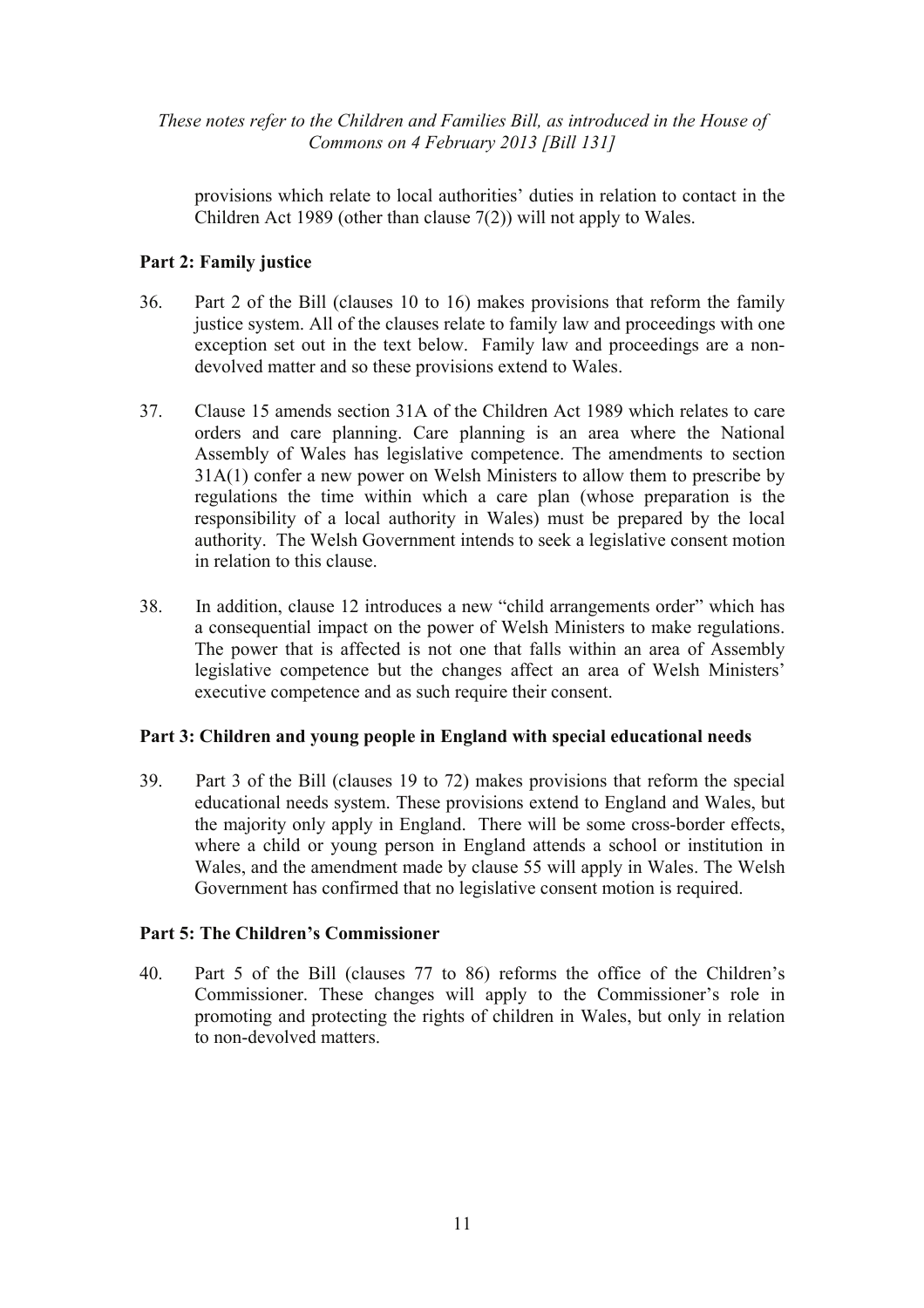provisions which relate to local authorities' duties in relation to contact in the Children Act 1989 (other than clause 7(2)) will not apply to Wales.

**Part 2: Family justice**

36. Part 2 of the Bill (clauses 10 to 16) makes provisions that reform the family justice system. All of the clauses relate to family law and proceedings with one exception set out in the text below. Family law and proceedings are a non-devolved matter and so these provisions extend to Wales.

37. Clause 15 amends section 31A of the Children Act 1989 which relates to care orders and care planning. Care planning is an area where the National Assembly of Wales has legislative competence. The amendments to section 31A(1) confer a new power on Welsh Ministers to allow them to prescribe by regulations the time within which a care plan (whose preparation is the responsibility of a local authority in Wales) must be prepared by the local authority. The Welsh Government intends to seek a legislative consent motion in relation to this clause.

38. In addition, clause 12 introduces a new "child arrangements order" which has a consequential impact on the power of Welsh Ministers to make regulations. The power that is affected is not one that falls within an area of Assembly legislative competence but the changes affect an area of Welsh Ministers' executive competence and as such require their consent.

**Part 3: Children and young people in England with special educational needs**

39. Part 3 of the Bill (clauses 19 to 72) makes provisions that reform the special educational needs system. These provisions extend to England and Wales, but the majority only apply in England. There will be some cross-border effects, where a child or young person in England attends a school or institution in Wales, and the amendment made by clause 55 will apply in Wales. The Welsh Government has confirmed that no legislative consent motion is required.

**Part 5: The Children's Commissioner**

40. Part 5 of the Bill (clauses 77 to 86) reforms the office of the Children's Commissioner. These changes will apply to the Commissioner's role in promoting and protecting the rights of children in Wales, but only in relation to non-devolved matters.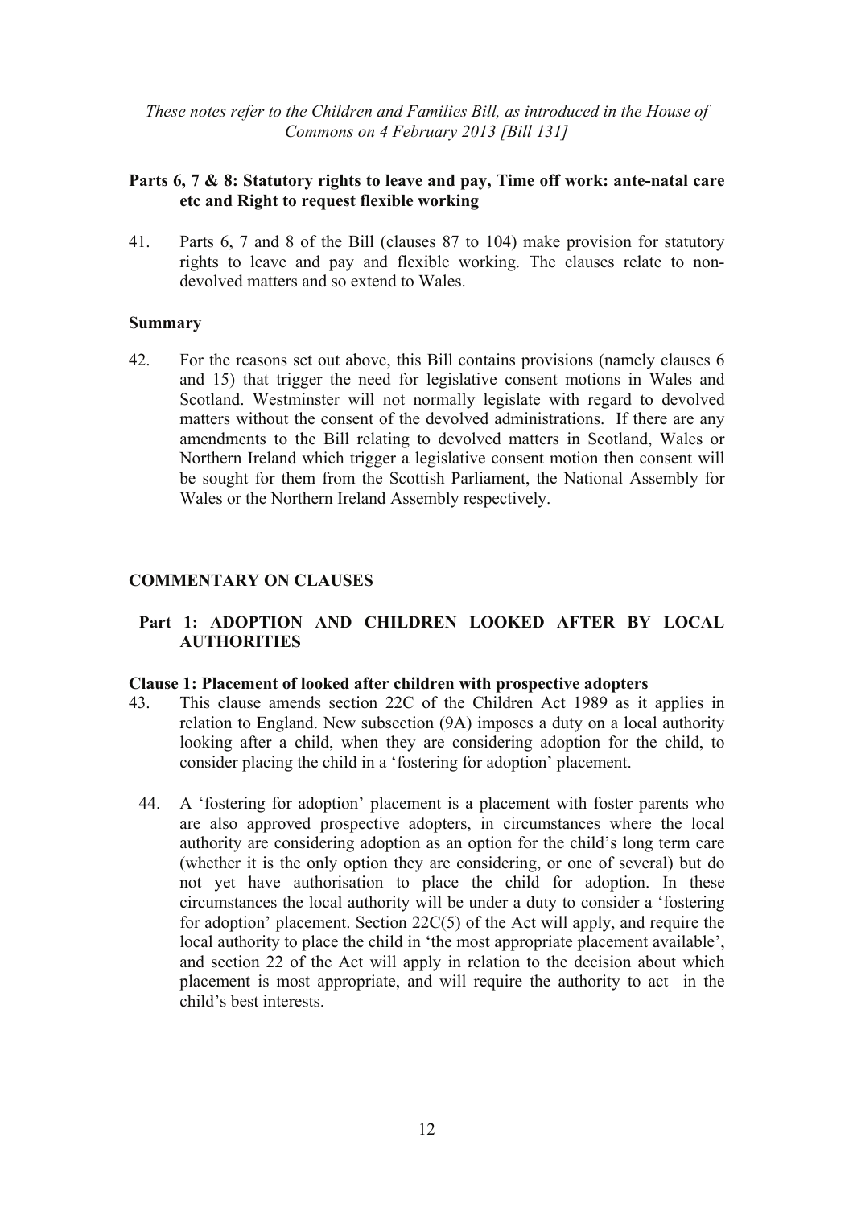*These notes refer to the Children and Families Bill, as introduced in the House of Commons on 4 February 2013 [Bill 131]*

### Parts 6, 7 & 8: Statutory rights to leave and pay, Time off work: ante-natal care etc and Right to request flexible working

41. Parts 6, 7 and 8 of the Bill (clauses 87 to 104) make provision for statutory rights to leave and pay and flexible working. The clauses relate to non-devolved matters and so extend to Wales.

### Summary

42. For the reasons set out above, this Bill contains provisions (namely clauses 6 and 15) that trigger the need for legislative consent motions in Wales and Scotland. Westminster will not normally legislate with regard to devolved matters without the consent of the devolved administrations. If there are any amendments to the Bill relating to devolved matters in Scotland, Wales or Northern Ireland which trigger a legislative consent motion then consent will be sought for them from the Scottish Parliament, the National Assembly for Wales or the Northern Ireland Assembly respectively.

## COMMENTARY ON CLAUSES

### Part 1: ADOPTION AND CHILDREN LOOKED AFTER BY LOCAL AUTHORITIES

**Clause 1: Placement of looked after children with prospective adopters**

43. This clause amends section 22C of the Children Act 1989 as it applies in relation to England. New subsection (9A) imposes a duty on a local authority looking after a child, when they are considering adoption for the child, to consider placing the child in a 'fostering for adoption' placement.

44. A 'fostering for adoption' placement is a placement with foster parents who are also approved prospective adopters, in circumstances where the local authority are considering adoption as an option for the child's long term care (whether it is the only option they are considering, or one of several) but do not yet have authorisation to place the child for adoption. In these circumstances the local authority will be under a duty to consider a 'fostering for adoption' placement. Section 22C(5) of the Act will apply, and require the local authority to place the child in 'the most appropriate placement available', and section 22 of the Act will apply in relation to the decision about which placement is most appropriate, and will require the authority to act in the child's best interests.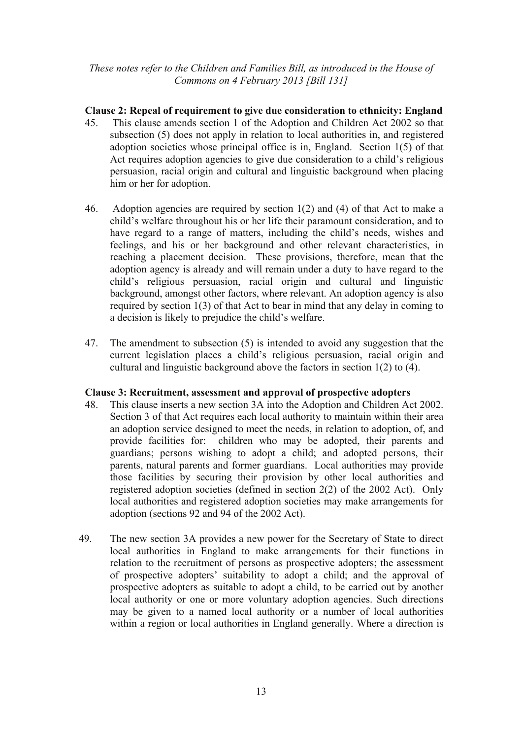*These notes refer to the Children and Families Bill, as introduced in the House of Commons on 4 February 2013 [Bill 131]*

**Clause 2: Repeal of requirement to give due consideration to ethnicity: England**

45. This clause amends section 1 of the Adoption and Children Act 2002 so that subsection (5) does not apply in relation to local authorities in, and registered adoption societies whose principal office is in, England. Section 1(5) of that Act requires adoption agencies to give due consideration to a child's religious persuasion, racial origin and cultural and linguistic background when placing him or her for adoption.

46. Adoption agencies are required by section 1(2) and (4) of that Act to make a child's welfare throughout his or her life their paramount consideration, and to have regard to a range of matters, including the child's needs, wishes and feelings, and his or her background and other relevant characteristics, in reaching a placement decision. These provisions, therefore, mean that the adoption agency is already and will remain under a duty to have regard to the child's religious persuasion, racial origin and cultural and linguistic background, amongst other factors, where relevant. An adoption agency is also required by section 1(3) of that Act to bear in mind that any delay in coming to a decision is likely to prejudice the child's welfare.

47. The amendment to subsection (5) is intended to avoid any suggestion that the current legislation places a child's religious persuasion, racial origin and cultural and linguistic background above the factors in section 1(2) to (4).

**Clause 3: Recruitment, assessment and approval of prospective adopters**

48. This clause inserts a new section 3A into the Adoption and Children Act 2002. Section 3 of that Act requires each local authority to maintain within their area an adoption service designed to meet the needs, in relation to adoption, of, and provide facilities for: children who may be adopted, their parents and guardians; persons wishing to adopt a child; and adopted persons, their parents, natural parents and former guardians. Local authorities may provide those facilities by securing their provision by other local authorities and registered adoption societies (defined in section 2(2) of the 2002 Act). Only local authorities and registered adoption societies may make arrangements for adoption (sections 92 and 94 of the 2002 Act).

49. The new section 3A provides a new power for the Secretary of State to direct local authorities in England to make arrangements for their functions in relation to the recruitment of persons as prospective adopters; the assessment of prospective adopters' suitability to adopt a child; and the approval of prospective adopters as suitable to adopt a child, to be carried out by another local authority or one or more voluntary adoption agencies. Such directions may be given to a named local authority or a number of local authorities within a region or local authorities in England generally. Where a direction is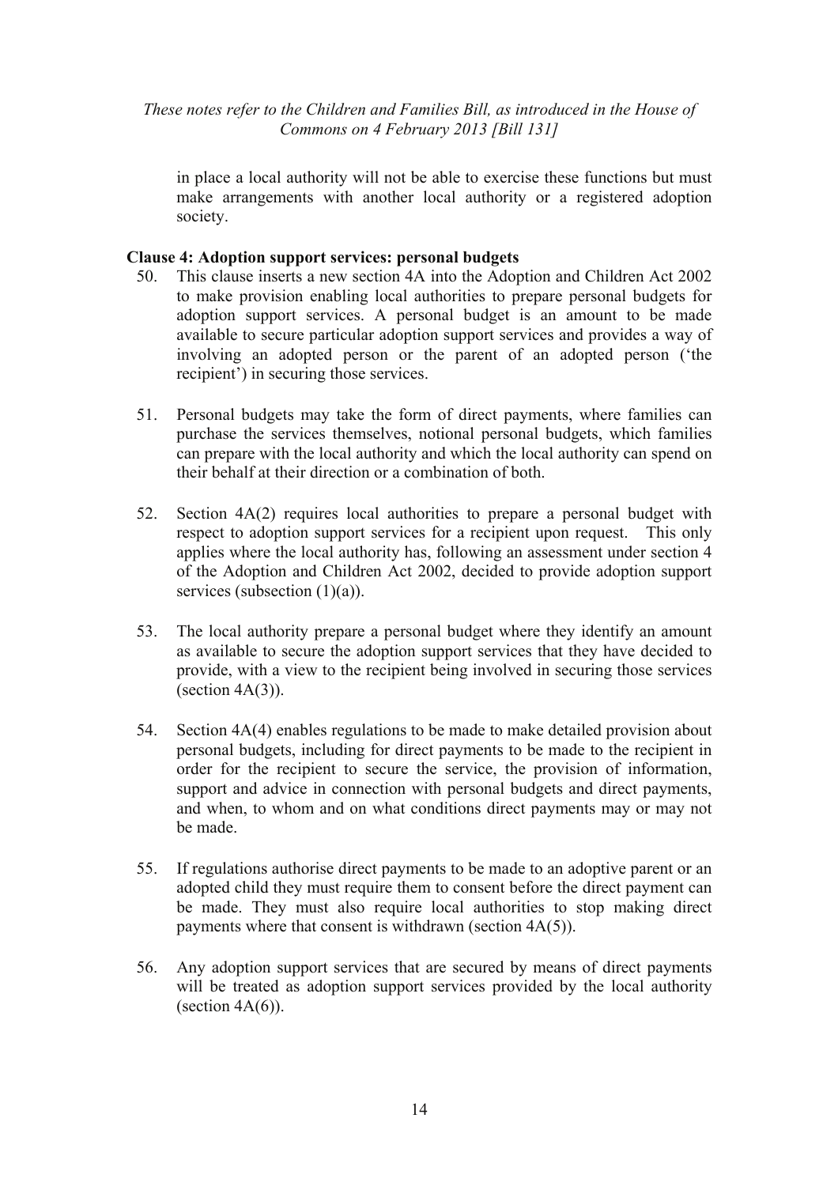in place a local authority will not be able to exercise these functions but must make arrangements with another local authority or a registered adoption society.

**Clause 4: Adoption support services: personal budgets**

50. This clause inserts a new section 4A into the Adoption and Children Act 2002 to make provision enabling local authorities to prepare personal budgets for adoption support services. A personal budget is an amount to be made available to secure particular adoption support services and provides a way of involving an adopted person or the parent of an adopted person ('the recipient') in securing those services.

51. Personal budgets may take the form of direct payments, where families can purchase the services themselves, notional personal budgets, which families can prepare with the local authority and which the local authority can spend on their behalf at their direction or a combination of both.

52. Section 4A(2) requires local authorities to prepare a personal budget with respect to adoption support services for a recipient upon request. This only applies where the local authority has, following an assessment under section 4 of the Adoption and Children Act 2002, decided to provide adoption support services (subsection (1)(a)).

53. The local authority prepare a personal budget where they identify an amount as available to secure the adoption support services that they have decided to provide, with a view to the recipient being involved in securing those services (section 4A(3)).

54. Section 4A(4) enables regulations to be made to make detailed provision about personal budgets, including for direct payments to be made to the recipient in order for the recipient to secure the service, the provision of information, support and advice in connection with personal budgets and direct payments, and when, to whom and on what conditions direct payments may or may not be made.

55. If regulations authorise direct payments to be made to an adoptive parent or an adopted child they must require them to consent before the direct payment can be made. They must also require local authorities to stop making direct payments where that consent is withdrawn (section 4A(5)).

56. Any adoption support services that are secured by means of direct payments will be treated as adoption support services provided by the local authority (section 4A(6)).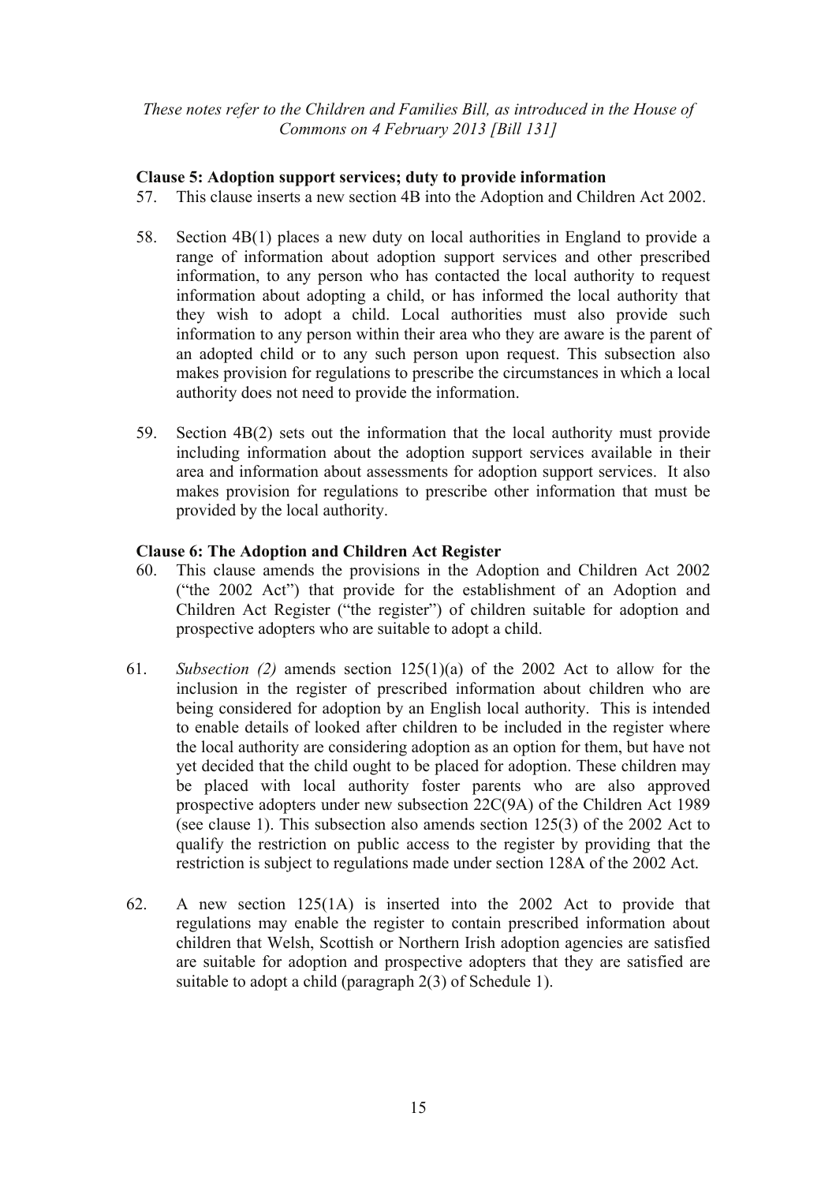*These notes refer to the Children and Families Bill, as introduced in the House of Commons on 4 February 2013 [Bill 131]*

**Clause 5: Adoption support services; duty to provide information**

57. This clause inserts a new section 4B into the Adoption and Children Act 2002.

58. Section 4B(1) places a new duty on local authorities in England to provide a range of information about adoption support services and other prescribed information, to any person who has contacted the local authority to request information about adopting a child, or has informed the local authority that they wish to adopt a child. Local authorities must also provide such information to any person within their area who they are aware is the parent of an adopted child or to any such person upon request. This subsection also makes provision for regulations to prescribe the circumstances in which a local authority does not need to provide the information.

59. Section 4B(2) sets out the information that the local authority must provide including information about the adoption support services available in their area and information about assessments for adoption support services. It also makes provision for regulations to prescribe other information that must be provided by the local authority.

**Clause 6: The Adoption and Children Act Register**

60. This clause amends the provisions in the Adoption and Children Act 2002 ("the 2002 Act") that provide for the establishment of an Adoption and Children Act Register ("the register") of children suitable for adoption and prospective adopters who are suitable to adopt a child.

61. *Subsection (2)* amends section 125(1)(a) of the 2002 Act to allow for the inclusion in the register of prescribed information about children who are being considered for adoption by an English local authority. This is intended to enable details of looked after children to be included in the register where the local authority are considering adoption as an option for them, but have not yet decided that the child ought to be placed for adoption. These children may be placed with local authority foster parents who are also approved prospective adopters under new subsection 22C(9A) of the Children Act 1989 (see clause 1). This subsection also amends section 125(3) of the 2002 Act to qualify the restriction on public access to the register by providing that the restriction is subject to regulations made under section 128A of the 2002 Act.

62. A new section 125(1A) is inserted into the 2002 Act to provide that regulations may enable the register to contain prescribed information about children that Welsh, Scottish or Northern Irish adoption agencies are satisfied are suitable for adoption and prospective adopters that they are satisfied are suitable to adopt a child (paragraph 2(3) of Schedule 1).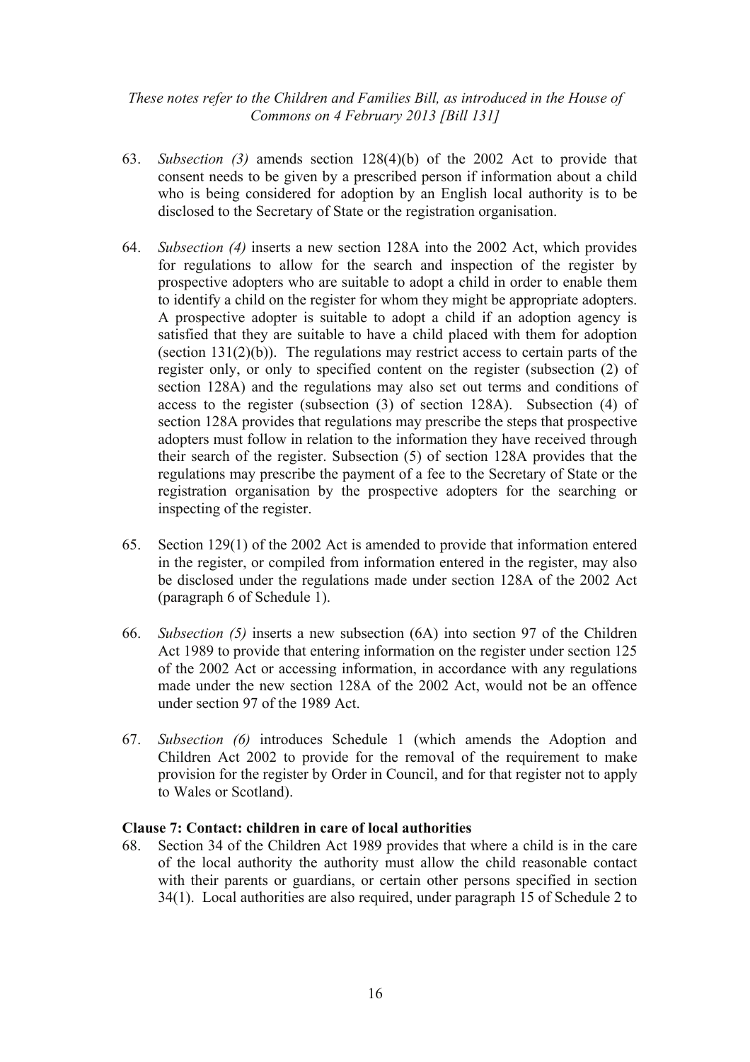63. *Subsection (3)* amends section 128(4)(b) of the 2002 Act to provide that consent needs to be given by a prescribed person if information about a child who is being considered for adoption by an English local authority is to be disclosed to the Secretary of State or the registration organisation.

64. *Subsection (4)* inserts a new section 128A into the 2002 Act, which provides for regulations to allow for the search and inspection of the register by prospective adopters who are suitable to adopt a child in order to enable them to identify a child on the register for whom they might be appropriate adopters. A prospective adopter is suitable to adopt a child if an adoption agency is satisfied that they are suitable to have a child placed with them for adoption (section 131(2)(b)). The regulations may restrict access to certain parts of the register only, or only to specified content on the register (subsection (2) of section 128A) and the regulations may also set out terms and conditions of access to the register (subsection (3) of section 128A). Subsection (4) of section 128A provides that regulations may prescribe the steps that prospective adopters must follow in relation to the information they have received through their search of the register. Subsection (5) of section 128A provides that the regulations may prescribe the payment of a fee to the Secretary of State or the registration organisation by the prospective adopters for the searching or inspecting of the register.

65. Section 129(1) of the 2002 Act is amended to provide that information entered in the register, or compiled from information entered in the register, may also be disclosed under the regulations made under section 128A of the 2002 Act (paragraph 6 of Schedule 1).

66. *Subsection (5)* inserts a new subsection (6A) into section 97 of the Children Act 1989 to provide that entering information on the register under section 125 of the 2002 Act or accessing information, in accordance with any regulations made under the new section 128A of the 2002 Act, would not be an offence under section 97 of the 1989 Act.

67. *Subsection (6)* introduces Schedule 1 (which amends the Adoption and Children Act 2002 to provide for the removal of the requirement to make provision for the register by Order in Council, and for that register not to apply to Wales or Scotland).

**Clause 7: Contact: children in care of local authorities**

68. Section 34 of the Children Act 1989 provides that where a child is in the care of the local authority the authority must allow the child reasonable contact with their parents or guardians, or certain other persons specified in section 34(1). Local authorities are also required, under paragraph 15 of Schedule 2 to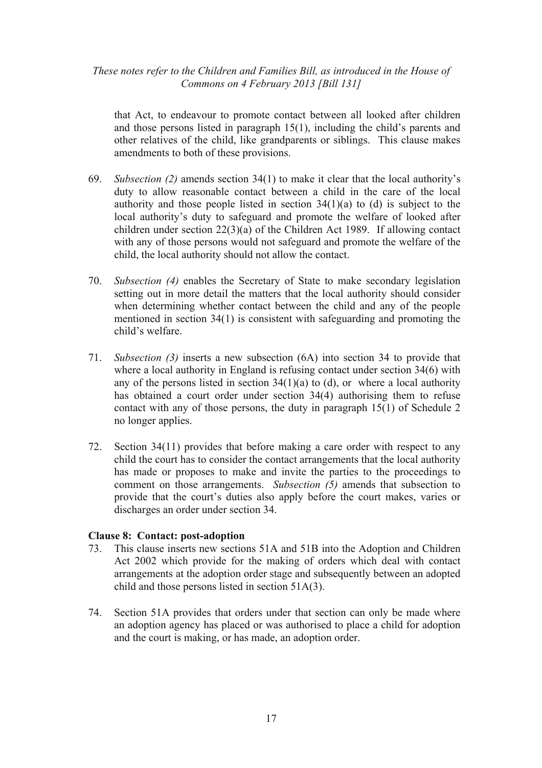that Act, to endeavour to promote contact between all looked after children and those persons listed in paragraph 15(1), including the child's parents and other relatives of the child, like grandparents or siblings. This clause makes amendments to both of these provisions.

69. *Subsection (2)* amends section 34(1) to make it clear that the local authority's duty to allow reasonable contact between a child in the care of the local authority and those people listed in section 34(1)(a) to (d) is subject to the local authority's duty to safeguard and promote the welfare of looked after children under section 22(3)(a) of the Children Act 1989. If allowing contact with any of those persons would not safeguard and promote the welfare of the child, the local authority should not allow the contact.

70. *Subsection (4)* enables the Secretary of State to make secondary legislation setting out in more detail the matters that the local authority should consider when determining whether contact between the child and any of the people mentioned in section 34(1) is consistent with safeguarding and promoting the child's welfare.

71. *Subsection (3)* inserts a new subsection (6A) into section 34 to provide that where a local authority in England is refusing contact under section 34(6) with any of the persons listed in section 34(1)(a) to (d), or where a local authority has obtained a court order under section 34(4) authorising them to refuse contact with any of those persons, the duty in paragraph 15(1) of Schedule 2 no longer applies.

72. Section 34(11) provides that before making a care order with respect to any child the court has to consider the contact arrangements that the local authority has made or proposes to make and invite the parties to the proceedings to comment on those arrangements. *Subsection (5)* amends that subsection to provide that the court's duties also apply before the court makes, varies or discharges an order under section 34.

**Clause 8: Contact: post-adoption**

73. This clause inserts new sections 51A and 51B into the Adoption and Children Act 2002 which provide for the making of orders which deal with contact arrangements at the adoption order stage and subsequently between an adopted child and those persons listed in section 51A(3).

74. Section 51A provides that orders under that section can only be made where an adoption agency has placed or was authorised to place a child for adoption and the court is making, or has made, an adoption order.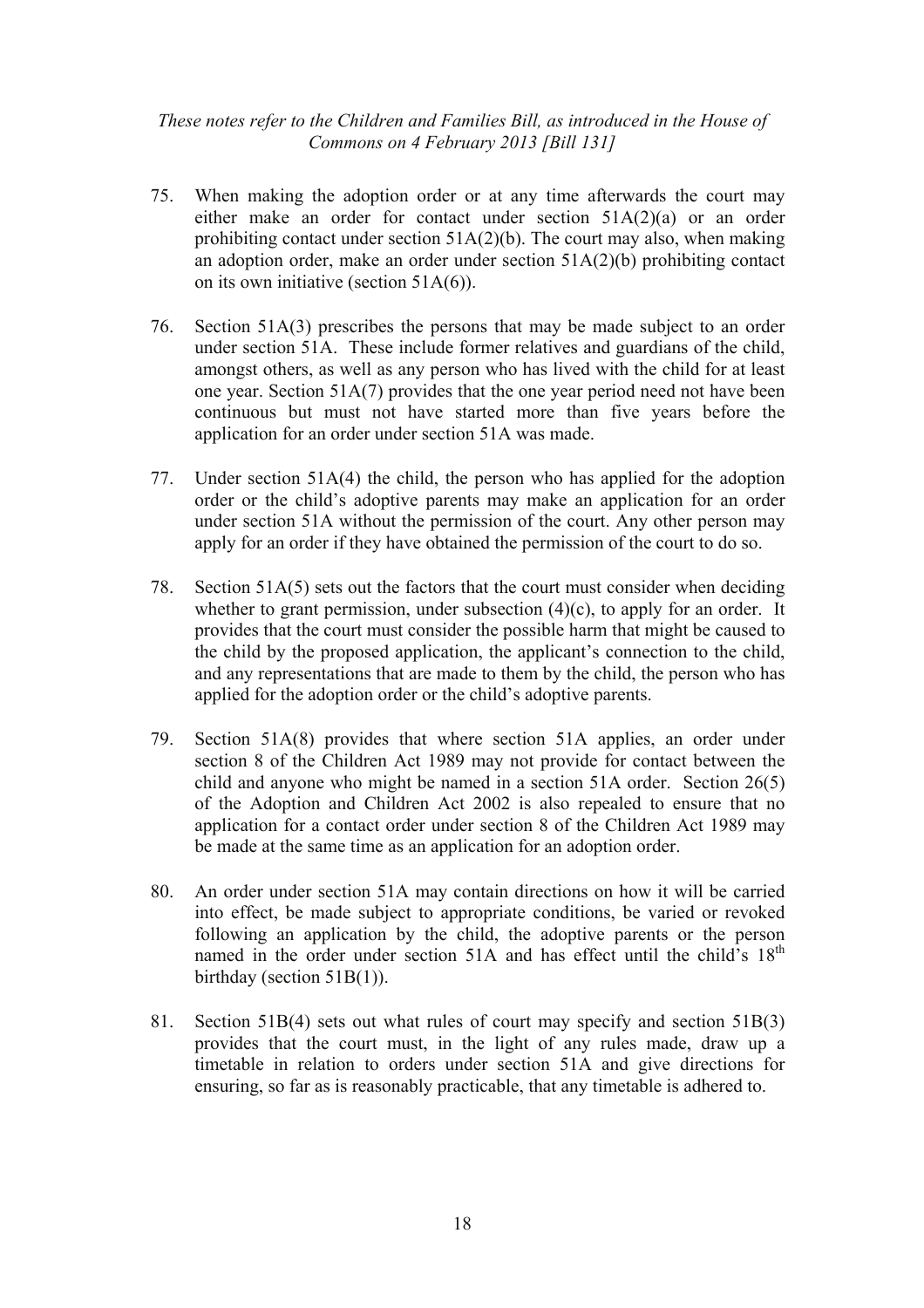75. When making the adoption order or at any time afterwards the court may either make an order for contact under section 51A(2)(a) or an order prohibiting contact under section 51A(2)(b). The court may also, when making an adoption order, make an order under section 51A(2)(b) prohibiting contact on its own initiative (section 51A(6)).

76. Section 51A(3) prescribes the persons that may be made subject to an order under section 51A. These include former relatives and guardians of the child, amongst others, as well as any person who has lived with the child for at least one year. Section 51A(7) provides that the one year period need not have been continuous but must not have started more than five years before the application for an order under section 51A was made.

77. Under section 51A(4) the child, the person who has applied for the adoption order or the child's adoptive parents may make an application for an order under section 51A without the permission of the court. Any other person may apply for an order if they have obtained the permission of the court to do so.

78. Section 51A(5) sets out the factors that the court must consider when deciding whether to grant permission, under subsection (4)(c), to apply for an order. It provides that the court must consider the possible harm that might be caused to the child by the proposed application, the applicant's connection to the child, and any representations that are made to them by the child, the person who has applied for the adoption order or the child's adoptive parents.

79. Section 51A(8) provides that where section 51A applies, an order under section 8 of the Children Act 1989 may not provide for contact between the child and anyone who might be named in a section 51A order. Section 26(5) of the Adoption and Children Act 2002 is also repealed to ensure that no application for a contact order under section 8 of the Children Act 1989 may be made at the same time as an application for an adoption order.

80. An order under section 51A may contain directions on how it will be carried into effect, be made subject to appropriate conditions, be varied or revoked following an application by the child, the adoptive parents or the person named in the order under section 51A and has effect until the child's 18th birthday (section 51B(1)).

81. Section 51B(4) sets out what rules of court may specify and section 51B(3) provides that the court must, in the light of any rules made, draw up a timetable in relation to orders under section 51A and give directions for ensuring, so far as is reasonably practicable, that any timetable is adhered to.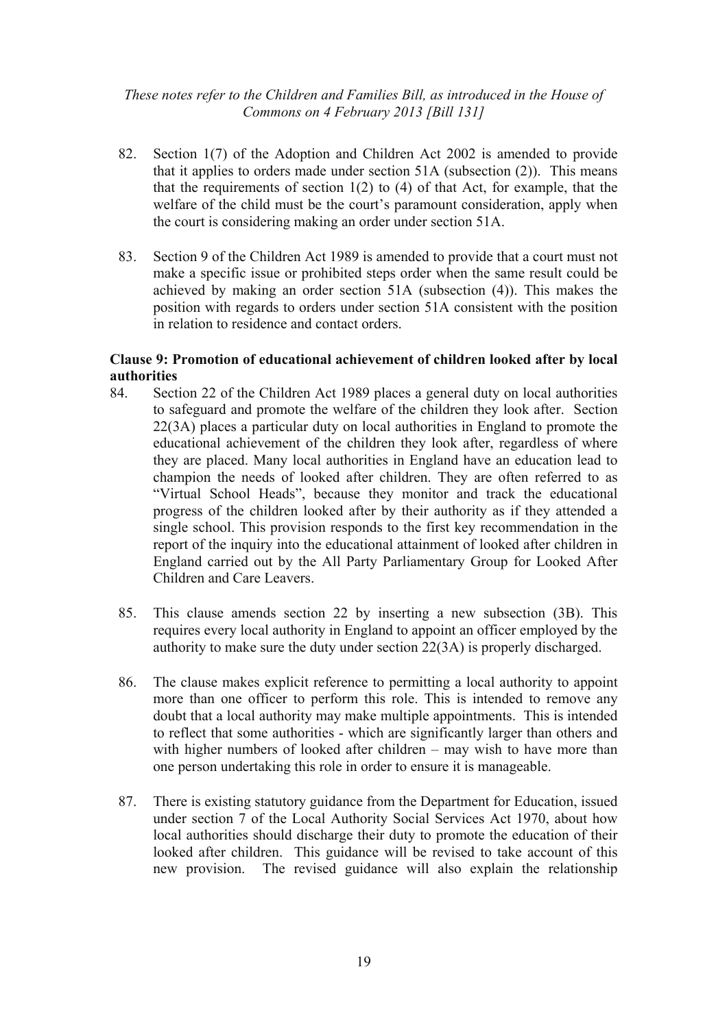82. Section 1(7) of the Adoption and Children Act 2002 is amended to provide that it applies to orders made under section 51A (subsection (2)). This means that the requirements of section 1(2) to (4) of that Act, for example, that the welfare of the child must be the court's paramount consideration, apply when the court is considering making an order under section 51A.

83. Section 9 of the Children Act 1989 is amended to provide that a court must not make a specific issue or prohibited steps order when the same result could be achieved by making an order section 51A (subsection (4)). This makes the position with regards to orders under section 51A consistent with the position in relation to residence and contact orders.

**Clause 9: Promotion of educational achievement of children looked after by local authorities**

84. Section 22 of the Children Act 1989 places a general duty on local authorities to safeguard and promote the welfare of the children they look after. Section 22(3A) places a particular duty on local authorities in England to promote the educational achievement of the children they look after, regardless of where they are placed. Many local authorities in England have an education lead to champion the needs of looked after children. They are often referred to as "Virtual School Heads", because they monitor and track the educational progress of the children looked after by their authority as if they attended a single school. This provision responds to the first key recommendation in the report of the inquiry into the educational attainment of looked after children in England carried out by the All Party Parliamentary Group for Looked After Children and Care Leavers.

85. This clause amends section 22 by inserting a new subsection (3B). This requires every local authority in England to appoint an officer employed by the authority to make sure the duty under section 22(3A) is properly discharged.

86. The clause makes explicit reference to permitting a local authority to appoint more than one officer to perform this role. This is intended to remove any doubt that a local authority may make multiple appointments. This is intended to reflect that some authorities - which are significantly larger than others and with higher numbers of looked after children – may wish to have more than one person undertaking this role in order to ensure it is manageable.

87. There is existing statutory guidance from the Department for Education, issued under section 7 of the Local Authority Social Services Act 1970, about how local authorities should discharge their duty to promote the education of their looked after children. This guidance will be revised to take account of this new provision. The revised guidance will also explain the relationship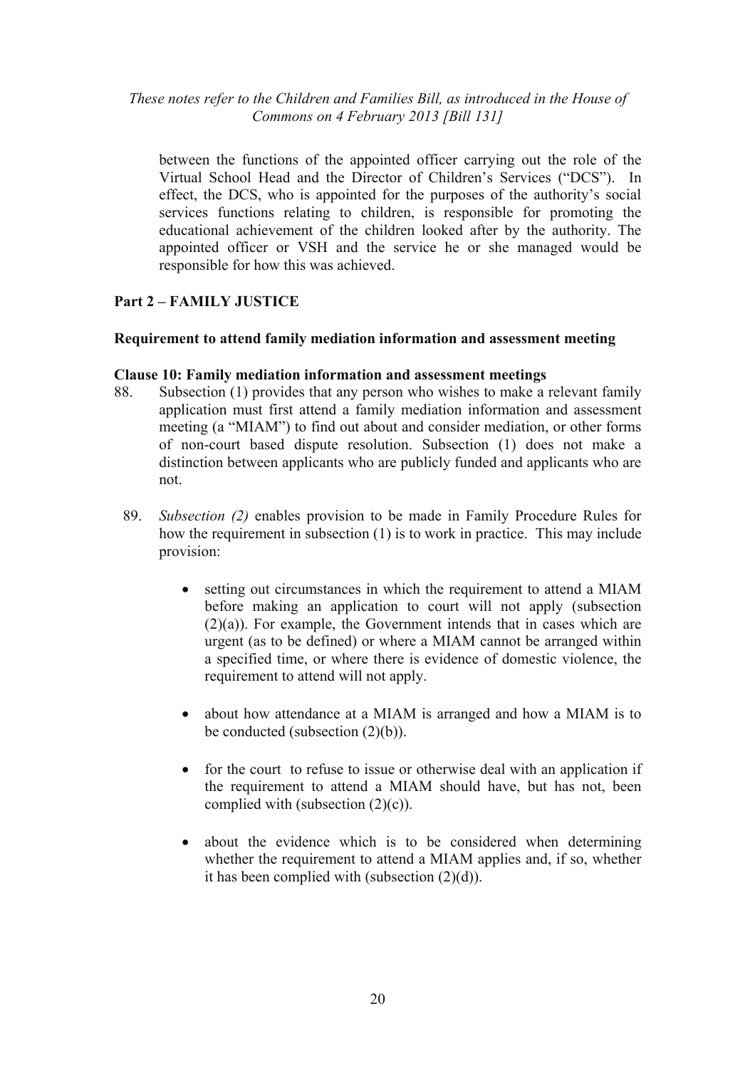between the functions of the appointed officer carrying out the role of the Virtual School Head and the Director of Children's Services ("DCS"). In effect, the DCS, who is appointed for the purposes of the authority's social services functions relating to children, is responsible for promoting the educational achievement of the children looked after by the authority. The appointed officer or VSH and the service he or she managed would be responsible for how this was achieved.

## Part 2 – FAMILY JUSTICE

### Requirement to attend family mediation information and assessment meeting

### Clause 10: Family mediation information and assessment meetings

88. Subsection (1) provides that any person who wishes to make a relevant family application must first attend a family mediation information and assessment meeting (a "MIAM") to find out about and consider mediation, or other forms of non-court based dispute resolution. Subsection (1) does not make a distinction between applicants who are publicly funded and applicants who are not.

89. *Subsection (2)* enables provision to be made in Family Procedure Rules for how the requirement in subsection (1) is to work in practice. This may include provision:

    - setting out circumstances in which the requirement to attend a MIAM before making an application to court will not apply (subsection (2)(a)). For example, the Government intends that in cases which are urgent (as to be defined) or where a MIAM cannot be arranged within a specified time, or where there is evidence of domestic violence, the requirement to attend will not apply.

    - about how attendance at a MIAM is arranged and how a MIAM is to be conducted (subsection (2)(b)).

    - for the court to refuse to issue or otherwise deal with an application if the requirement to attend a MIAM should have, but has not, been complied with (subsection (2)(c)).

    - about the evidence which is to be considered when determining whether the requirement to attend a MIAM applies and, if so, whether it has been complied with (subsection (2)(d)).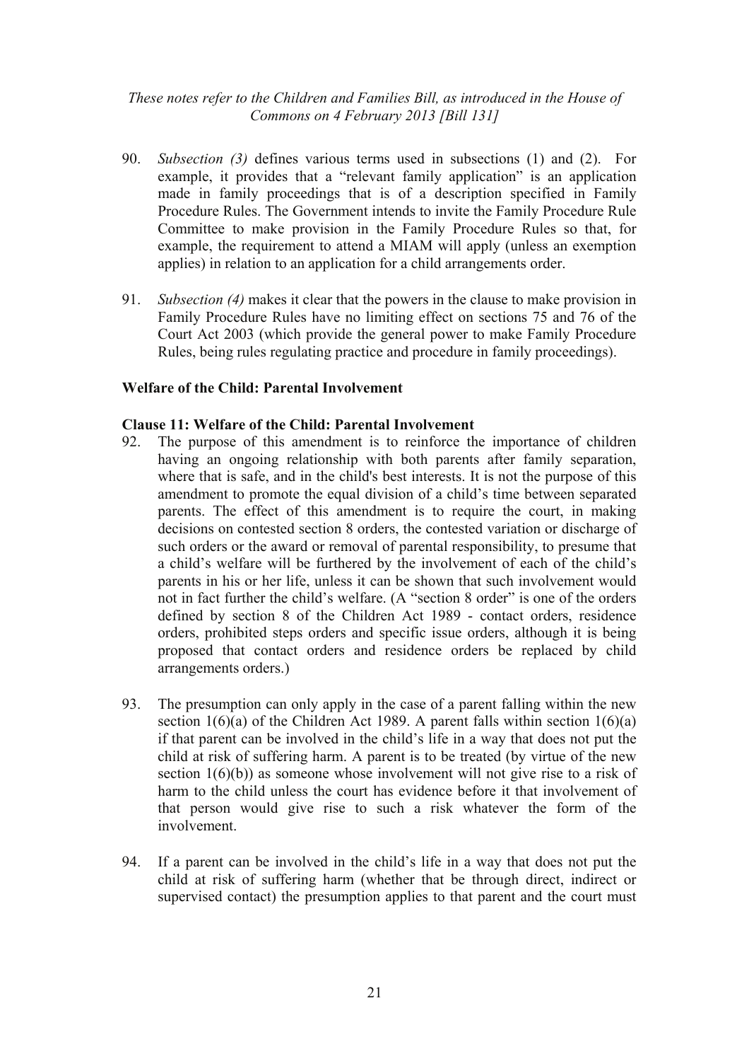90. *Subsection (3)* defines various terms used in subsections (1) and (2). For example, it provides that a "relevant family application" is an application made in family proceedings that is of a description specified in Family Procedure Rules. The Government intends to invite the Family Procedure Rule Committee to make provision in the Family Procedure Rules so that, for example, the requirement to attend a MIAM will apply (unless an exemption applies) in relation to an application for a child arrangements order.

91. *Subsection (4)* makes it clear that the powers in the clause to make provision in Family Procedure Rules have no limiting effect on sections 75 and 76 of the Court Act 2003 (which provide the general power to make Family Procedure Rules, being rules regulating practice and procedure in family proceedings).

**Welfare of the Child: Parental Involvement**

**Clause 11: Welfare of the Child: Parental Involvement**

92. The purpose of this amendment is to reinforce the importance of children having an ongoing relationship with both parents after family separation, where that is safe, and in the child's best interests. It is not the purpose of this amendment to promote the equal division of a child's time between separated parents. The effect of this amendment is to require the court, in making decisions on contested section 8 orders, the contested variation or discharge of such orders or the award or removal of parental responsibility, to presume that a child's welfare will be furthered by the involvement of each of the child's parents in his or her life, unless it can be shown that such involvement would not in fact further the child's welfare. (A "section 8 order" is one of the orders defined by section 8 of the Children Act 1989 - contact orders, residence orders, prohibited steps orders and specific issue orders, although it is being proposed that contact orders and residence orders be replaced by child arrangements orders.)

93. The presumption can only apply in the case of a parent falling within the new section 1(6)(a) of the Children Act 1989. A parent falls within section 1(6)(a) if that parent can be involved in the child's life in a way that does not put the child at risk of suffering harm. A parent is to be treated (by virtue of the new section 1(6)(b)) as someone whose involvement will not give rise to a risk of harm to the child unless the court has evidence before it that involvement of that person would give rise to such a risk whatever the form of the involvement.

94. If a parent can be involved in the child's life in a way that does not put the child at risk of suffering harm (whether that be through direct, indirect or supervised contact) the presumption applies to that parent and the court must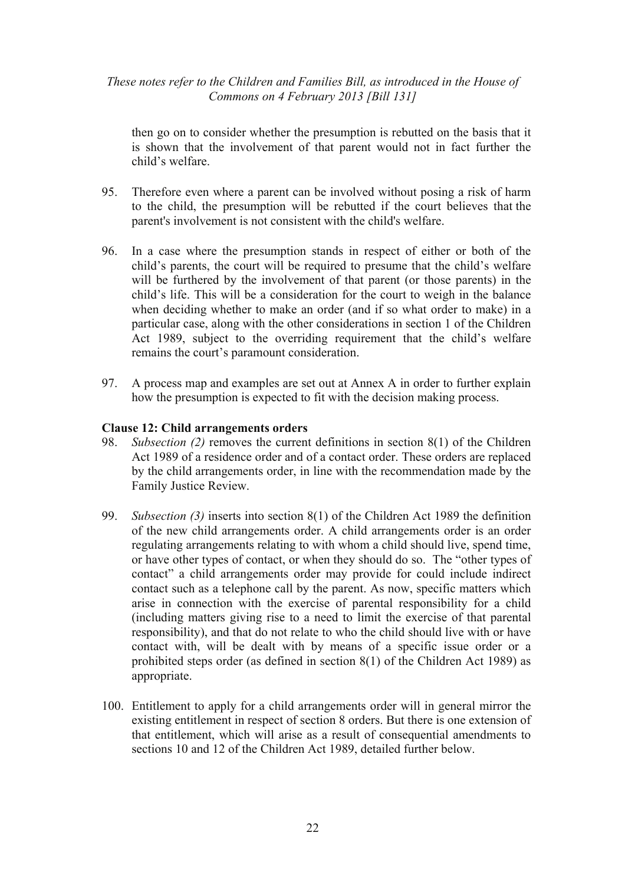then go on to consider whether the presumption is rebutted on the basis that it is shown that the involvement of that parent would not in fact further the child's welfare.

95. Therefore even where a parent can be involved without posing a risk of harm to the child, the presumption will be rebutted if the court believes that the parent's involvement is not consistent with the child's welfare.

96. In a case where the presumption stands in respect of either or both of the child's parents, the court will be required to presume that the child's welfare will be furthered by the involvement of that parent (or those parents) in the child's life. This will be a consideration for the court to weigh in the balance when deciding whether to make an order (and if so what order to make) in a particular case, along with the other considerations in section 1 of the Children Act 1989, subject to the overriding requirement that the child's welfare remains the court's paramount consideration.

97. A process map and examples are set out at Annex A in order to further explain how the presumption is expected to fit with the decision making process.

**Clause 12: Child arrangements orders**

98. *Subsection (2)* removes the current definitions in section 8(1) of the Children Act 1989 of a residence order and of a contact order. These orders are replaced by the child arrangements order, in line with the recommendation made by the Family Justice Review.

99. *Subsection (3)* inserts into section 8(1) of the Children Act 1989 the definition of the new child arrangements order. A child arrangements order is an order regulating arrangements relating to with whom a child should live, spend time, or have other types of contact, or when they should do so. The "other types of contact" a child arrangements order may provide for could include indirect contact such as a telephone call by the parent. As now, specific matters which arise in connection with the exercise of parental responsibility for a child (including matters giving rise to a need to limit the exercise of that parental responsibility), and that do not relate to who the child should live with or have contact with, will be dealt with by means of a specific issue order or a prohibited steps order (as defined in section 8(1) of the Children Act 1989) as appropriate.

100. Entitlement to apply for a child arrangements order will in general mirror the existing entitlement in respect of section 8 orders. But there is one extension of that entitlement, which will arise as a result of consequential amendments to sections 10 and 12 of the Children Act 1989, detailed further below.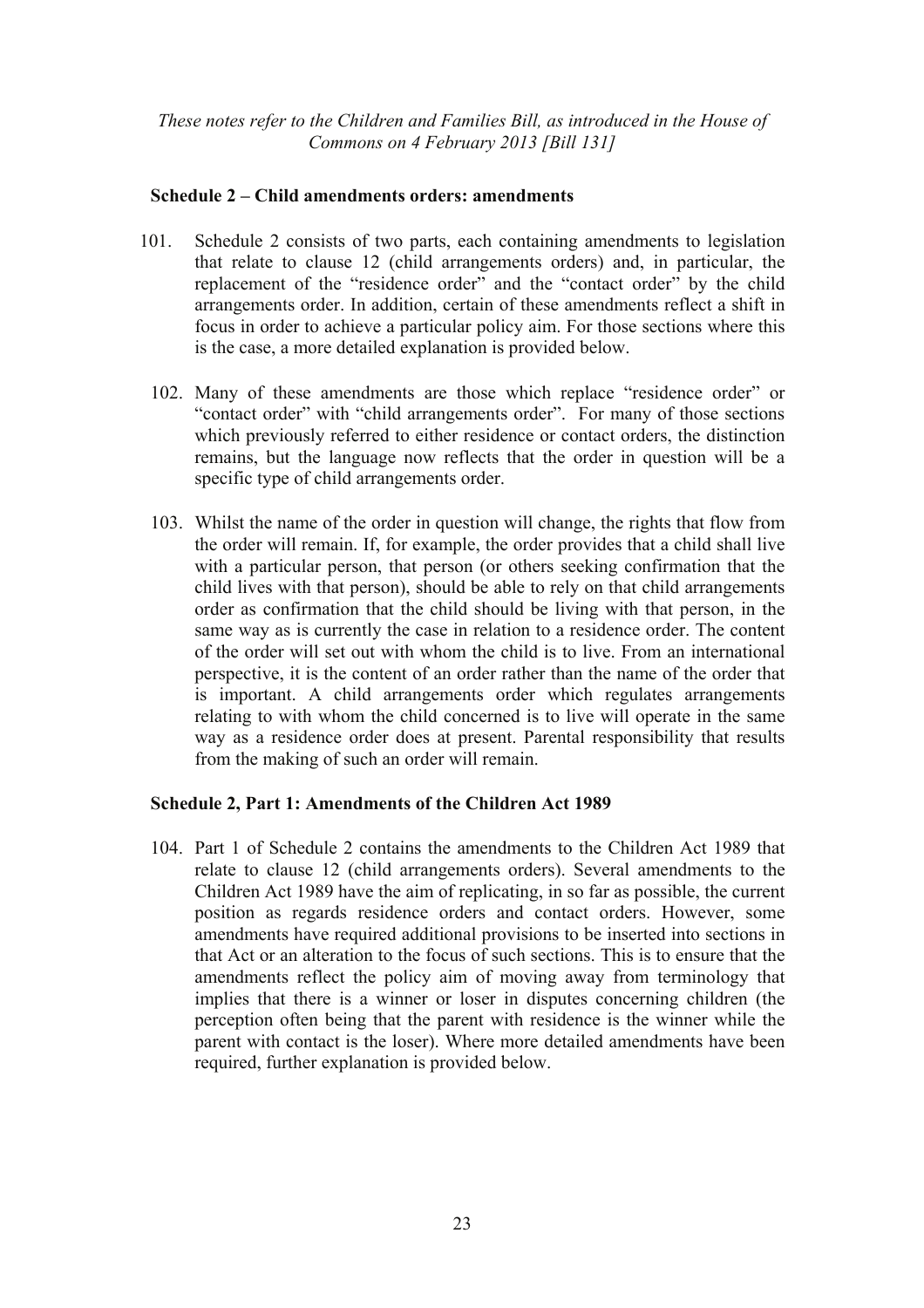### Schedule 2 – Child amendments orders: amendments

101. Schedule 2 consists of two parts, each containing amendments to legislation that relate to clause 12 (child arrangements orders) and, in particular, the replacement of the "residence order" and the "contact order" by the child arrangements order. In addition, certain of these amendments reflect a shift in focus in order to achieve a particular policy aim. For those sections where this is the case, a more detailed explanation is provided below.

102. Many of these amendments are those which replace "residence order" or "contact order" with "child arrangements order". For many of those sections which previously referred to either residence or contact orders, the distinction remains, but the language now reflects that the order in question will be a specific type of child arrangements order.

103. Whilst the name of the order in question will change, the rights that flow from the order will remain. If, for example, the order provides that a child shall live with a particular person, that person (or others seeking confirmation that the child lives with that person), should be able to rely on that child arrangements order as confirmation that the child should be living with that person, in the same way as is currently the case in relation to a residence order. The content of the order will set out with whom the child is to live. From an international perspective, it is the content of an order rather than the name of the order that is important. A child arrangements order which regulates arrangements relating to with whom the child concerned is to live will operate in the same way as a residence order does at present. Parental responsibility that results from the making of such an order will remain.

### Schedule 2, Part 1: Amendments of the Children Act 1989

104. Part 1 of Schedule 2 contains the amendments to the Children Act 1989 that relate to clause 12 (child arrangements orders). Several amendments to the Children Act 1989 have the aim of replicating, in so far as possible, the current position as regards residence orders and contact orders. However, some amendments have required additional provisions to be inserted into sections in that Act or an alteration to the focus of such sections. This is to ensure that the amendments reflect the policy aim of moving away from terminology that implies that there is a winner or loser in disputes concerning children (the perception often being that the parent with residence is the winner while the parent with contact is the loser). Where more detailed amendments have been required, further explanation is provided below.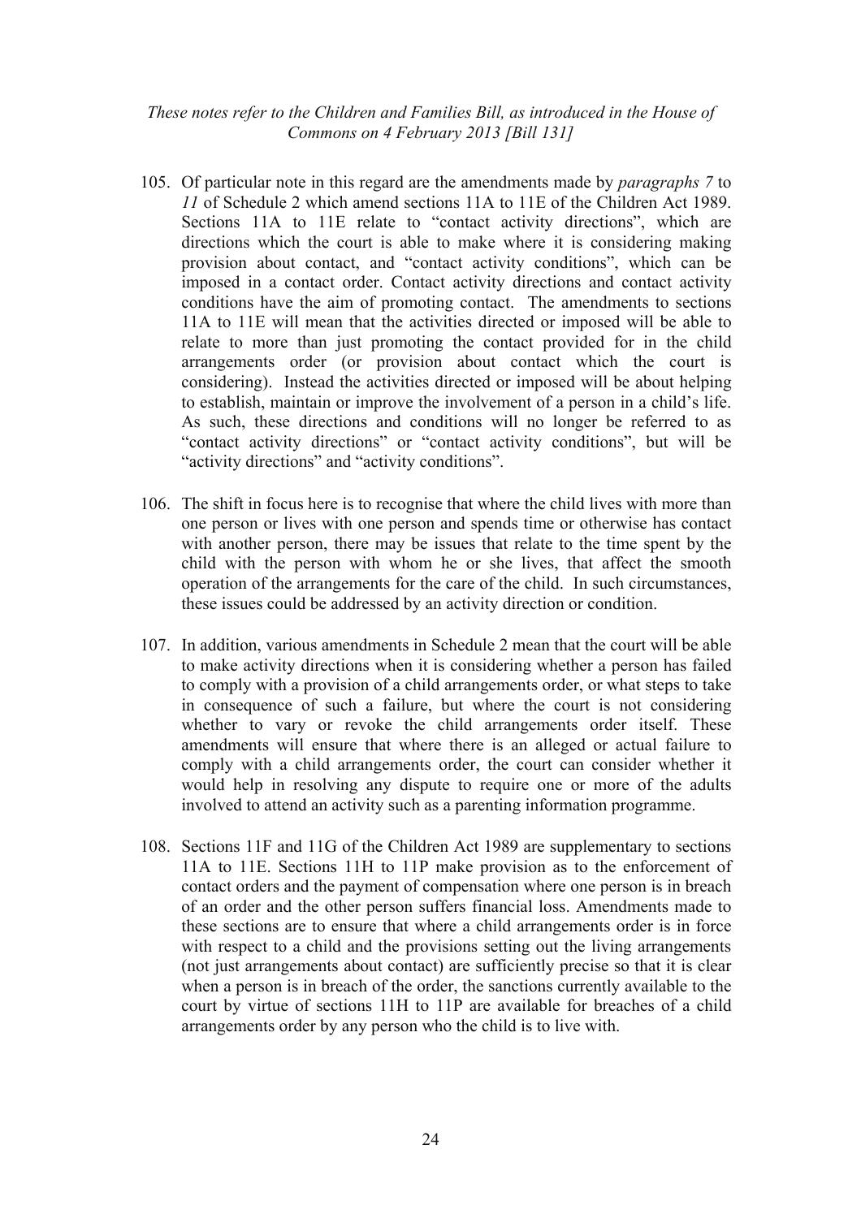105. Of particular note in this regard are the amendments made by *paragraphs 7* to *11* of Schedule 2 which amend sections 11A to 11E of the Children Act 1989. Sections 11A to 11E relate to "contact activity directions", which are directions which the court is able to make where it is considering making provision about contact, and "contact activity conditions", which can be imposed in a contact order. Contact activity directions and contact activity conditions have the aim of promoting contact. The amendments to sections 11A to 11E will mean that the activities directed or imposed will be able to relate to more than just promoting the contact provided for in the child arrangements order (or provision about contact which the court is considering). Instead the activities directed or imposed will be about helping to establish, maintain or improve the involvement of a person in a child's life. As such, these directions and conditions will no longer be referred to as "contact activity directions" or "contact activity conditions", but will be "activity directions" and "activity conditions".

106. The shift in focus here is to recognise that where the child lives with more than one person or lives with one person and spends time or otherwise has contact with another person, there may be issues that relate to the time spent by the child with the person with whom he or she lives, that affect the smooth operation of the arrangements for the care of the child. In such circumstances, these issues could be addressed by an activity direction or condition.

107. In addition, various amendments in Schedule 2 mean that the court will be able to make activity directions when it is considering whether a person has failed to comply with a provision of a child arrangements order, or what steps to take in consequence of such a failure, but where the court is not considering whether to vary or revoke the child arrangements order itself. These amendments will ensure that where there is an alleged or actual failure to comply with a child arrangements order, the court can consider whether it would help in resolving any dispute to require one or more of the adults involved to attend an activity such as a parenting information programme.

108. Sections 11F and 11G of the Children Act 1989 are supplementary to sections 11A to 11E. Sections 11H to 11P make provision as to the enforcement of contact orders and the payment of compensation where one person is in breach of an order and the other person suffers financial loss. Amendments made to these sections are to ensure that where a child arrangements order is in force with respect to a child and the provisions setting out the living arrangements (not just arrangements about contact) are sufficiently precise so that it is clear when a person is in breach of the order, the sanctions currently available to the court by virtue of sections 11H to 11P are available for breaches of a child arrangements order by any person who the child is to live with.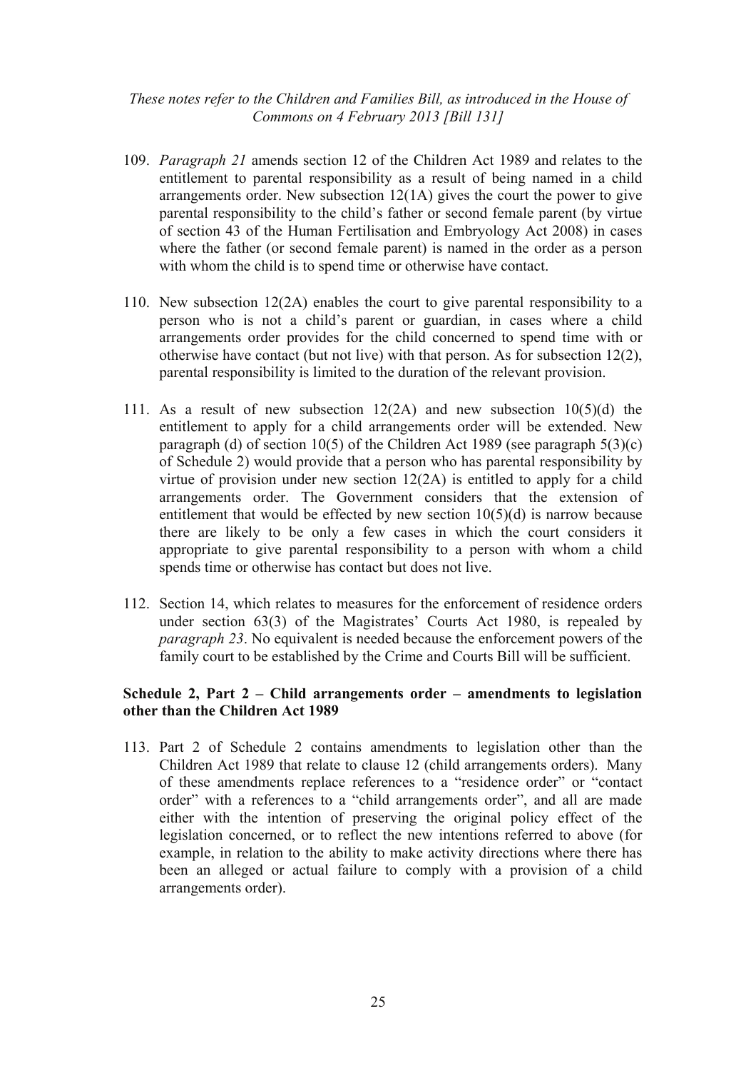109. *Paragraph 21* amends section 12 of the Children Act 1989 and relates to the entitlement to parental responsibility as a result of being named in a child arrangements order. New subsection 12(1A) gives the court the power to give parental responsibility to the child's father or second female parent (by virtue of section 43 of the Human Fertilisation and Embryology Act 2008) in cases where the father (or second female parent) is named in the order as a person with whom the child is to spend time or otherwise have contact.

110. New subsection 12(2A) enables the court to give parental responsibility to a person who is not a child's parent or guardian, in cases where a child arrangements order provides for the child concerned to spend time with or otherwise have contact (but not live) with that person. As for subsection 12(2), parental responsibility is limited to the duration of the relevant provision.

111. As a result of new subsection 12(2A) and new subsection 10(5)(d) the entitlement to apply for a child arrangements order will be extended. New paragraph (d) of section 10(5) of the Children Act 1989 (see paragraph 5(3)(c) of Schedule 2) would provide that a person who has parental responsibility by virtue of provision under new section 12(2A) is entitled to apply for a child arrangements order. The Government considers that the extension of entitlement that would be effected by new section 10(5)(d) is narrow because there are likely to be only a few cases in which the court considers it appropriate to give parental responsibility to a person with whom a child spends time or otherwise has contact but does not live.

112. Section 14, which relates to measures for the enforcement of residence orders under section 63(3) of the Magistrates' Courts Act 1980, is repealed by *paragraph 23*. No equivalent is needed because the enforcement powers of the family court to be established by the Crime and Courts Bill will be sufficient.

**Schedule 2, Part 2 – Child arrangements order – amendments to legislation other than the Children Act 1989**

113. Part 2 of Schedule 2 contains amendments to legislation other than the Children Act 1989 that relate to clause 12 (child arrangements orders). Many of these amendments replace references to a "residence order" or "contact order" with a references to a "child arrangements order", and all are made either with the intention of preserving the original policy effect of the legislation concerned, or to reflect the new intentions referred to above (for example, in relation to the ability to make activity directions where there has been an alleged or actual failure to comply with a provision of a child arrangements order).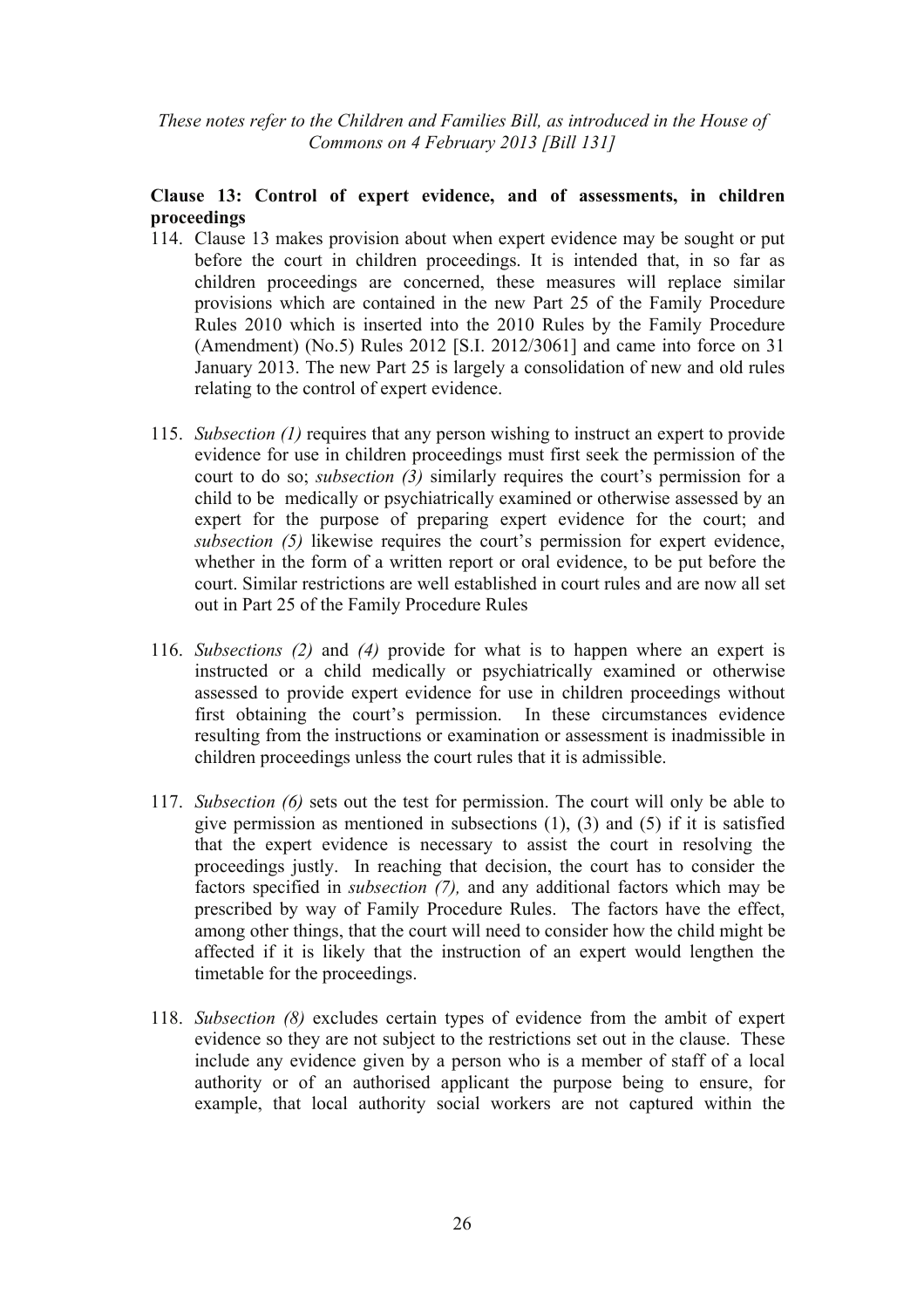*These notes refer to the Children and Families Bill, as introduced in the House of Commons on 4 February 2013 [Bill 131]*

**Clause 13: Control of expert evidence, and of assessments, in children proceedings**

114. Clause 13 makes provision about when expert evidence may be sought or put before the court in children proceedings. It is intended that, in so far as children proceedings are concerned, these measures will replace similar provisions which are contained in the new Part 25 of the Family Procedure Rules 2010 which is inserted into the 2010 Rules by the Family Procedure (Amendment) (No.5) Rules 2012 [S.I. 2012/3061] and came into force on 31 January 2013. The new Part 25 is largely a consolidation of new and old rules relating to the control of expert evidence.

115. *Subsection (1)* requires that any person wishing to instruct an expert to provide evidence for use in children proceedings must first seek the permission of the court to do so; *subsection (3)* similarly requires the court's permission for a child to be medically or psychiatrically examined or otherwise assessed by an expert for the purpose of preparing expert evidence for the court; and *subsection (5)* likewise requires the court's permission for expert evidence, whether in the form of a written report or oral evidence, to be put before the court. Similar restrictions are well established in court rules and are now all set out in Part 25 of the Family Procedure Rules

116. *Subsections (2)* and *(4)* provide for what is to happen where an expert is instructed or a child medically or psychiatrically examined or otherwise assessed to provide expert evidence for use in children proceedings without first obtaining the court's permission. In these circumstances evidence resulting from the instructions or examination or assessment is inadmissible in children proceedings unless the court rules that it is admissible.

117. *Subsection (6)* sets out the test for permission. The court will only be able to give permission as mentioned in subsections (1), (3) and (5) if it is satisfied that the expert evidence is necessary to assist the court in resolving the proceedings justly. In reaching that decision, the court has to consider the factors specified in *subsection (7),* and any additional factors which may be prescribed by way of Family Procedure Rules. The factors have the effect, among other things, that the court will need to consider how the child might be affected if it is likely that the instruction of an expert would lengthen the timetable for the proceedings.

118. *Subsection (8)* excludes certain types of evidence from the ambit of expert evidence so they are not subject to the restrictions set out in the clause. These include any evidence given by a person who is a member of staff of a local authority or of an authorised applicant the purpose being to ensure, for example, that local authority social workers are not captured within the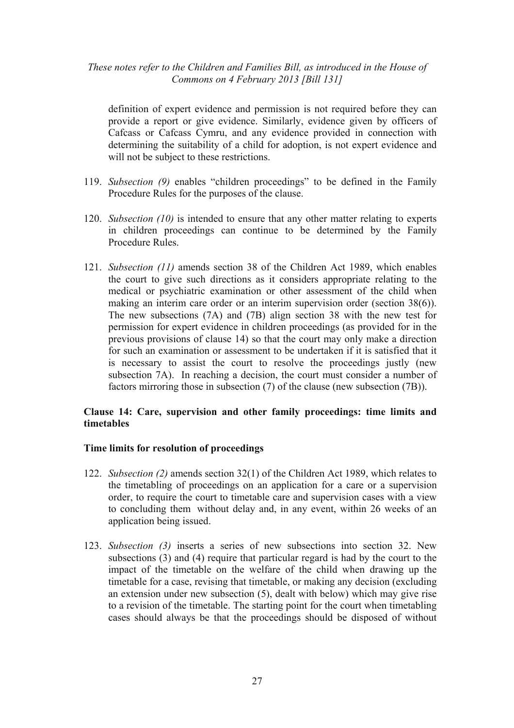definition of expert evidence and permission is not required before they can provide a report or give evidence. Similarly, evidence given by officers of Cafcass or Cafcass Cymru, and any evidence provided in connection with determining the suitability of a child for adoption, is not expert evidence and will not be subject to these restrictions.

119. *Subsection (9)* enables "children proceedings" to be defined in the Family Procedure Rules for the purposes of the clause.

120. *Subsection (10)* is intended to ensure that any other matter relating to experts in children proceedings can continue to be determined by the Family Procedure Rules.

121. *Subsection (11)* amends section 38 of the Children Act 1989, which enables the court to give such directions as it considers appropriate relating to the medical or psychiatric examination or other assessment of the child when making an interim care order or an interim supervision order (section 38(6)). The new subsections (7A) and (7B) align section 38 with the new test for permission for expert evidence in children proceedings (as provided for in the previous provisions of clause 14) so that the court may only make a direction for such an examination or assessment to be undertaken if it is satisfied that it is necessary to assist the court to resolve the proceedings justly (new subsection 7A). In reaching a decision, the court must consider a number of factors mirroring those in subsection (7) of the clause (new subsection (7B)).

### Clause 14: Care, supervision and other family proceedings: time limits and timetables

#### Time limits for resolution of proceedings

122. *Subsection (2)* amends section 32(1) of the Children Act 1989, which relates to the timetabling of proceedings on an application for a care or a supervision order, to require the court to timetable care and supervision cases with a view to concluding them without delay and, in any event, within 26 weeks of an application being issued.

123. *Subsection (3)* inserts a series of new subsections into section 32. New subsections (3) and (4) require that particular regard is had by the court to the impact of the timetable on the welfare of the child when drawing up the timetable for a case, revising that timetable, or making any decision (excluding an extension under new subsection (5), dealt with below) which may give rise to a revision of the timetable. The starting point for the court when timetabling cases should always be that the proceedings should be disposed of without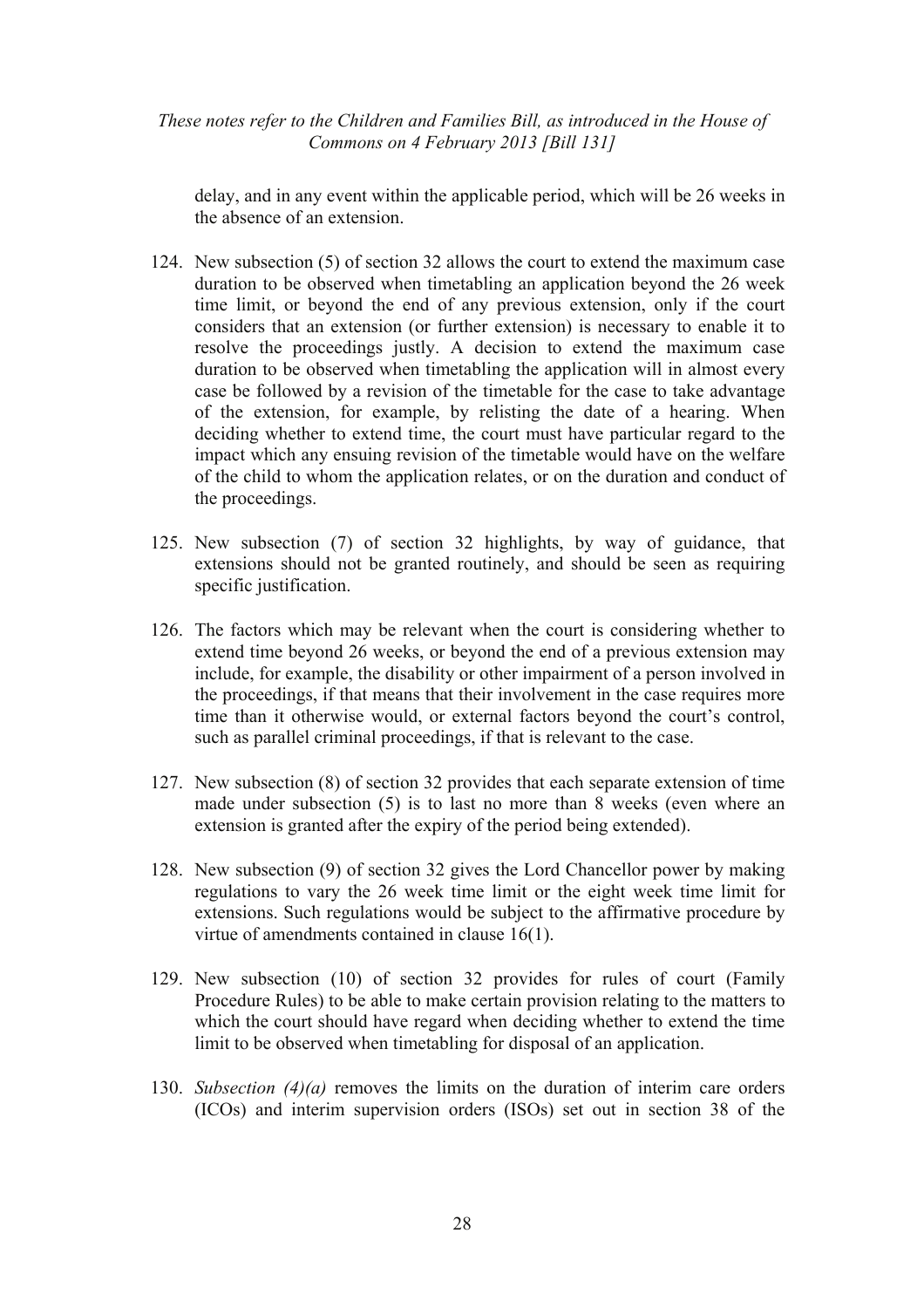delay, and in any event within the applicable period, which will be 26 weeks in the absence of an extension.

124. New subsection (5) of section 32 allows the court to extend the maximum case duration to be observed when timetabling an application beyond the 26 week time limit, or beyond the end of any previous extension, only if the court considers that an extension (or further extension) is necessary to enable it to resolve the proceedings justly. A decision to extend the maximum case duration to be observed when timetabling the application will in almost every case be followed by a revision of the timetable for the case to take advantage of the extension, for example, by relisting the date of a hearing. When deciding whether to extend time, the court must have particular regard to the impact which any ensuing revision of the timetable would have on the welfare of the child to whom the application relates, or on the duration and conduct of the proceedings.

125. New subsection (7) of section 32 highlights, by way of guidance, that extensions should not be granted routinely, and should be seen as requiring specific justification.

126. The factors which may be relevant when the court is considering whether to extend time beyond 26 weeks, or beyond the end of a previous extension may include, for example, the disability or other impairment of a person involved in the proceedings, if that means that their involvement in the case requires more time than it otherwise would, or external factors beyond the court's control, such as parallel criminal proceedings, if that is relevant to the case.

127. New subsection (8) of section 32 provides that each separate extension of time made under subsection (5) is to last no more than 8 weeks (even where an extension is granted after the expiry of the period being extended).

128. New subsection (9) of section 32 gives the Lord Chancellor power by making regulations to vary the 26 week time limit or the eight week time limit for extensions. Such regulations would be subject to the affirmative procedure by virtue of amendments contained in clause 16(1).

129. New subsection (10) of section 32 provides for rules of court (Family Procedure Rules) to be able to make certain provision relating to the matters to which the court should have regard when deciding whether to extend the time limit to be observed when timetabling for disposal of an application.

130. *Subsection (4)(a)* removes the limits on the duration of interim care orders (ICOs) and interim supervision orders (ISOs) set out in section 38 of the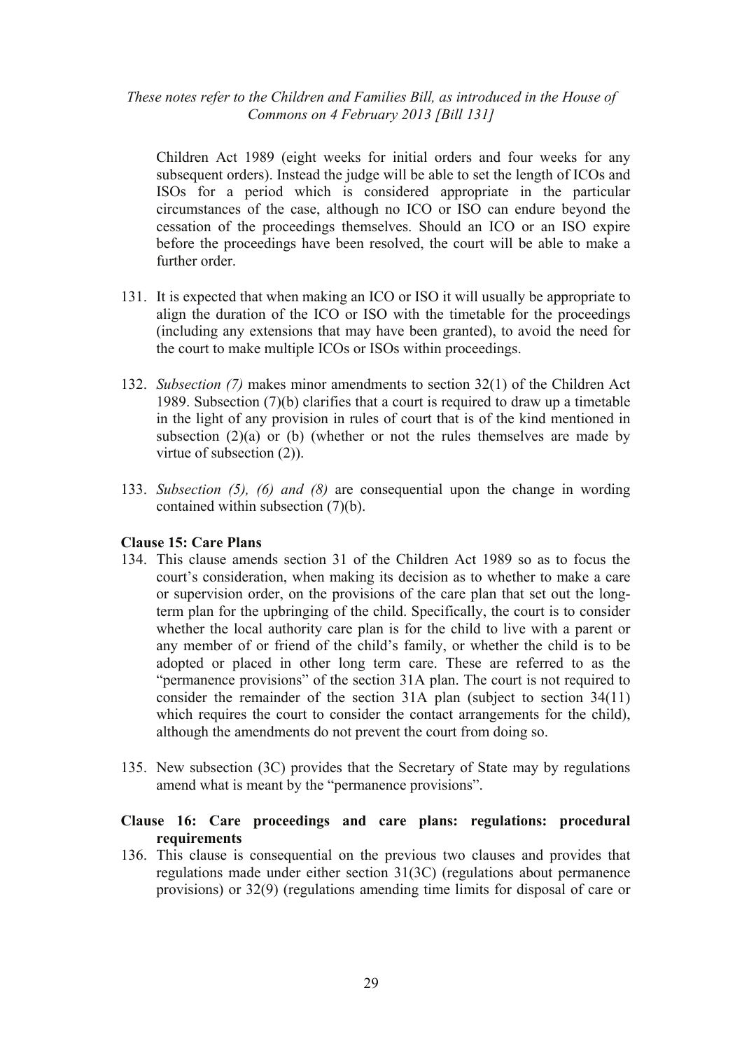Children Act 1989 (eight weeks for initial orders and four weeks for any subsequent orders). Instead the judge will be able to set the length of ICOs and ISOs for a period which is considered appropriate in the particular circumstances of the case, although no ICO or ISO can endure beyond the cessation of the proceedings themselves. Should an ICO or an ISO expire before the proceedings have been resolved, the court will be able to make a further order.

131. It is expected that when making an ICO or ISO it will usually be appropriate to align the duration of the ICO or ISO with the timetable for the proceedings (including any extensions that may have been granted), to avoid the need for the court to make multiple ICOs or ISOs within proceedings.

132. *Subsection (7)* makes minor amendments to section 32(1) of the Children Act 1989. Subsection (7)(b) clarifies that a court is required to draw up a timetable in the light of any provision in rules of court that is of the kind mentioned in subsection (2)(a) or (b) (whether or not the rules themselves are made by virtue of subsection (2)).

133. *Subsection (5), (6) and (8)* are consequential upon the change in wording contained within subsection (7)(b).

**Clause 15: Care Plans**

134. This clause amends section 31 of the Children Act 1989 so as to focus the court's consideration, when making its decision as to whether to make a care or supervision order, on the provisions of the care plan that set out the long-term plan for the upbringing of the child. Specifically, the court is to consider whether the local authority care plan is for the child to live with a parent or any member of or friend of the child's family, or whether the child is to be adopted or placed in other long term care. These are referred to as the "permanence provisions" of the section 31A plan. The court is not required to consider the remainder of the section 31A plan (subject to section 34(11) which requires the court to consider the contact arrangements for the child), although the amendments do not prevent the court from doing so.

135. New subsection (3C) provides that the Secretary of State may by regulations amend what is meant by the "permanence provisions".

**Clause 16: Care proceedings and care plans: regulations: procedural requirements**

136. This clause is consequential on the previous two clauses and provides that regulations made under either section 31(3C) (regulations about permanence provisions) or 32(9) (regulations amending time limits for disposal of care or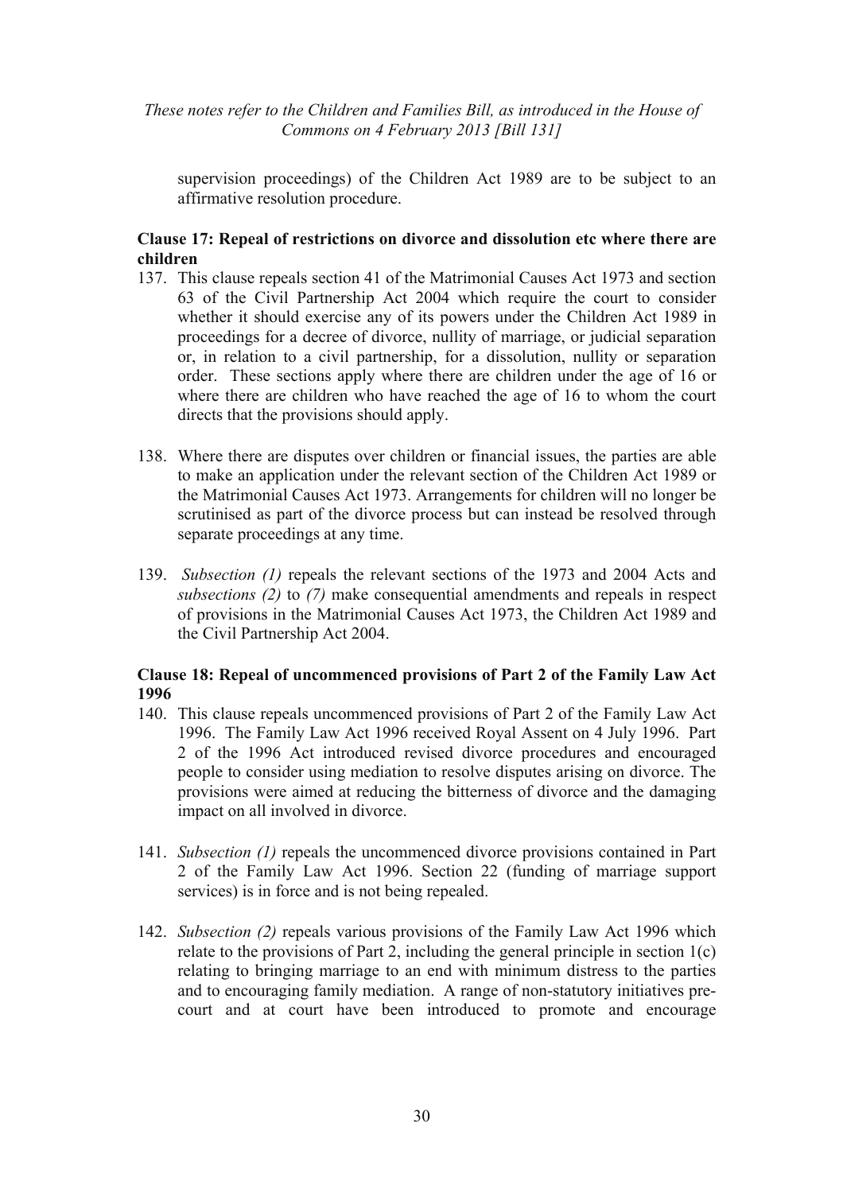supervision proceedings) of the Children Act 1989 are to be subject to an affirmative resolution procedure.

### Clause 17: Repeal of restrictions on divorce and dissolution etc where there are children

137. This clause repeals section 41 of the Matrimonial Causes Act 1973 and section 63 of the Civil Partnership Act 2004 which require the court to consider whether it should exercise any of its powers under the Children Act 1989 in proceedings for a decree of divorce, nullity of marriage, or judicial separation or, in relation to a civil partnership, for a dissolution, nullity or separation order. These sections apply where there are children under the age of 16 or where there are children who have reached the age of 16 to whom the court directs that the provisions should apply.

138. Where there are disputes over children or financial issues, the parties are able to make an application under the relevant section of the Children Act 1989 or the Matrimonial Causes Act 1973. Arrangements for children will no longer be scrutinised as part of the divorce process but can instead be resolved through separate proceedings at any time.

139. *Subsection (1)* repeals the relevant sections of the 1973 and 2004 Acts and *subsections (2)* to *(7)* make consequential amendments and repeals in respect of provisions in the Matrimonial Causes Act 1973, the Children Act 1989 and the Civil Partnership Act 2004.

### Clause 18: Repeal of uncommenced provisions of Part 2 of the Family Law Act 1996

140. This clause repeals uncommenced provisions of Part 2 of the Family Law Act 1996. The Family Law Act 1996 received Royal Assent on 4 July 1996. Part 2 of the 1996 Act introduced revised divorce procedures and encouraged people to consider using mediation to resolve disputes arising on divorce. The provisions were aimed at reducing the bitterness of divorce and the damaging impact on all involved in divorce.

141. *Subsection (1)* repeals the uncommenced divorce provisions contained in Part 2 of the Family Law Act 1996. Section 22 (funding of marriage support services) is in force and is not being repealed.

142. *Subsection (2)* repeals various provisions of the Family Law Act 1996 which relate to the provisions of Part 2, including the general principle in section 1(c) relating to bringing marriage to an end with minimum distress to the parties and to encouraging family mediation. A range of non-statutory initiatives pre-court and at court have been introduced to promote and encourage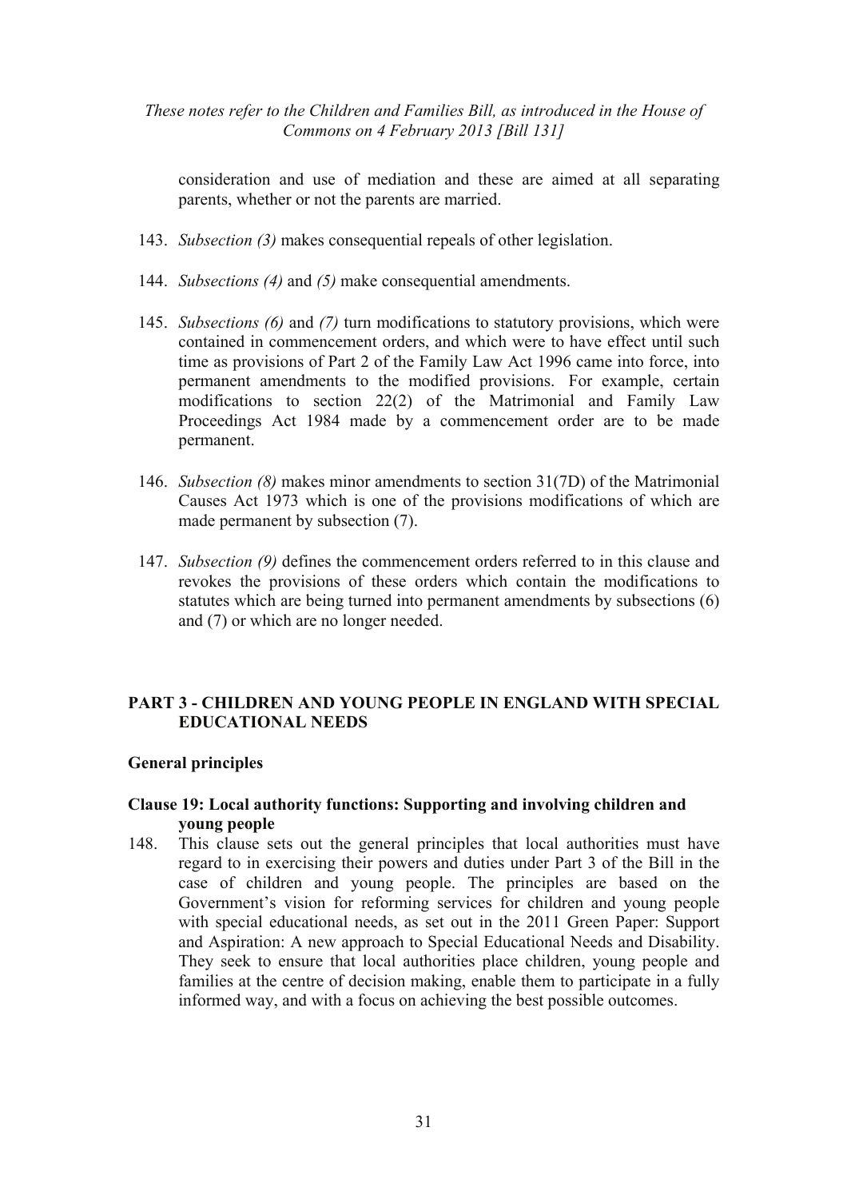consideration and use of mediation and these are aimed at all separating parents, whether or not the parents are married.

143. *Subsection (3)* makes consequential repeals of other legislation.

144. *Subsections (4)* and *(5)* make consequential amendments.

145. *Subsections (6)* and *(7)* turn modifications to statutory provisions, which were contained in commencement orders, and which were to have effect until such time as provisions of Part 2 of the Family Law Act 1996 came into force, into permanent amendments to the modified provisions. For example, certain modifications to section 22(2) of the Matrimonial and Family Law Proceedings Act 1984 made by a commencement order are to be made permanent.

146. *Subsection (8)* makes minor amendments to section 31(7D) of the Matrimonial Causes Act 1973 which is one of the provisions modifications of which are made permanent by subsection (7).

147. *Subsection (9)* defines the commencement orders referred to in this clause and revokes the provisions of these orders which contain the modifications to statutes which are being turned into permanent amendments by subsections (6) and (7) or which are no longer needed.

## PART 3 - CHILDREN AND YOUNG PEOPLE IN ENGLAND WITH SPECIAL EDUCATIONAL NEEDS

### General principles

### Clause 19: Local authority functions: Supporting and involving children and young people

148. This clause sets out the general principles that local authorities must have regard to in exercising their powers and duties under Part 3 of the Bill in the case of children and young people. The principles are based on the Government's vision for reforming services for children and young people with special educational needs, as set out in the 2011 Green Paper: Support and Aspiration: A new approach to Special Educational Needs and Disability. They seek to ensure that local authorities place children, young people and families at the centre of decision making, enable them to participate in a fully informed way, and with a focus on achieving the best possible outcomes.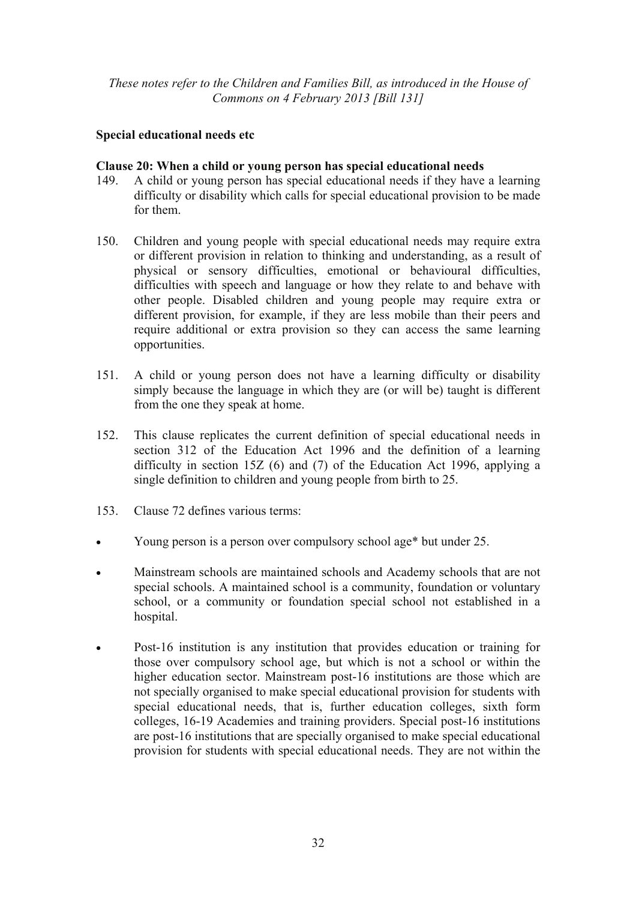*These notes refer to the Children and Families Bill, as introduced in the House of Commons on 4 February 2013 [Bill 131]*

**Special educational needs etc**

**Clause 20: When a child or young person has special educational needs**

149. A child or young person has special educational needs if they have a learning difficulty or disability which calls for special educational provision to be made for them.

150. Children and young people with special educational needs may require extra or different provision in relation to thinking and understanding, as a result of physical or sensory difficulties, emotional or behavioural difficulties, difficulties with speech and language or how they relate to and behave with other people. Disabled children and young people may require extra or different provision, for example, if they are less mobile than their peers and require additional or extra provision so they can access the same learning opportunities.

151. A child or young person does not have a learning difficulty or disability simply because the language in which they are (or will be) taught is different from the one they speak at home.

152. This clause replicates the current definition of special educational needs in section 312 of the Education Act 1996 and the definition of a learning difficulty in section 15Z (6) and (7) of the Education Act 1996, applying a single definition to children and young people from birth to 25.

153. Clause 72 defines various terms:

- Young person is a person over compulsory school age* but under 25.
- Mainstream schools are maintained schools and Academy schools that are not special schools. A maintained school is a community, foundation or voluntary school, or a community or foundation special school not established in a hospital.
- Post-16 institution is any institution that provides education or training for those over compulsory school age, but which is not a school or within the higher education sector. Mainstream post-16 institutions are those which are not specially organised to make special educational provision for students with special educational needs, that is, further education colleges, sixth form colleges, 16-19 Academies and training providers. Special post-16 institutions are post-16 institutions that are specially organised to make special educational provision for students with special educational needs. They are not within the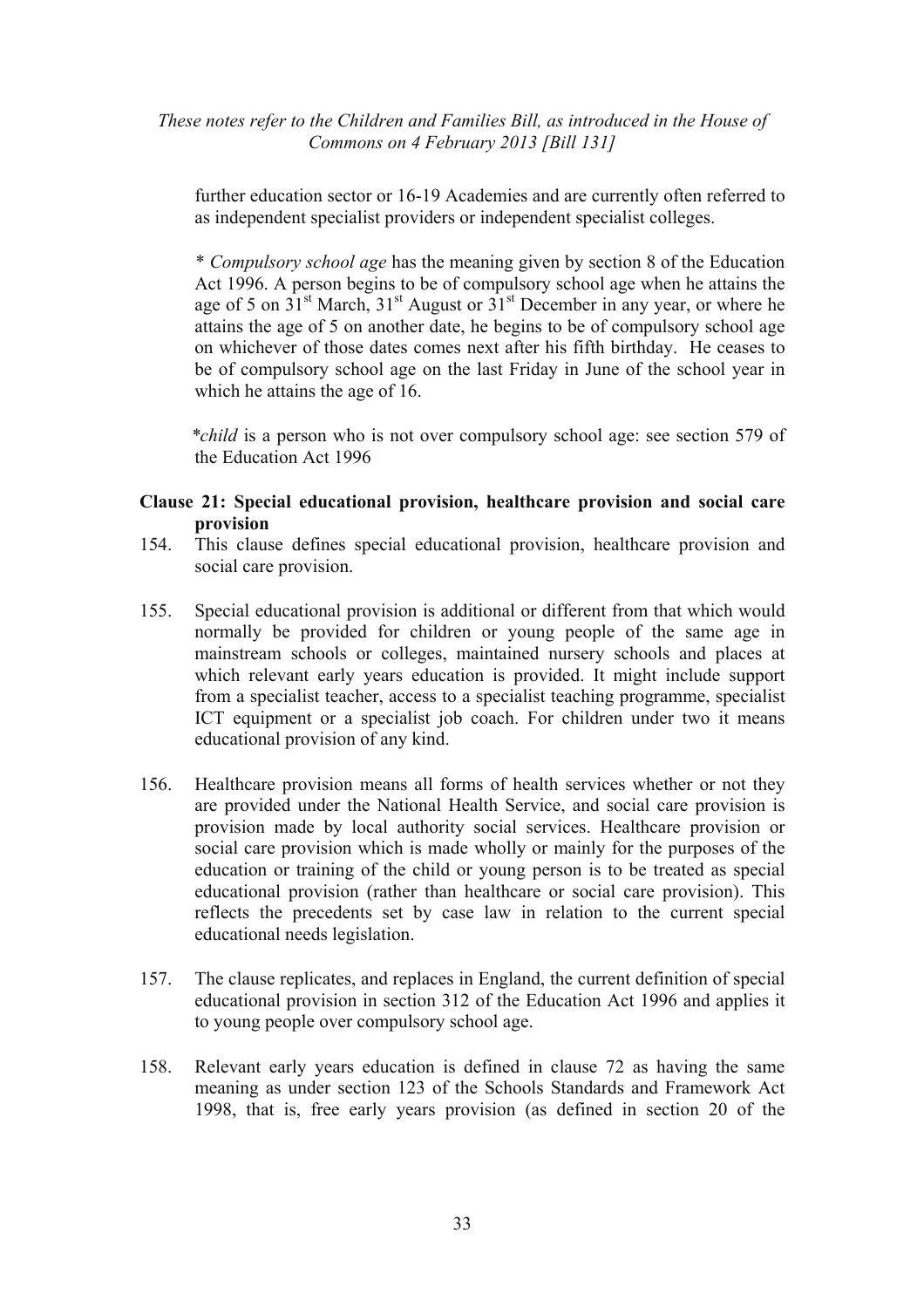further education sector or 16-19 Academies and are currently often referred to as independent specialist providers or independent specialist colleges.

* *Compulsory school age* has the meaning given by section 8 of the Education Act 1996. A person begins to be of compulsory school age when he attains the age of 5 on 31st March, 31st August or 31st December in any year, or where he attains the age of 5 on another date, he begins to be of compulsory school age on whichever of those dates comes next after his fifth birthday. He ceases to be of compulsory school age on the last Friday in June of the school year in which he attains the age of 16.

**child* is a person who is not over compulsory school age: see section 579 of the Education Act 1996

**Clause 21: Special educational provision, healthcare provision and social care provision**

154. This clause defines special educational provision, healthcare provision and social care provision.

155. Special educational provision is additional or different from that which would normally be provided for children or young people of the same age in mainstream schools or colleges, maintained nursery schools and places at which relevant early years education is provided. It might include support from a specialist teacher, access to a specialist teaching programme, specialist ICT equipment or a specialist job coach. For children under two it means educational provision of any kind.

156. Healthcare provision means all forms of health services whether or not they are provided under the National Health Service, and social care provision is provision made by local authority social services. Healthcare provision or social care provision which is made wholly or mainly for the purposes of the education or training of the child or young person is to be treated as special educational provision (rather than healthcare or social care provision). This reflects the precedents set by case law in relation to the current special educational needs legislation.

157. The clause replicates, and replaces in England, the current definition of special educational provision in section 312 of the Education Act 1996 and applies it to young people over compulsory school age.

158. Relevant early years education is defined in clause 72 as having the same meaning as under section 123 of the Schools Standards and Framework Act 1998, that is, free early years provision (as defined in section 20 of the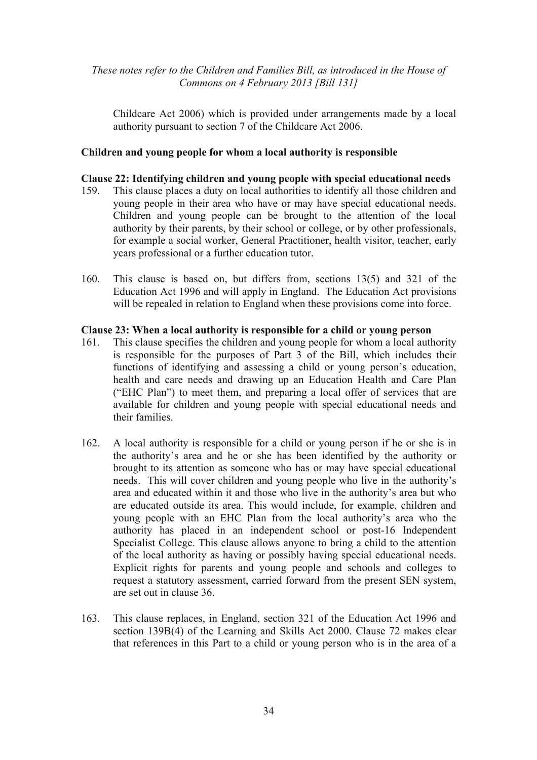Childcare Act 2006) which is provided under arrangements made by a local authority pursuant to section 7 of the Childcare Act 2006.

**Children and young people for whom a local authority is responsible**

**Clause 22: Identifying children and young people with special educational needs**

159. This clause places a duty on local authorities to identify all those children and young people in their area who have or may have special educational needs. Children and young people can be brought to the attention of the local authority by their parents, by their school or college, or by other professionals, for example a social worker, General Practitioner, health visitor, teacher, early years professional or a further education tutor.

160. This clause is based on, but differs from, sections 13(5) and 321 of the Education Act 1996 and will apply in England. The Education Act provisions will be repealed in relation to England when these provisions come into force.

**Clause 23: When a local authority is responsible for a child or young person**

161. This clause specifies the children and young people for whom a local authority is responsible for the purposes of Part 3 of the Bill, which includes their functions of identifying and assessing a child or young person's education, health and care needs and drawing up an Education Health and Care Plan ("EHC Plan") to meet them, and preparing a local offer of services that are available for children and young people with special educational needs and their families.

162. A local authority is responsible for a child or young person if he or she is in the authority's area and he or she has been identified by the authority or brought to its attention as someone who has or may have special educational needs. This will cover children and young people who live in the authority's area and educated within it and those who live in the authority's area but who are educated outside its area. This would include, for example, children and young people with an EHC Plan from the local authority's area who the authority has placed in an independent school or post-16 Independent Specialist College. This clause allows anyone to bring a child to the attention of the local authority as having or possibly having special educational needs. Explicit rights for parents and young people and schools and colleges to request a statutory assessment, carried forward from the present SEN system, are set out in clause 36.

163. This clause replaces, in England, section 321 of the Education Act 1996 and section 139B(4) of the Learning and Skills Act 2000. Clause 72 makes clear that references in this Part to a child or young person who is in the area of a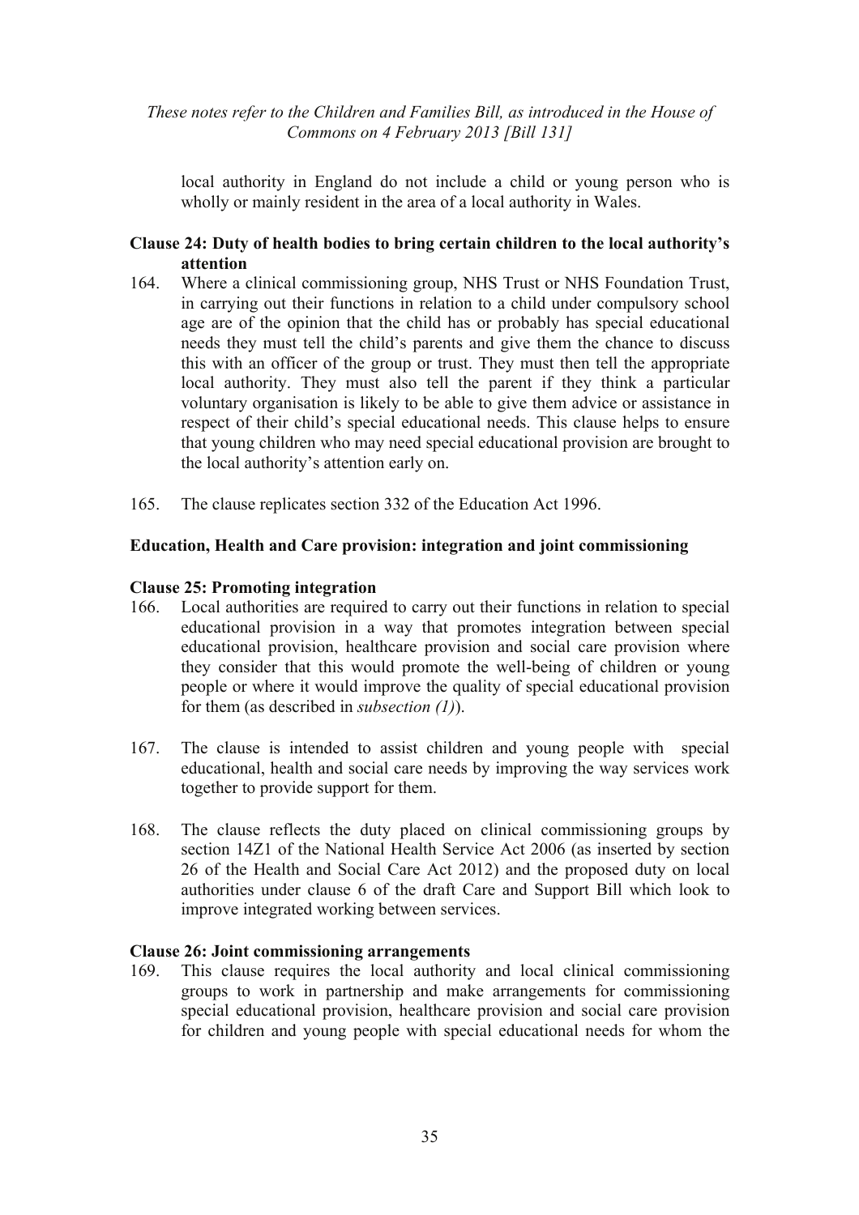local authority in England do not include a child or young person who is wholly or mainly resident in the area of a local authority in Wales.

**Clause 24: Duty of health bodies to bring certain children to the local authority's attention**

164. Where a clinical commissioning group, NHS Trust or NHS Foundation Trust, in carrying out their functions in relation to a child under compulsory school age are of the opinion that the child has or probably has special educational needs they must tell the child's parents and give them the chance to discuss this with an officer of the group or trust. They must then tell the appropriate local authority. They must also tell the parent if they think a particular voluntary organisation is likely to be able to give them advice or assistance in respect of their child's special educational needs. This clause helps to ensure that young children who may need special educational provision are brought to the local authority's attention early on.

165. The clause replicates section 332 of the Education Act 1996.

**Education, Health and Care provision: integration and joint commissioning**

**Clause 25: Promoting integration**

166. Local authorities are required to carry out their functions in relation to special educational provision in a way that promotes integration between special educational provision, healthcare provision and social care provision where they consider that this would promote the well-being of children or young people or where it would improve the quality of special educational provision for them (as described in *subsection (1)*).

167. The clause is intended to assist children and young people with special educational, health and social care needs by improving the way services work together to provide support for them.

168. The clause reflects the duty placed on clinical commissioning groups by section 14Z1 of the National Health Service Act 2006 (as inserted by section 26 of the Health and Social Care Act 2012) and the proposed duty on local authorities under clause 6 of the draft Care and Support Bill which look to improve integrated working between services.

**Clause 26: Joint commissioning arrangements**

169. This clause requires the local authority and local clinical commissioning groups to work in partnership and make arrangements for commissioning special educational provision, healthcare provision and social care provision for children and young people with special educational needs for whom the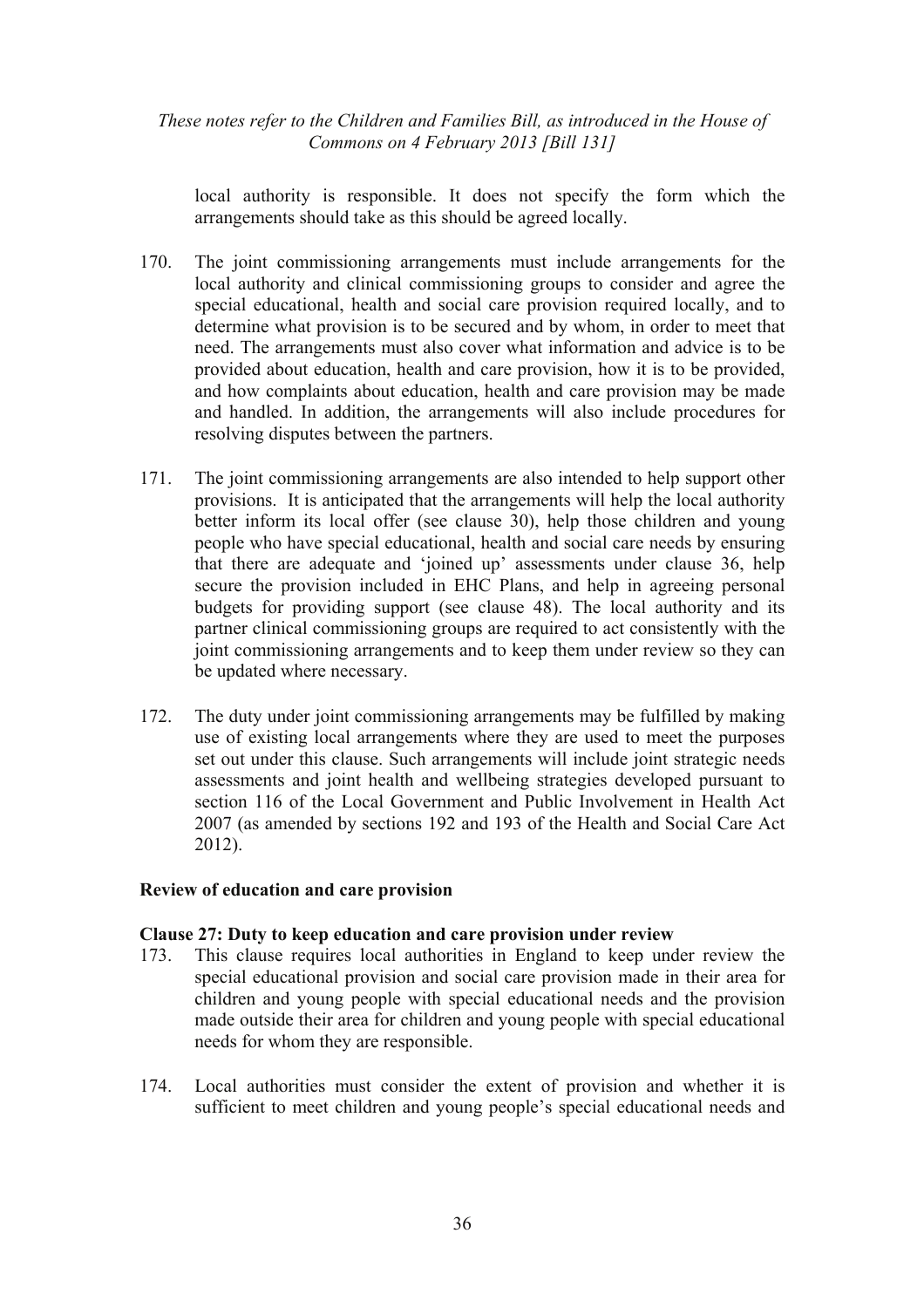local authority is responsible. It does not specify the form which the arrangements should take as this should be agreed locally.

170. The joint commissioning arrangements must include arrangements for the local authority and clinical commissioning groups to consider and agree the special educational, health and social care provision required locally, and to determine what provision is to be secured and by whom, in order to meet that need. The arrangements must also cover what information and advice is to be provided about education, health and care provision, how it is to be provided, and how complaints about education, health and care provision may be made and handled. In addition, the arrangements will also include procedures for resolving disputes between the partners.

171. The joint commissioning arrangements are also intended to help support other provisions. It is anticipated that the arrangements will help the local authority better inform its local offer (see clause 30), help those children and young people who have special educational, health and social care needs by ensuring that there are adequate and 'joined up' assessments under clause 36, help secure the provision included in EHC Plans, and help in agreeing personal budgets for providing support (see clause 48). The local authority and its partner clinical commissioning groups are required to act consistently with the joint commissioning arrangements and to keep them under review so they can be updated where necessary.

172. The duty under joint commissioning arrangements may be fulfilled by making use of existing local arrangements where they are used to meet the purposes set out under this clause. Such arrangements will include joint strategic needs assessments and joint health and wellbeing strategies developed pursuant to section 116 of the Local Government and Public Involvement in Health Act 2007 (as amended by sections 192 and 193 of the Health and Social Care Act 2012).

**Review of education and care provision**

**Clause 27: Duty to keep education and care provision under review**

173. This clause requires local authorities in England to keep under review the special educational provision and social care provision made in their area for children and young people with special educational needs and the provision made outside their area for children and young people with special educational needs for whom they are responsible.

174. Local authorities must consider the extent of provision and whether it is sufficient to meet children and young people's special educational needs and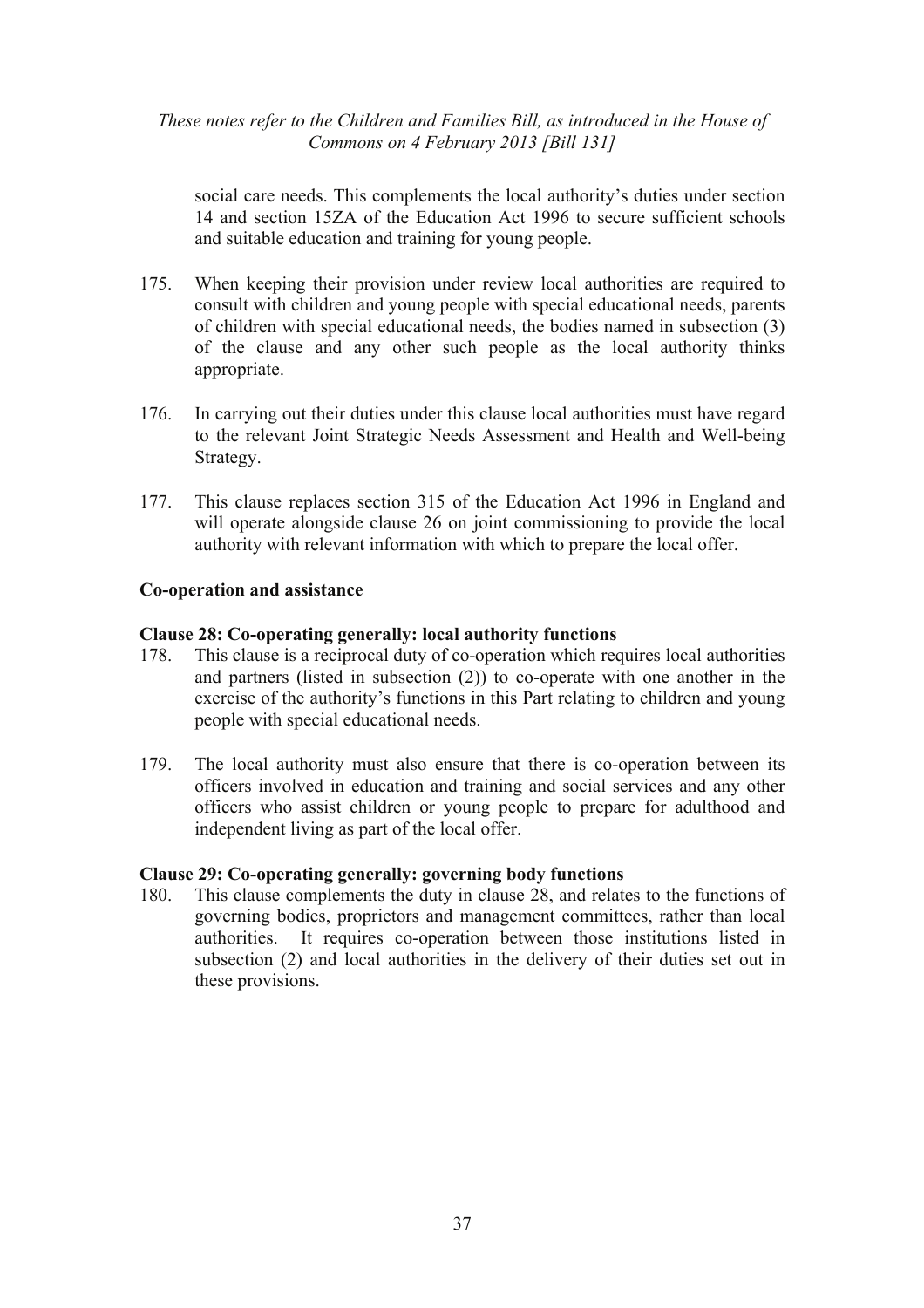social care needs. This complements the local authority's duties under section 14 and section 15ZA of the Education Act 1996 to secure sufficient schools and suitable education and training for young people.

175. When keeping their provision under review local authorities are required to consult with children and young people with special educational needs, parents of children with special educational needs, the bodies named in subsection (3) of the clause and any other such people as the local authority thinks appropriate.

176. In carrying out their duties under this clause local authorities must have regard to the relevant Joint Strategic Needs Assessment and Health and Well-being Strategy.

177. This clause replaces section 315 of the Education Act 1996 in England and will operate alongside clause 26 on joint commissioning to provide the local authority with relevant information with which to prepare the local offer.

**Co-operation and assistance**

**Clause 28: Co-operating generally: local authority functions**

178. This clause is a reciprocal duty of co-operation which requires local authorities and partners (listed in subsection (2)) to co-operate with one another in the exercise of the authority's functions in this Part relating to children and young people with special educational needs.

179. The local authority must also ensure that there is co-operation between its officers involved in education and training and social services and any other officers who assist children or young people to prepare for adulthood and independent living as part of the local offer.

**Clause 29: Co-operating generally: governing body functions**

180. This clause complements the duty in clause 28, and relates to the functions of governing bodies, proprietors and management committees, rather than local authorities. It requires co-operation between those institutions listed in subsection (2) and local authorities in the delivery of their duties set out in these provisions.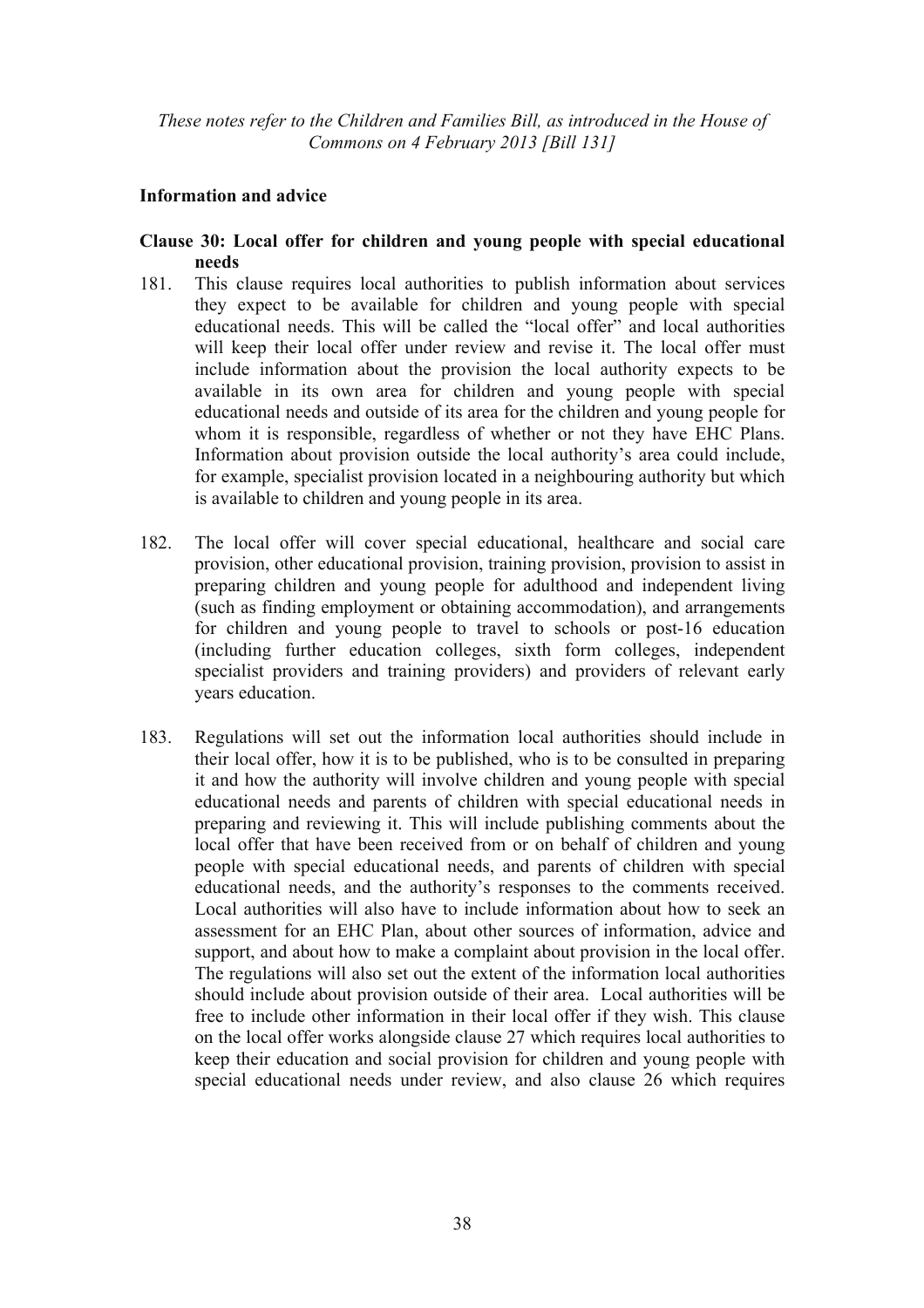*These notes refer to the Children and Families Bill, as introduced in the House of Commons on 4 February 2013 [Bill 131]*

**Information and advice**

**Clause 30: Local offer for children and young people with special educational needs**

181. This clause requires local authorities to publish information about services they expect to be available for children and young people with special educational needs. This will be called the "local offer" and local authorities will keep their local offer under review and revise it. The local offer must include information about the provision the local authority expects to be available in its own area for children and young people with special educational needs and outside of its area for the children and young people for whom it is responsible, regardless of whether or not they have EHC Plans. Information about provision outside the local authority's area could include, for example, specialist provision located in a neighbouring authority but which is available to children and young people in its area.

182. The local offer will cover special educational, healthcare and social care provision, other educational provision, training provision, provision to assist in preparing children and young people for adulthood and independent living (such as finding employment or obtaining accommodation), and arrangements for children and young people to travel to schools or post-16 education (including further education colleges, sixth form colleges, independent specialist providers and training providers) and providers of relevant early years education.

183. Regulations will set out the information local authorities should include in their local offer, how it is to be published, who is to be consulted in preparing it and how the authority will involve children and young people with special educational needs and parents of children with special educational needs in preparing and reviewing it. This will include publishing comments about the local offer that have been received from or on behalf of children and young people with special educational needs, and parents of children with special educational needs, and the authority's responses to the comments received. Local authorities will also have to include information about how to seek an assessment for an EHC Plan, about other sources of information, advice and support, and about how to make a complaint about provision in the local offer. The regulations will also set out the extent of the information local authorities should include about provision outside of their area. Local authorities will be free to include other information in their local offer if they wish. This clause on the local offer works alongside clause 27 which requires local authorities to keep their education and social provision for children and young people with special educational needs under review, and also clause 26 which requires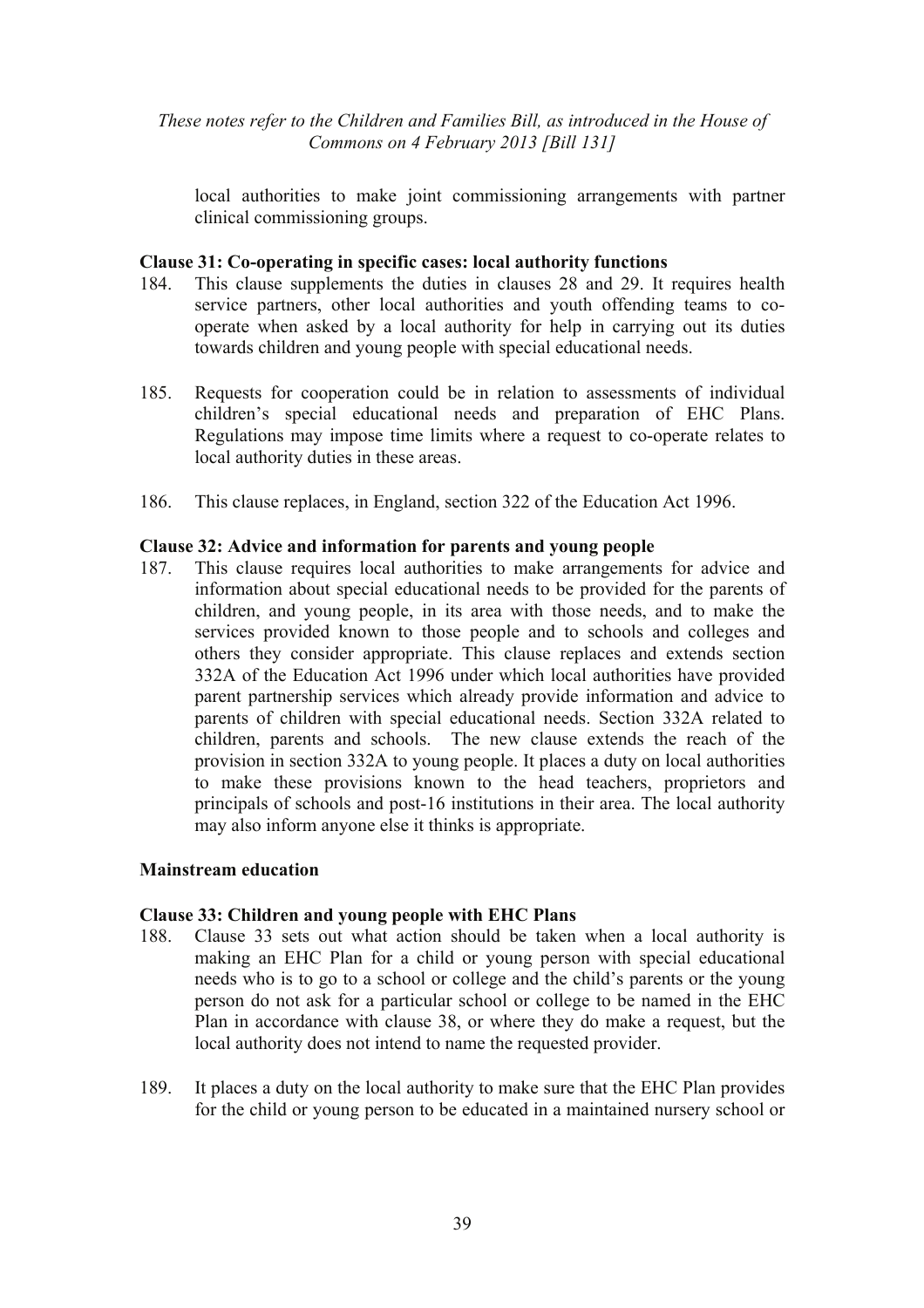local authorities to make joint commissioning arrangements with partner clinical commissioning groups.

**Clause 31: Co-operating in specific cases: local authority functions**

184. This clause supplements the duties in clauses 28 and 29. It requires health service partners, other local authorities and youth offending teams to co-operate when asked by a local authority for help in carrying out its duties towards children and young people with special educational needs.

185. Requests for cooperation could be in relation to assessments of individual children's special educational needs and preparation of EHC Plans. Regulations may impose time limits where a request to co-operate relates to local authority duties in these areas.

186. This clause replaces, in England, section 322 of the Education Act 1996.

**Clause 32: Advice and information for parents and young people**

187. This clause requires local authorities to make arrangements for advice and information about special educational needs to be provided for the parents of children, and young people, in its area with those needs, and to make the services provided known to those people and to schools and colleges and others they consider appropriate. This clause replaces and extends section 332A of the Education Act 1996 under which local authorities have provided parent partnership services which already provide information and advice to parents of children with special educational needs. Section 332A related to children, parents and schools. The new clause extends the reach of the provision in section 332A to young people. It places a duty on local authorities to make these provisions known to the head teachers, proprietors and principals of schools and post-16 institutions in their area. The local authority may also inform anyone else it thinks is appropriate.

**Mainstream education**

**Clause 33: Children and young people with EHC Plans**

188. Clause 33 sets out what action should be taken when a local authority is making an EHC Plan for a child or young person with special educational needs who is to go to a school or college and the child's parents or the young person do not ask for a particular school or college to be named in the EHC Plan in accordance with clause 38, or where they do make a request, but the local authority does not intend to name the requested provider.

189. It places a duty on the local authority to make sure that the EHC Plan provides for the child or young person to be educated in a maintained nursery school or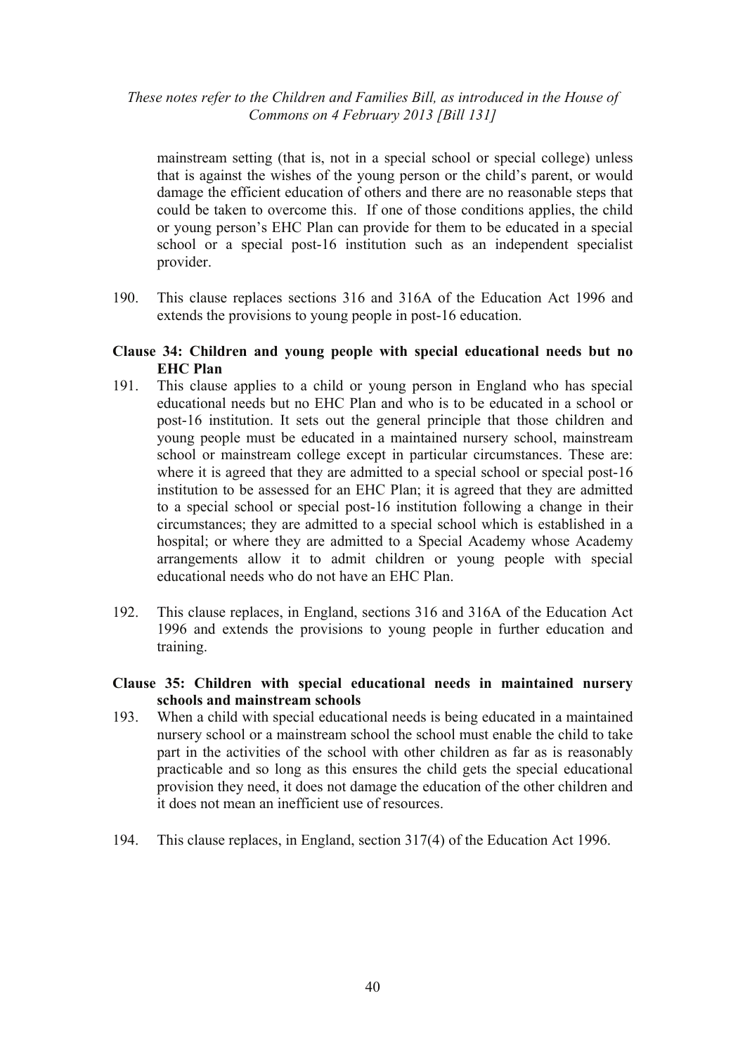mainstream setting (that is, not in a special school or special college) unless that is against the wishes of the young person or the child's parent, or would damage the efficient education of others and there are no reasonable steps that could be taken to overcome this. If one of those conditions applies, the child or young person's EHC Plan can provide for them to be educated in a special school or a special post-16 institution such as an independent specialist provider.

190. This clause replaces sections 316 and 316A of the Education Act 1996 and extends the provisions to young people in post-16 education.

**Clause 34: Children and young people with special educational needs but no EHC Plan**

191. This clause applies to a child or young person in England who has special educational needs but no EHC Plan and who is to be educated in a school or post-16 institution. It sets out the general principle that those children and young people must be educated in a maintained nursery school, mainstream school or mainstream college except in particular circumstances. These are: where it is agreed that they are admitted to a special school or special post-16 institution to be assessed for an EHC Plan; it is agreed that they are admitted to a special school or special post-16 institution following a change in their circumstances; they are admitted to a special school which is established in a hospital; or where they are admitted to a Special Academy whose Academy arrangements allow it to admit children or young people with special educational needs who do not have an EHC Plan.

192. This clause replaces, in England, sections 316 and 316A of the Education Act 1996 and extends the provisions to young people in further education and training.

**Clause 35: Children with special educational needs in maintained nursery schools and mainstream schools**

193. When a child with special educational needs is being educated in a maintained nursery school or a mainstream school the school must enable the child to take part in the activities of the school with other children as far as is reasonably practicable and so long as this ensures the child gets the special educational provision they need, it does not damage the education of the other children and it does not mean an inefficient use of resources.

194. This clause replaces, in England, section 317(4) of the Education Act 1996.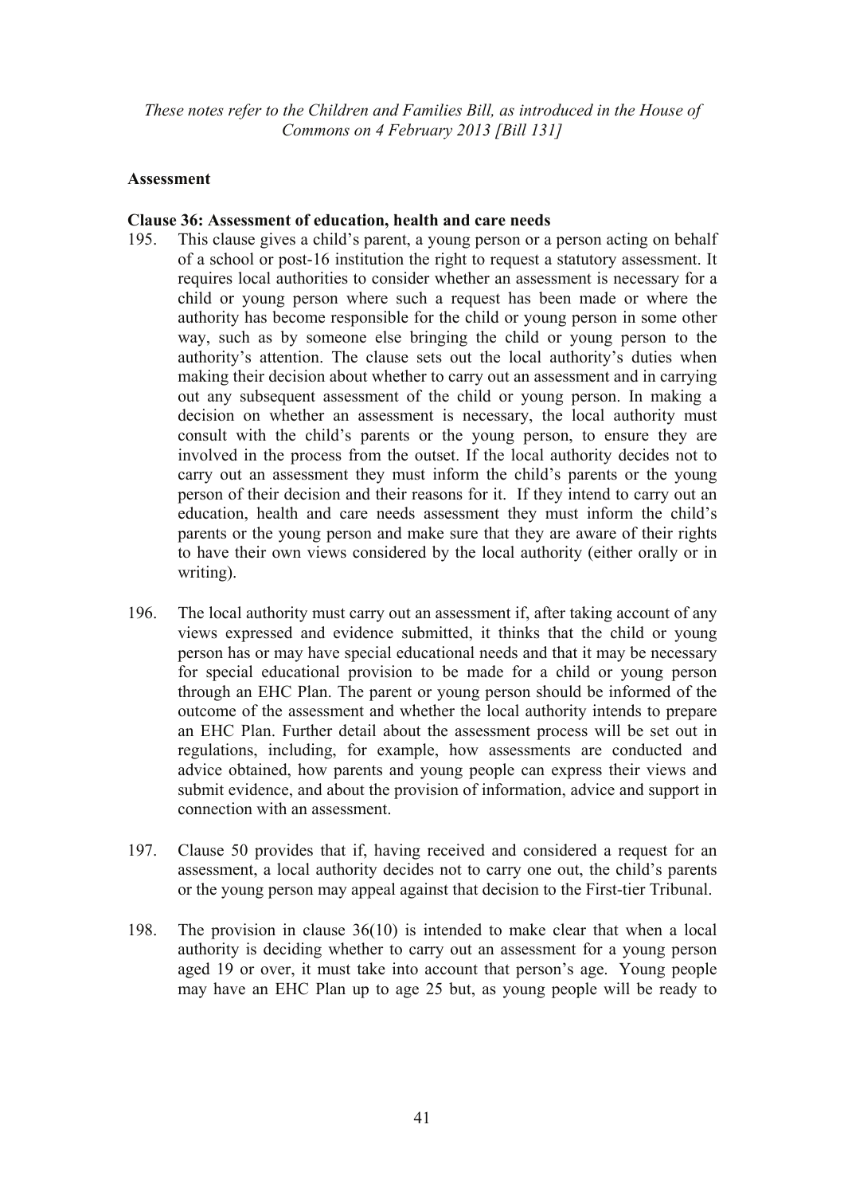## Assessment

### Clause 36: Assessment of education, health and care needs

195. This clause gives a child's parent, a young person or a person acting on behalf of a school or post-16 institution the right to request a statutory assessment. It requires local authorities to consider whether an assessment is necessary for a child or young person where such a request has been made or where the authority has become responsible for the child or young person in some other way, such as by someone else bringing the child or young person to the authority's attention. The clause sets out the local authority's duties when making their decision about whether to carry out an assessment and in carrying out any subsequent assessment of the child or young person. In making a decision on whether an assessment is necessary, the local authority must consult with the child's parents or the young person, to ensure they are involved in the process from the outset. If the local authority decides not to carry out an assessment they must inform the child's parents or the young person of their decision and their reasons for it. If they intend to carry out an education, health and care needs assessment they must inform the child's parents or the young person and make sure that they are aware of their rights to have their own views considered by the local authority (either orally or in writing).

196. The local authority must carry out an assessment if, after taking account of any views expressed and evidence submitted, it thinks that the child or young person has or may have special educational needs and that it may be necessary for special educational provision to be made for a child or young person through an EHC Plan. The parent or young person should be informed of the outcome of the assessment and whether the local authority intends to prepare an EHC Plan. Further detail about the assessment process will be set out in regulations, including, for example, how assessments are conducted and advice obtained, how parents and young people can express their views and submit evidence, and about the provision of information, advice and support in connection with an assessment.

197. Clause 50 provides that if, having received and considered a request for an assessment, a local authority decides not to carry one out, the child's parents or the young person may appeal against that decision to the First-tier Tribunal.

198. The provision in clause 36(10) is intended to make clear that when a local authority is deciding whether to carry out an assessment for a young person aged 19 or over, it must take into account that person's age. Young people may have an EHC Plan up to age 25 but, as young people will be ready to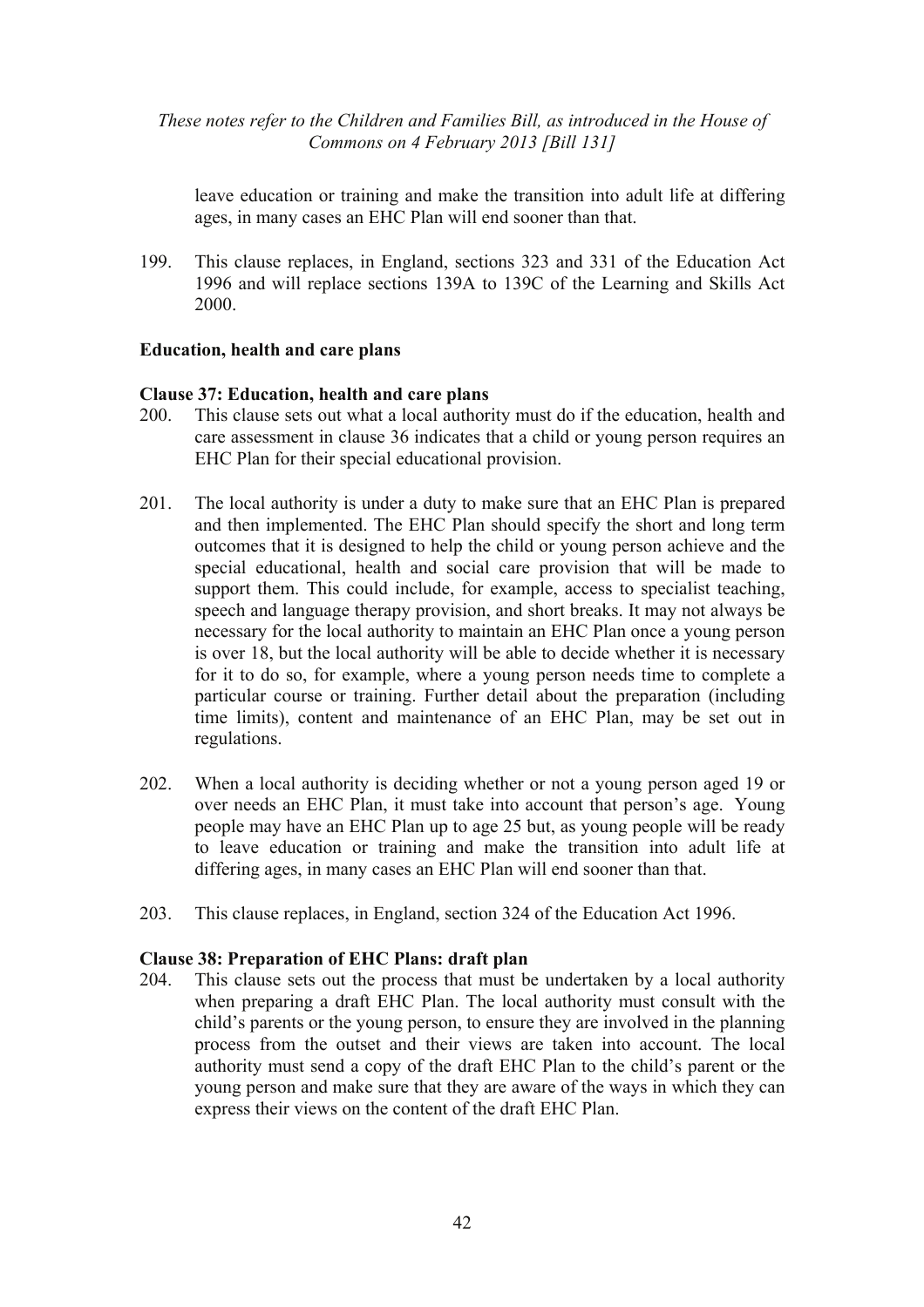leave education or training and make the transition into adult life at differing ages, in many cases an EHC Plan will end sooner than that.

199. This clause replaces, in England, sections 323 and 331 of the Education Act 1996 and will replace sections 139A to 139C of the Learning and Skills Act 2000.

**Education, health and care plans**

**Clause 37: Education, health and care plans**

200. This clause sets out what a local authority must do if the education, health and care assessment in clause 36 indicates that a child or young person requires an EHC Plan for their special educational provision.

201. The local authority is under a duty to make sure that an EHC Plan is prepared and then implemented. The EHC Plan should specify the short and long term outcomes that it is designed to help the child or young person achieve and the special educational, health and social care provision that will be made to support them. This could include, for example, access to specialist teaching, speech and language therapy provision, and short breaks. It may not always be necessary for the local authority to maintain an EHC Plan once a young person is over 18, but the local authority will be able to decide whether it is necessary for it to do so, for example, where a young person needs time to complete a particular course or training. Further detail about the preparation (including time limits), content and maintenance of an EHC Plan, may be set out in regulations.

202. When a local authority is deciding whether or not a young person aged 19 or over needs an EHC Plan, it must take into account that person's age. Young people may have an EHC Plan up to age 25 but, as young people will be ready to leave education or training and make the transition into adult life at differing ages, in many cases an EHC Plan will end sooner than that.

203. This clause replaces, in England, section 324 of the Education Act 1996.

**Clause 38: Preparation of EHC Plans: draft plan**

204. This clause sets out the process that must be undertaken by a local authority when preparing a draft EHC Plan. The local authority must consult with the child's parents or the young person, to ensure they are involved in the planning process from the outset and their views are taken into account. The local authority must send a copy of the draft EHC Plan to the child's parent or the young person and make sure that they are aware of the ways in which they can express their views on the content of the draft EHC Plan.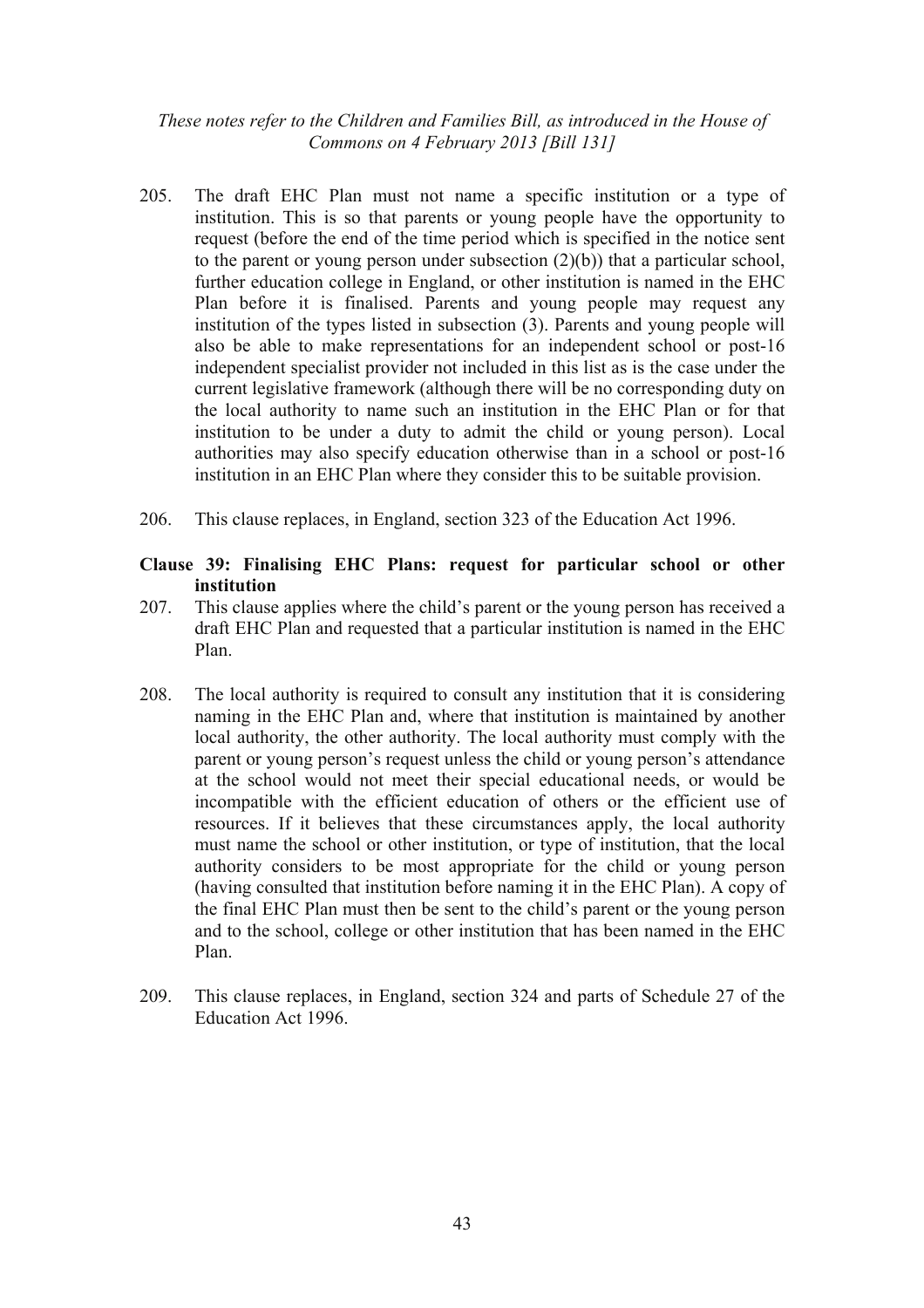205. The draft EHC Plan must not name a specific institution or a type of institution. This is so that parents or young people have the opportunity to request (before the end of the time period which is specified in the notice sent to the parent or young person under subsection (2)(b)) that a particular school, further education college in England, or other institution is named in the EHC Plan before it is finalised. Parents and young people may request any institution of the types listed in subsection (3). Parents and young people will also be able to make representations for an independent school or post-16 independent specialist provider not included in this list as is the case under the current legislative framework (although there will be no corresponding duty on the local authority to name such an institution in the EHC Plan or for that institution to be under a duty to admit the child or young person). Local authorities may also specify education otherwise than in a school or post-16 institution in an EHC Plan where they consider this to be suitable provision.

206. This clause replaces, in England, section 323 of the Education Act 1996.

**Clause 39: Finalising EHC Plans: request for particular school or other institution**

207. This clause applies where the child's parent or the young person has received a draft EHC Plan and requested that a particular institution is named in the EHC Plan.

208. The local authority is required to consult any institution that it is considering naming in the EHC Plan and, where that institution is maintained by another local authority, the other authority. The local authority must comply with the parent or young person's request unless the child or young person's attendance at the school would not meet their special educational needs, or would be incompatible with the efficient education of others or the efficient use of resources. If it believes that these circumstances apply, the local authority must name the school or other institution, or type of institution, that the local authority considers to be most appropriate for the child or young person (having consulted that institution before naming it in the EHC Plan). A copy of the final EHC Plan must then be sent to the child's parent or the young person and to the school, college or other institution that has been named in the EHC Plan.

209. This clause replaces, in England, section 324 and parts of Schedule 27 of the Education Act 1996.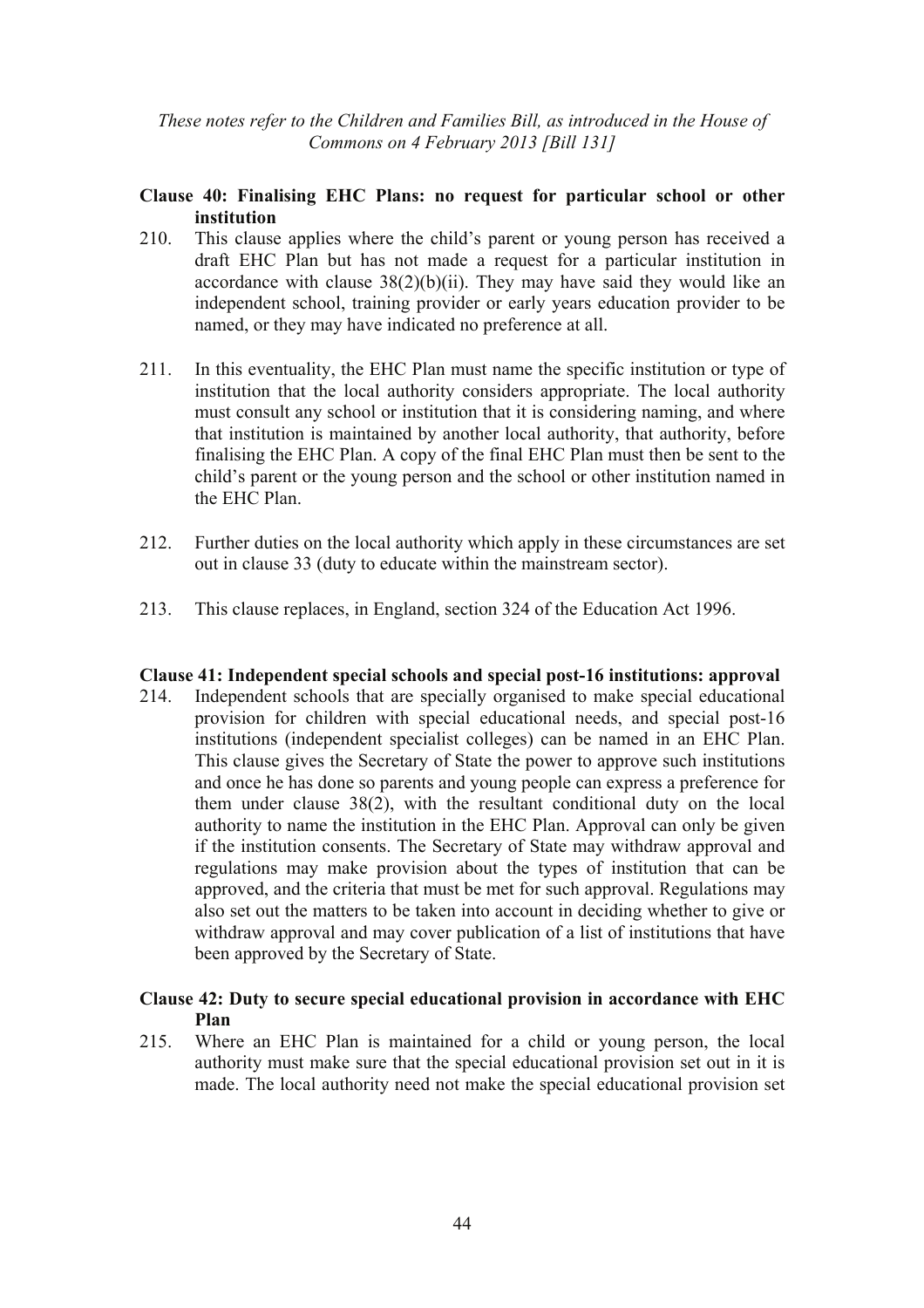**Clause 40: Finalising EHC Plans: no request for particular school or other institution**

210. This clause applies where the child's parent or young person has received a draft EHC Plan but has not made a request for a particular institution in accordance with clause 38(2)(b)(ii). They may have said they would like an independent school, training provider or early years education provider to be named, or they may have indicated no preference at all.

211. In this eventuality, the EHC Plan must name the specific institution or type of institution that the local authority considers appropriate. The local authority must consult any school or institution that it is considering naming, and where that institution is maintained by another local authority, that authority, before finalising the EHC Plan. A copy of the final EHC Plan must then be sent to the child's parent or the young person and the school or other institution named in the EHC Plan.

212. Further duties on the local authority which apply in these circumstances are set out in clause 33 (duty to educate within the mainstream sector).

213. This clause replaces, in England, section 324 of the Education Act 1996.

**Clause 41: Independent special schools and special post-16 institutions: approval**

214. Independent schools that are specially organised to make special educational provision for children with special educational needs, and special post-16 institutions (independent specialist colleges) can be named in an EHC Plan. This clause gives the Secretary of State the power to approve such institutions and once he has done so parents and young people can express a preference for them under clause 38(2), with the resultant conditional duty on the local authority to name the institution in the EHC Plan. Approval can only be given if the institution consents. The Secretary of State may withdraw approval and regulations may make provision about the types of institution that can be approved, and the criteria that must be met for such approval. Regulations may also set out the matters to be taken into account in deciding whether to give or withdraw approval and may cover publication of a list of institutions that have been approved by the Secretary of State.

**Clause 42: Duty to secure special educational provision in accordance with EHC Plan**

215. Where an EHC Plan is maintained for a child or young person, the local authority must make sure that the special educational provision set out in it is made. The local authority need not make the special educational provision set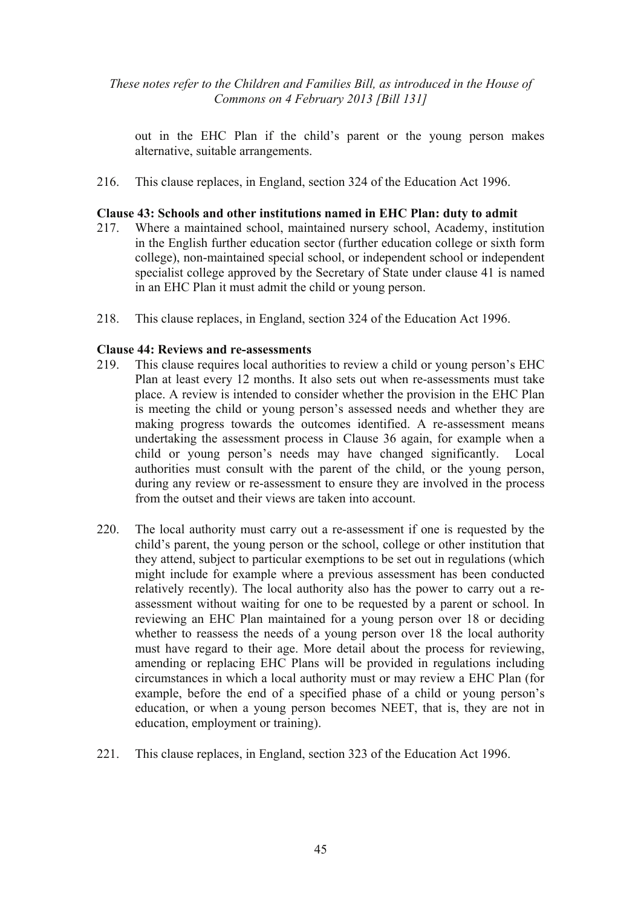out in the EHC Plan if the child's parent or the young person makes alternative, suitable arrangements.

216. This clause replaces, in England, section 324 of the Education Act 1996.

**Clause 43: Schools and other institutions named in EHC Plan: duty to admit**

217. Where a maintained school, maintained nursery school, Academy, institution in the English further education sector (further education college or sixth form college), non-maintained special school, or independent school or independent specialist college approved by the Secretary of State under clause 41 is named in an EHC Plan it must admit the child or young person.

218. This clause replaces, in England, section 324 of the Education Act 1996.

**Clause 44: Reviews and re-assessments**

219. This clause requires local authorities to review a child or young person's EHC Plan at least every 12 months. It also sets out when re-assessments must take place. A review is intended to consider whether the provision in the EHC Plan is meeting the child or young person's assessed needs and whether they are making progress towards the outcomes identified. A re-assessment means undertaking the assessment process in Clause 36 again, for example when a child or young person's needs may have changed significantly. Local authorities must consult with the parent of the child, or the young person, during any review or re-assessment to ensure they are involved in the process from the outset and their views are taken into account.

220. The local authority must carry out a re-assessment if one is requested by the child's parent, the young person or the school, college or other institution that they attend, subject to particular exemptions to be set out in regulations (which might include for example where a previous assessment has been conducted relatively recently). The local authority also has the power to carry out a re-assessment without waiting for one to be requested by a parent or school. In reviewing an EHC Plan maintained for a young person over 18 or deciding whether to reassess the needs of a young person over 18 the local authority must have regard to their age. More detail about the process for reviewing, amending or replacing EHC Plans will be provided in regulations including circumstances in which a local authority must or may review a EHC Plan (for example, before the end of a specified phase of a child or young person's education, or when a young person becomes NEET, that is, they are not in education, employment or training).

221. This clause replaces, in England, section 323 of the Education Act 1996.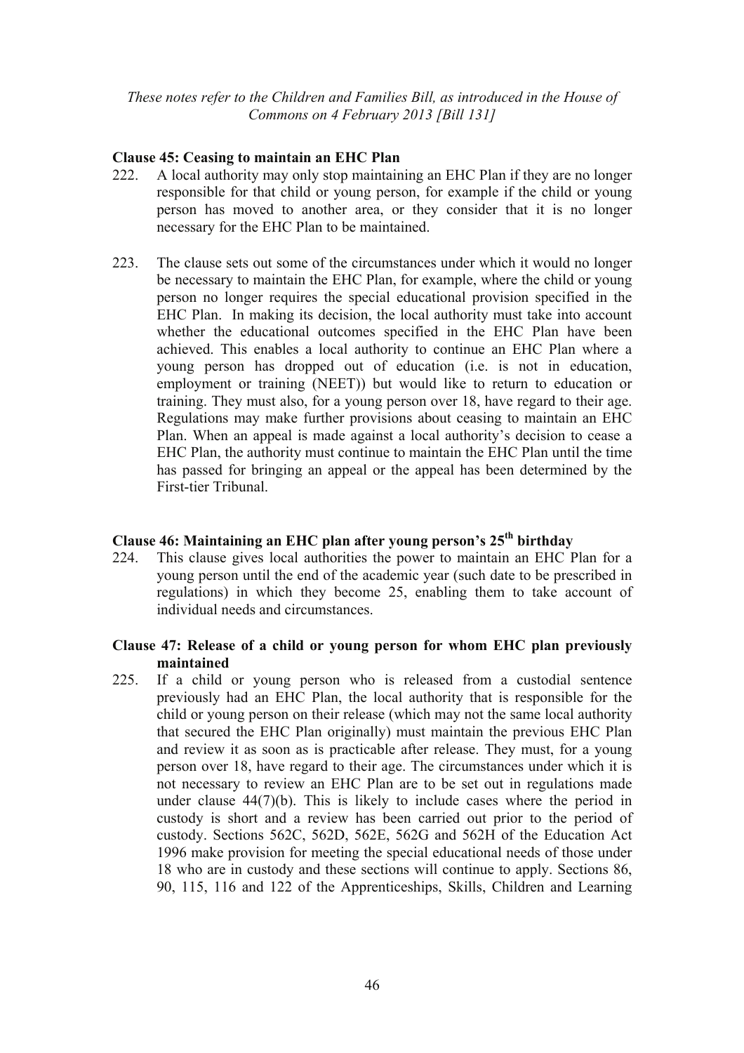## Clause 45: Ceasing to maintain an EHC Plan

222. A local authority may only stop maintaining an EHC Plan if they are no longer responsible for that child or young person, for example if the child or young person has moved to another area, or they consider that it is no longer necessary for the EHC Plan to be maintained.

223. The clause sets out some of the circumstances under which it would no longer be necessary to maintain the EHC Plan, for example, where the child or young person no longer requires the special educational provision specified in the EHC Plan. In making its decision, the local authority must take into account whether the educational outcomes specified in the EHC Plan have been achieved. This enables a local authority to continue an EHC Plan where a young person has dropped out of education (i.e. is not in education, employment or training (NEET)) but would like to return to education or training. They must also, for a young person over 18, have regard to their age. Regulations may make further provisions about ceasing to maintain an EHC Plan. When an appeal is made against a local authority's decision to cease a EHC Plan, the authority must continue to maintain the EHC Plan until the time has passed for bringing an appeal or the appeal has been determined by the First-tier Tribunal.

## Clause 46: Maintaining an EHC plan after young person's 25th birthday

224. This clause gives local authorities the power to maintain an EHC Plan for a young person until the end of the academic year (such date to be prescribed in regulations) in which they become 25, enabling them to take account of individual needs and circumstances.

## Clause 47: Release of a child or young person for whom EHC plan previously maintained

225. If a child or young person who is released from a custodial sentence previously had an EHC Plan, the local authority that is responsible for the child or young person on their release (which may not the same local authority that secured the EHC Plan originally) must maintain the previous EHC Plan and review it as soon as is practicable after release. They must, for a young person over 18, have regard to their age. The circumstances under which it is not necessary to review an EHC Plan are to be set out in regulations made under clause 44(7)(b). This is likely to include cases where the period in custody is short and a review has been carried out prior to the period of custody. Sections 562C, 562D, 562E, 562G and 562H of the Education Act 1996 make provision for meeting the special educational needs of those under 18 who are in custody and these sections will continue to apply. Sections 86, 90, 115, 116 and 122 of the Apprenticeships, Skills, Children and Learning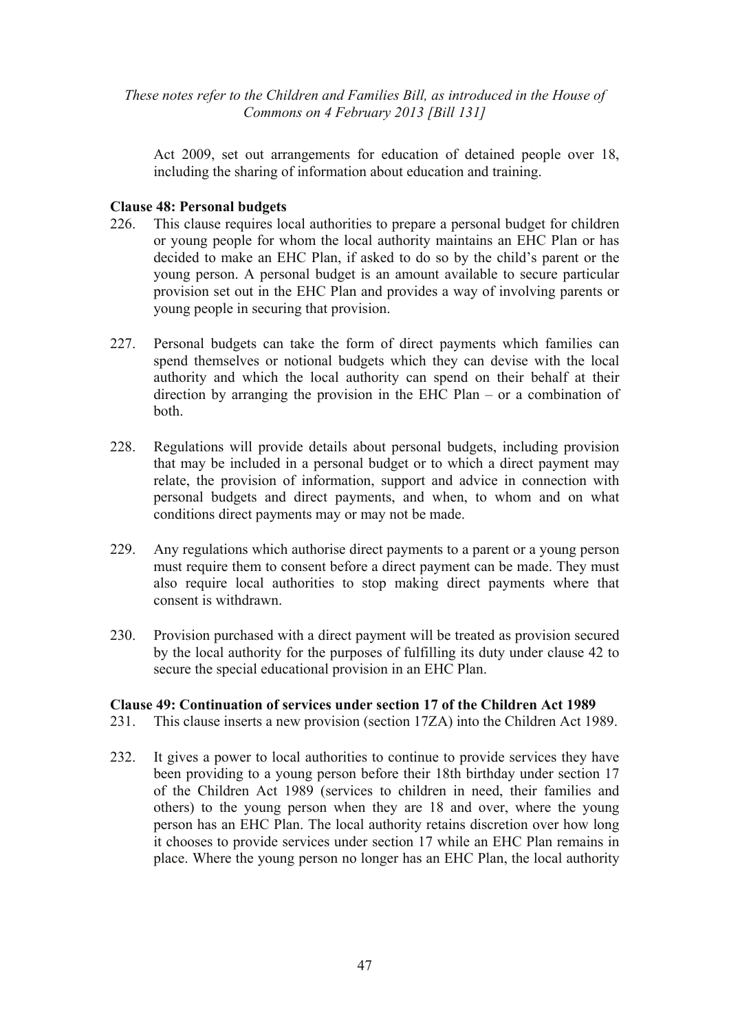Act 2009, set out arrangements for education of detained people over 18, including the sharing of information about education and training.

**Clause 48: Personal budgets**

226. This clause requires local authorities to prepare a personal budget for children or young people for whom the local authority maintains an EHC Plan or has decided to make an EHC Plan, if asked to do so by the child's parent or the young person. A personal budget is an amount available to secure particular provision set out in the EHC Plan and provides a way of involving parents or young people in securing that provision.

227. Personal budgets can take the form of direct payments which families can spend themselves or notional budgets which they can devise with the local authority and which the local authority can spend on their behalf at their direction by arranging the provision in the EHC Plan – or a combination of both.

228. Regulations will provide details about personal budgets, including provision that may be included in a personal budget or to which a direct payment may relate, the provision of information, support and advice in connection with personal budgets and direct payments, and when, to whom and on what conditions direct payments may or may not be made.

229. Any regulations which authorise direct payments to a parent or a young person must require them to consent before a direct payment can be made. They must also require local authorities to stop making direct payments where that consent is withdrawn.

230. Provision purchased with a direct payment will be treated as provision secured by the local authority for the purposes of fulfilling its duty under clause 42 to secure the special educational provision in an EHC Plan.

**Clause 49: Continuation of services under section 17 of the Children Act 1989**

231. This clause inserts a new provision (section 17ZA) into the Children Act 1989.

232. It gives a power to local authorities to continue to provide services they have been providing to a young person before their 18th birthday under section 17 of the Children Act 1989 (services to children in need, their families and others) to the young person when they are 18 and over, where the young person has an EHC Plan. The local authority retains discretion over how long it chooses to provide services under section 17 while an EHC Plan remains in place. Where the young person no longer has an EHC Plan, the local authority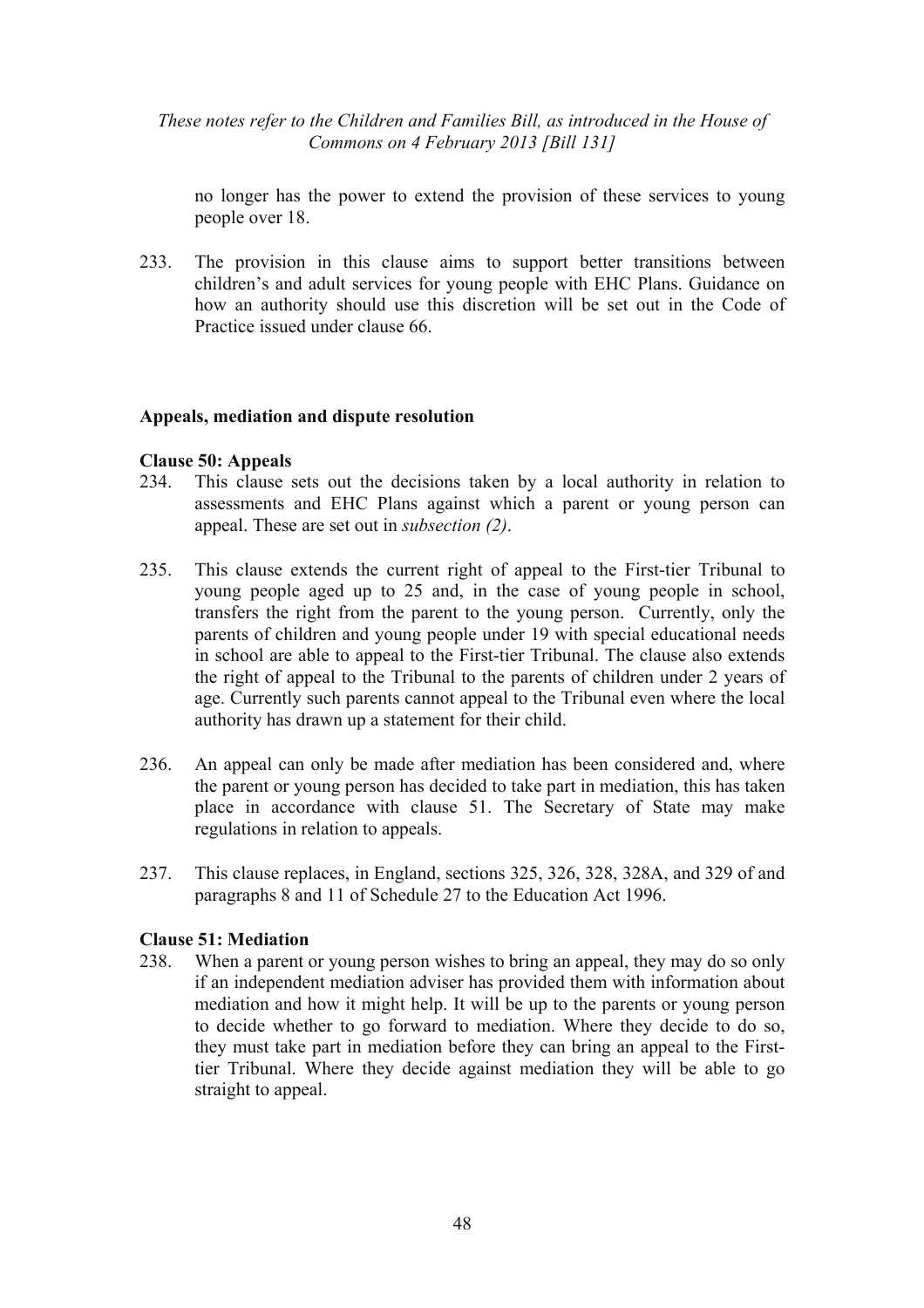no longer has the power to extend the provision of these services to young people over 18.

233. The provision in this clause aims to support better transitions between children's and adult services for young people with EHC Plans. Guidance on how an authority should use this discretion will be set out in the Code of Practice issued under clause 66.

**Appeals, mediation and dispute resolution**

**Clause 50: Appeals**

234. This clause sets out the decisions taken by a local authority in relation to assessments and EHC Plans against which a parent or young person can appeal. These are set out in *subsection (2)*.

235. This clause extends the current right of appeal to the First-tier Tribunal to young people aged up to 25 and, in the case of young people in school, transfers the right from the parent to the young person. Currently, only the parents of children and young people under 19 with special educational needs in school are able to appeal to the First-tier Tribunal. The clause also extends the right of appeal to the Tribunal to the parents of children under 2 years of age. Currently such parents cannot appeal to the Tribunal even where the local authority has drawn up a statement for their child.

236. An appeal can only be made after mediation has been considered and, where the parent or young person has decided to take part in mediation, this has taken place in accordance with clause 51. The Secretary of State may make regulations in relation to appeals.

237. This clause replaces, in England, sections 325, 326, 328, 328A, and 329 of and paragraphs 8 and 11 of Schedule 27 to the Education Act 1996.

**Clause 51: Mediation**

238. When a parent or young person wishes to bring an appeal, they may do so only if an independent mediation adviser has provided them with information about mediation and how it might help. It will be up to the parents or young person to decide whether to go forward to mediation. Where they decide to do so, they must take part in mediation before they can bring an appeal to the First-tier Tribunal. Where they decide against mediation they will be able to go straight to appeal.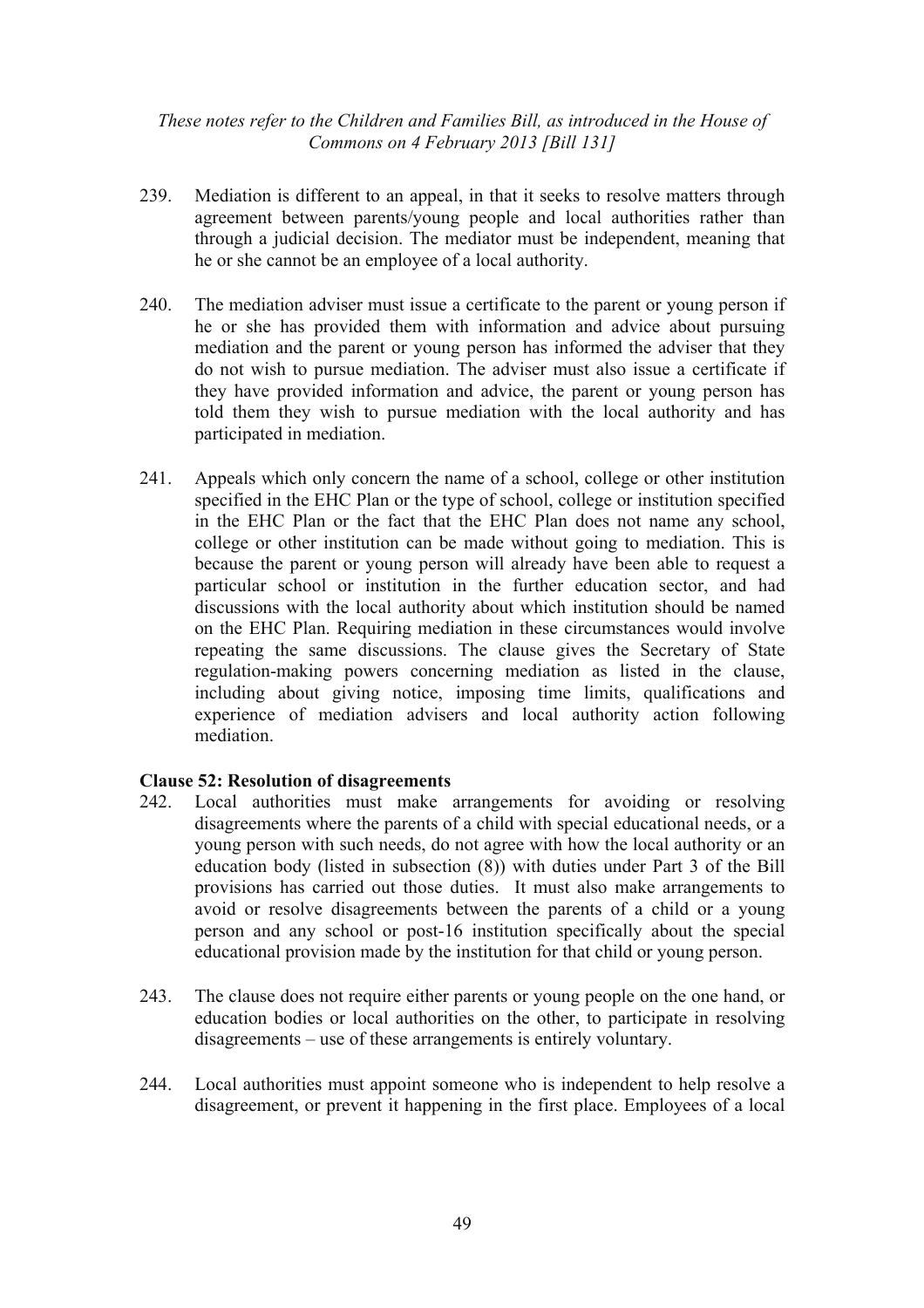239. Mediation is different to an appeal, in that it seeks to resolve matters through agreement between parents/young people and local authorities rather than through a judicial decision. The mediator must be independent, meaning that he or she cannot be an employee of a local authority.

240. The mediation adviser must issue a certificate to the parent or young person if he or she has provided them with information and advice about pursuing mediation and the parent or young person has informed the adviser that they do not wish to pursue mediation. The adviser must also issue a certificate if they have provided information and advice, the parent or young person has told them they wish to pursue mediation with the local authority and has participated in mediation.

241. Appeals which only concern the name of a school, college or other institution specified in the EHC Plan or the type of school, college or institution specified in the EHC Plan or the fact that the EHC Plan does not name any school, college or other institution can be made without going to mediation. This is because the parent or young person will already have been able to request a particular school or institution in the further education sector, and had discussions with the local authority about which institution should be named on the EHC Plan. Requiring mediation in these circumstances would involve repeating the same discussions. The clause gives the Secretary of State regulation-making powers concerning mediation as listed in the clause, including about giving notice, imposing time limits, qualifications and experience of mediation advisers and local authority action following mediation.

**Clause 52: Resolution of disagreements**

242. Local authorities must make arrangements for avoiding or resolving disagreements where the parents of a child with special educational needs, or a young person with such needs, do not agree with how the local authority or an education body (listed in subsection (8)) with duties under Part 3 of the Bill provisions has carried out those duties. It must also make arrangements to avoid or resolve disagreements between the parents of a child or a young person and any school or post-16 institution specifically about the special educational provision made by the institution for that child or young person.

243. The clause does not require either parents or young people on the one hand, or education bodies or local authorities on the other, to participate in resolving disagreements – use of these arrangements is entirely voluntary.

244. Local authorities must appoint someone who is independent to help resolve a disagreement, or prevent it happening in the first place. Employees of a local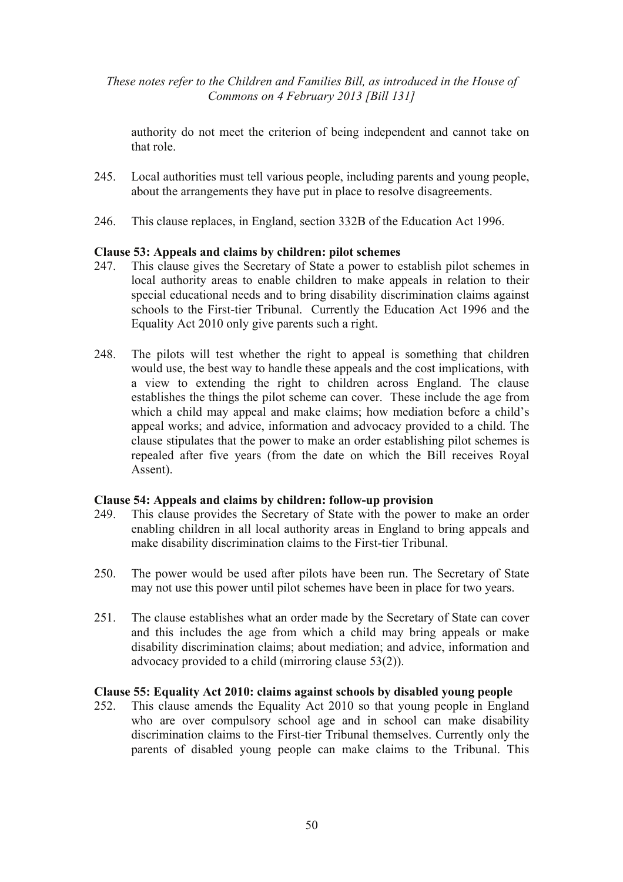authority do not meet the criterion of being independent and cannot take on that role.

245. Local authorities must tell various people, including parents and young people, about the arrangements they have put in place to resolve disagreements.

246. This clause replaces, in England, section 332B of the Education Act 1996.

**Clause 53: Appeals and claims by children: pilot schemes**

247. This clause gives the Secretary of State a power to establish pilot schemes in local authority areas to enable children to make appeals in relation to their special educational needs and to bring disability discrimination claims against schools to the First-tier Tribunal. Currently the Education Act 1996 and the Equality Act 2010 only give parents such a right.

248. The pilots will test whether the right to appeal is something that children would use, the best way to handle these appeals and the cost implications, with a view to extending the right to children across England. The clause establishes the things the pilot scheme can cover. These include the age from which a child may appeal and make claims; how mediation before a child's appeal works; and advice, information and advocacy provided to a child. The clause stipulates that the power to make an order establishing pilot schemes is repealed after five years (from the date on which the Bill receives Royal Assent).

**Clause 54: Appeals and claims by children: follow-up provision**

249. This clause provides the Secretary of State with the power to make an order enabling children in all local authority areas in England to bring appeals and make disability discrimination claims to the First-tier Tribunal.

250. The power would be used after pilots have been run. The Secretary of State may not use this power until pilot schemes have been in place for two years.

251. The clause establishes what an order made by the Secretary of State can cover and this includes the age from which a child may bring appeals or make disability discrimination claims; about mediation; and advice, information and advocacy provided to a child (mirroring clause 53(2)).

**Clause 55: Equality Act 2010: claims against schools by disabled young people**

252. This clause amends the Equality Act 2010 so that young people in England who are over compulsory school age and in school can make disability discrimination claims to the First-tier Tribunal themselves. Currently only the parents of disabled young people can make claims to the Tribunal. This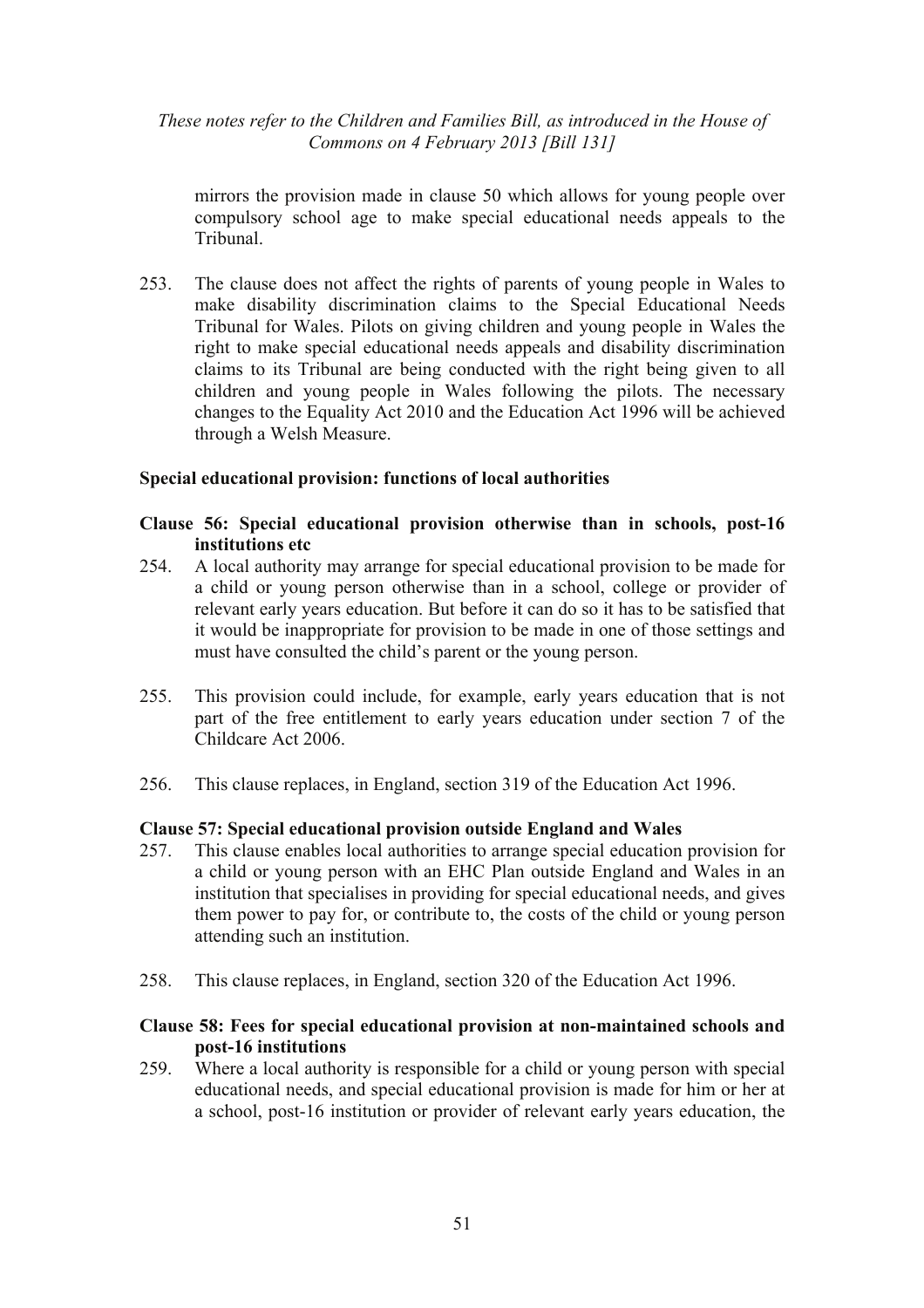mirrors the provision made in clause 50 which allows for young people over compulsory school age to make special educational needs appeals to the Tribunal.

253. The clause does not affect the rights of parents of young people in Wales to make disability discrimination claims to the Special Educational Needs Tribunal for Wales. Pilots on giving children and young people in Wales the right to make special educational needs appeals and disability discrimination claims to its Tribunal are being conducted with the right being given to all children and young people in Wales following the pilots. The necessary changes to the Equality Act 2010 and the Education Act 1996 will be achieved through a Welsh Measure.

**Special educational provision: functions of local authorities**

**Clause 56: Special educational provision otherwise than in schools, post-16 institutions etc**

254. A local authority may arrange for special educational provision to be made for a child or young person otherwise than in a school, college or provider of relevant early years education. But before it can do so it has to be satisfied that it would be inappropriate for provision to be made in one of those settings and must have consulted the child's parent or the young person.

255. This provision could include, for example, early years education that is not part of the free entitlement to early years education under section 7 of the Childcare Act 2006.

256. This clause replaces, in England, section 319 of the Education Act 1996.

**Clause 57: Special educational provision outside England and Wales**

257. This clause enables local authorities to arrange special education provision for a child or young person with an EHC Plan outside England and Wales in an institution that specialises in providing for special educational needs, and gives them power to pay for, or contribute to, the costs of the child or young person attending such an institution.

258. This clause replaces, in England, section 320 of the Education Act 1996.

**Clause 58: Fees for special educational provision at non-maintained schools and post-16 institutions**

259. Where a local authority is responsible for a child or young person with special educational needs, and special educational provision is made for him or her at a school, post-16 institution or provider of relevant early years education, the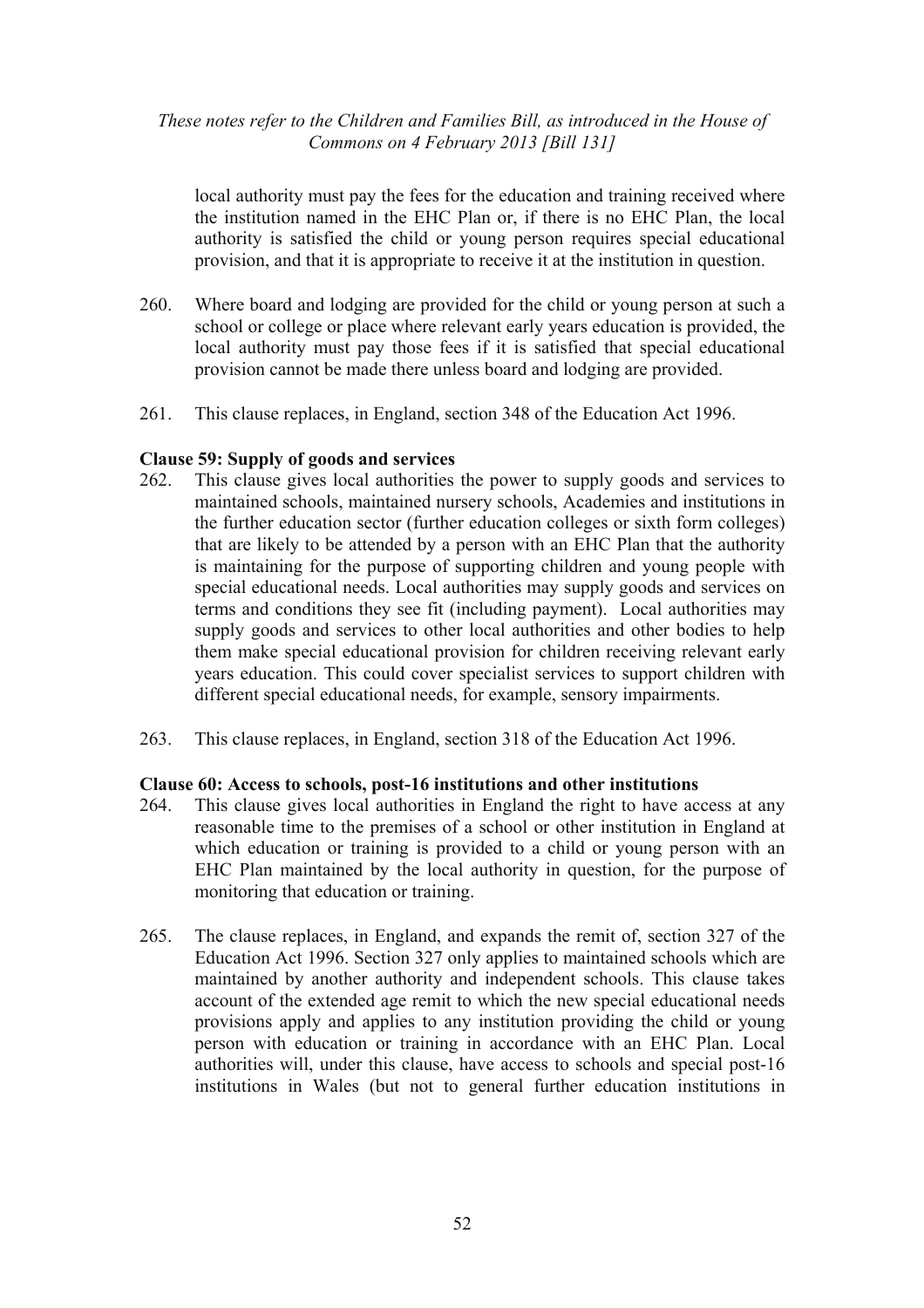local authority must pay the fees for the education and training received where the institution named in the EHC Plan or, if there is no EHC Plan, the local authority is satisfied the child or young person requires special educational provision, and that it is appropriate to receive it at the institution in question.

260. Where board and lodging are provided for the child or young person at such a school or college or place where relevant early years education is provided, the local authority must pay those fees if it is satisfied that special educational provision cannot be made there unless board and lodging are provided.

261. This clause replaces, in England, section 348 of the Education Act 1996.

**Clause 59: Supply of goods and services**

262. This clause gives local authorities the power to supply goods and services to maintained schools, maintained nursery schools, Academies and institutions in the further education sector (further education colleges or sixth form colleges) that are likely to be attended by a person with an EHC Plan that the authority is maintaining for the purpose of supporting children and young people with special educational needs. Local authorities may supply goods and services on terms and conditions they see fit (including payment). Local authorities may supply goods and services to other local authorities and other bodies to help them make special educational provision for children receiving relevant early years education. This could cover specialist services to support children with different special educational needs, for example, sensory impairments.

263. This clause replaces, in England, section 318 of the Education Act 1996.

**Clause 60: Access to schools, post-16 institutions and other institutions**

264. This clause gives local authorities in England the right to have access at any reasonable time to the premises of a school or other institution in England at which education or training is provided to a child or young person with an EHC Plan maintained by the local authority in question, for the purpose of monitoring that education or training.

265. The clause replaces, in England, and expands the remit of, section 327 of the Education Act 1996. Section 327 only applies to maintained schools which are maintained by another authority and independent schools. This clause takes account of the extended age remit to which the new special educational needs provisions apply and applies to any institution providing the child or young person with education or training in accordance with an EHC Plan. Local authorities will, under this clause, have access to schools and special post-16 institutions in Wales (but not to general further education institutions in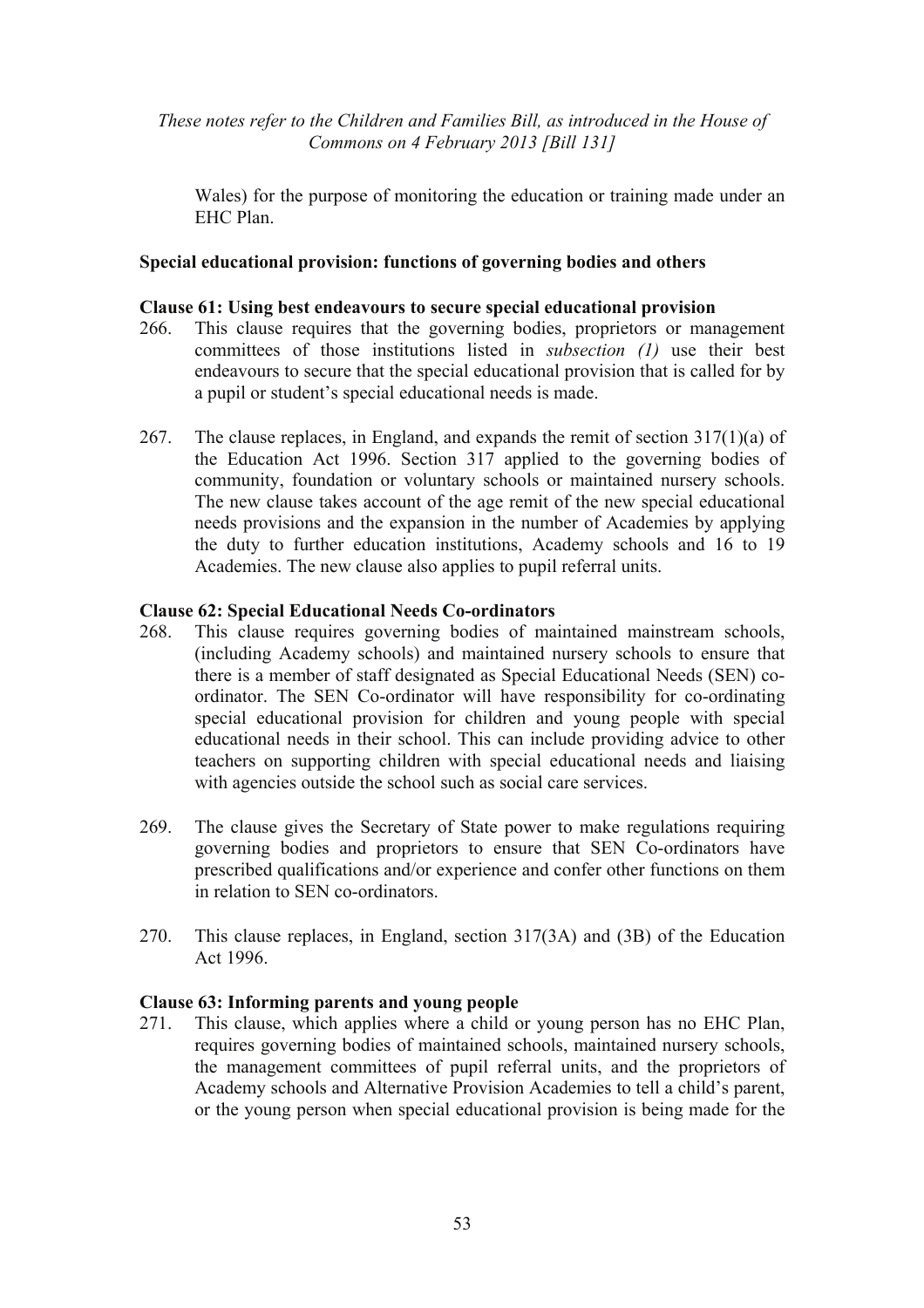Wales) for the purpose of monitoring the education or training made under an EHC Plan.

**Special educational provision: functions of governing bodies and others**

**Clause 61: Using best endeavours to secure special educational provision**

266. This clause requires that the governing bodies, proprietors or management committees of those institutions listed in *subsection (1)* use their best endeavours to secure that the special educational provision that is called for by a pupil or student's special educational needs is made.

267. The clause replaces, in England, and expands the remit of section 317(1)(a) of the Education Act 1996. Section 317 applied to the governing bodies of community, foundation or voluntary schools or maintained nursery schools. The new clause takes account of the age remit of the new special educational needs provisions and the expansion in the number of Academies by applying the duty to further education institutions, Academy schools and 16 to 19 Academies. The new clause also applies to pupil referral units.

**Clause 62: Special Educational Needs Co-ordinators**

268. This clause requires governing bodies of maintained mainstream schools, (including Academy schools) and maintained nursery schools to ensure that there is a member of staff designated as Special Educational Needs (SEN) co-ordinator. The SEN Co-ordinator will have responsibility for co-ordinating special educational provision for children and young people with special educational needs in their school. This can include providing advice to other teachers on supporting children with special educational needs and liaising with agencies outside the school such as social care services.

269. The clause gives the Secretary of State power to make regulations requiring governing bodies and proprietors to ensure that SEN Co-ordinators have prescribed qualifications and/or experience and confer other functions on them in relation to SEN co-ordinators.

270. This clause replaces, in England, section 317(3A) and (3B) of the Education Act 1996.

**Clause 63: Informing parents and young people**

271. This clause, which applies where a child or young person has no EHC Plan, requires governing bodies of maintained schools, maintained nursery schools, the management committees of pupil referral units, and the proprietors of Academy schools and Alternative Provision Academies to tell a child's parent, or the young person when special educational provision is being made for the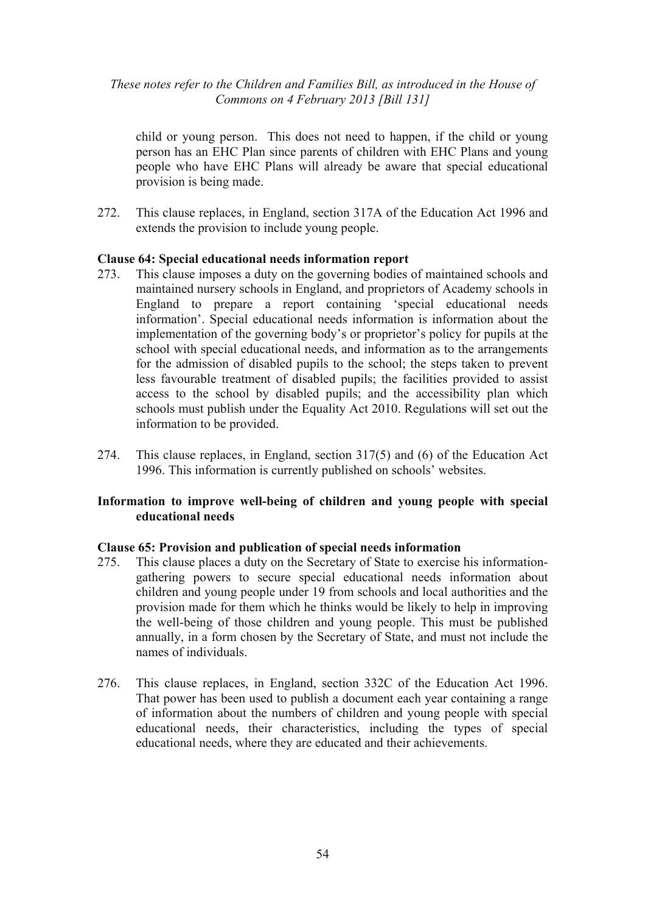child or young person. This does not need to happen, if the child or young person has an EHC Plan since parents of children with EHC Plans and young people who have EHC Plans will already be aware that special educational provision is being made.

272. This clause replaces, in England, section 317A of the Education Act 1996 and extends the provision to include young people.

**Clause 64: Special educational needs information report**

273. This clause imposes a duty on the governing bodies of maintained schools and maintained nursery schools in England, and proprietors of Academy schools in England to prepare a report containing 'special educational needs information'. Special educational needs information is information about the implementation of the governing body's or proprietor's policy for pupils at the school with special educational needs, and information as to the arrangements for the admission of disabled pupils to the school; the steps taken to prevent less favourable treatment of disabled pupils; the facilities provided to assist access to the school by disabled pupils; and the accessibility plan which schools must publish under the Equality Act 2010. Regulations will set out the information to be provided.

274. This clause replaces, in England, section 317(5) and (6) of the Education Act 1996. This information is currently published on schools' websites.

**Information to improve well-being of children and young people with special educational needs**

**Clause 65: Provision and publication of special needs information**

275. This clause places a duty on the Secretary of State to exercise his information-gathering powers to secure special educational needs information about children and young people under 19 from schools and local authorities and the provision made for them which he thinks would be likely to help in improving the well-being of those children and young people. This must be published annually, in a form chosen by the Secretary of State, and must not include the names of individuals.

276. This clause replaces, in England, section 332C of the Education Act 1996. That power has been used to publish a document each year containing a range of information about the numbers of children and young people with special educational needs, their characteristics, including the types of special educational needs, where they are educated and their achievements.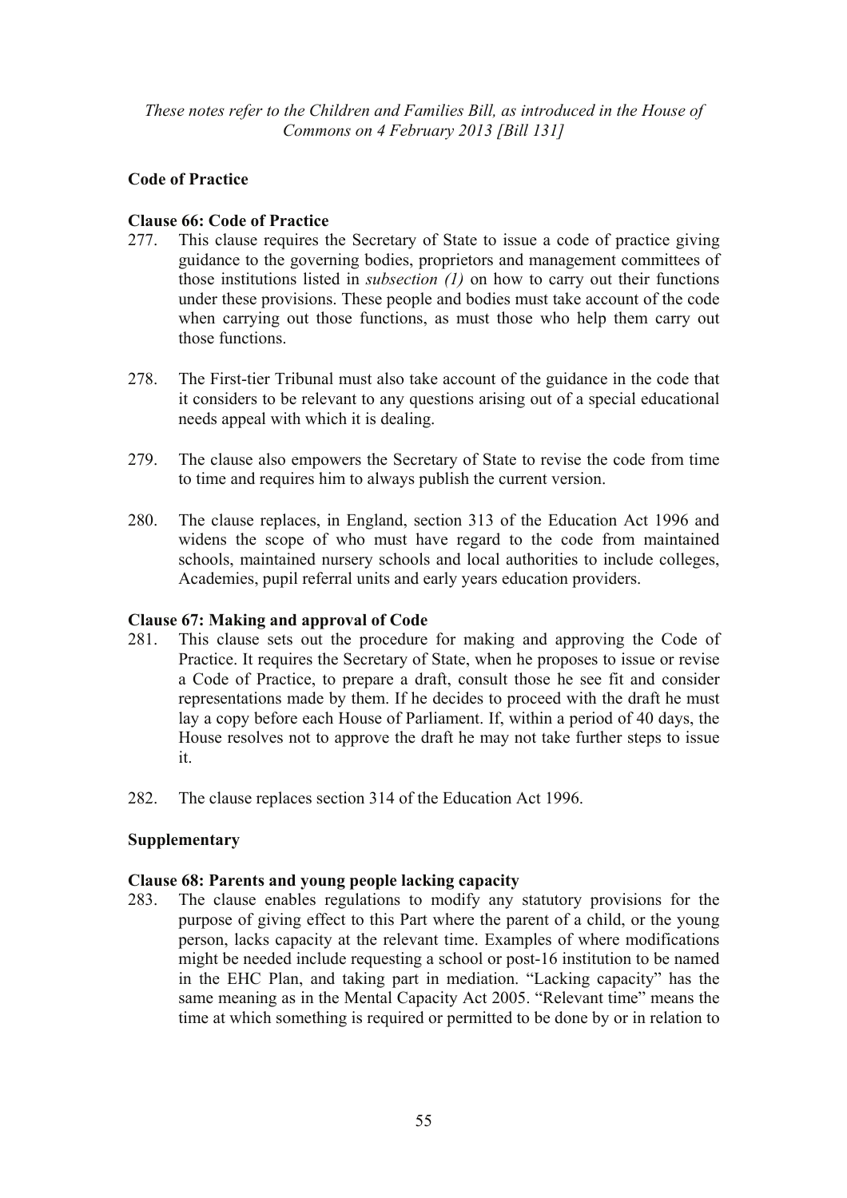*These notes refer to the Children and Families Bill, as introduced in the House of Commons on 4 February 2013 [Bill 131]*

## Code of Practice

### Clause 66: Code of Practice

277. This clause requires the Secretary of State to issue a code of practice giving guidance to the governing bodies, proprietors and management committees of those institutions listed in *subsection (1)* on how to carry out their functions under these provisions. These people and bodies must take account of the code when carrying out those functions, as must those who help them carry out those functions.

278. The First-tier Tribunal must also take account of the guidance in the code that it considers to be relevant to any questions arising out of a special educational needs appeal with which it is dealing.

279. The clause also empowers the Secretary of State to revise the code from time to time and requires him to always publish the current version.

280. The clause replaces, in England, section 313 of the Education Act 1996 and widens the scope of who must have regard to the code from maintained schools, maintained nursery schools and local authorities to include colleges, Academies, pupil referral units and early years education providers.

### Clause 67: Making and approval of Code

281. This clause sets out the procedure for making and approving the Code of Practice. It requires the Secretary of State, when he proposes to issue or revise a Code of Practice, to prepare a draft, consult those he see fit and consider representations made by them. If he decides to proceed with the draft he must lay a copy before each House of Parliament. If, within a period of 40 days, the House resolves not to approve the draft he may not take further steps to issue it.

282. The clause replaces section 314 of the Education Act 1996.

## Supplementary

### Clause 68: Parents and young people lacking capacity

283. The clause enables regulations to modify any statutory provisions for the purpose of giving effect to this Part where the parent of a child, or the young person, lacks capacity at the relevant time. Examples of where modifications might be needed include requesting a school or post-16 institution to be named in the EHC Plan, and taking part in mediation. "Lacking capacity" has the same meaning as in the Mental Capacity Act 2005. "Relevant time" means the time at which something is required or permitted to be done by or in relation to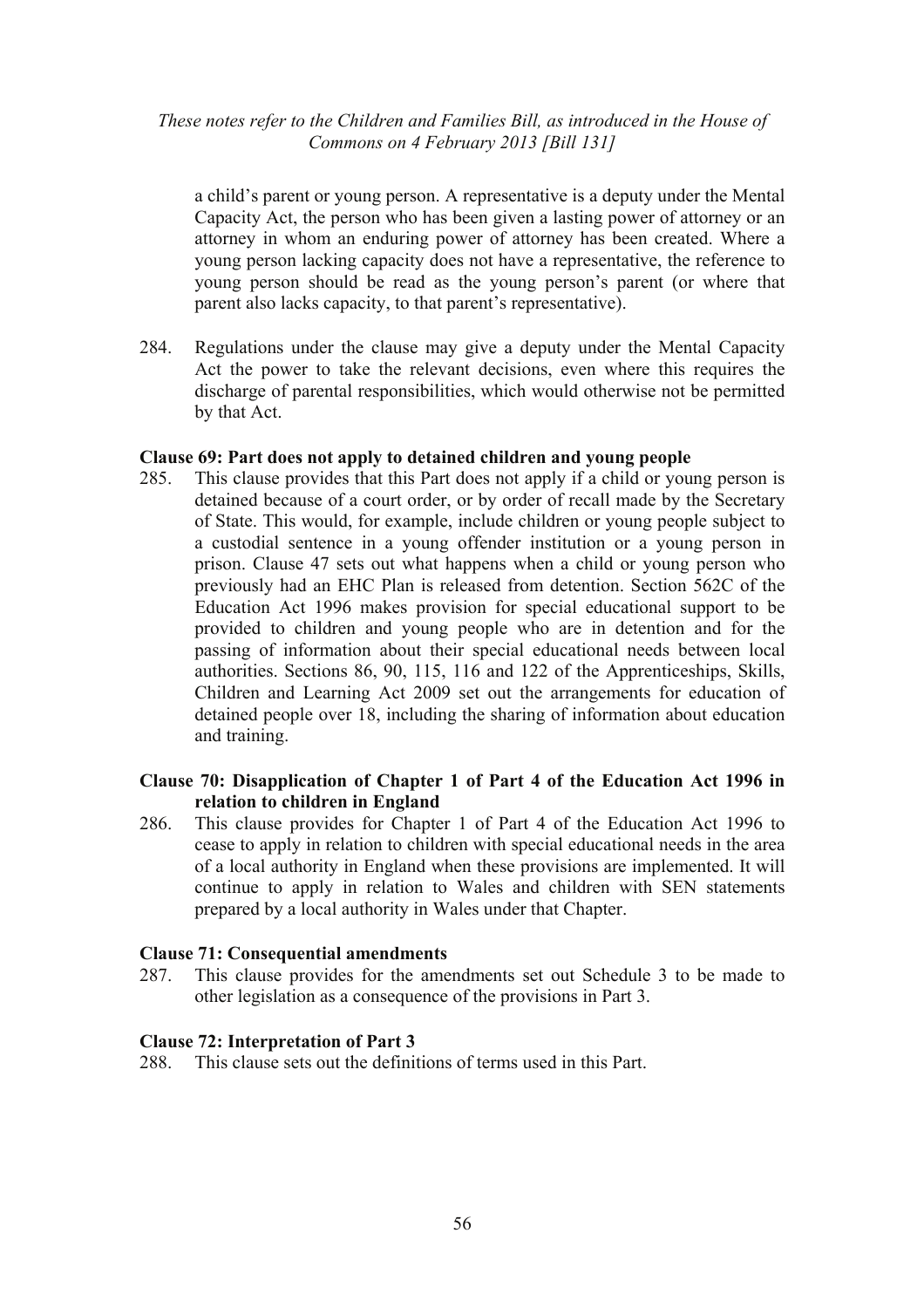a child's parent or young person. A representative is a deputy under the Mental Capacity Act, the person who has been given a lasting power of attorney or an attorney in whom an enduring power of attorney has been created. Where a young person lacking capacity does not have a representative, the reference to young person should be read as the young person's parent (or where that parent also lacks capacity, to that parent's representative).

284. Regulations under the clause may give a deputy under the Mental Capacity Act the power to take the relevant decisions, even where this requires the discharge of parental responsibilities, which would otherwise not be permitted by that Act.

**Clause 69: Part does not apply to detained children and young people**

285. This clause provides that this Part does not apply if a child or young person is detained because of a court order, or by order of recall made by the Secretary of State. This would, for example, include children or young people subject to a custodial sentence in a young offender institution or a young person in prison. Clause 47 sets out what happens when a child or young person who previously had an EHC Plan is released from detention. Section 562C of the Education Act 1996 makes provision for special educational support to be provided to children and young people who are in detention and for the passing of information about their special educational needs between local authorities. Sections 86, 90, 115, 116 and 122 of the Apprenticeships, Skills, Children and Learning Act 2009 set out the arrangements for education of detained people over 18, including the sharing of information about education and training.

**Clause 70: Disapplication of Chapter 1 of Part 4 of the Education Act 1996 in relation to children in England**

286. This clause provides for Chapter 1 of Part 4 of the Education Act 1996 to cease to apply in relation to children with special educational needs in the area of a local authority in England when these provisions are implemented. It will continue to apply in relation to Wales and children with SEN statements prepared by a local authority in Wales under that Chapter.

**Clause 71: Consequential amendments**

287. This clause provides for the amendments set out Schedule 3 to be made to other legislation as a consequence of the provisions in Part 3.

**Clause 72: Interpretation of Part 3**

288. This clause sets out the definitions of terms used in this Part.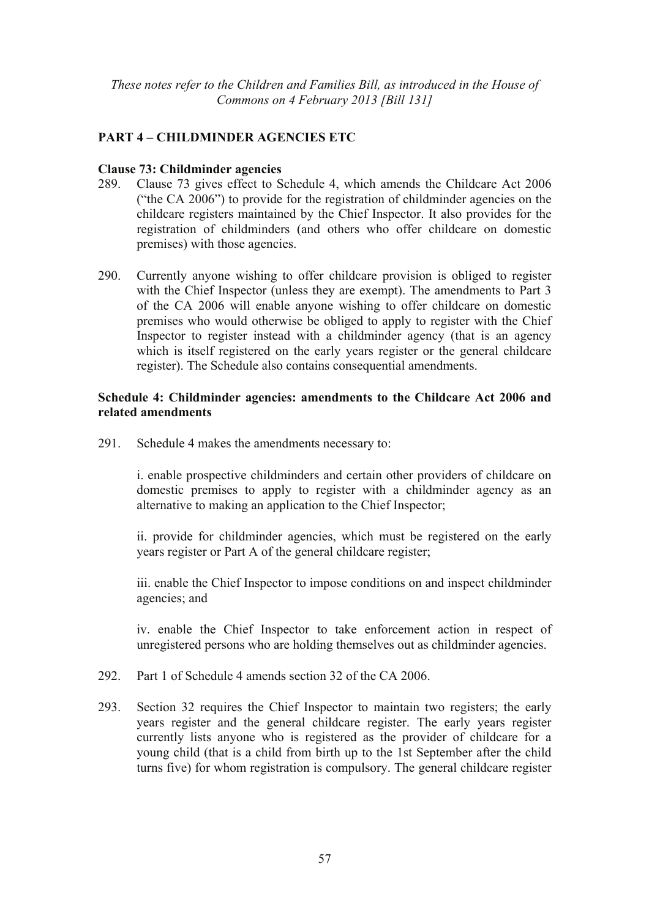## PART 4 – CHILDMINDER AGENCIES ETC

### Clause 73: Childminder agencies

289. Clause 73 gives effect to Schedule 4, which amends the Childcare Act 2006 ("the CA 2006") to provide for the registration of childminder agencies on the childcare registers maintained by the Chief Inspector. It also provides for the registration of childminders (and others who offer childcare on domestic premises) with those agencies.

290. Currently anyone wishing to offer childcare provision is obliged to register with the Chief Inspector (unless they are exempt). The amendments to Part 3 of the CA 2006 will enable anyone wishing to offer childcare on domestic premises who would otherwise be obliged to apply to register with the Chief Inspector to register instead with a childminder agency (that is an agency which is itself registered on the early years register or the general childcare register). The Schedule also contains consequential amendments.

### Schedule 4: Childminder agencies: amendments to the Childcare Act 2006 and related amendments

291. Schedule 4 makes the amendments necessary to:

i. enable prospective childminders and certain other providers of childcare on domestic premises to apply to register with a childminder agency as an alternative to making an application to the Chief Inspector;

ii. provide for childminder agencies, which must be registered on the early years register or Part A of the general childcare register;

iii. enable the Chief Inspector to impose conditions on and inspect childminder agencies; and

iv. enable the Chief Inspector to take enforcement action in respect of unregistered persons who are holding themselves out as childminder agencies.

292. Part 1 of Schedule 4 amends section 32 of the CA 2006.

293. Section 32 requires the Chief Inspector to maintain two registers; the early years register and the general childcare register. The early years register currently lists anyone who is registered as the provider of childcare for a young child (that is a child from birth up to the 1st September after the child turns five) for whom registration is compulsory. The general childcare register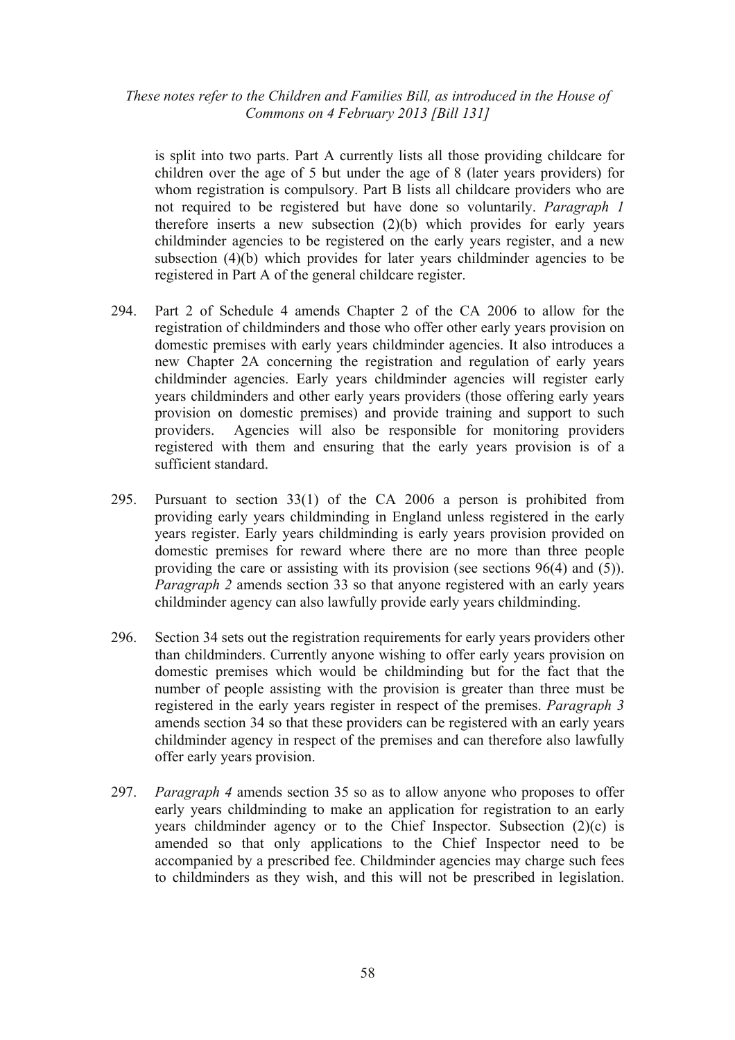is split into two parts. Part A currently lists all those providing childcare for children over the age of 5 but under the age of 8 (later years providers) for whom registration is compulsory. Part B lists all childcare providers who are not required to be registered but have done so voluntarily. *Paragraph 1* therefore inserts a new subsection (2)(b) which provides for early years childminder agencies to be registered on the early years register, and a new subsection (4)(b) which provides for later years childminder agencies to be registered in Part A of the general childcare register.

294. Part 2 of Schedule 4 amends Chapter 2 of the CA 2006 to allow for the registration of childminders and those who offer other early years provision on domestic premises with early years childminder agencies. It also introduces a new Chapter 2A concerning the registration and regulation of early years childminder agencies. Early years childminder agencies will register early years childminders and other early years providers (those offering early years provision on domestic premises) and provide training and support to such providers. Agencies will also be responsible for monitoring providers registered with them and ensuring that the early years provision is of a sufficient standard.

295. Pursuant to section 33(1) of the CA 2006 a person is prohibited from providing early years childminding in England unless registered in the early years register. Early years childminding is early years provision provided on domestic premises for reward where there are no more than three people providing the care or assisting with its provision (see sections 96(4) and (5)). *Paragraph 2* amends section 33 so that anyone registered with an early years childminder agency can also lawfully provide early years childminding.

296. Section 34 sets out the registration requirements for early years providers other than childminders. Currently anyone wishing to offer early years provision on domestic premises which would be childminding but for the fact that the number of people assisting with the provision is greater than three must be registered in the early years register in respect of the premises. *Paragraph 3* amends section 34 so that these providers can be registered with an early years childminder agency in respect of the premises and can therefore also lawfully offer early years provision.

297. *Paragraph 4* amends section 35 so as to allow anyone who proposes to offer early years childminding to make an application for registration to an early years childminder agency or to the Chief Inspector. Subsection (2)(c) is amended so that only applications to the Chief Inspector need to be accompanied by a prescribed fee. Childminder agencies may charge such fees to childminders as they wish, and this will not be prescribed in legislation.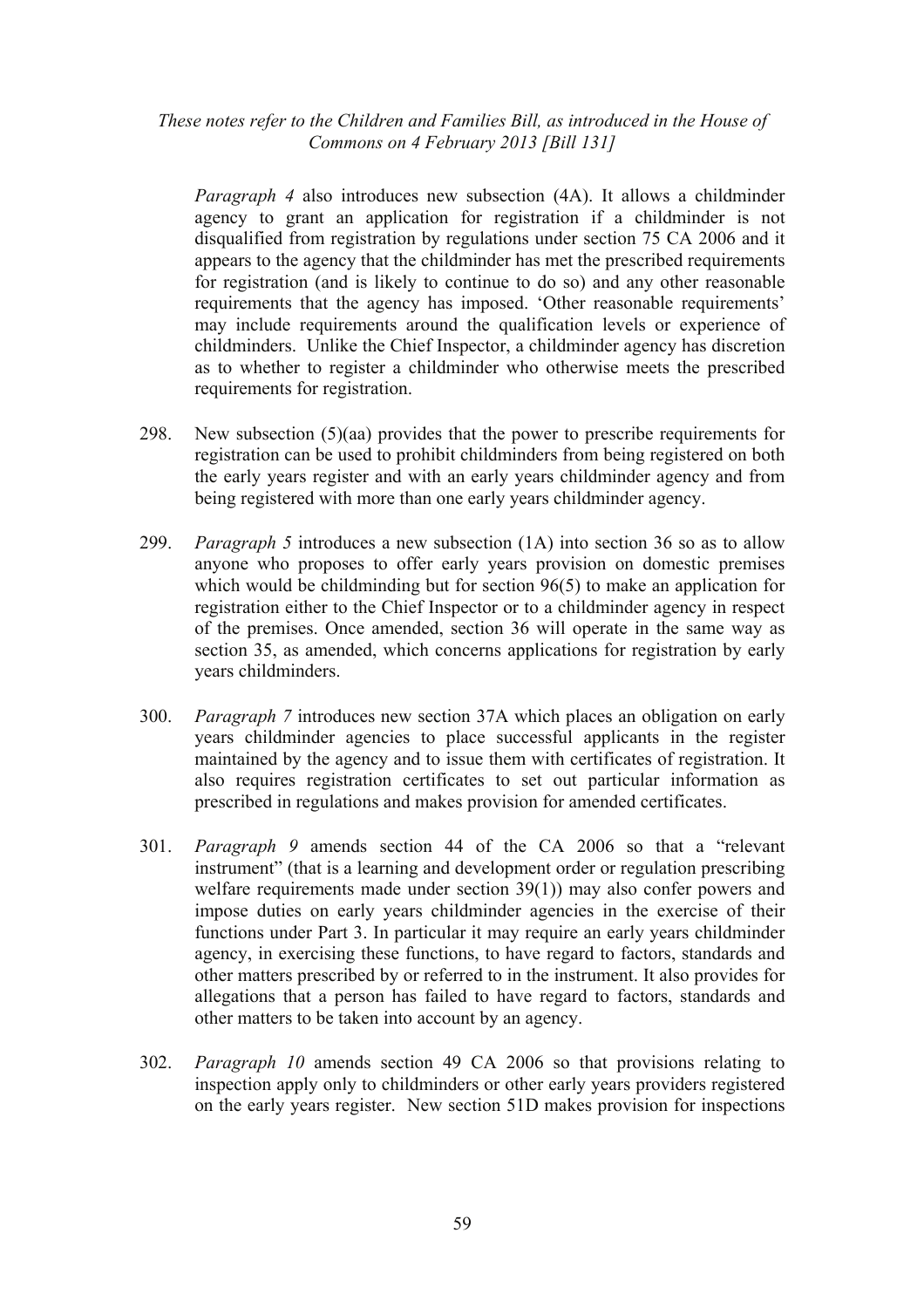*Paragraph 4* also introduces new subsection (4A). It allows a childminder agency to grant an application for registration if a childminder is not disqualified from registration by regulations under section 75 CA 2006 and it appears to the agency that the childminder has met the prescribed requirements for registration (and is likely to continue to do so) and any other reasonable requirements that the agency has imposed. 'Other reasonable requirements' may include requirements around the qualification levels or experience of childminders. Unlike the Chief Inspector, a childminder agency has discretion as to whether to register a childminder who otherwise meets the prescribed requirements for registration.

298. New subsection (5)(aa) provides that the power to prescribe requirements for registration can be used to prohibit childminders from being registered on both the early years register and with an early years childminder agency and from being registered with more than one early years childminder agency.

299. *Paragraph 5* introduces a new subsection (1A) into section 36 so as to allow anyone who proposes to offer early years provision on domestic premises which would be childminding but for section 96(5) to make an application for registration either to the Chief Inspector or to a childminder agency in respect of the premises. Once amended, section 36 will operate in the same way as section 35, as amended, which concerns applications for registration by early years childminders.

300. *Paragraph 7* introduces new section 37A which places an obligation on early years childminder agencies to place successful applicants in the register maintained by the agency and to issue them with certificates of registration. It also requires registration certificates to set out particular information as prescribed in regulations and makes provision for amended certificates.

301. *Paragraph 9* amends section 44 of the CA 2006 so that a "relevant instrument" (that is a learning and development order or regulation prescribing welfare requirements made under section 39(1)) may also confer powers and impose duties on early years childminder agencies in the exercise of their functions under Part 3. In particular it may require an early years childminder agency, in exercising these functions, to have regard to factors, standards and other matters prescribed by or referred to in the instrument. It also provides for allegations that a person has failed to have regard to factors, standards and other matters to be taken into account by an agency.

302. *Paragraph 10* amends section 49 CA 2006 so that provisions relating to inspection apply only to childminders or other early years providers registered on the early years register. New section 51D makes provision for inspections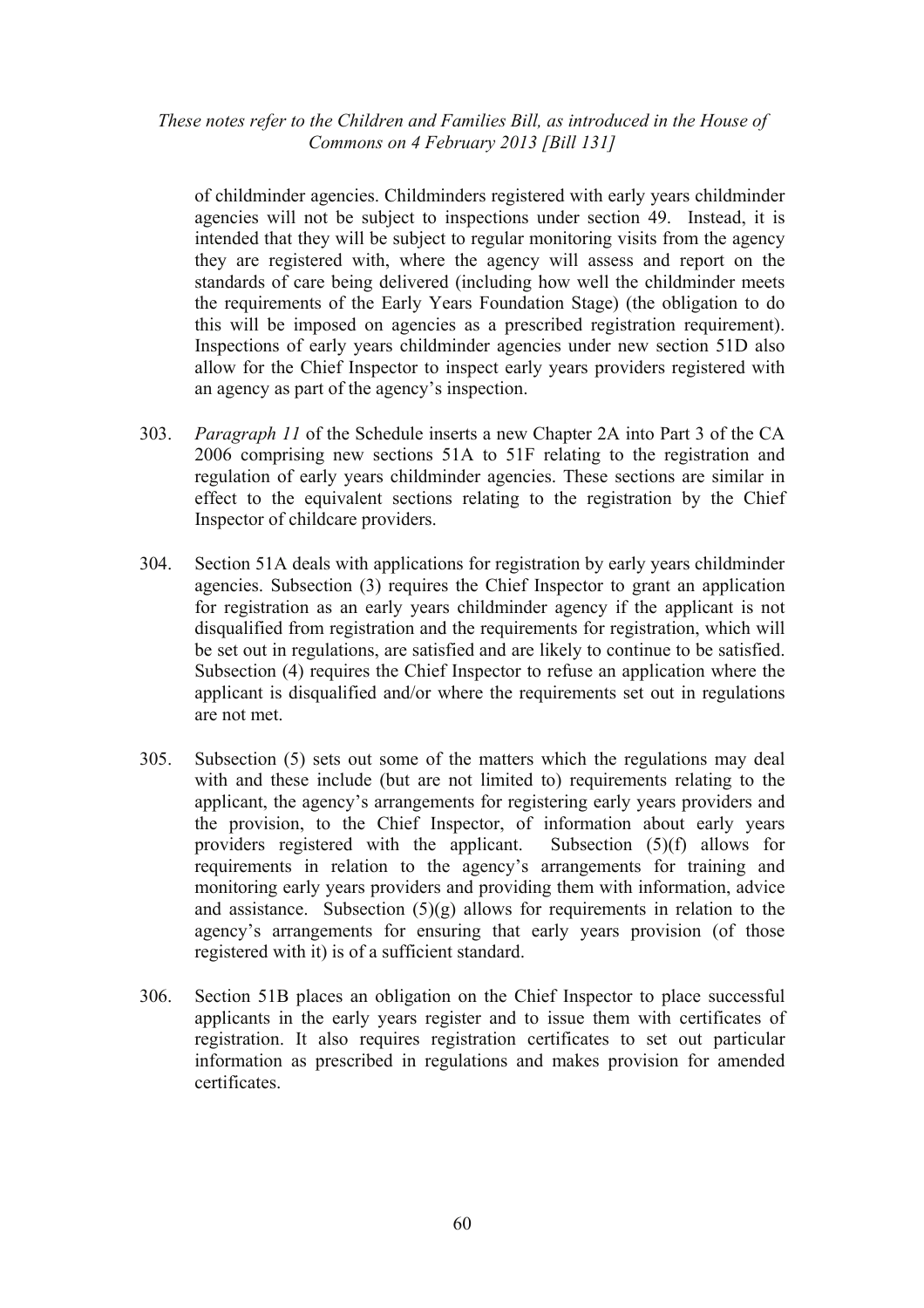of childminder agencies. Childminders registered with early years childminder agencies will not be subject to inspections under section 49. Instead, it is intended that they will be subject to regular monitoring visits from the agency they are registered with, where the agency will assess and report on the standards of care being delivered (including how well the childminder meets the requirements of the Early Years Foundation Stage) (the obligation to do this will be imposed on agencies as a prescribed registration requirement). Inspections of early years childminder agencies under new section 51D also allow for the Chief Inspector to inspect early years providers registered with an agency as part of the agency's inspection.

303. *Paragraph 11* of the Schedule inserts a new Chapter 2A into Part 3 of the CA 2006 comprising new sections 51A to 51F relating to the registration and regulation of early years childminder agencies. These sections are similar in effect to the equivalent sections relating to the registration by the Chief Inspector of childcare providers.

304. Section 51A deals with applications for registration by early years childminder agencies. Subsection (3) requires the Chief Inspector to grant an application for registration as an early years childminder agency if the applicant is not disqualified from registration and the requirements for registration, which will be set out in regulations, are satisfied and are likely to continue to be satisfied. Subsection (4) requires the Chief Inspector to refuse an application where the applicant is disqualified and/or where the requirements set out in regulations are not met.

305. Subsection (5) sets out some of the matters which the regulations may deal with and these include (but are not limited to) requirements relating to the applicant, the agency's arrangements for registering early years providers and the provision, to the Chief Inspector, of information about early years providers registered with the applicant. Subsection (5)(f) allows for requirements in relation to the agency's arrangements for training and monitoring early years providers and providing them with information, advice and assistance. Subsection (5)(g) allows for requirements in relation to the agency's arrangements for ensuring that early years provision (of those registered with it) is of a sufficient standard.

306. Section 51B places an obligation on the Chief Inspector to place successful applicants in the early years register and to issue them with certificates of registration. It also requires registration certificates to set out particular information as prescribed in regulations and makes provision for amended certificates.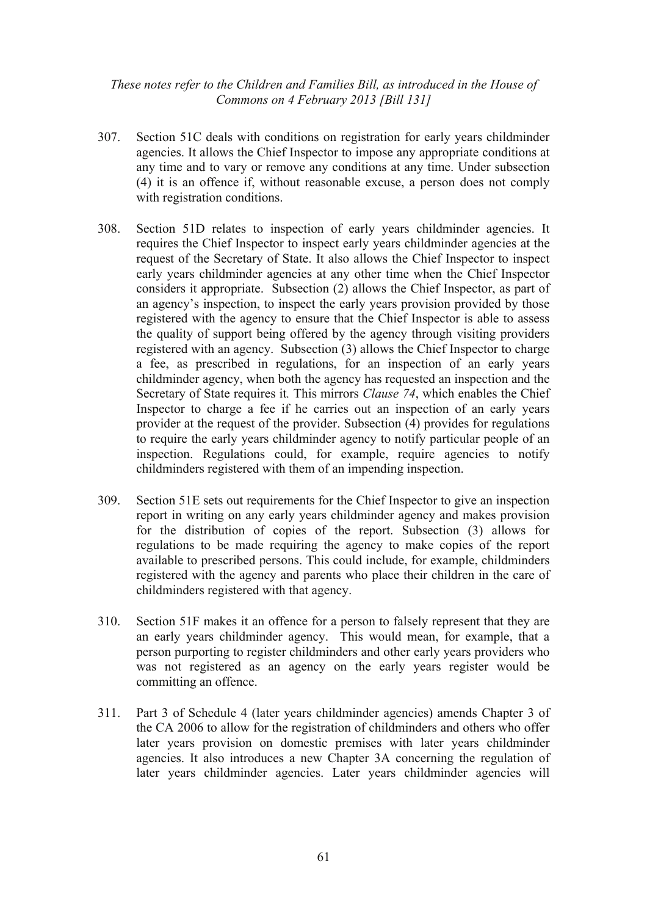307. Section 51C deals with conditions on registration for early years childminder agencies. It allows the Chief Inspector to impose any appropriate conditions at any time and to vary or remove any conditions at any time. Under subsection (4) it is an offence if, without reasonable excuse, a person does not comply with registration conditions.

308. Section 51D relates to inspection of early years childminder agencies. It requires the Chief Inspector to inspect early years childminder agencies at the request of the Secretary of State. It also allows the Chief Inspector to inspect early years childminder agencies at any other time when the Chief Inspector considers it appropriate. Subsection (2) allows the Chief Inspector, as part of an agency's inspection, to inspect the early years provision provided by those registered with the agency to ensure that the Chief Inspector is able to assess the quality of support being offered by the agency through visiting providers registered with an agency. Subsection (3) allows the Chief Inspector to charge a fee, as prescribed in regulations, for an inspection of an early years childminder agency, when both the agency has requested an inspection and the Secretary of State requires it*.* This mirrors *Clause 74*, which enables the Chief Inspector to charge a fee if he carries out an inspection of an early years provider at the request of the provider. Subsection (4) provides for regulations to require the early years childminder agency to notify particular people of an inspection. Regulations could, for example, require agencies to notify childminders registered with them of an impending inspection.

309. Section 51E sets out requirements for the Chief Inspector to give an inspection report in writing on any early years childminder agency and makes provision for the distribution of copies of the report. Subsection (3) allows for regulations to be made requiring the agency to make copies of the report available to prescribed persons. This could include, for example, childminders registered with the agency and parents who place their children in the care of childminders registered with that agency.

310. Section 51F makes it an offence for a person to falsely represent that they are an early years childminder agency. This would mean, for example, that a person purporting to register childminders and other early years providers who was not registered as an agency on the early years register would be committing an offence.

311. Part 3 of Schedule 4 (later years childminder agencies) amends Chapter 3 of the CA 2006 to allow for the registration of childminders and others who offer later years provision on domestic premises with later years childminder agencies. It also introduces a new Chapter 3A concerning the regulation of later years childminder agencies. Later years childminder agencies will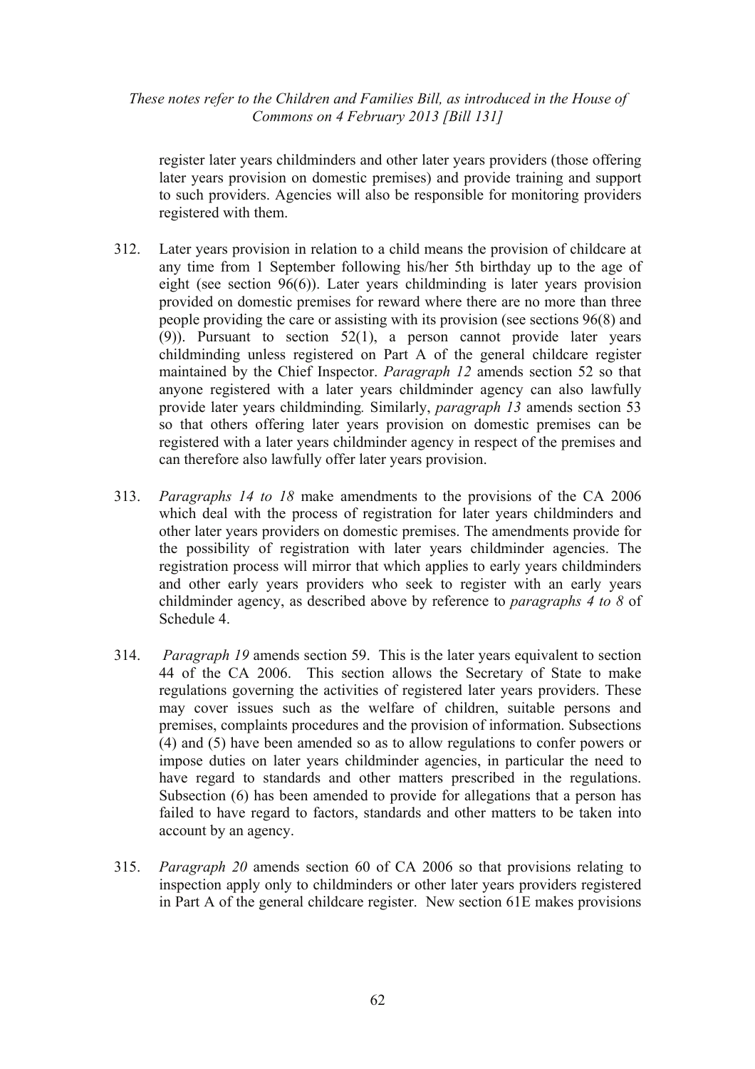register later years childminders and other later years providers (those offering later years provision on domestic premises) and provide training and support to such providers. Agencies will also be responsible for monitoring providers registered with them.

312. Later years provision in relation to a child means the provision of childcare at any time from 1 September following his/her 5th birthday up to the age of eight (see section 96(6)). Later years childminding is later years provision provided on domestic premises for reward where there are no more than three people providing the care or assisting with its provision (see sections 96(8) and (9)). Pursuant to section 52(1), a person cannot provide later years childminding unless registered on Part A of the general childcare register maintained by the Chief Inspector. *Paragraph 12* amends section 52 so that anyone registered with a later years childminder agency can also lawfully provide later years childminding*.* Similarly, *paragraph 13* amends section 53 so that others offering later years provision on domestic premises can be registered with a later years childminder agency in respect of the premises and can therefore also lawfully offer later years provision.

313. *Paragraphs 14 to 18* make amendments to the provisions of the CA 2006 which deal with the process of registration for later years childminders and other later years providers on domestic premises. The amendments provide for the possibility of registration with later years childminder agencies. The registration process will mirror that which applies to early years childminders and other early years providers who seek to register with an early years childminder agency, as described above by reference to *paragraphs 4 to 8* of Schedule 4.

314. *Paragraph 19* amends section 59. This is the later years equivalent to section 44 of the CA 2006. This section allows the Secretary of State to make regulations governing the activities of registered later years providers. These may cover issues such as the welfare of children, suitable persons and premises, complaints procedures and the provision of information. Subsections (4) and (5) have been amended so as to allow regulations to confer powers or impose duties on later years childminder agencies, in particular the need to have regard to standards and other matters prescribed in the regulations. Subsection (6) has been amended to provide for allegations that a person has failed to have regard to factors, standards and other matters to be taken into account by an agency.

315. *Paragraph 20* amends section 60 of CA 2006 so that provisions relating to inspection apply only to childminders or other later years providers registered in Part A of the general childcare register. New section 61E makes provisions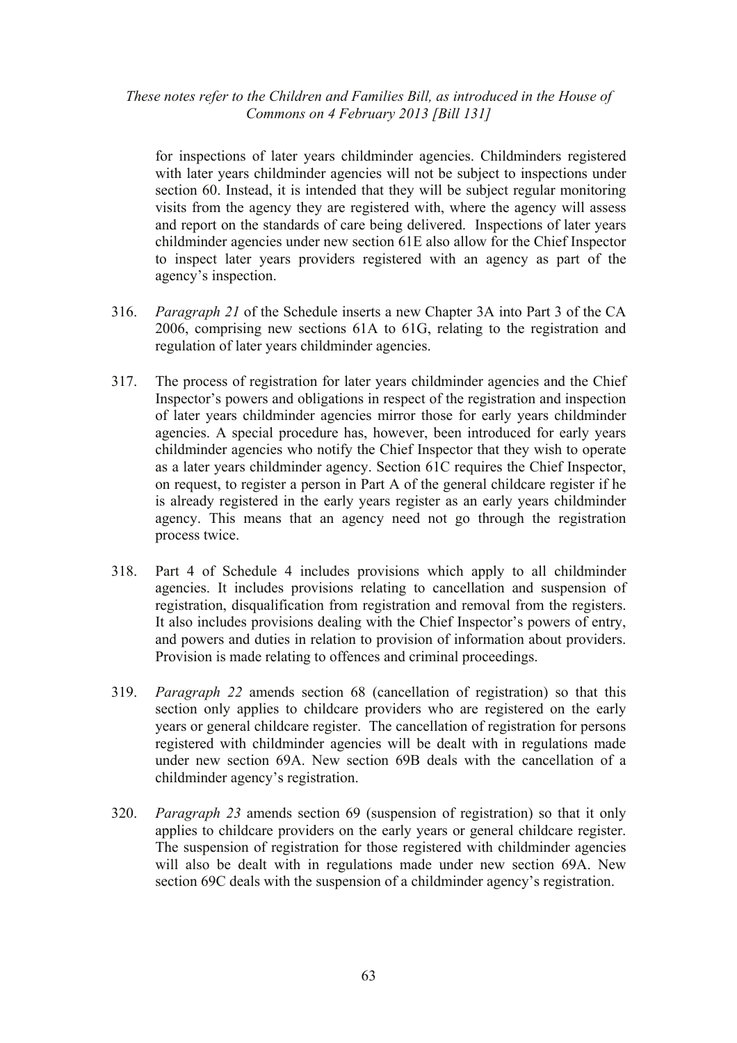for inspections of later years childminder agencies. Childminders registered with later years childminder agencies will not be subject to inspections under section 60. Instead, it is intended that they will be subject regular monitoring visits from the agency they are registered with, where the agency will assess and report on the standards of care being delivered. Inspections of later years childminder agencies under new section 61E also allow for the Chief Inspector to inspect later years providers registered with an agency as part of the agency's inspection.

316. *Paragraph 21* of the Schedule inserts a new Chapter 3A into Part 3 of the CA 2006, comprising new sections 61A to 61G, relating to the registration and regulation of later years childminder agencies.

317. The process of registration for later years childminder agencies and the Chief Inspector's powers and obligations in respect of the registration and inspection of later years childminder agencies mirror those for early years childminder agencies. A special procedure has, however, been introduced for early years childminder agencies who notify the Chief Inspector that they wish to operate as a later years childminder agency. Section 61C requires the Chief Inspector, on request, to register a person in Part A of the general childcare register if he is already registered in the early years register as an early years childminder agency. This means that an agency need not go through the registration process twice.

318. Part 4 of Schedule 4 includes provisions which apply to all childminder agencies. It includes provisions relating to cancellation and suspension of registration, disqualification from registration and removal from the registers. It also includes provisions dealing with the Chief Inspector's powers of entry, and powers and duties in relation to provision of information about providers. Provision is made relating to offences and criminal proceedings.

319. *Paragraph 22* amends section 68 (cancellation of registration) so that this section only applies to childcare providers who are registered on the early years or general childcare register. The cancellation of registration for persons registered with childminder agencies will be dealt with in regulations made under new section 69A. New section 69B deals with the cancellation of a childminder agency's registration.

320. *Paragraph 23* amends section 69 (suspension of registration) so that it only applies to childcare providers on the early years or general childcare register. The suspension of registration for those registered with childminder agencies will also be dealt with in regulations made under new section 69A. New section 69C deals with the suspension of a childminder agency's registration.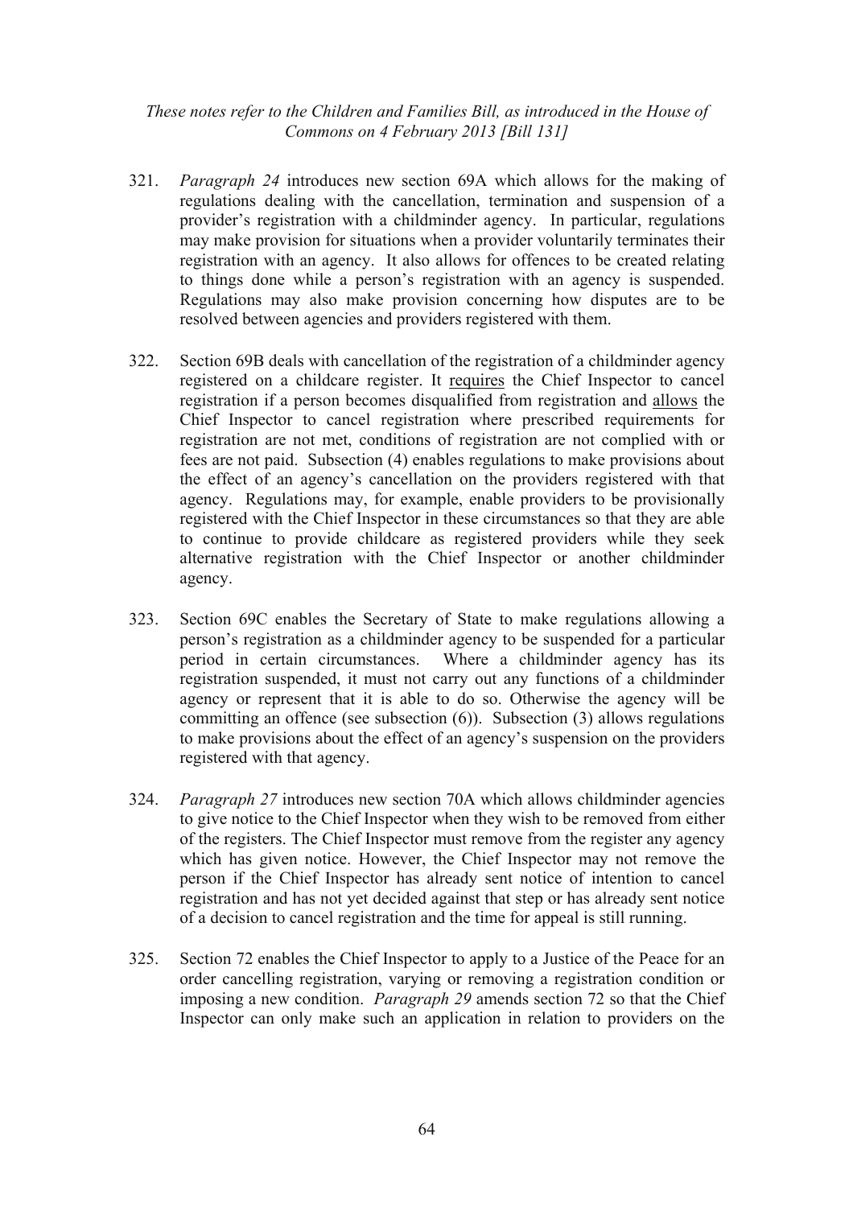321. *Paragraph 24* introduces new section 69A which allows for the making of regulations dealing with the cancellation, termination and suspension of a provider's registration with a childminder agency. In particular, regulations may make provision for situations when a provider voluntarily terminates their registration with an agency. It also allows for offences to be created relating to things done while a person's registration with an agency is suspended. Regulations may also make provision concerning how disputes are to be resolved between agencies and providers registered with them.

322. Section 69B deals with cancellation of the registration of a childminder agency registered on a childcare register. It requires the Chief Inspector to cancel registration if a person becomes disqualified from registration and allows the Chief Inspector to cancel registration where prescribed requirements for registration are not met, conditions of registration are not complied with or fees are not paid. Subsection (4) enables regulations to make provisions about the effect of an agency's cancellation on the providers registered with that agency. Regulations may, for example, enable providers to be provisionally registered with the Chief Inspector in these circumstances so that they are able to continue to provide childcare as registered providers while they seek alternative registration with the Chief Inspector or another childminder agency.

323. Section 69C enables the Secretary of State to make regulations allowing a person's registration as a childminder agency to be suspended for a particular period in certain circumstances. Where a childminder agency has its registration suspended, it must not carry out any functions of a childminder agency or represent that it is able to do so. Otherwise the agency will be committing an offence (see subsection (6)). Subsection (3) allows regulations to make provisions about the effect of an agency's suspension on the providers registered with that agency.

324. *Paragraph 27* introduces new section 70A which allows childminder agencies to give notice to the Chief Inspector when they wish to be removed from either of the registers. The Chief Inspector must remove from the register any agency which has given notice. However, the Chief Inspector may not remove the person if the Chief Inspector has already sent notice of intention to cancel registration and has not yet decided against that step or has already sent notice of a decision to cancel registration and the time for appeal is still running.

325. Section 72 enables the Chief Inspector to apply to a Justice of the Peace for an order cancelling registration, varying or removing a registration condition or imposing a new condition. *Paragraph 29* amends section 72 so that the Chief Inspector can only make such an application in relation to providers on the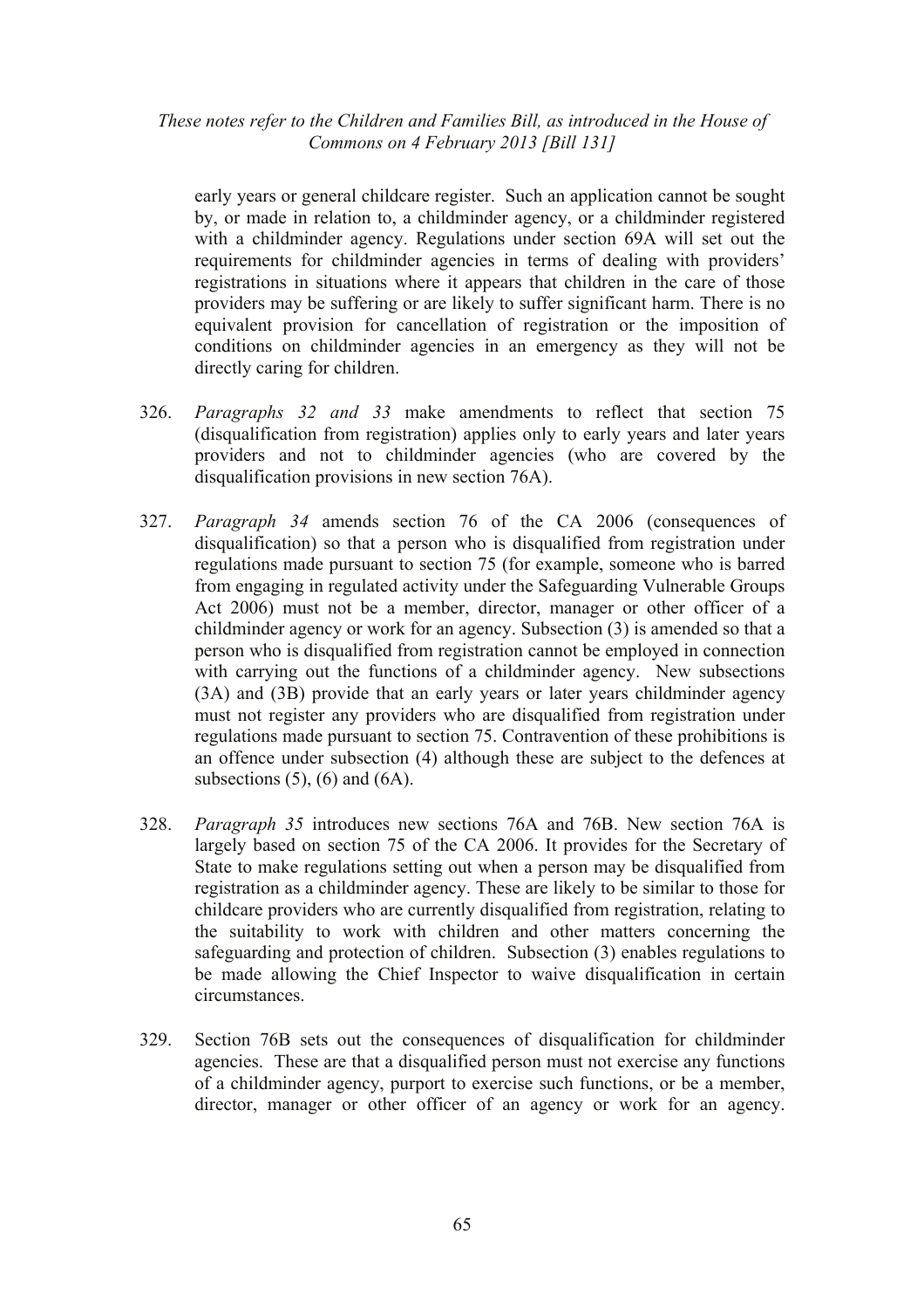early years or general childcare register. Such an application cannot be sought by, or made in relation to, a childminder agency, or a childminder registered with a childminder agency. Regulations under section 69A will set out the requirements for childminder agencies in terms of dealing with providers' registrations in situations where it appears that children in the care of those providers may be suffering or are likely to suffer significant harm. There is no equivalent provision for cancellation of registration or the imposition of conditions on childminder agencies in an emergency as they will not be directly caring for children.

326. *Paragraphs 32 and 33* make amendments to reflect that section 75 (disqualification from registration) applies only to early years and later years providers and not to childminder agencies (who are covered by the disqualification provisions in new section 76A).

327. *Paragraph 34* amends section 76 of the CA 2006 (consequences of disqualification) so that a person who is disqualified from registration under regulations made pursuant to section 75 (for example, someone who is barred from engaging in regulated activity under the Safeguarding Vulnerable Groups Act 2006) must not be a member, director, manager or other officer of a childminder agency or work for an agency. Subsection (3) is amended so that a person who is disqualified from registration cannot be employed in connection with carrying out the functions of a childminder agency. New subsections (3A) and (3B) provide that an early years or later years childminder agency must not register any providers who are disqualified from registration under regulations made pursuant to section 75. Contravention of these prohibitions is an offence under subsection (4) although these are subject to the defences at subsections (5), (6) and (6A).

328. *Paragraph 35* introduces new sections 76A and 76B. New section 76A is largely based on section 75 of the CA 2006. It provides for the Secretary of State to make regulations setting out when a person may be disqualified from registration as a childminder agency. These are likely to be similar to those for childcare providers who are currently disqualified from registration, relating to the suitability to work with children and other matters concerning the safeguarding and protection of children. Subsection (3) enables regulations to be made allowing the Chief Inspector to waive disqualification in certain circumstances.

329. Section 76B sets out the consequences of disqualification for childminder agencies. These are that a disqualified person must not exercise any functions of a childminder agency, purport to exercise such functions, or be a member, director, manager or other officer of an agency or work for an agency.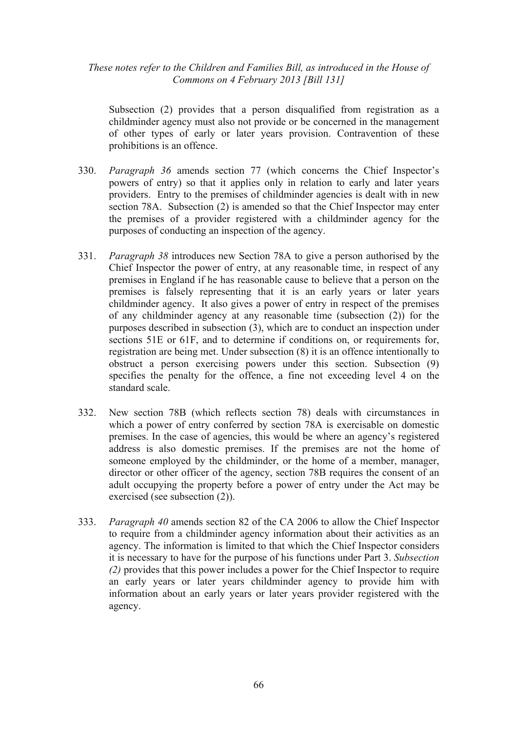Subsection (2) provides that a person disqualified from registration as a childminder agency must also not provide or be concerned in the management of other types of early or later years provision. Contravention of these prohibitions is an offence.

330. *Paragraph 36* amends section 77 (which concerns the Chief Inspector's powers of entry) so that it applies only in relation to early and later years providers. Entry to the premises of childminder agencies is dealt with in new section 78A. Subsection (2) is amended so that the Chief Inspector may enter the premises of a provider registered with a childminder agency for the purposes of conducting an inspection of the agency.

331. *Paragraph 38* introduces new Section 78A to give a person authorised by the Chief Inspector the power of entry, at any reasonable time, in respect of any premises in England if he has reasonable cause to believe that a person on the premises is falsely representing that it is an early years or later years childminder agency. It also gives a power of entry in respect of the premises of any childminder agency at any reasonable time (subsection (2)) for the purposes described in subsection (3), which are to conduct an inspection under sections 51E or 61F, and to determine if conditions on, or requirements for, registration are being met. Under subsection (8) it is an offence intentionally to obstruct a person exercising powers under this section. Subsection (9) specifies the penalty for the offence, a fine not exceeding level 4 on the standard scale.

332. New section 78B (which reflects section 78) deals with circumstances in which a power of entry conferred by section 78A is exercisable on domestic premises. In the case of agencies, this would be where an agency's registered address is also domestic premises. If the premises are not the home of someone employed by the childminder, or the home of a member, manager, director or other officer of the agency, section 78B requires the consent of an adult occupying the property before a power of entry under the Act may be exercised (see subsection (2)).

333. *Paragraph 40* amends section 82 of the CA 2006 to allow the Chief Inspector to require from a childminder agency information about their activities as an agency. The information is limited to that which the Chief Inspector considers it is necessary to have for the purpose of his functions under Part 3. *Subsection (2)* provides that this power includes a power for the Chief Inspector to require an early years or later years childminder agency to provide him with information about an early years or later years provider registered with the agency.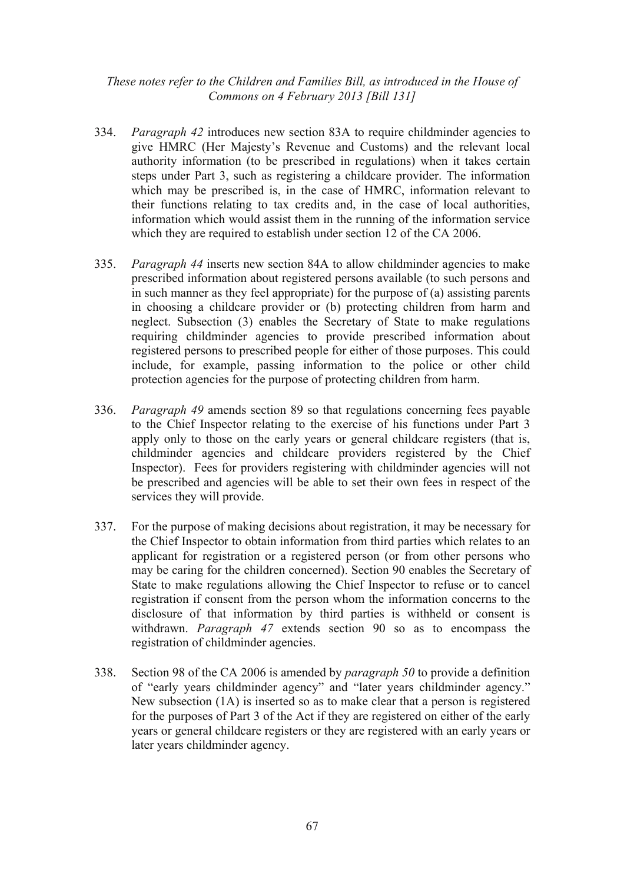334. *Paragraph 42* introduces new section 83A to require childminder agencies to give HMRC (Her Majesty's Revenue and Customs) and the relevant local authority information (to be prescribed in regulations) when it takes certain steps under Part 3, such as registering a childcare provider. The information which may be prescribed is, in the case of HMRC, information relevant to their functions relating to tax credits and, in the case of local authorities, information which would assist them in the running of the information service which they are required to establish under section 12 of the CA 2006.

335. *Paragraph 44* inserts new section 84A to allow childminder agencies to make prescribed information about registered persons available (to such persons and in such manner as they feel appropriate) for the purpose of (a) assisting parents in choosing a childcare provider or (b) protecting children from harm and neglect. Subsection (3) enables the Secretary of State to make regulations requiring childminder agencies to provide prescribed information about registered persons to prescribed people for either of those purposes. This could include, for example, passing information to the police or other child protection agencies for the purpose of protecting children from harm.

336. *Paragraph 49* amends section 89 so that regulations concerning fees payable to the Chief Inspector relating to the exercise of his functions under Part 3 apply only to those on the early years or general childcare registers (that is, childminder agencies and childcare providers registered by the Chief Inspector). Fees for providers registering with childminder agencies will not be prescribed and agencies will be able to set their own fees in respect of the services they will provide.

337. For the purpose of making decisions about registration, it may be necessary for the Chief Inspector to obtain information from third parties which relates to an applicant for registration or a registered person (or from other persons who may be caring for the children concerned). Section 90 enables the Secretary of State to make regulations allowing the Chief Inspector to refuse or to cancel registration if consent from the person whom the information concerns to the disclosure of that information by third parties is withheld or consent is withdrawn. *Paragraph 47* extends section 90 so as to encompass the registration of childminder agencies.

338. Section 98 of the CA 2006 is amended by *paragraph 50* to provide a definition of "early years childminder agency" and "later years childminder agency." New subsection (1A) is inserted so as to make clear that a person is registered for the purposes of Part 3 of the Act if they are registered on either of the early years or general childcare registers or they are registered with an early years or later years childminder agency.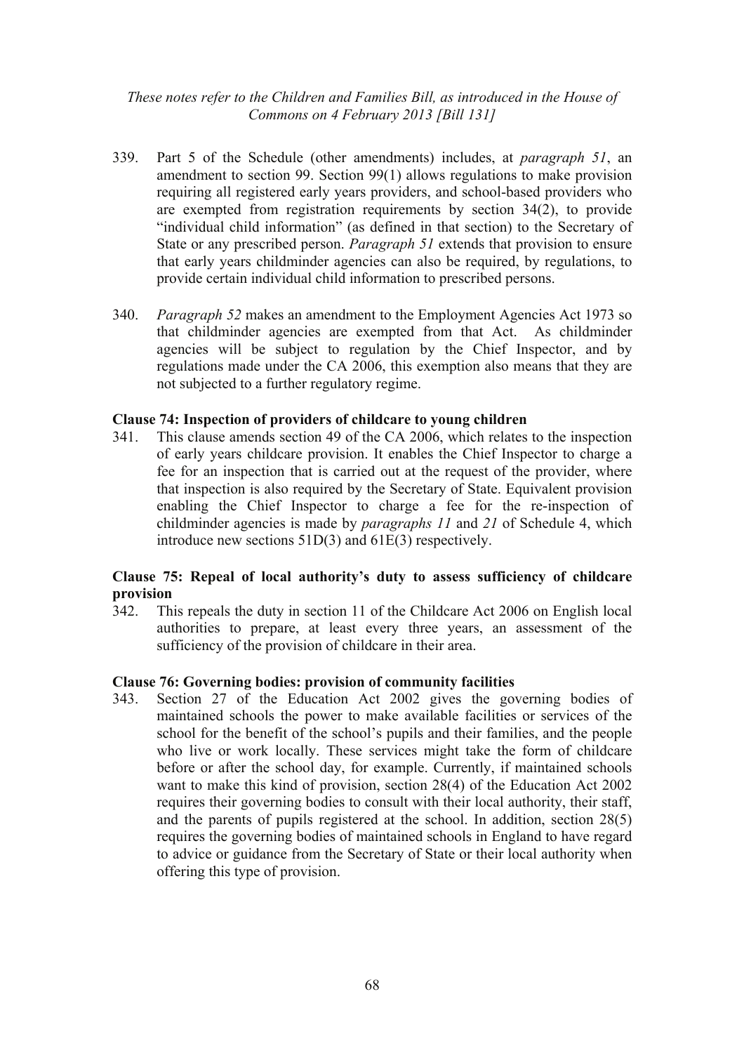339. Part 5 of the Schedule (other amendments) includes, at *paragraph 51*, an amendment to section 99. Section 99(1) allows regulations to make provision requiring all registered early years providers, and school-based providers who are exempted from registration requirements by section 34(2), to provide "individual child information" (as defined in that section) to the Secretary of State or any prescribed person. *Paragraph 51* extends that provision to ensure that early years childminder agencies can also be required, by regulations, to provide certain individual child information to prescribed persons.

340. *Paragraph 52* makes an amendment to the Employment Agencies Act 1973 so that childminder agencies are exempted from that Act. As childminder agencies will be subject to regulation by the Chief Inspector, and by regulations made under the CA 2006, this exemption also means that they are not subjected to a further regulatory regime.

**Clause 74: Inspection of providers of childcare to young children**

341. This clause amends section 49 of the CA 2006, which relates to the inspection of early years childcare provision. It enables the Chief Inspector to charge a fee for an inspection that is carried out at the request of the provider, where that inspection is also required by the Secretary of State. Equivalent provision enabling the Chief Inspector to charge a fee for the re-inspection of childminder agencies is made by *paragraphs 11* and *21* of Schedule 4, which introduce new sections 51D(3) and 61E(3) respectively.

**Clause 75: Repeal of local authority's duty to assess sufficiency of childcare provision**

342. This repeals the duty in section 11 of the Childcare Act 2006 on English local authorities to prepare, at least every three years, an assessment of the sufficiency of the provision of childcare in their area.

**Clause 76: Governing bodies: provision of community facilities**

343. Section 27 of the Education Act 2002 gives the governing bodies of maintained schools the power to make available facilities or services of the school for the benefit of the school's pupils and their families, and the people who live or work locally. These services might take the form of childcare before or after the school day, for example. Currently, if maintained schools want to make this kind of provision, section 28(4) of the Education Act 2002 requires their governing bodies to consult with their local authority, their staff, and the parents of pupils registered at the school. In addition, section 28(5) requires the governing bodies of maintained schools in England to have regard to advice or guidance from the Secretary of State or their local authority when offering this type of provision.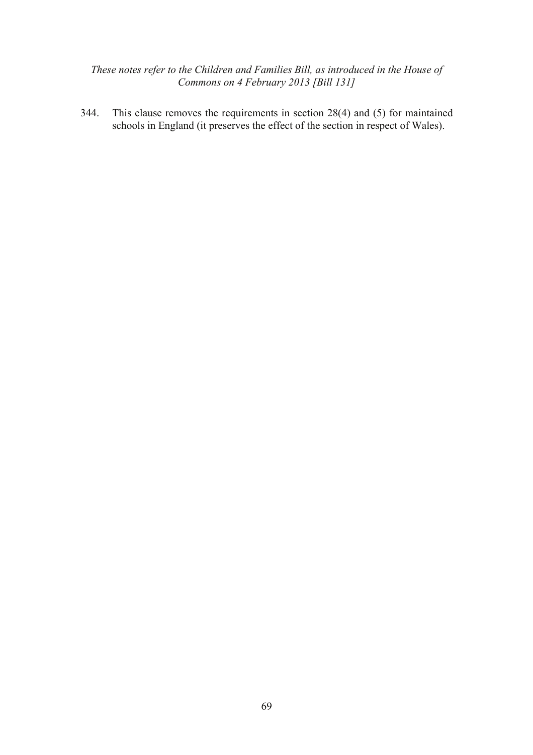344. This clause removes the requirements in section 28(4) and (5) for maintained schools in England (it preserves the effect of the section in respect of Wales).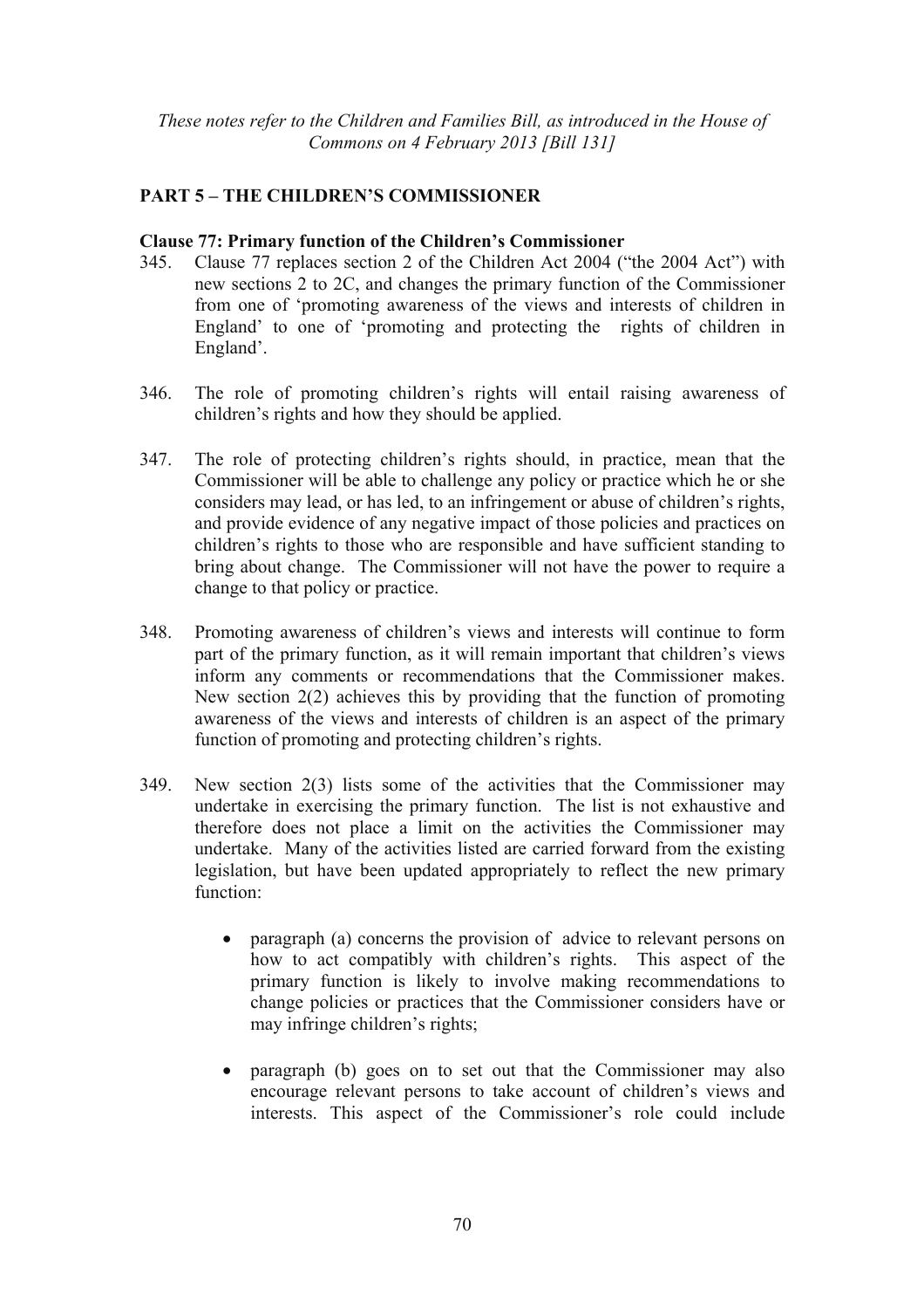*These notes refer to the Children and Families Bill, as introduced in the House of Commons on 4 February 2013 [Bill 131]*

## PART 5 – THE CHILDREN'S COMMISSIONER

### Clause 77: Primary function of the Children's Commissioner

345. Clause 77 replaces section 2 of the Children Act 2004 ("the 2004 Act") with new sections 2 to 2C, and changes the primary function of the Commissioner from one of 'promoting awareness of the views and interests of children in England' to one of 'promoting and protecting the rights of children in England'.

346. The role of promoting children's rights will entail raising awareness of children's rights and how they should be applied.

347. The role of protecting children's rights should, in practice, mean that the Commissioner will be able to challenge any policy or practice which he or she considers may lead, or has led, to an infringement or abuse of children's rights, and provide evidence of any negative impact of those policies and practices on children's rights to those who are responsible and have sufficient standing to bring about change. The Commissioner will not have the power to require a change to that policy or practice.

348. Promoting awareness of children's views and interests will continue to form part of the primary function, as it will remain important that children's views inform any comments or recommendations that the Commissioner makes. New section 2(2) achieves this by providing that the function of promoting awareness of the views and interests of children is an aspect of the primary function of promoting and protecting children's rights.

349. New section 2(3) lists some of the activities that the Commissioner may undertake in exercising the primary function. The list is not exhaustive and therefore does not place a limit on the activities the Commissioner may undertake. Many of the activities listed are carried forward from the existing legislation, but have been updated appropriately to reflect the new primary function:

- paragraph (a) concerns the provision of advice to relevant persons on how to act compatibly with children's rights. This aspect of the primary function is likely to involve making recommendations to change policies or practices that the Commissioner considers have or may infringe children's rights;

- paragraph (b) goes on to set out that the Commissioner may also encourage relevant persons to take account of children's views and interests. This aspect of the Commissioner's role could include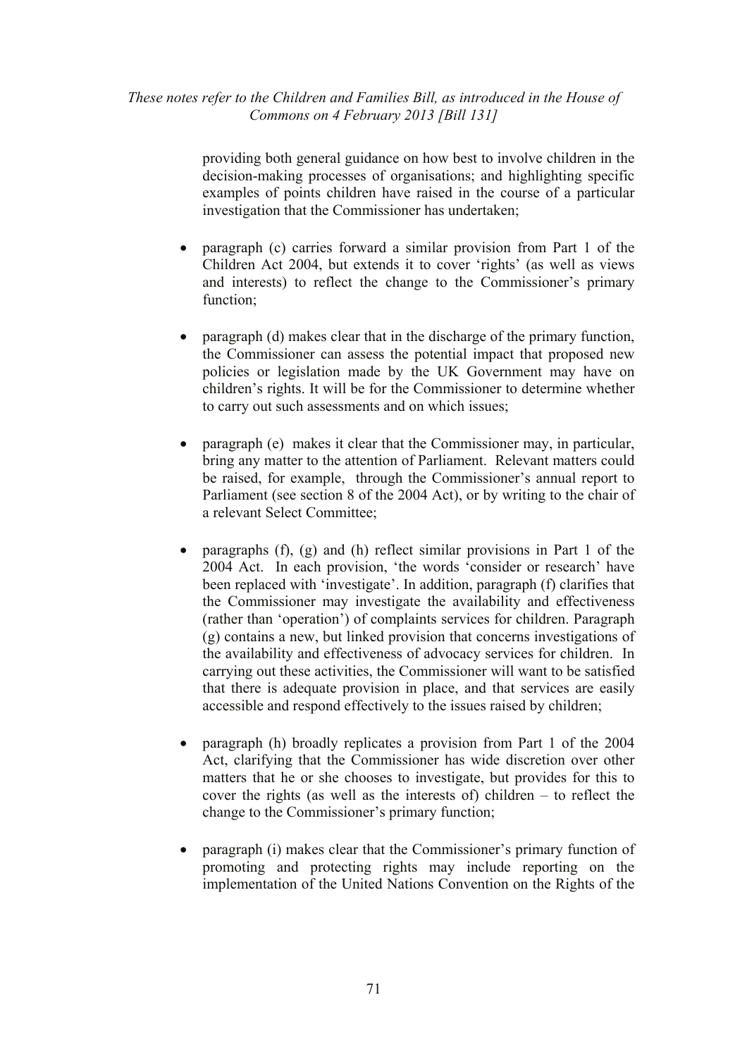providing both general guidance on how best to involve children in the decision-making processes of organisations; and highlighting specific examples of points children have raised in the course of a particular investigation that the Commissioner has undertaken;

- paragraph (c) carries forward a similar provision from Part 1 of the Children Act 2004, but extends it to cover 'rights' (as well as views and interests) to reflect the change to the Commissioner's primary function;

- paragraph (d) makes clear that in the discharge of the primary function, the Commissioner can assess the potential impact that proposed new policies or legislation made by the UK Government may have on children's rights. It will be for the Commissioner to determine whether to carry out such assessments and on which issues;

- paragraph (e) makes it clear that the Commissioner may, in particular, bring any matter to the attention of Parliament. Relevant matters could be raised, for example, through the Commissioner's annual report to Parliament (see section 8 of the 2004 Act), or by writing to the chair of a relevant Select Committee;

- paragraphs (f), (g) and (h) reflect similar provisions in Part 1 of the 2004 Act. In each provision, 'the words 'consider or research' have been replaced with 'investigate'. In addition, paragraph (f) clarifies that the Commissioner may investigate the availability and effectiveness (rather than 'operation') of complaints services for children. Paragraph (g) contains a new, but linked provision that concerns investigations of the availability and effectiveness of advocacy services for children. In carrying out these activities, the Commissioner will want to be satisfied that there is adequate provision in place, and that services are easily accessible and respond effectively to the issues raised by children;

- paragraph (h) broadly replicates a provision from Part 1 of the 2004 Act, clarifying that the Commissioner has wide discretion over other matters that he or she chooses to investigate, but provides for this to cover the rights (as well as the interests of) children – to reflect the change to the Commissioner's primary function;

- paragraph (i) makes clear that the Commissioner's primary function of promoting and protecting rights may include reporting on the implementation of the United Nations Convention on the Rights of the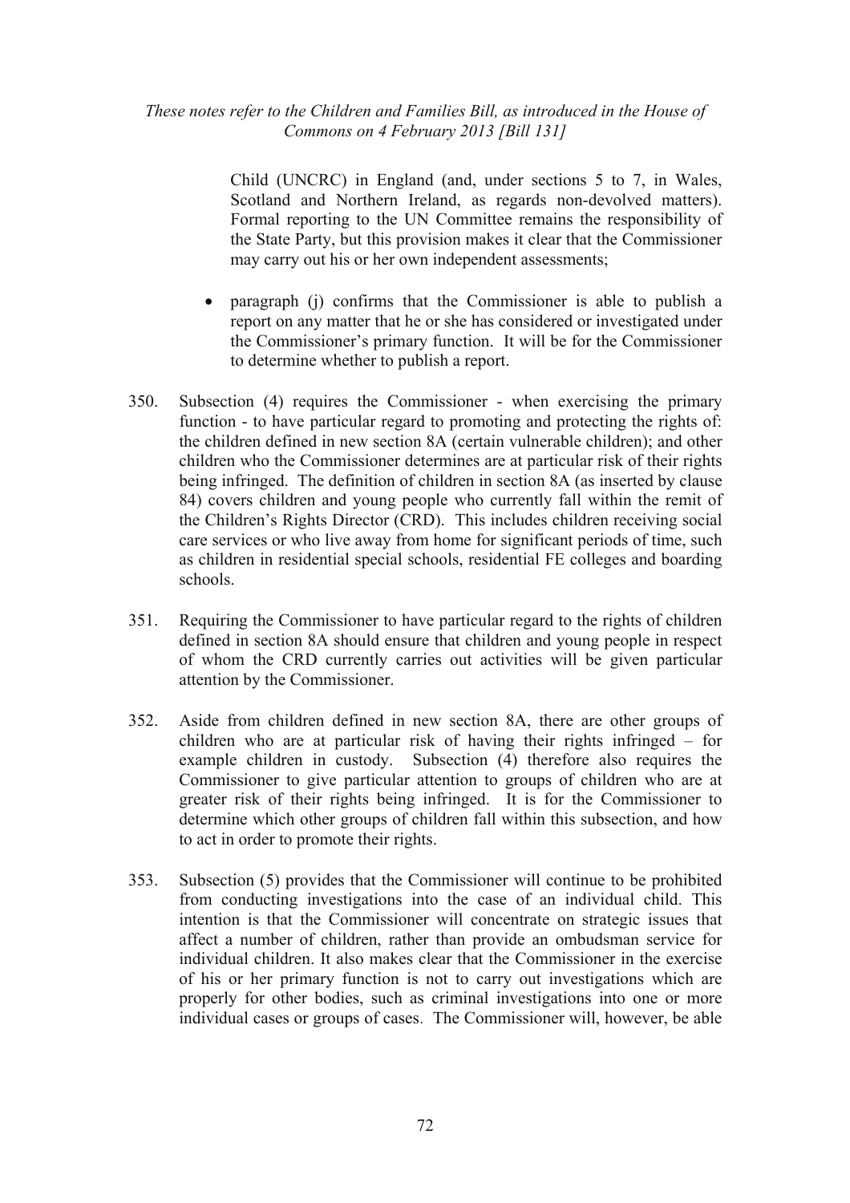Child (UNCRC) in England (and, under sections 5 to 7, in Wales, Scotland and Northern Ireland, as regards non-devolved matters). Formal reporting to the UN Committee remains the responsibility of the State Party, but this provision makes it clear that the Commissioner may carry out his or her own independent assessments;

- paragraph (j) confirms that the Commissioner is able to publish a report on any matter that he or she has considered or investigated under the Commissioner's primary function. It will be for the Commissioner to determine whether to publish a report.

350. Subsection (4) requires the Commissioner - when exercising the primary function - to have particular regard to promoting and protecting the rights of: the children defined in new section 8A (certain vulnerable children); and other children who the Commissioner determines are at particular risk of their rights being infringed. The definition of children in section 8A (as inserted by clause 84) covers children and young people who currently fall within the remit of the Children's Rights Director (CRD). This includes children receiving social care services or who live away from home for significant periods of time, such as children in residential special schools, residential FE colleges and boarding schools.

351. Requiring the Commissioner to have particular regard to the rights of children defined in section 8A should ensure that children and young people in respect of whom the CRD currently carries out activities will be given particular attention by the Commissioner.

352. Aside from children defined in new section 8A, there are other groups of children who are at particular risk of having their rights infringed – for example children in custody. Subsection (4) therefore also requires the Commissioner to give particular attention to groups of children who are at greater risk of their rights being infringed. It is for the Commissioner to determine which other groups of children fall within this subsection, and how to act in order to promote their rights.

353. Subsection (5) provides that the Commissioner will continue to be prohibited from conducting investigations into the case of an individual child. This intention is that the Commissioner will concentrate on strategic issues that affect a number of children, rather than provide an ombudsman service for individual children. It also makes clear that the Commissioner in the exercise of his or her primary function is not to carry out investigations which are properly for other bodies, such as criminal investigations into one or more individual cases or groups of cases. The Commissioner will, however, be able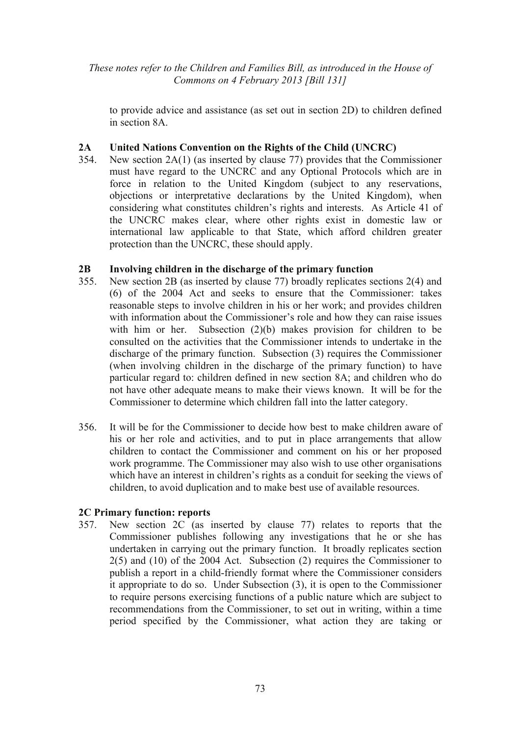to provide advice and assistance (as set out in section 2D) to children defined in section 8A.

**2A United Nations Convention on the Rights of the Child (UNCRC)**

354. New section 2A(1) (as inserted by clause 77) provides that the Commissioner must have regard to the UNCRC and any Optional Protocols which are in force in relation to the United Kingdom (subject to any reservations, objections or interpretative declarations by the United Kingdom), when considering what constitutes children's rights and interests. As Article 41 of the UNCRC makes clear, where other rights exist in domestic law or international law applicable to that State, which afford children greater protection than the UNCRC, these should apply.

**2B Involving children in the discharge of the primary function**

355. New section 2B (as inserted by clause 77) broadly replicates sections 2(4) and (6) of the 2004 Act and seeks to ensure that the Commissioner: takes reasonable steps to involve children in his or her work; and provides children with information about the Commissioner's role and how they can raise issues with him or her. Subsection (2)(b) makes provision for children to be consulted on the activities that the Commissioner intends to undertake in the discharge of the primary function. Subsection (3) requires the Commissioner (when involving children in the discharge of the primary function) to have particular regard to: children defined in new section 8A; and children who do not have other adequate means to make their views known. It will be for the Commissioner to determine which children fall into the latter category.

356. It will be for the Commissioner to decide how best to make children aware of his or her role and activities, and to put in place arrangements that allow children to contact the Commissioner and comment on his or her proposed work programme. The Commissioner may also wish to use other organisations which have an interest in children's rights as a conduit for seeking the views of children, to avoid duplication and to make best use of available resources.

**2C Primary function: reports**

357. New section 2C (as inserted by clause 77) relates to reports that the Commissioner publishes following any investigations that he or she has undertaken in carrying out the primary function. It broadly replicates section 2(5) and (10) of the 2004 Act. Subsection (2) requires the Commissioner to publish a report in a child-friendly format where the Commissioner considers it appropriate to do so. Under Subsection (3), it is open to the Commissioner to require persons exercising functions of a public nature which are subject to recommendations from the Commissioner, to set out in writing, within a time period specified by the Commissioner, what action they are taking or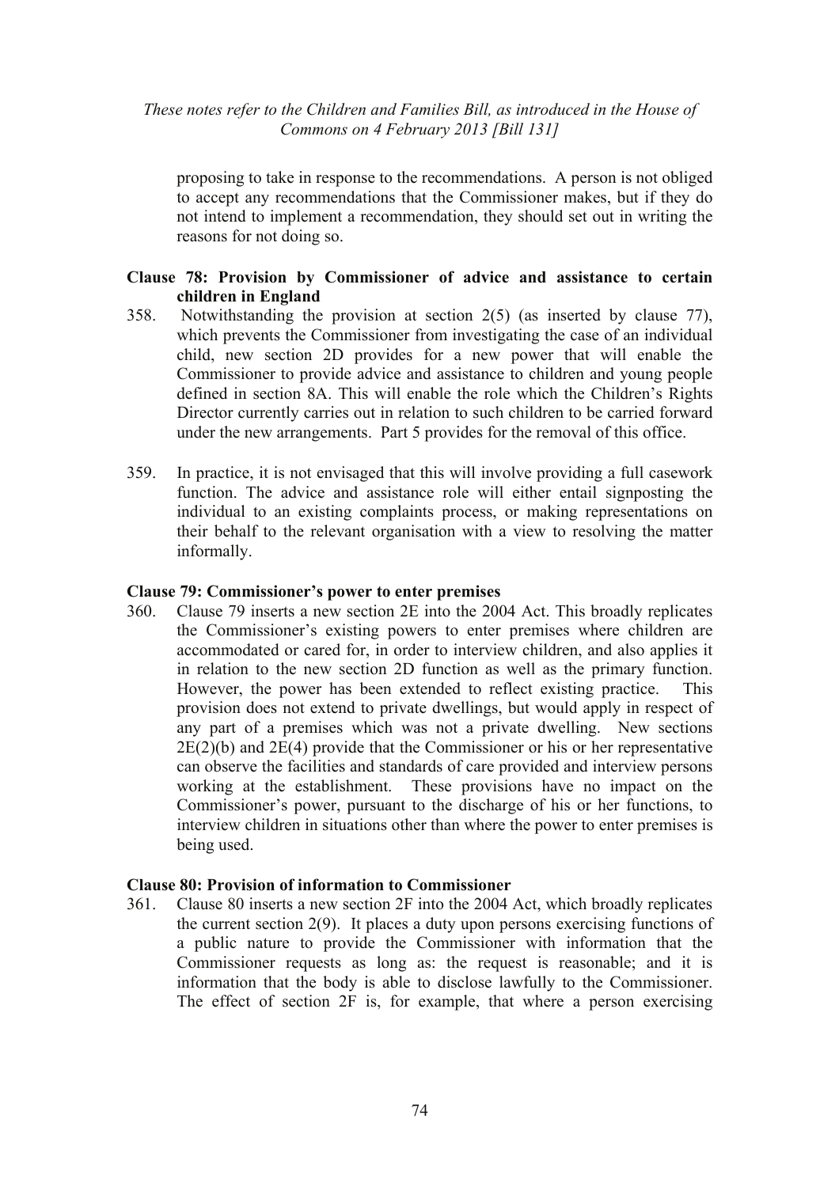proposing to take in response to the recommendations. A person is not obliged to accept any recommendations that the Commissioner makes, but if they do not intend to implement a recommendation, they should set out in writing the reasons for not doing so.

**Clause 78: Provision by Commissioner of advice and assistance to certain children in England**

358. Notwithstanding the provision at section 2(5) (as inserted by clause 77), which prevents the Commissioner from investigating the case of an individual child, new section 2D provides for a new power that will enable the Commissioner to provide advice and assistance to children and young people defined in section 8A. This will enable the role which the Children's Rights Director currently carries out in relation to such children to be carried forward under the new arrangements. Part 5 provides for the removal of this office.

359. In practice, it is not envisaged that this will involve providing a full casework function. The advice and assistance role will either entail signposting the individual to an existing complaints process, or making representations on their behalf to the relevant organisation with a view to resolving the matter informally.

**Clause 79: Commissioner's power to enter premises**

360. Clause 79 inserts a new section 2E into the 2004 Act. This broadly replicates the Commissioner's existing powers to enter premises where children are accommodated or cared for, in order to interview children, and also applies it in relation to the new section 2D function as well as the primary function. However, the power has been extended to reflect existing practice. This provision does not extend to private dwellings, but would apply in respect of any part of a premises which was not a private dwelling. New sections 2E(2)(b) and 2E(4) provide that the Commissioner or his or her representative can observe the facilities and standards of care provided and interview persons working at the establishment. These provisions have no impact on the Commissioner's power, pursuant to the discharge of his or her functions, to interview children in situations other than where the power to enter premises is being used.

**Clause 80: Provision of information to Commissioner**

361. Clause 80 inserts a new section 2F into the 2004 Act, which broadly replicates the current section 2(9). It places a duty upon persons exercising functions of a public nature to provide the Commissioner with information that the Commissioner requests as long as: the request is reasonable; and it is information that the body is able to disclose lawfully to the Commissioner. The effect of section 2F is, for example, that where a person exercising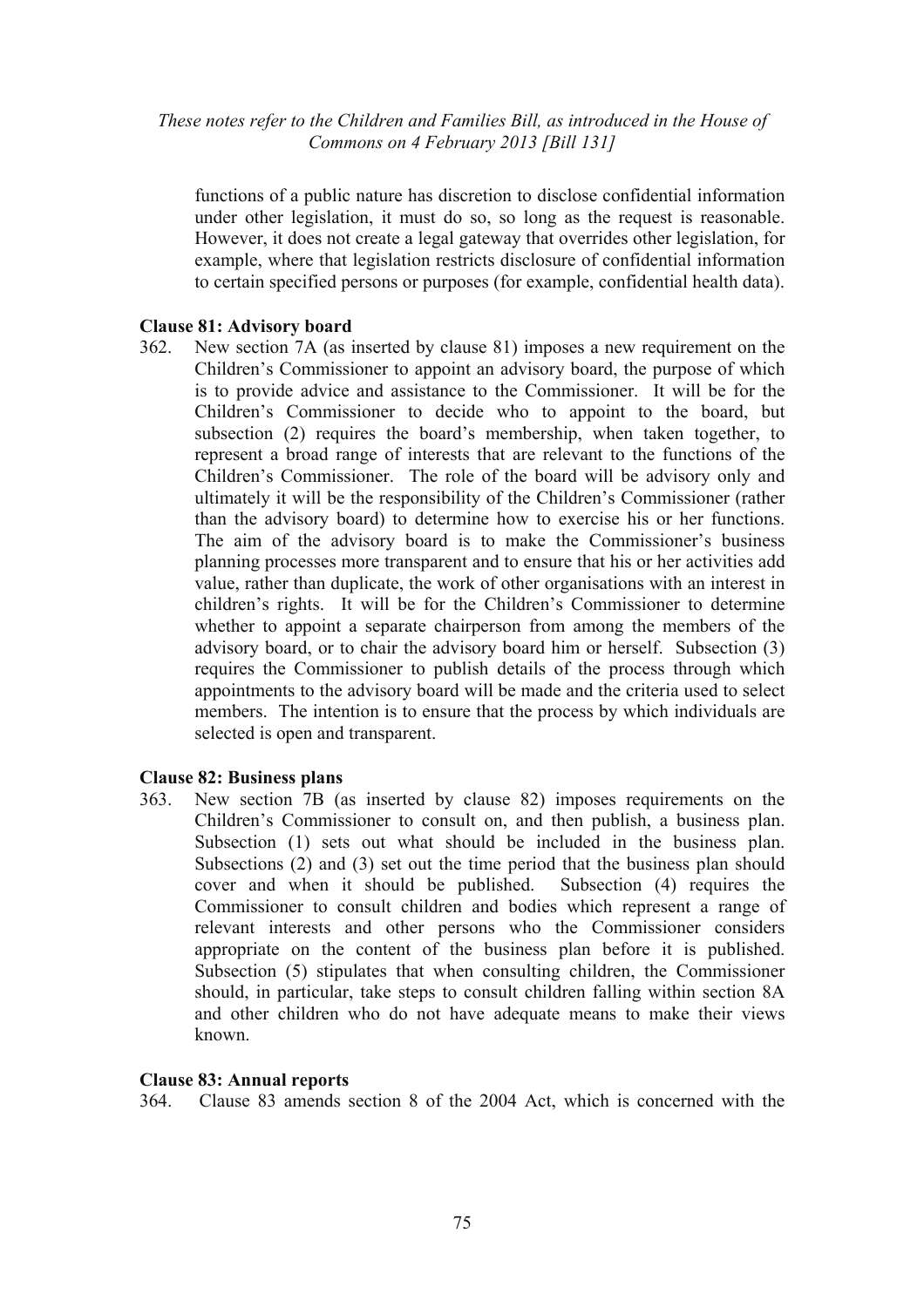functions of a public nature has discretion to disclose confidential information under other legislation, it must do so, so long as the request is reasonable. However, it does not create a legal gateway that overrides other legislation, for example, where that legislation restricts disclosure of confidential information to certain specified persons or purposes (for example, confidential health data).

**Clause 81: Advisory board**

362. New section 7A (as inserted by clause 81) imposes a new requirement on the Children's Commissioner to appoint an advisory board, the purpose of which is to provide advice and assistance to the Commissioner. It will be for the Children's Commissioner to decide who to appoint to the board, but subsection (2) requires the board's membership, when taken together, to represent a broad range of interests that are relevant to the functions of the Children's Commissioner. The role of the board will be advisory only and ultimately it will be the responsibility of the Children's Commissioner (rather than the advisory board) to determine how to exercise his or her functions. The aim of the advisory board is to make the Commissioner's business planning processes more transparent and to ensure that his or her activities add value, rather than duplicate, the work of other organisations with an interest in children's rights. It will be for the Children's Commissioner to determine whether to appoint a separate chairperson from among the members of the advisory board, or to chair the advisory board him or herself. Subsection (3) requires the Commissioner to publish details of the process through which appointments to the advisory board will be made and the criteria used to select members. The intention is to ensure that the process by which individuals are selected is open and transparent.

**Clause 82: Business plans**

363. New section 7B (as inserted by clause 82) imposes requirements on the Children's Commissioner to consult on, and then publish, a business plan. Subsection (1) sets out what should be included in the business plan. Subsections (2) and (3) set out the time period that the business plan should cover and when it should be published. Subsection (4) requires the Commissioner to consult children and bodies which represent a range of relevant interests and other persons who the Commissioner considers appropriate on the content of the business plan before it is published. Subsection (5) stipulates that when consulting children, the Commissioner should, in particular, take steps to consult children falling within section 8A and other children who do not have adequate means to make their views known.

**Clause 83: Annual reports**

364. Clause 83 amends section 8 of the 2004 Act, which is concerned with the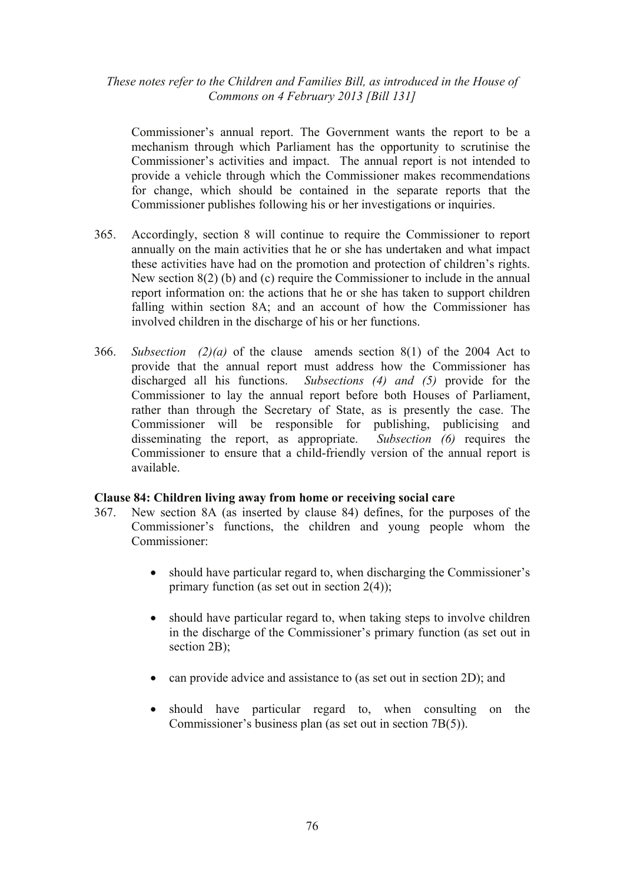Commissioner's annual report. The Government wants the report to be a mechanism through which Parliament has the opportunity to scrutinise the Commissioner's activities and impact. The annual report is not intended to provide a vehicle through which the Commissioner makes recommendations for change, which should be contained in the separate reports that the Commissioner publishes following his or her investigations or inquiries.

365. Accordingly, section 8 will continue to require the Commissioner to report annually on the main activities that he or she has undertaken and what impact these activities have had on the promotion and protection of children's rights. New section 8(2) (b) and (c) require the Commissioner to include in the annual report information on: the actions that he or she has taken to support children falling within section 8A; and an account of how the Commissioner has involved children in the discharge of his or her functions.

366. *Subsection (2)(a)* of the clause amends section 8(1) of the 2004 Act to provide that the annual report must address how the Commissioner has discharged all his functions. *Subsections (4) and (5)* provide for the Commissioner to lay the annual report before both Houses of Parliament, rather than through the Secretary of State, as is presently the case. The Commissioner will be responsible for publishing, publicising and disseminating the report, as appropriate. *Subsection (6)* requires the Commissioner to ensure that a child-friendly version of the annual report is available.

**Clause 84: Children living away from home or receiving social care**

367. New section 8A (as inserted by clause 84) defines, for the purposes of the Commissioner's functions, the children and young people whom the Commissioner:

- should have particular regard to, when discharging the Commissioner's primary function (as set out in section 2(4));
- should have particular regard to, when taking steps to involve children in the discharge of the Commissioner's primary function (as set out in section 2B);
- can provide advice and assistance to (as set out in section 2D); and
- should have particular regard to, when consulting on the Commissioner's business plan (as set out in section 7B(5)).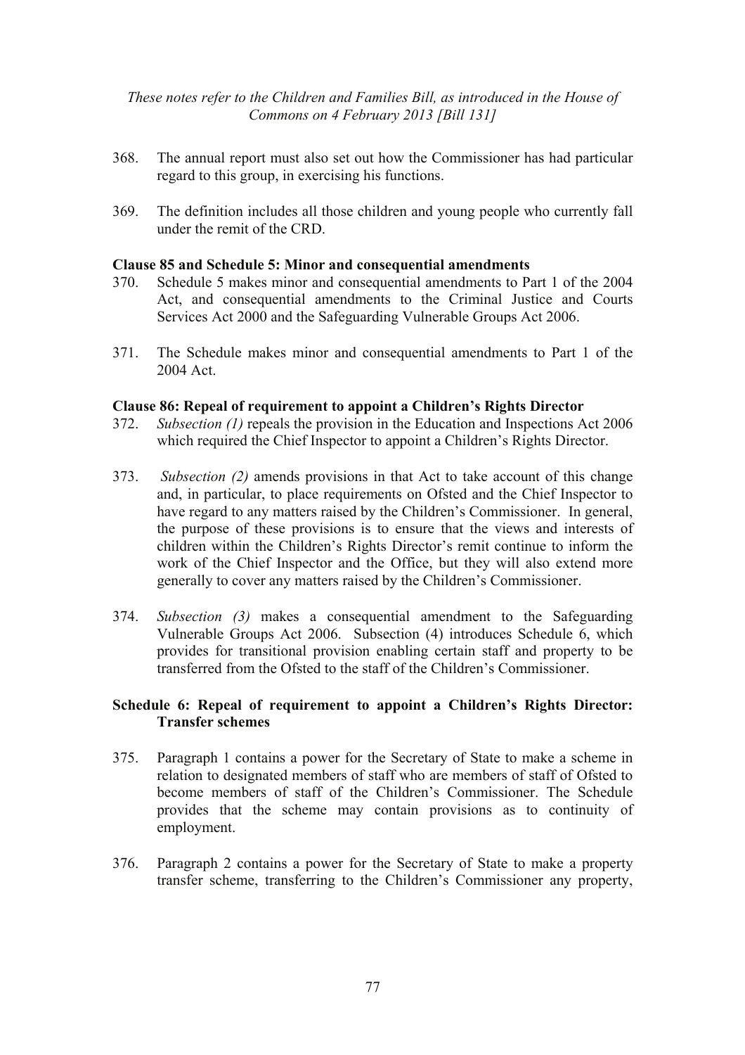368. The annual report must also set out how the Commissioner has had particular regard to this group, in exercising his functions.

369. The definition includes all those children and young people who currently fall under the remit of the CRD.

**Clause 85 and Schedule 5: Minor and consequential amendments**

370. Schedule 5 makes minor and consequential amendments to Part 1 of the 2004 Act, and consequential amendments to the Criminal Justice and Courts Services Act 2000 and the Safeguarding Vulnerable Groups Act 2006.

371. The Schedule makes minor and consequential amendments to Part 1 of the 2004 Act.

**Clause 86: Repeal of requirement to appoint a Children's Rights Director**

372. *Subsection (1)* repeals the provision in the Education and Inspections Act 2006 which required the Chief Inspector to appoint a Children's Rights Director.

373. *Subsection (2)* amends provisions in that Act to take account of this change and, in particular, to place requirements on Ofsted and the Chief Inspector to have regard to any matters raised by the Children's Commissioner. In general, the purpose of these provisions is to ensure that the views and interests of children within the Children's Rights Director's remit continue to inform the work of the Chief Inspector and the Office, but they will also extend more generally to cover any matters raised by the Children's Commissioner.

374. *Subsection (3)* makes a consequential amendment to the Safeguarding Vulnerable Groups Act 2006. Subsection (4) introduces Schedule 6, which provides for transitional provision enabling certain staff and property to be transferred from the Ofsted to the staff of the Children's Commissioner.

**Schedule 6: Repeal of requirement to appoint a Children's Rights Director: Transfer schemes**

375. Paragraph 1 contains a power for the Secretary of State to make a scheme in relation to designated members of staff who are members of staff of Ofsted to become members of staff of the Children's Commissioner. The Schedule provides that the scheme may contain provisions as to continuity of employment.

376. Paragraph 2 contains a power for the Secretary of State to make a property transfer scheme, transferring to the Children's Commissioner any property,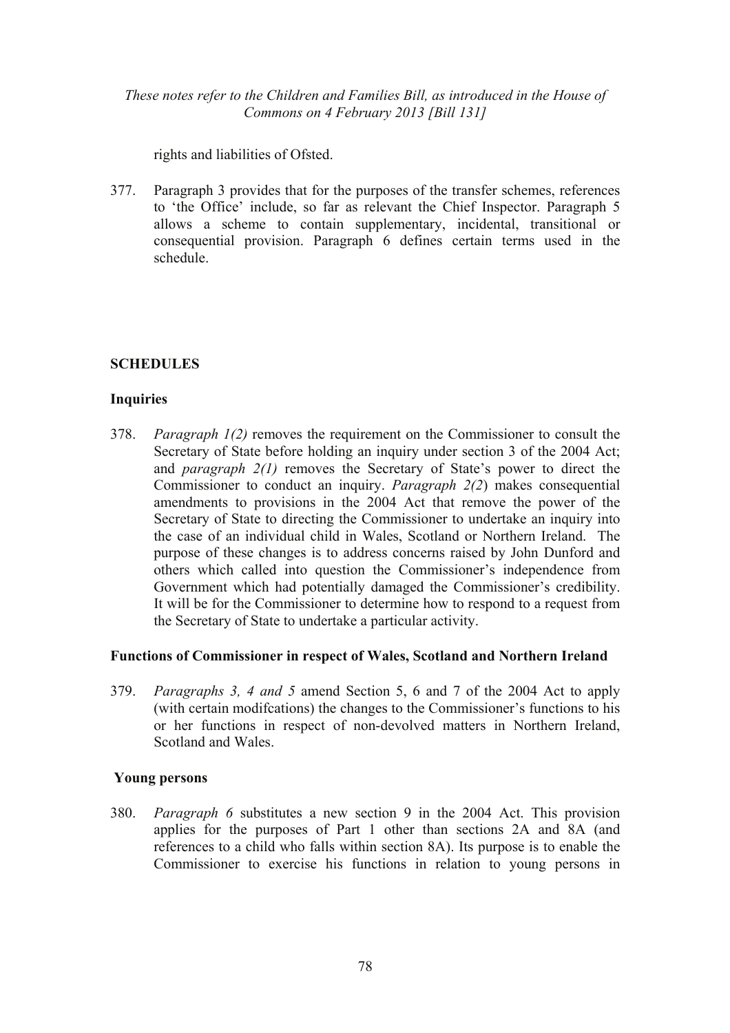rights and liabilities of Ofsted.

377. Paragraph 3 provides that for the purposes of the transfer schemes, references to 'the Office' include, so far as relevant the Chief Inspector. Paragraph 5 allows a scheme to contain supplementary, incidental, transitional or consequential provision. Paragraph 6 defines certain terms used in the schedule.

## SCHEDULES

### Inquiries

378. *Paragraph 1(2)* removes the requirement on the Commissioner to consult the Secretary of State before holding an inquiry under section 3 of the 2004 Act; and *paragraph 2(1)* removes the Secretary of State's power to direct the Commissioner to conduct an inquiry. *Paragraph 2(2*) makes consequential amendments to provisions in the 2004 Act that remove the power of the Secretary of State to directing the Commissioner to undertake an inquiry into the case of an individual child in Wales, Scotland or Northern Ireland. The purpose of these changes is to address concerns raised by John Dunford and others which called into question the Commissioner's independence from Government which had potentially damaged the Commissioner's credibility. It will be for the Commissioner to determine how to respond to a request from the Secretary of State to undertake a particular activity.

### Functions of Commissioner in respect of Wales, Scotland and Northern Ireland

379. *Paragraphs 3, 4 and 5* amend Section 5, 6 and 7 of the 2004 Act to apply (with certain modifcations) the changes to the Commissioner's functions to his or her functions in respect of non-devolved matters in Northern Ireland, Scotland and Wales.

### Young persons

380. *Paragraph 6* substitutes a new section 9 in the 2004 Act. This provision applies for the purposes of Part 1 other than sections 2A and 8A (and references to a child who falls within section 8A). Its purpose is to enable the Commissioner to exercise his functions in relation to young persons in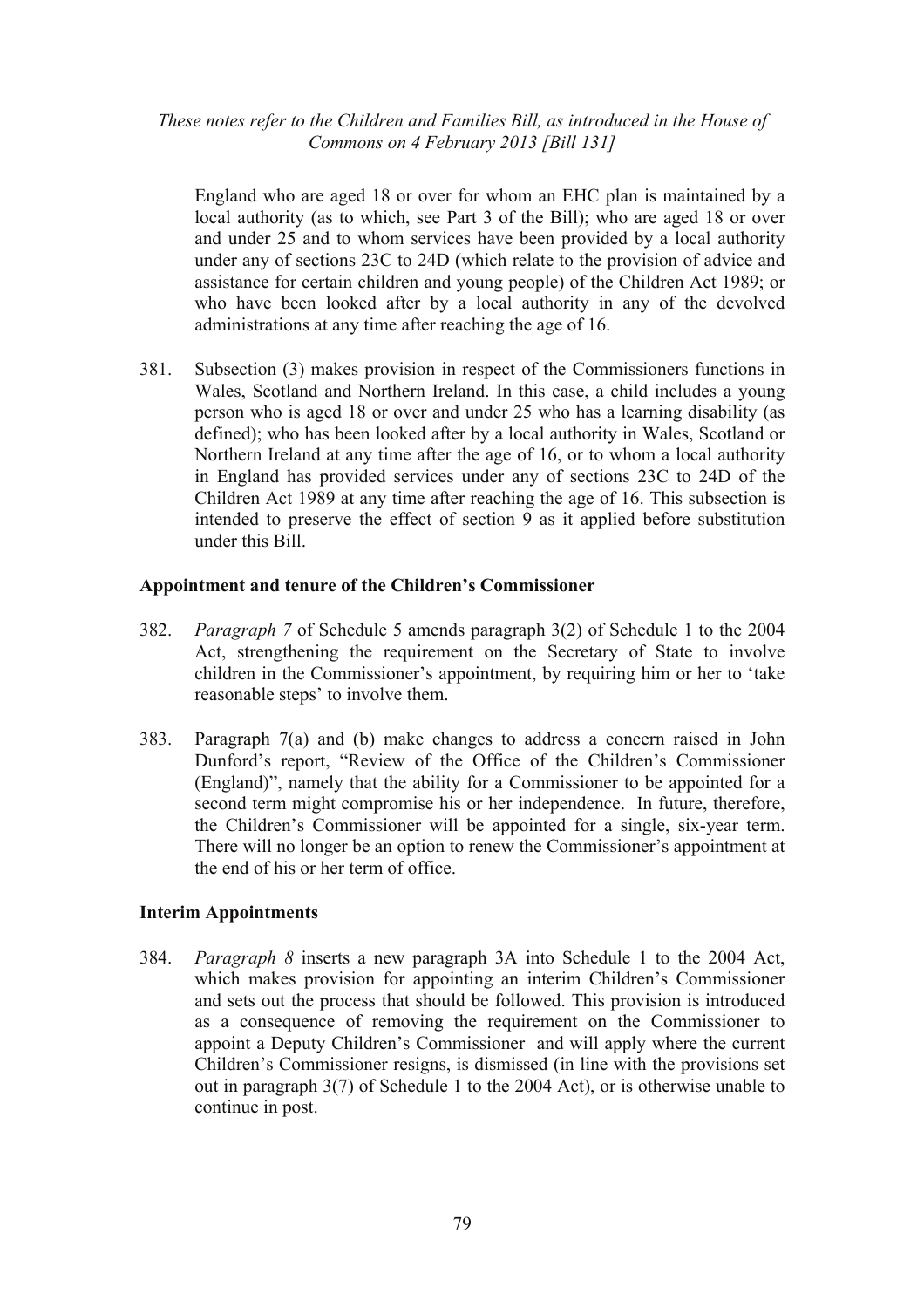England who are aged 18 or over for whom an EHC plan is maintained by a local authority (as to which, see Part 3 of the Bill); who are aged 18 or over and under 25 and to whom services have been provided by a local authority under any of sections 23C to 24D (which relate to the provision of advice and assistance for certain children and young people) of the Children Act 1989; or who have been looked after by a local authority in any of the devolved administrations at any time after reaching the age of 16.

381. Subsection (3) makes provision in respect of the Commissioners functions in Wales, Scotland and Northern Ireland. In this case, a child includes a young person who is aged 18 or over and under 25 who has a learning disability (as defined); who has been looked after by a local authority in Wales, Scotland or Northern Ireland at any time after the age of 16, or to whom a local authority in England has provided services under any of sections 23C to 24D of the Children Act 1989 at any time after reaching the age of 16. This subsection is intended to preserve the effect of section 9 as it applied before substitution under this Bill.

### Appointment and tenure of the Children's Commissioner

382. *Paragraph 7* of Schedule 5 amends paragraph 3(2) of Schedule 1 to the 2004 Act, strengthening the requirement on the Secretary of State to involve children in the Commissioner's appointment, by requiring him or her to 'take reasonable steps' to involve them.

383. Paragraph 7(a) and (b) make changes to address a concern raised in John Dunford's report, "Review of the Office of the Children's Commissioner (England)", namely that the ability for a Commissioner to be appointed for a second term might compromise his or her independence. In future, therefore, the Children's Commissioner will be appointed for a single, six-year term. There will no longer be an option to renew the Commissioner's appointment at the end of his or her term of office.

### Interim Appointments

384. *Paragraph 8* inserts a new paragraph 3A into Schedule 1 to the 2004 Act, which makes provision for appointing an interim Children's Commissioner and sets out the process that should be followed. This provision is introduced as a consequence of removing the requirement on the Commissioner to appoint a Deputy Children's Commissioner and will apply where the current Children's Commissioner resigns, is dismissed (in line with the provisions set out in paragraph 3(7) of Schedule 1 to the 2004 Act), or is otherwise unable to continue in post.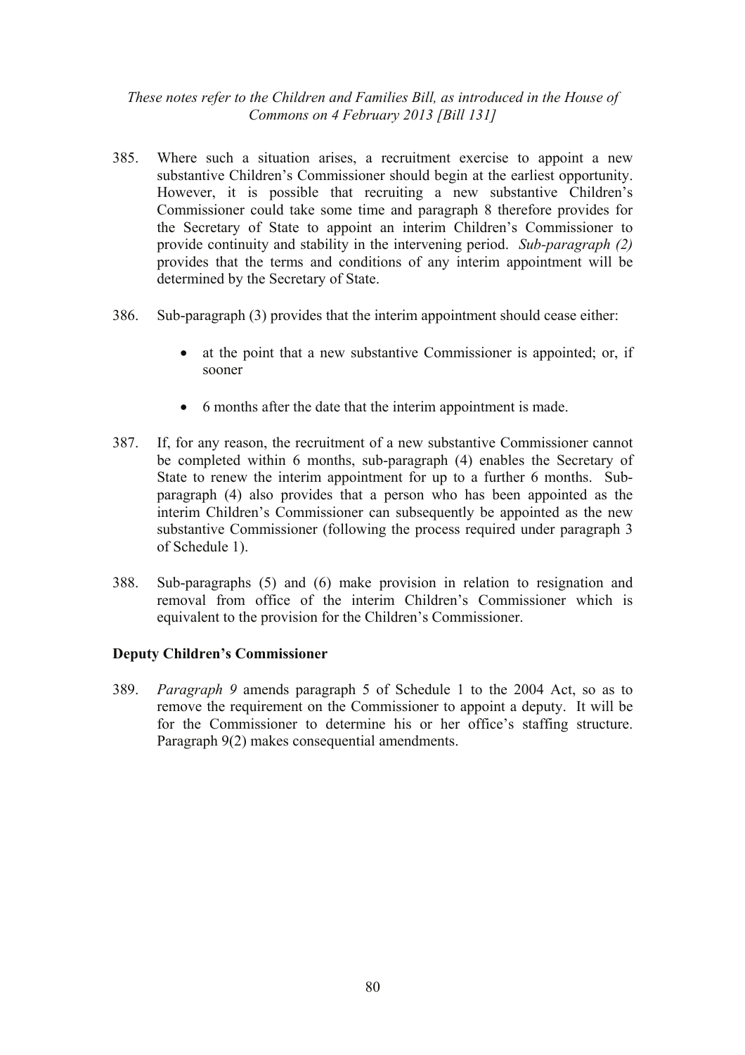385. Where such a situation arises, a recruitment exercise to appoint a new substantive Children's Commissioner should begin at the earliest opportunity. However, it is possible that recruiting a new substantive Children's Commissioner could take some time and paragraph 8 therefore provides for the Secretary of State to appoint an interim Children's Commissioner to provide continuity and stability in the intervening period. *Sub-paragraph (2)* provides that the terms and conditions of any interim appointment will be determined by the Secretary of State.

386. Sub-paragraph (3) provides that the interim appointment should cease either:

- at the point that a new substantive Commissioner is appointed; or, if sooner
- 6 months after the date that the interim appointment is made.

387. If, for any reason, the recruitment of a new substantive Commissioner cannot be completed within 6 months, sub-paragraph (4) enables the Secretary of State to renew the interim appointment for up to a further 6 months. Sub-paragraph (4) also provides that a person who has been appointed as the interim Children's Commissioner can subsequently be appointed as the new substantive Commissioner (following the process required under paragraph 3 of Schedule 1).

388. Sub-paragraphs (5) and (6) make provision in relation to resignation and removal from office of the interim Children's Commissioner which is equivalent to the provision for the Children's Commissioner.

**Deputy Children's Commissioner**

389. *Paragraph 9* amends paragraph 5 of Schedule 1 to the 2004 Act, so as to remove the requirement on the Commissioner to appoint a deputy. It will be for the Commissioner to determine his or her office's staffing structure. Paragraph 9(2) makes consequential amendments.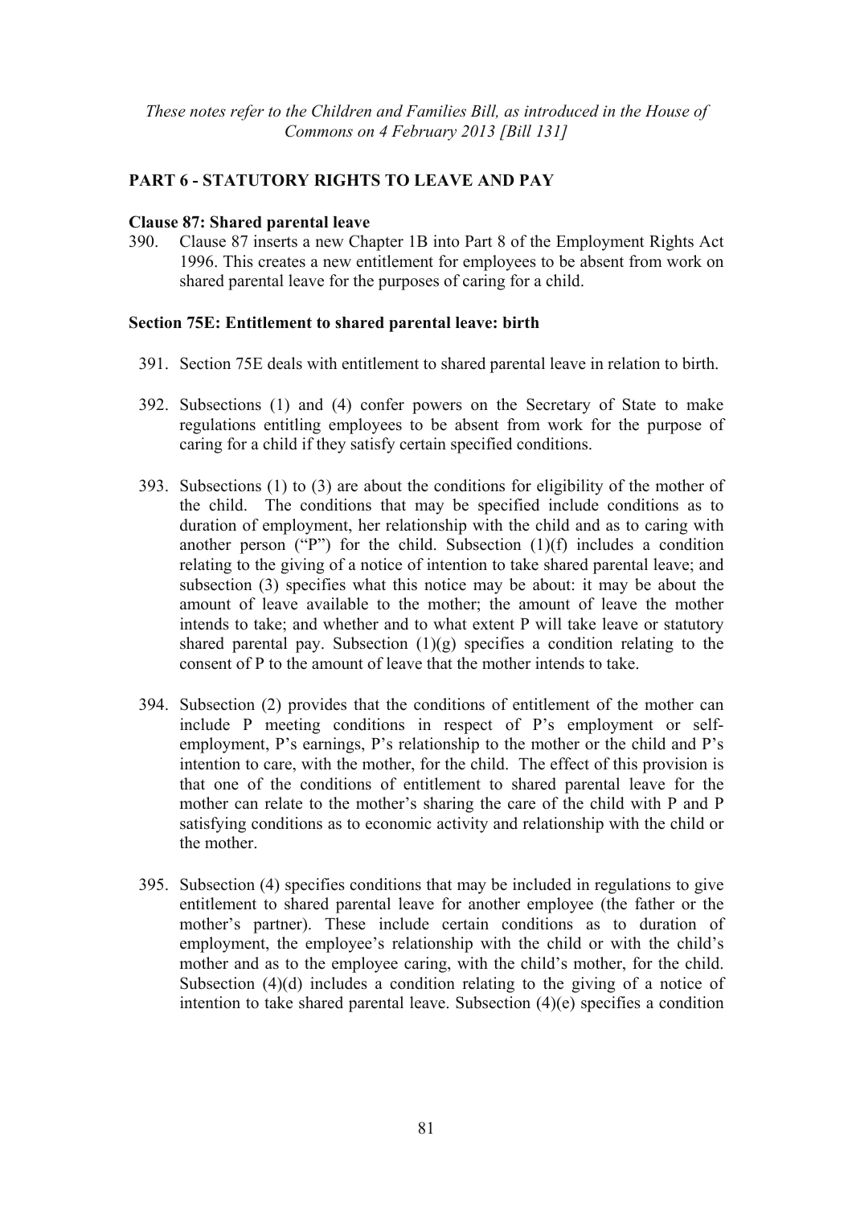*These notes refer to the Children and Families Bill, as introduced in the House of Commons on 4 February 2013 [Bill 131]*

## PART 6 - STATUTORY RIGHTS TO LEAVE AND PAY

### Clause 87: Shared parental leave

390. Clause 87 inserts a new Chapter 1B into Part 8 of the Employment Rights Act 1996. This creates a new entitlement for employees to be absent from work on shared parental leave for the purposes of caring for a child.

### Section 75E: Entitlement to shared parental leave: birth

391. Section 75E deals with entitlement to shared parental leave in relation to birth.

392. Subsections (1) and (4) confer powers on the Secretary of State to make regulations entitling employees to be absent from work for the purpose of caring for a child if they satisfy certain specified conditions.

393. Subsections (1) to (3) are about the conditions for eligibility of the mother of the child. The conditions that may be specified include conditions as to duration of employment, her relationship with the child and as to caring with another person ("P") for the child. Subsection (1)(f) includes a condition relating to the giving of a notice of intention to take shared parental leave; and subsection (3) specifies what this notice may be about: it may be about the amount of leave available to the mother; the amount of leave the mother intends to take; and whether and to what extent P will take leave or statutory shared parental pay. Subsection (1)(g) specifies a condition relating to the consent of P to the amount of leave that the mother intends to take.

394. Subsection (2) provides that the conditions of entitlement of the mother can include P meeting conditions in respect of P's employment or self-employment, P's earnings, P's relationship to the mother or the child and P's intention to care, with the mother, for the child. The effect of this provision is that one of the conditions of entitlement to shared parental leave for the mother can relate to the mother's sharing the care of the child with P and P satisfying conditions as to economic activity and relationship with the child or the mother.

395. Subsection (4) specifies conditions that may be included in regulations to give entitlement to shared parental leave for another employee (the father or the mother's partner). These include certain conditions as to duration of employment, the employee's relationship with the child or with the child's mother and as to the employee caring, with the child's mother, for the child. Subsection (4)(d) includes a condition relating to the giving of a notice of intention to take shared parental leave. Subsection (4)(e) specifies a condition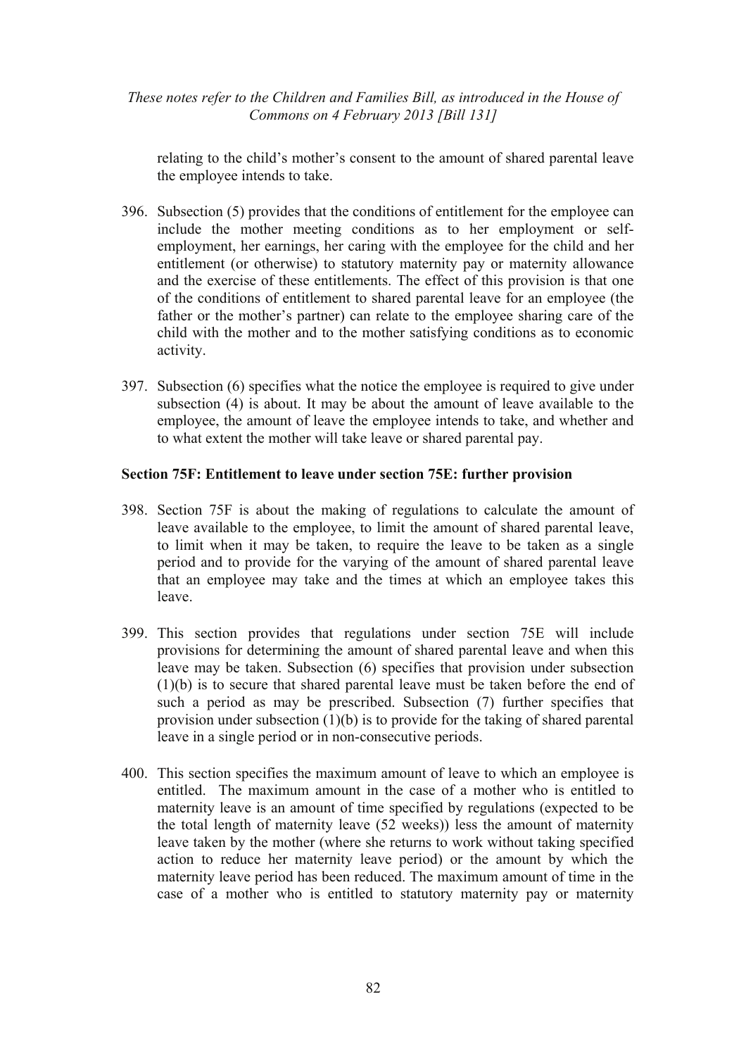relating to the child's mother's consent to the amount of shared parental leave the employee intends to take.

396. Subsection (5) provides that the conditions of entitlement for the employee can include the mother meeting conditions as to her employment or self-employment, her earnings, her caring with the employee for the child and her entitlement (or otherwise) to statutory maternity pay or maternity allowance and the exercise of these entitlements. The effect of this provision is that one of the conditions of entitlement to shared parental leave for an employee (the father or the mother's partner) can relate to the employee sharing care of the child with the mother and to the mother satisfying conditions as to economic activity.

397. Subsection (6) specifies what the notice the employee is required to give under subsection (4) is about. It may be about the amount of leave available to the employee, the amount of leave the employee intends to take, and whether and to what extent the mother will take leave or shared parental pay.

**Section 75F: Entitlement to leave under section 75E: further provision**

398. Section 75F is about the making of regulations to calculate the amount of leave available to the employee, to limit the amount of shared parental leave, to limit when it may be taken, to require the leave to be taken as a single period and to provide for the varying of the amount of shared parental leave that an employee may take and the times at which an employee takes this leave.

399. This section provides that regulations under section 75E will include provisions for determining the amount of shared parental leave and when this leave may be taken. Subsection (6) specifies that provision under subsection (1)(b) is to secure that shared parental leave must be taken before the end of such a period as may be prescribed. Subsection (7) further specifies that provision under subsection (1)(b) is to provide for the taking of shared parental leave in a single period or in non-consecutive periods.

400. This section specifies the maximum amount of leave to which an employee is entitled. The maximum amount in the case of a mother who is entitled to maternity leave is an amount of time specified by regulations (expected to be the total length of maternity leave (52 weeks)) less the amount of maternity leave taken by the mother (where she returns to work without taking specified action to reduce her maternity leave period) or the amount by which the maternity leave period has been reduced. The maximum amount of time in the case of a mother who is entitled to statutory maternity pay or maternity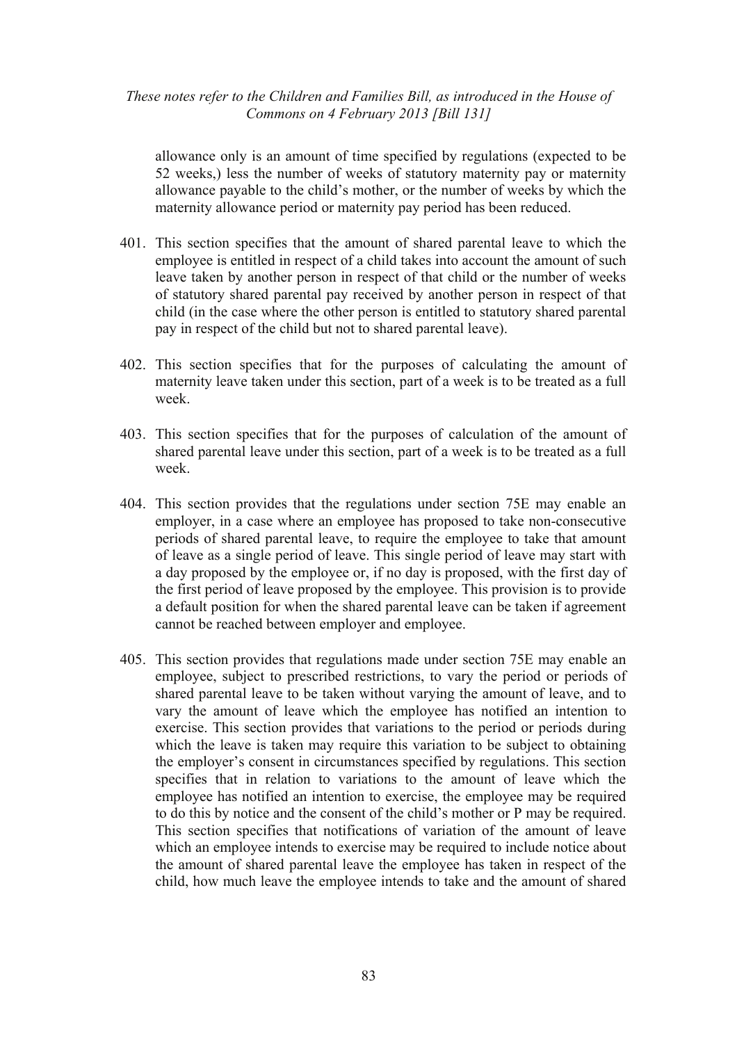allowance only is an amount of time specified by regulations (expected to be 52 weeks,) less the number of weeks of statutory maternity pay or maternity allowance payable to the child's mother, or the number of weeks by which the maternity allowance period or maternity pay period has been reduced.

401. This section specifies that the amount of shared parental leave to which the employee is entitled in respect of a child takes into account the amount of such leave taken by another person in respect of that child or the number of weeks of statutory shared parental pay received by another person in respect of that child (in the case where the other person is entitled to statutory shared parental pay in respect of the child but not to shared parental leave).

402. This section specifies that for the purposes of calculating the amount of maternity leave taken under this section, part of a week is to be treated as a full week.

403. This section specifies that for the purposes of calculation of the amount of shared parental leave under this section, part of a week is to be treated as a full week.

404. This section provides that the regulations under section 75E may enable an employer, in a case where an employee has proposed to take non-consecutive periods of shared parental leave, to require the employee to take that amount of leave as a single period of leave. This single period of leave may start with a day proposed by the employee or, if no day is proposed, with the first day of the first period of leave proposed by the employee. This provision is to provide a default position for when the shared parental leave can be taken if agreement cannot be reached between employer and employee.

405. This section provides that regulations made under section 75E may enable an employee, subject to prescribed restrictions, to vary the period or periods of shared parental leave to be taken without varying the amount of leave, and to vary the amount of leave which the employee has notified an intention to exercise. This section provides that variations to the period or periods during which the leave is taken may require this variation to be subject to obtaining the employer's consent in circumstances specified by regulations. This section specifies that in relation to variations to the amount of leave which the employee has notified an intention to exercise, the employee may be required to do this by notice and the consent of the child's mother or P may be required. This section specifies that notifications of variation of the amount of leave which an employee intends to exercise may be required to include notice about the amount of shared parental leave the employee has taken in respect of the child, how much leave the employee intends to take and the amount of shared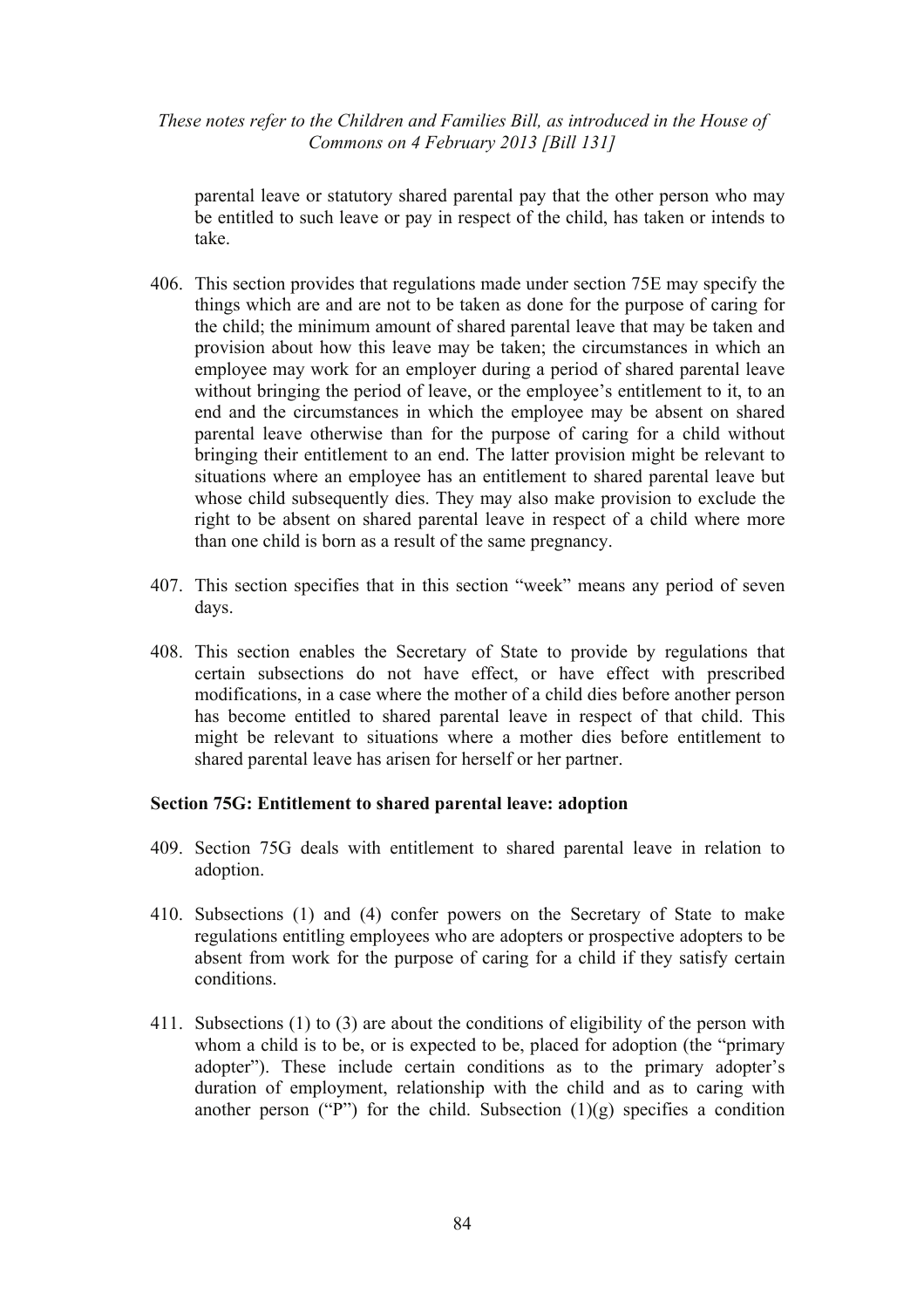parental leave or statutory shared parental pay that the other person who may be entitled to such leave or pay in respect of the child, has taken or intends to take.

406. This section provides that regulations made under section 75E may specify the things which are and are not to be taken as done for the purpose of caring for the child; the minimum amount of shared parental leave that may be taken and provision about how this leave may be taken; the circumstances in which an employee may work for an employer during a period of shared parental leave without bringing the period of leave, or the employee's entitlement to it, to an end and the circumstances in which the employee may be absent on shared parental leave otherwise than for the purpose of caring for a child without bringing their entitlement to an end. The latter provision might be relevant to situations where an employee has an entitlement to shared parental leave but whose child subsequently dies. They may also make provision to exclude the right to be absent on shared parental leave in respect of a child where more than one child is born as a result of the same pregnancy.

407. This section specifies that in this section "week" means any period of seven days.

408. This section enables the Secretary of State to provide by regulations that certain subsections do not have effect, or have effect with prescribed modifications, in a case where the mother of a child dies before another person has become entitled to shared parental leave in respect of that child. This might be relevant to situations where a mother dies before entitlement to shared parental leave has arisen for herself or her partner.

### Section 75G: Entitlement to shared parental leave: adoption

409. Section 75G deals with entitlement to shared parental leave in relation to adoption.

410. Subsections (1) and (4) confer powers on the Secretary of State to make regulations entitling employees who are adopters or prospective adopters to be absent from work for the purpose of caring for a child if they satisfy certain conditions.

411. Subsections (1) to (3) are about the conditions of eligibility of the person with whom a child is to be, or is expected to be, placed for adoption (the "primary adopter"). These include certain conditions as to the primary adopter's duration of employment, relationship with the child and as to caring with another person ("P") for the child. Subsection (1)(g) specifies a condition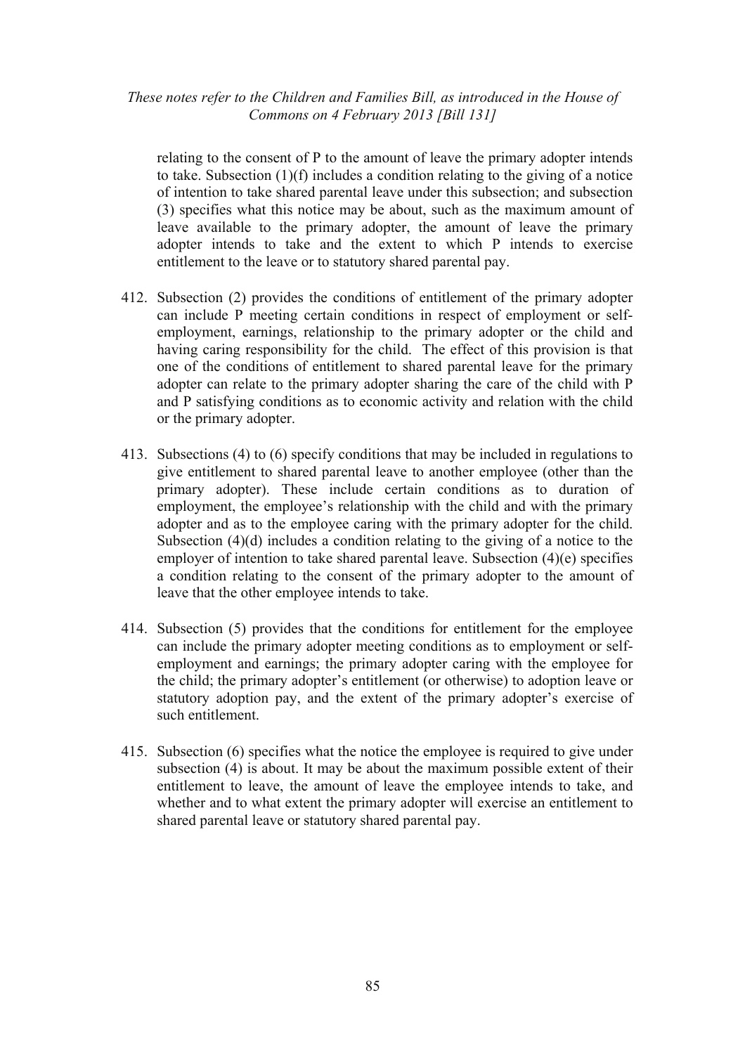relating to the consent of P to the amount of leave the primary adopter intends to take. Subsection (1)(f) includes a condition relating to the giving of a notice of intention to take shared parental leave under this subsection; and subsection (3) specifies what this notice may be about, such as the maximum amount of leave available to the primary adopter, the amount of leave the primary adopter intends to take and the extent to which P intends to exercise entitlement to the leave or to statutory shared parental pay.

412. Subsection (2) provides the conditions of entitlement of the primary adopter can include P meeting certain conditions in respect of employment or self-employment, earnings, relationship to the primary adopter or the child and having caring responsibility for the child. The effect of this provision is that one of the conditions of entitlement to shared parental leave for the primary adopter can relate to the primary adopter sharing the care of the child with P and P satisfying conditions as to economic activity and relation with the child or the primary adopter.

413. Subsections (4) to (6) specify conditions that may be included in regulations to give entitlement to shared parental leave to another employee (other than the primary adopter). These include certain conditions as to duration of employment, the employee's relationship with the child and with the primary adopter and as to the employee caring with the primary adopter for the child. Subsection (4)(d) includes a condition relating to the giving of a notice to the employer of intention to take shared parental leave. Subsection (4)(e) specifies a condition relating to the consent of the primary adopter to the amount of leave that the other employee intends to take.

414. Subsection (5) provides that the conditions for entitlement for the employee can include the primary adopter meeting conditions as to employment or self-employment and earnings; the primary adopter caring with the employee for the child; the primary adopter's entitlement (or otherwise) to adoption leave or statutory adoption pay, and the extent of the primary adopter's exercise of such entitlement.

415. Subsection (6) specifies what the notice the employee is required to give under subsection (4) is about. It may be about the maximum possible extent of their entitlement to leave, the amount of leave the employee intends to take, and whether and to what extent the primary adopter will exercise an entitlement to shared parental leave or statutory shared parental pay.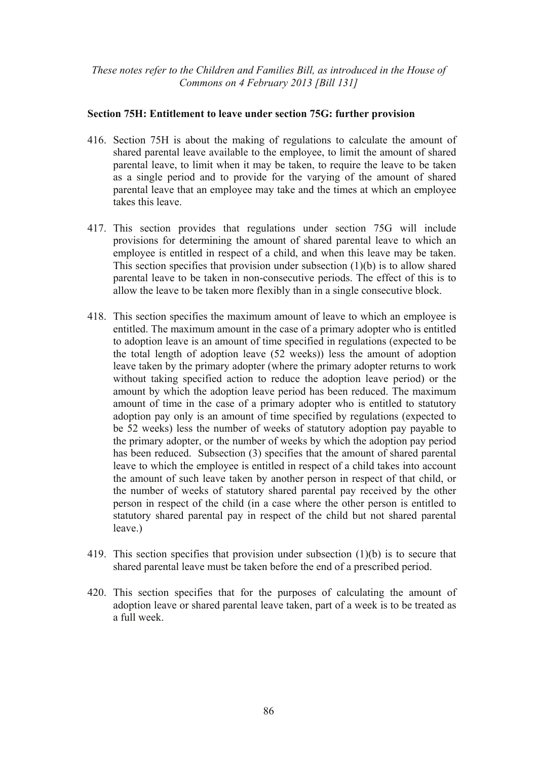*These notes refer to the Children and Families Bill, as introduced in the House of Commons on 4 February 2013 [Bill 131]*

**Section 75H: Entitlement to leave under section 75G: further provision**

416. Section 75H is about the making of regulations to calculate the amount of shared parental leave available to the employee, to limit the amount of shared parental leave, to limit when it may be taken, to require the leave to be taken as a single period and to provide for the varying of the amount of shared parental leave that an employee may take and the times at which an employee takes this leave.

417. This section provides that regulations under section 75G will include provisions for determining the amount of shared parental leave to which an employee is entitled in respect of a child, and when this leave may be taken. This section specifies that provision under subsection (1)(b) is to allow shared parental leave to be taken in non-consecutive periods. The effect of this is to allow the leave to be taken more flexibly than in a single consecutive block.

418. This section specifies the maximum amount of leave to which an employee is entitled. The maximum amount in the case of a primary adopter who is entitled to adoption leave is an amount of time specified in regulations (expected to be the total length of adoption leave (52 weeks)) less the amount of adoption leave taken by the primary adopter (where the primary adopter returns to work without taking specified action to reduce the adoption leave period) or the amount by which the adoption leave period has been reduced. The maximum amount of time in the case of a primary adopter who is entitled to statutory adoption pay only is an amount of time specified by regulations (expected to be 52 weeks) less the number of weeks of statutory adoption pay payable to the primary adopter, or the number of weeks by which the adoption pay period has been reduced. Subsection (3) specifies that the amount of shared parental leave to which the employee is entitled in respect of a child takes into account the amount of such leave taken by another person in respect of that child, or the number of weeks of statutory shared parental pay received by the other person in respect of the child (in a case where the other person is entitled to statutory shared parental pay in respect of the child but not shared parental leave.)

419. This section specifies that provision under subsection (1)(b) is to secure that shared parental leave must be taken before the end of a prescribed period.

420. This section specifies that for the purposes of calculating the amount of adoption leave or shared parental leave taken, part of a week is to be treated as a full week.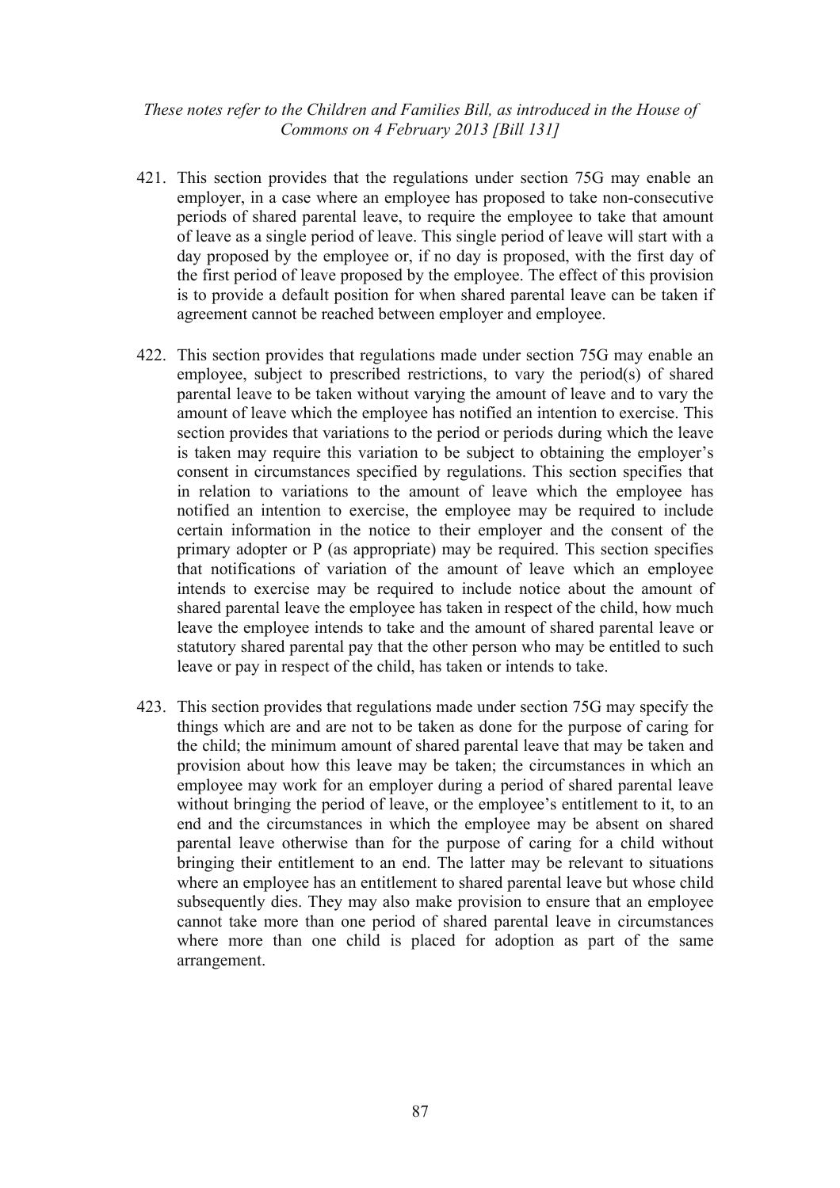421. This section provides that the regulations under section 75G may enable an employer, in a case where an employee has proposed to take non-consecutive periods of shared parental leave, to require the employee to take that amount of leave as a single period of leave. This single period of leave will start with a day proposed by the employee or, if no day is proposed, with the first day of the first period of leave proposed by the employee. The effect of this provision is to provide a default position for when shared parental leave can be taken if agreement cannot be reached between employer and employee.

422. This section provides that regulations made under section 75G may enable an employee, subject to prescribed restrictions, to vary the period(s) of shared parental leave to be taken without varying the amount of leave and to vary the amount of leave which the employee has notified an intention to exercise. This section provides that variations to the period or periods during which the leave is taken may require this variation to be subject to obtaining the employer's consent in circumstances specified by regulations. This section specifies that in relation to variations to the amount of leave which the employee has notified an intention to exercise, the employee may be required to include certain information in the notice to their employer and the consent of the primary adopter or P (as appropriate) may be required. This section specifies that notifications of variation of the amount of leave which an employee intends to exercise may be required to include notice about the amount of shared parental leave the employee has taken in respect of the child, how much leave the employee intends to take and the amount of shared parental leave or statutory shared parental pay that the other person who may be entitled to such leave or pay in respect of the child, has taken or intends to take.

423. This section provides that regulations made under section 75G may specify the things which are and are not to be taken as done for the purpose of caring for the child; the minimum amount of shared parental leave that may be taken and provision about how this leave may be taken; the circumstances in which an employee may work for an employer during a period of shared parental leave without bringing the period of leave, or the employee's entitlement to it, to an end and the circumstances in which the employee may be absent on shared parental leave otherwise than for the purpose of caring for a child without bringing their entitlement to an end. The latter may be relevant to situations where an employee has an entitlement to shared parental leave but whose child subsequently dies. They may also make provision to ensure that an employee cannot take more than one period of shared parental leave in circumstances where more than one child is placed for adoption as part of the same arrangement.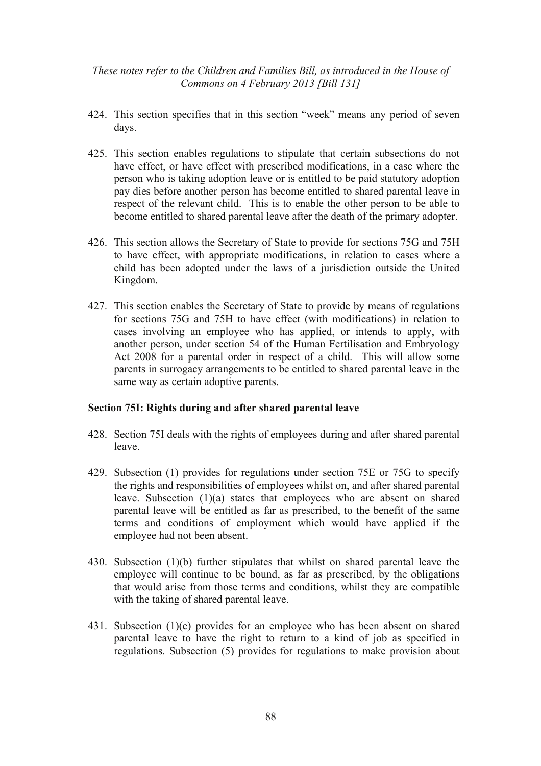424. This section specifies that in this section "week" means any period of seven days.

425. This section enables regulations to stipulate that certain subsections do not have effect, or have effect with prescribed modifications, in a case where the person who is taking adoption leave or is entitled to be paid statutory adoption pay dies before another person has become entitled to shared parental leave in respect of the relevant child. This is to enable the other person to be able to become entitled to shared parental leave after the death of the primary adopter.

426. This section allows the Secretary of State to provide for sections 75G and 75H to have effect, with appropriate modifications, in relation to cases where a child has been adopted under the laws of a jurisdiction outside the United Kingdom.

427. This section enables the Secretary of State to provide by means of regulations for sections 75G and 75H to have effect (with modifications) in relation to cases involving an employee who has applied, or intends to apply, with another person, under section 54 of the Human Fertilisation and Embryology Act 2008 for a parental order in respect of a child. This will allow some parents in surrogacy arrangements to be entitled to shared parental leave in the same way as certain adoptive parents.

**Section 75I: Rights during and after shared parental leave**

428. Section 75I deals with the rights of employees during and after shared parental leave.

429. Subsection (1) provides for regulations under section 75E or 75G to specify the rights and responsibilities of employees whilst on, and after shared parental leave. Subsection (1)(a) states that employees who are absent on shared parental leave will be entitled as far as prescribed, to the benefit of the same terms and conditions of employment which would have applied if the employee had not been absent.

430. Subsection (1)(b) further stipulates that whilst on shared parental leave the employee will continue to be bound, as far as prescribed, by the obligations that would arise from those terms and conditions, whilst they are compatible with the taking of shared parental leave.

431. Subsection (1)(c) provides for an employee who has been absent on shared parental leave to have the right to return to a kind of job as specified in regulations. Subsection (5) provides for regulations to make provision about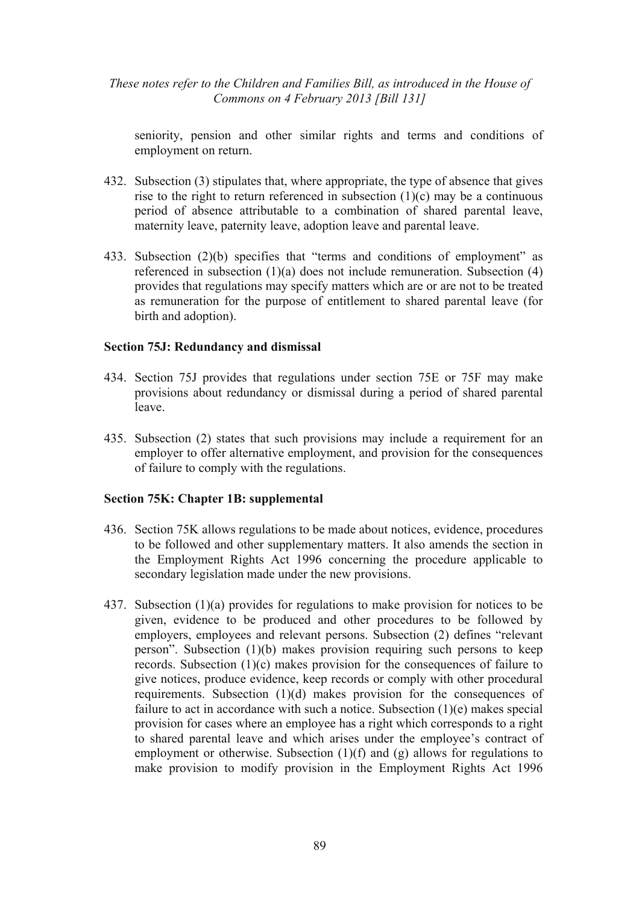seniority, pension and other similar rights and terms and conditions of employment on return.

432. Subsection (3) stipulates that, where appropriate, the type of absence that gives rise to the right to return referenced in subsection (1)(c) may be a continuous period of absence attributable to a combination of shared parental leave, maternity leave, paternity leave, adoption leave and parental leave.

433. Subsection (2)(b) specifies that "terms and conditions of employment" as referenced in subsection (1)(a) does not include remuneration. Subsection (4) provides that regulations may specify matters which are or are not to be treated as remuneration for the purpose of entitlement to shared parental leave (for birth and adoption).

**Section 75J: Redundancy and dismissal**

434. Section 75J provides that regulations under section 75E or 75F may make provisions about redundancy or dismissal during a period of shared parental leave.

435. Subsection (2) states that such provisions may include a requirement for an employer to offer alternative employment, and provision for the consequences of failure to comply with the regulations.

**Section 75K: Chapter 1B: supplemental**

436. Section 75K allows regulations to be made about notices, evidence, procedures to be followed and other supplementary matters. It also amends the section in the Employment Rights Act 1996 concerning the procedure applicable to secondary legislation made under the new provisions.

437. Subsection (1)(a) provides for regulations to make provision for notices to be given, evidence to be produced and other procedures to be followed by employers, employees and relevant persons. Subsection (2) defines "relevant person". Subsection (1)(b) makes provision requiring such persons to keep records. Subsection (1)(c) makes provision for the consequences of failure to give notices, produce evidence, keep records or comply with other procedural requirements. Subsection (1)(d) makes provision for the consequences of failure to act in accordance with such a notice. Subsection (1)(e) makes special provision for cases where an employee has a right which corresponds to a right to shared parental leave and which arises under the employee's contract of employment or otherwise. Subsection (1)(f) and (g) allows for regulations to make provision to modify provision in the Employment Rights Act 1996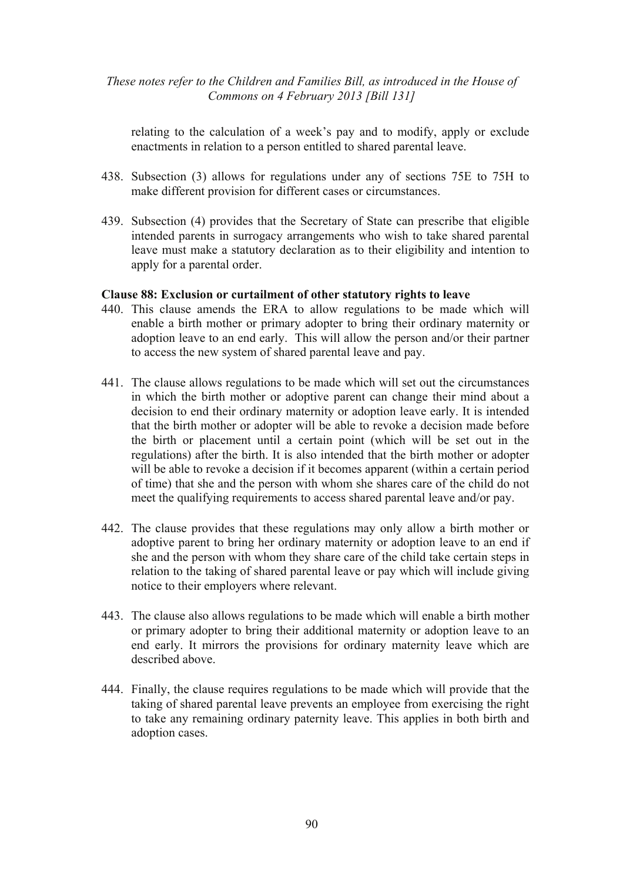relating to the calculation of a week's pay and to modify, apply or exclude enactments in relation to a person entitled to shared parental leave.

438. Subsection (3) allows for regulations under any of sections 75E to 75H to make different provision for different cases or circumstances.

439. Subsection (4) provides that the Secretary of State can prescribe that eligible intended parents in surrogacy arrangements who wish to take shared parental leave must make a statutory declaration as to their eligibility and intention to apply for a parental order.

**Clause 88: Exclusion or curtailment of other statutory rights to leave**

440. This clause amends the ERA to allow regulations to be made which will enable a birth mother or primary adopter to bring their ordinary maternity or adoption leave to an end early. This will allow the person and/or their partner to access the new system of shared parental leave and pay.

441. The clause allows regulations to be made which will set out the circumstances in which the birth mother or adoptive parent can change their mind about a decision to end their ordinary maternity or adoption leave early. It is intended that the birth mother or adopter will be able to revoke a decision made before the birth or placement until a certain point (which will be set out in the regulations) after the birth. It is also intended that the birth mother or adopter will be able to revoke a decision if it becomes apparent (within a certain period of time) that she and the person with whom she shares care of the child do not meet the qualifying requirements to access shared parental leave and/or pay.

442. The clause provides that these regulations may only allow a birth mother or adoptive parent to bring her ordinary maternity or adoption leave to an end if she and the person with whom they share care of the child take certain steps in relation to the taking of shared parental leave or pay which will include giving notice to their employers where relevant.

443. The clause also allows regulations to be made which will enable a birth mother or primary adopter to bring their additional maternity or adoption leave to an end early. It mirrors the provisions for ordinary maternity leave which are described above.

444. Finally, the clause requires regulations to be made which will provide that the taking of shared parental leave prevents an employee from exercising the right to take any remaining ordinary paternity leave. This applies in both birth and adoption cases.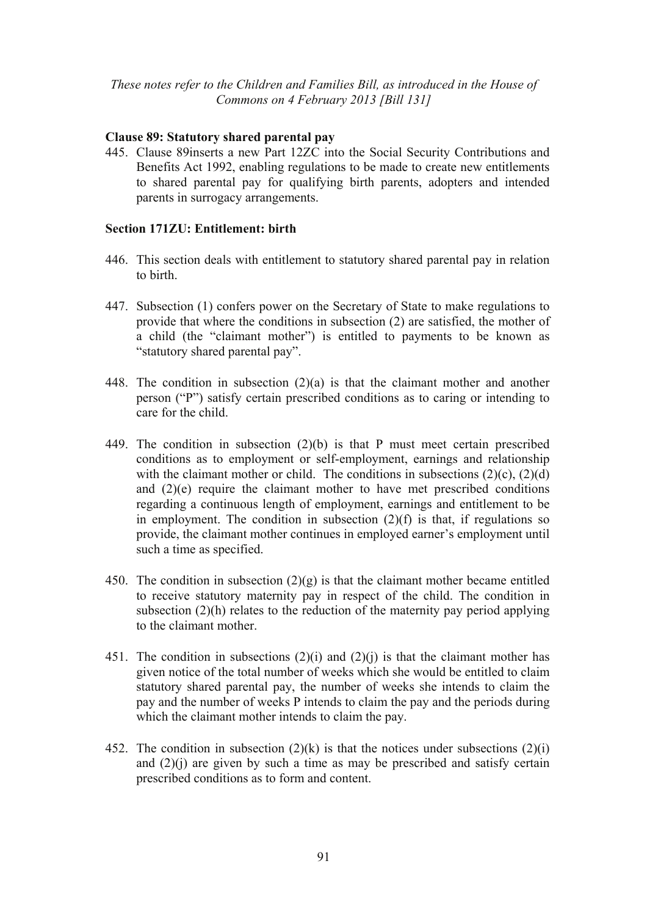*These notes refer to the Children and Families Bill, as introduced in the House of Commons on 4 February 2013 [Bill 131]*

**Clause 89: Statutory shared parental pay**

445. Clause 89inserts a new Part 12ZC into the Social Security Contributions and Benefits Act 1992, enabling regulations to be made to create new entitlements to shared parental pay for qualifying birth parents, adopters and intended parents in surrogacy arrangements.

**Section 171ZU: Entitlement: birth**

446. This section deals with entitlement to statutory shared parental pay in relation to birth.

447. Subsection (1) confers power on the Secretary of State to make regulations to provide that where the conditions in subsection (2) are satisfied, the mother of a child (the "claimant mother") is entitled to payments to be known as "statutory shared parental pay".

448. The condition in subsection (2)(a) is that the claimant mother and another person ("P") satisfy certain prescribed conditions as to caring or intending to care for the child.

449. The condition in subsection (2)(b) is that P must meet certain prescribed conditions as to employment or self-employment, earnings and relationship with the claimant mother or child. The conditions in subsections (2)(c), (2)(d) and (2)(e) require the claimant mother to have met prescribed conditions regarding a continuous length of employment, earnings and entitlement to be in employment. The condition in subsection (2)(f) is that, if regulations so provide, the claimant mother continues in employed earner's employment until such a time as specified.

450. The condition in subsection (2)(g) is that the claimant mother became entitled to receive statutory maternity pay in respect of the child. The condition in subsection (2)(h) relates to the reduction of the maternity pay period applying to the claimant mother.

451. The condition in subsections (2)(i) and (2)(j) is that the claimant mother has given notice of the total number of weeks which she would be entitled to claim statutory shared parental pay, the number of weeks she intends to claim the pay and the number of weeks P intends to claim the pay and the periods during which the claimant mother intends to claim the pay.

452. The condition in subsection (2)(k) is that the notices under subsections (2)(i) and (2)(j) are given by such a time as may be prescribed and satisfy certain prescribed conditions as to form and content.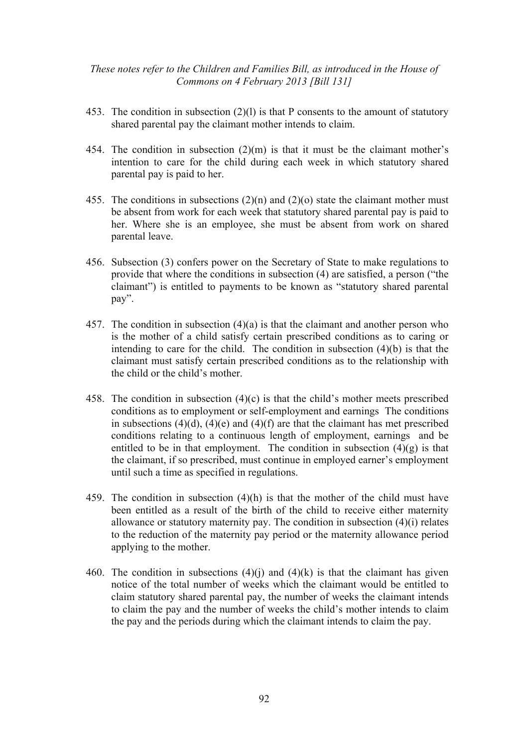453. The condition in subsection (2)(l) is that P consents to the amount of statutory shared parental pay the claimant mother intends to claim.

454. The condition in subsection (2)(m) is that it must be the claimant mother's intention to care for the child during each week in which statutory shared parental pay is paid to her.

455. The conditions in subsections (2)(n) and (2)(o) state the claimant mother must be absent from work for each week that statutory shared parental pay is paid to her. Where she is an employee, she must be absent from work on shared parental leave.

456. Subsection (3) confers power on the Secretary of State to make regulations to provide that where the conditions in subsection (4) are satisfied, a person ("the claimant") is entitled to payments to be known as "statutory shared parental pay".

457. The condition in subsection (4)(a) is that the claimant and another person who is the mother of a child satisfy certain prescribed conditions as to caring or intending to care for the child. The condition in subsection (4)(b) is that the claimant must satisfy certain prescribed conditions as to the relationship with the child or the child's mother.

458. The condition in subsection (4)(c) is that the child's mother meets prescribed conditions as to employment or self-employment and earnings The conditions in subsections (4)(d), (4)(e) and (4)(f) are that the claimant has met prescribed conditions relating to a continuous length of employment, earnings and be entitled to be in that employment. The condition in subsection (4)(g) is that the claimant, if so prescribed, must continue in employed earner's employment until such a time as specified in regulations.

459. The condition in subsection (4)(h) is that the mother of the child must have been entitled as a result of the birth of the child to receive either maternity allowance or statutory maternity pay. The condition in subsection (4)(i) relates to the reduction of the maternity pay period or the maternity allowance period applying to the mother.

460. The condition in subsections (4)(j) and (4)(k) is that the claimant has given notice of the total number of weeks which the claimant would be entitled to claim statutory shared parental pay, the number of weeks the claimant intends to claim the pay and the number of weeks the child's mother intends to claim the pay and the periods during which the claimant intends to claim the pay.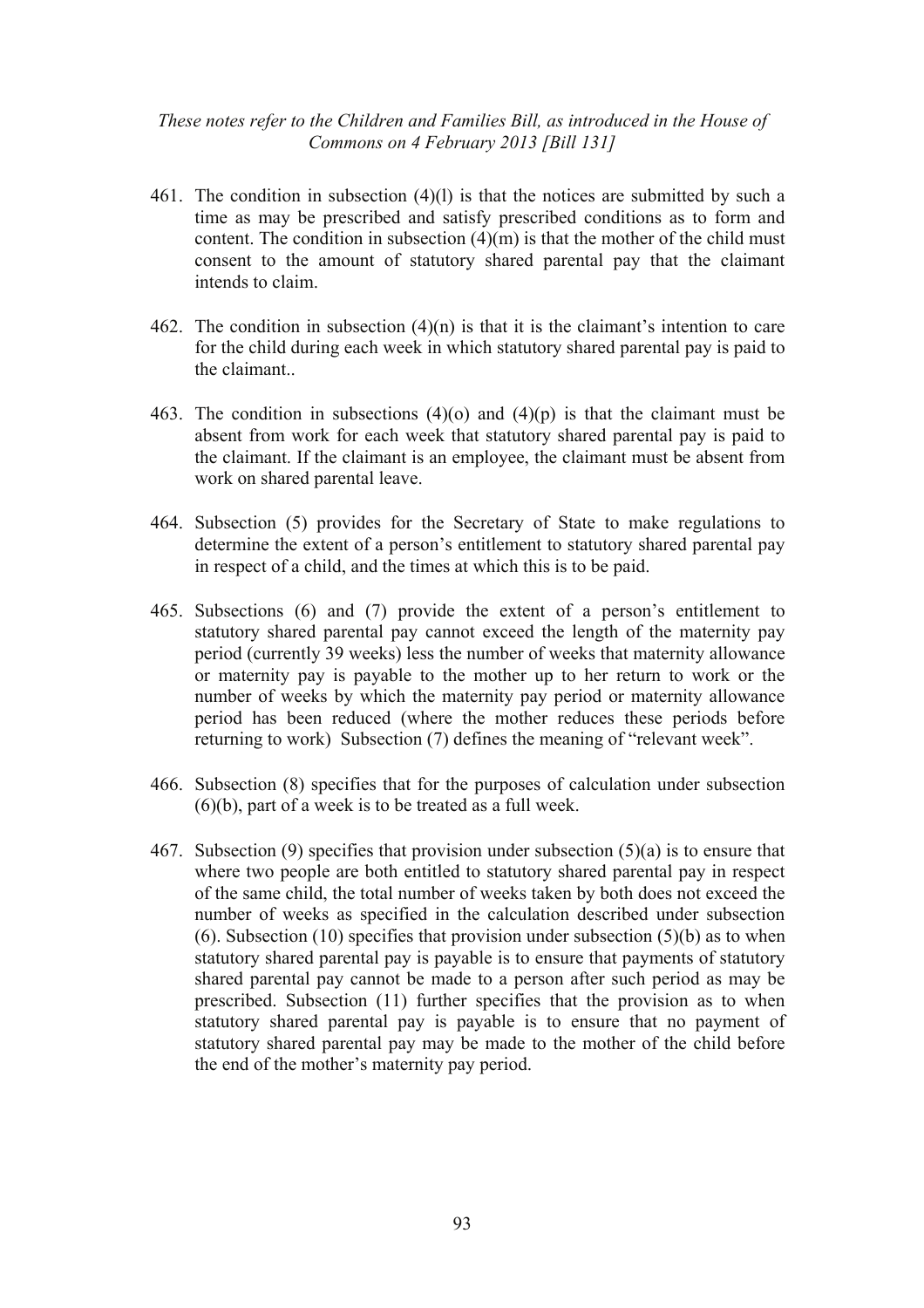461. The condition in subsection (4)(l) is that the notices are submitted by such a time as may be prescribed and satisfy prescribed conditions as to form and content. The condition in subsection (4)(m) is that the mother of the child must consent to the amount of statutory shared parental pay that the claimant intends to claim.

462. The condition in subsection (4)(n) is that it is the claimant's intention to care for the child during each week in which statutory shared parental pay is paid to the claimant..

463. The condition in subsections (4)(o) and (4)(p) is that the claimant must be absent from work for each week that statutory shared parental pay is paid to the claimant. If the claimant is an employee, the claimant must be absent from work on shared parental leave.

464. Subsection (5) provides for the Secretary of State to make regulations to determine the extent of a person's entitlement to statutory shared parental pay in respect of a child, and the times at which this is to be paid.

465. Subsections (6) and (7) provide the extent of a person's entitlement to statutory shared parental pay cannot exceed the length of the maternity pay period (currently 39 weeks) less the number of weeks that maternity allowance or maternity pay is payable to the mother up to her return to work or the number of weeks by which the maternity pay period or maternity allowance period has been reduced (where the mother reduces these periods before returning to work) Subsection (7) defines the meaning of "relevant week".

466. Subsection (8) specifies that for the purposes of calculation under subsection (6)(b), part of a week is to be treated as a full week.

467. Subsection (9) specifies that provision under subsection (5)(a) is to ensure that where two people are both entitled to statutory shared parental pay in respect of the same child, the total number of weeks taken by both does not exceed the number of weeks as specified in the calculation described under subsection (6). Subsection (10) specifies that provision under subsection (5)(b) as to when statutory shared parental pay is payable is to ensure that payments of statutory shared parental pay cannot be made to a person after such period as may be prescribed. Subsection (11) further specifies that the provision as to when statutory shared parental pay is payable is to ensure that no payment of statutory shared parental pay may be made to the mother of the child before the end of the mother's maternity pay period.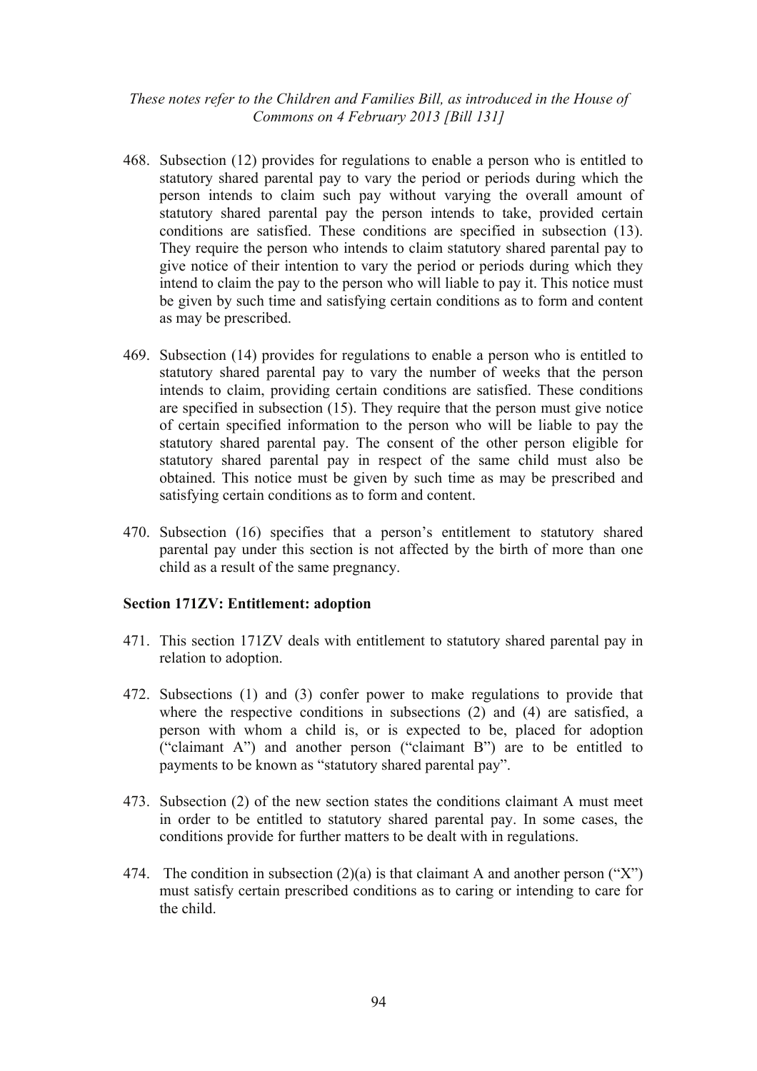468. Subsection (12) provides for regulations to enable a person who is entitled to statutory shared parental pay to vary the period or periods during which the person intends to claim such pay without varying the overall amount of statutory shared parental pay the person intends to take, provided certain conditions are satisfied. These conditions are specified in subsection (13). They require the person who intends to claim statutory shared parental pay to give notice of their intention to vary the period or periods during which they intend to claim the pay to the person who will liable to pay it. This notice must be given by such time and satisfying certain conditions as to form and content as may be prescribed.

469. Subsection (14) provides for regulations to enable a person who is entitled to statutory shared parental pay to vary the number of weeks that the person intends to claim, providing certain conditions are satisfied. These conditions are specified in subsection (15). They require that the person must give notice of certain specified information to the person who will be liable to pay the statutory shared parental pay. The consent of the other person eligible for statutory shared parental pay in respect of the same child must also be obtained. This notice must be given by such time as may be prescribed and satisfying certain conditions as to form and content.

470. Subsection (16) specifies that a person's entitlement to statutory shared parental pay under this section is not affected by the birth of more than one child as a result of the same pregnancy.

**Section 171ZV: Entitlement: adoption**

471. This section 171ZV deals with entitlement to statutory shared parental pay in relation to adoption.

472. Subsections (1) and (3) confer power to make regulations to provide that where the respective conditions in subsections (2) and (4) are satisfied, a person with whom a child is, or is expected to be, placed for adoption ("claimant A") and another person ("claimant B") are to be entitled to payments to be known as "statutory shared parental pay".

473. Subsection (2) of the new section states the conditions claimant A must meet in order to be entitled to statutory shared parental pay. In some cases, the conditions provide for further matters to be dealt with in regulations.

474. The condition in subsection (2)(a) is that claimant A and another person ("X") must satisfy certain prescribed conditions as to caring or intending to care for the child.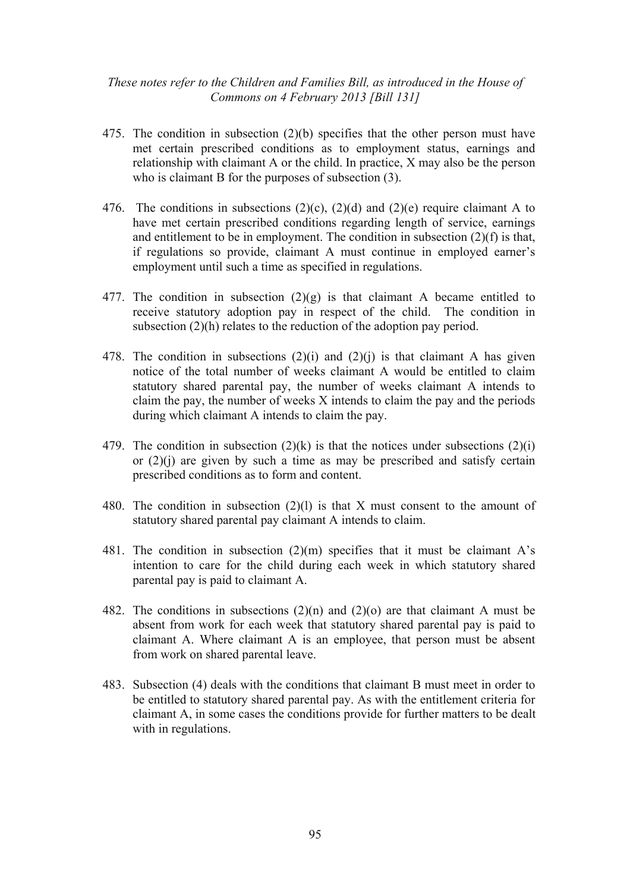475. The condition in subsection (2)(b) specifies that the other person must have met certain prescribed conditions as to employment status, earnings and relationship with claimant A or the child. In practice, X may also be the person who is claimant B for the purposes of subsection (3).

476. The conditions in subsections (2)(c), (2)(d) and (2)(e) require claimant A to have met certain prescribed conditions regarding length of service, earnings and entitlement to be in employment. The condition in subsection (2)(f) is that, if regulations so provide, claimant A must continue in employed earner's employment until such a time as specified in regulations.

477. The condition in subsection (2)(g) is that claimant A became entitled to receive statutory adoption pay in respect of the child. The condition in subsection (2)(h) relates to the reduction of the adoption pay period.

478. The condition in subsections (2)(i) and (2)(j) is that claimant A has given notice of the total number of weeks claimant A would be entitled to claim statutory shared parental pay, the number of weeks claimant A intends to claim the pay, the number of weeks X intends to claim the pay and the periods during which claimant A intends to claim the pay.

479. The condition in subsection (2)(k) is that the notices under subsections (2)(i) or (2)(j) are given by such a time as may be prescribed and satisfy certain prescribed conditions as to form and content.

480. The condition in subsection (2)(l) is that X must consent to the amount of statutory shared parental pay claimant A intends to claim.

481. The condition in subsection (2)(m) specifies that it must be claimant A's intention to care for the child during each week in which statutory shared parental pay is paid to claimant A.

482. The conditions in subsections (2)(n) and (2)(o) are that claimant A must be absent from work for each week that statutory shared parental pay is paid to claimant A. Where claimant A is an employee, that person must be absent from work on shared parental leave.

483. Subsection (4) deals with the conditions that claimant B must meet in order to be entitled to statutory shared parental pay. As with the entitlement criteria for claimant A, in some cases the conditions provide for further matters to be dealt with in regulations.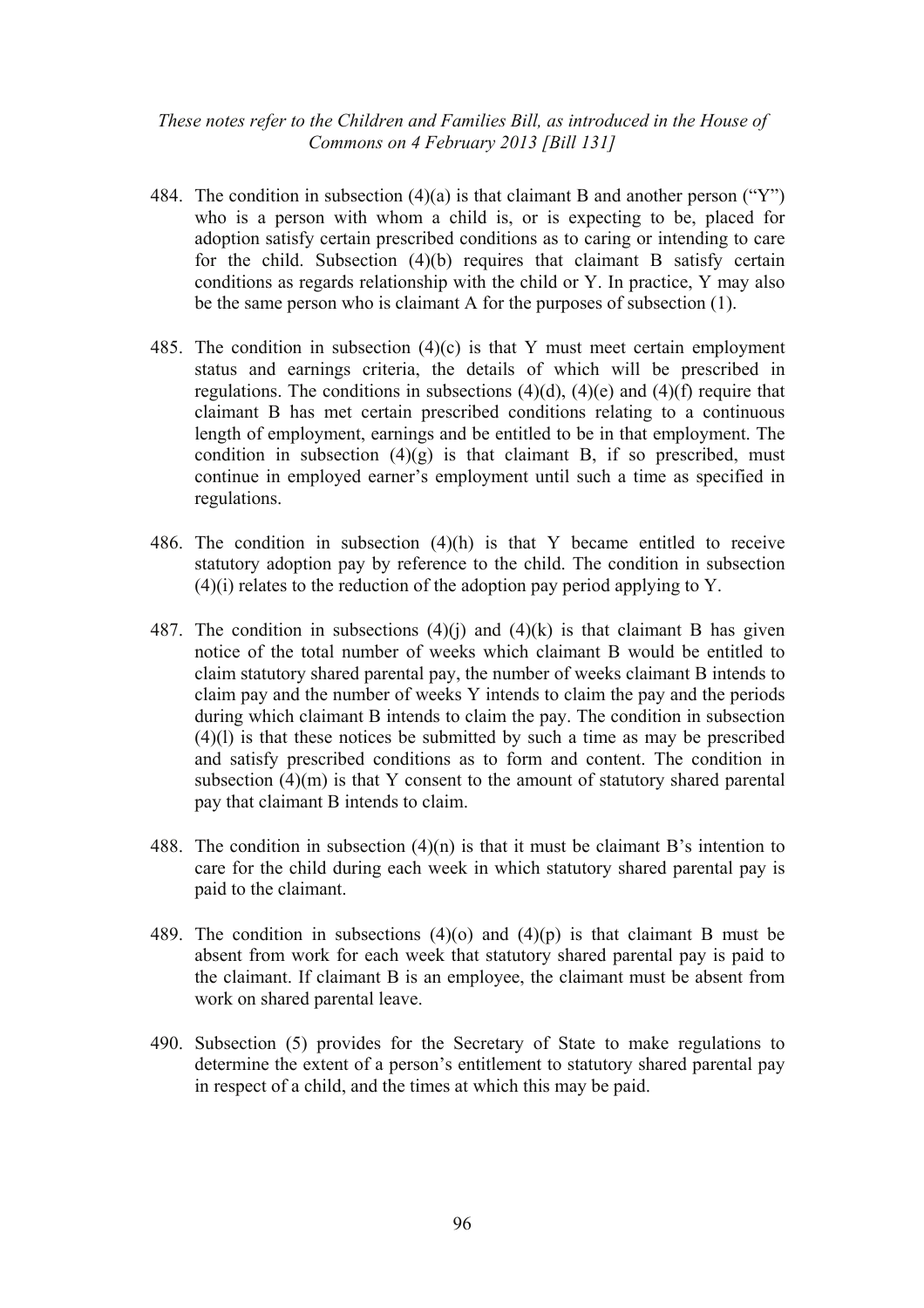484. The condition in subsection (4)(a) is that claimant B and another person ("Y") who is a person with whom a child is, or is expecting to be, placed for adoption satisfy certain prescribed conditions as to caring or intending to care for the child. Subsection (4)(b) requires that claimant B satisfy certain conditions as regards relationship with the child or Y. In practice, Y may also be the same person who is claimant A for the purposes of subsection (1).

485. The condition in subsection (4)(c) is that Y must meet certain employment status and earnings criteria, the details of which will be prescribed in regulations. The conditions in subsections (4)(d), (4)(e) and (4)(f) require that claimant B has met certain prescribed conditions relating to a continuous length of employment, earnings and be entitled to be in that employment. The condition in subsection (4)(g) is that claimant B, if so prescribed, must continue in employed earner's employment until such a time as specified in regulations.

486. The condition in subsection (4)(h) is that Y became entitled to receive statutory adoption pay by reference to the child. The condition in subsection (4)(i) relates to the reduction of the adoption pay period applying to Y.

487. The condition in subsections (4)(j) and (4)(k) is that claimant B has given notice of the total number of weeks which claimant B would be entitled to claim statutory shared parental pay, the number of weeks claimant B intends to claim pay and the number of weeks Y intends to claim the pay and the periods during which claimant B intends to claim the pay. The condition in subsection (4)(l) is that these notices be submitted by such a time as may be prescribed and satisfy prescribed conditions as to form and content. The condition in subsection (4)(m) is that Y consent to the amount of statutory shared parental pay that claimant B intends to claim.

488. The condition in subsection (4)(n) is that it must be claimant B's intention to care for the child during each week in which statutory shared parental pay is paid to the claimant.

489. The condition in subsections (4)(o) and (4)(p) is that claimant B must be absent from work for each week that statutory shared parental pay is paid to the claimant. If claimant B is an employee, the claimant must be absent from work on shared parental leave.

490. Subsection (5) provides for the Secretary of State to make regulations to determine the extent of a person's entitlement to statutory shared parental pay in respect of a child, and the times at which this may be paid.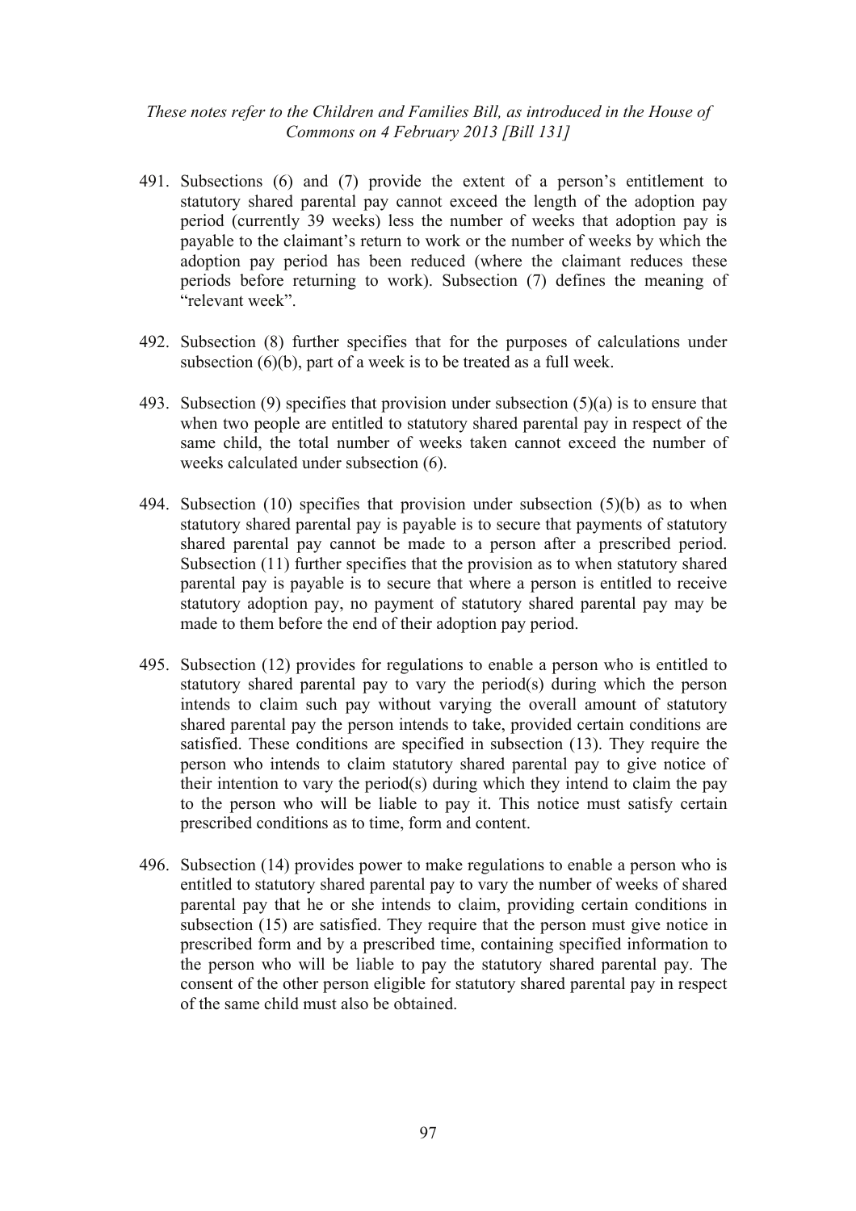491. Subsections (6) and (7) provide the extent of a person's entitlement to statutory shared parental pay cannot exceed the length of the adoption pay period (currently 39 weeks) less the number of weeks that adoption pay is payable to the claimant's return to work or the number of weeks by which the adoption pay period has been reduced (where the claimant reduces these periods before returning to work). Subsection (7) defines the meaning of "relevant week".

492. Subsection (8) further specifies that for the purposes of calculations under subsection (6)(b), part of a week is to be treated as a full week.

493. Subsection (9) specifies that provision under subsection (5)(a) is to ensure that when two people are entitled to statutory shared parental pay in respect of the same child, the total number of weeks taken cannot exceed the number of weeks calculated under subsection (6).

494. Subsection (10) specifies that provision under subsection (5)(b) as to when statutory shared parental pay is payable is to secure that payments of statutory shared parental pay cannot be made to a person after a prescribed period. Subsection (11) further specifies that the provision as to when statutory shared parental pay is payable is to secure that where a person is entitled to receive statutory adoption pay, no payment of statutory shared parental pay may be made to them before the end of their adoption pay period.

495. Subsection (12) provides for regulations to enable a person who is entitled to statutory shared parental pay to vary the period(s) during which the person intends to claim such pay without varying the overall amount of statutory shared parental pay the person intends to take, provided certain conditions are satisfied. These conditions are specified in subsection (13). They require the person who intends to claim statutory shared parental pay to give notice of their intention to vary the period(s) during which they intend to claim the pay to the person who will be liable to pay it. This notice must satisfy certain prescribed conditions as to time, form and content.

496. Subsection (14) provides power to make regulations to enable a person who is entitled to statutory shared parental pay to vary the number of weeks of shared parental pay that he or she intends to claim, providing certain conditions in subsection (15) are satisfied. They require that the person must give notice in prescribed form and by a prescribed time, containing specified information to the person who will be liable to pay the statutory shared parental pay. The consent of the other person eligible for statutory shared parental pay in respect of the same child must also be obtained.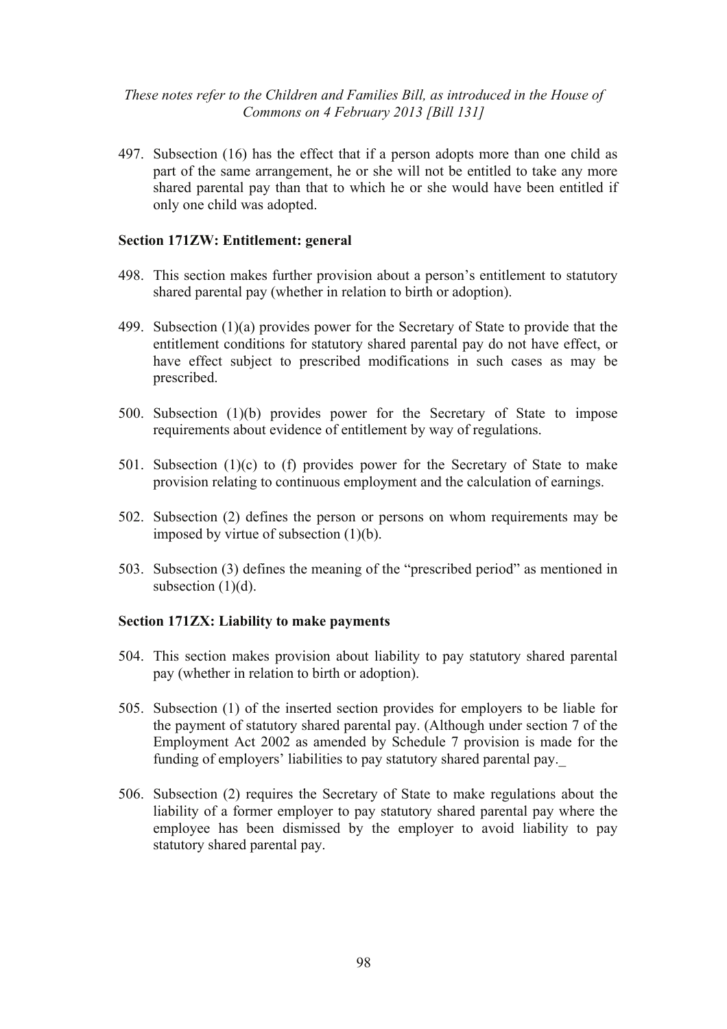497. Subsection (16) has the effect that if a person adopts more than one child as part of the same arrangement, he or she will not be entitled to take any more shared parental pay than that to which he or she would have been entitled if only one child was adopted.

**Section 171ZW: Entitlement: general**

498. This section makes further provision about a person's entitlement to statutory shared parental pay (whether in relation to birth or adoption).

499. Subsection (1)(a) provides power for the Secretary of State to provide that the entitlement conditions for statutory shared parental pay do not have effect, or have effect subject to prescribed modifications in such cases as may be prescribed.

500. Subsection (1)(b) provides power for the Secretary of State to impose requirements about evidence of entitlement by way of regulations.

501. Subsection (1)(c) to (f) provides power for the Secretary of State to make provision relating to continuous employment and the calculation of earnings.

502. Subsection (2) defines the person or persons on whom requirements may be imposed by virtue of subsection (1)(b).

503. Subsection (3) defines the meaning of the "prescribed period" as mentioned in subsection (1)(d).

**Section 171ZX: Liability to make payments**

504. This section makes provision about liability to pay statutory shared parental pay (whether in relation to birth or adoption).

505. Subsection (1) of the inserted section provides for employers to be liable for the payment of statutory shared parental pay. (Although under section 7 of the Employment Act 2002 as amended by Schedule 7 provision is made for the funding of employers' liabilities to pay statutory shared parental pay._

506. Subsection (2) requires the Secretary of State to make regulations about the liability of a former employer to pay statutory shared parental pay where the employee has been dismissed by the employer to avoid liability to pay statutory shared parental pay.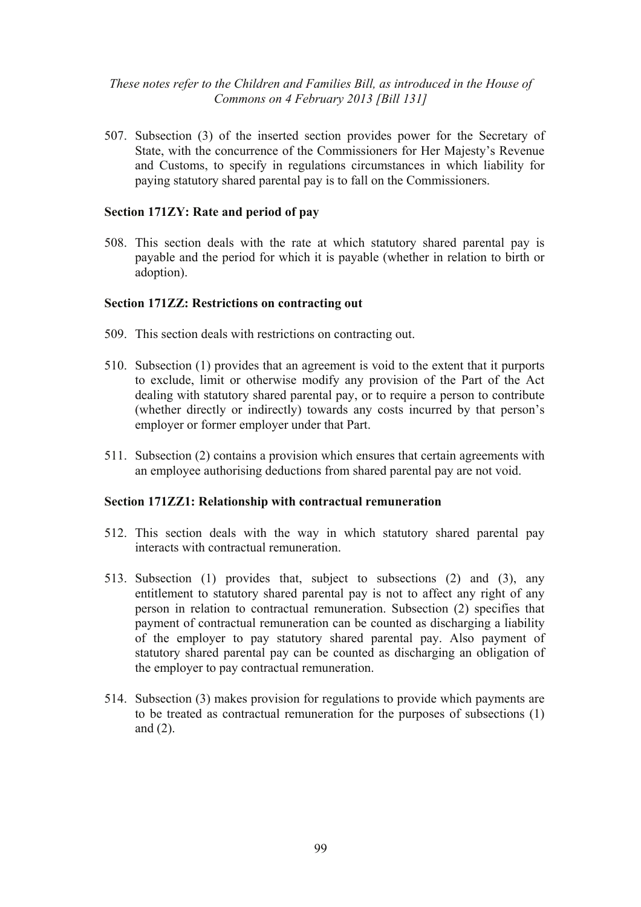507. Subsection (3) of the inserted section provides power for the Secretary of State, with the concurrence of the Commissioners for Her Majesty's Revenue and Customs, to specify in regulations circumstances in which liability for paying statutory shared parental pay is to fall on the Commissioners.

**Section 171ZY: Rate and period of pay**

508. This section deals with the rate at which statutory shared parental pay is payable and the period for which it is payable (whether in relation to birth or adoption).

**Section 171ZZ: Restrictions on contracting out**

509. This section deals with restrictions on contracting out.

510. Subsection (1) provides that an agreement is void to the extent that it purports to exclude, limit or otherwise modify any provision of the Part of the Act dealing with statutory shared parental pay, or to require a person to contribute (whether directly or indirectly) towards any costs incurred by that person's employer or former employer under that Part.

511. Subsection (2) contains a provision which ensures that certain agreements with an employee authorising deductions from shared parental pay are not void.

**Section 171ZZ1: Relationship with contractual remuneration**

512. This section deals with the way in which statutory shared parental pay interacts with contractual remuneration.

513. Subsection (1) provides that, subject to subsections (2) and (3), any entitlement to statutory shared parental pay is not to affect any right of any person in relation to contractual remuneration. Subsection (2) specifies that payment of contractual remuneration can be counted as discharging a liability of the employer to pay statutory shared parental pay. Also payment of statutory shared parental pay can be counted as discharging an obligation of the employer to pay contractual remuneration.

514. Subsection (3) makes provision for regulations to provide which payments are to be treated as contractual remuneration for the purposes of subsections (1) and (2).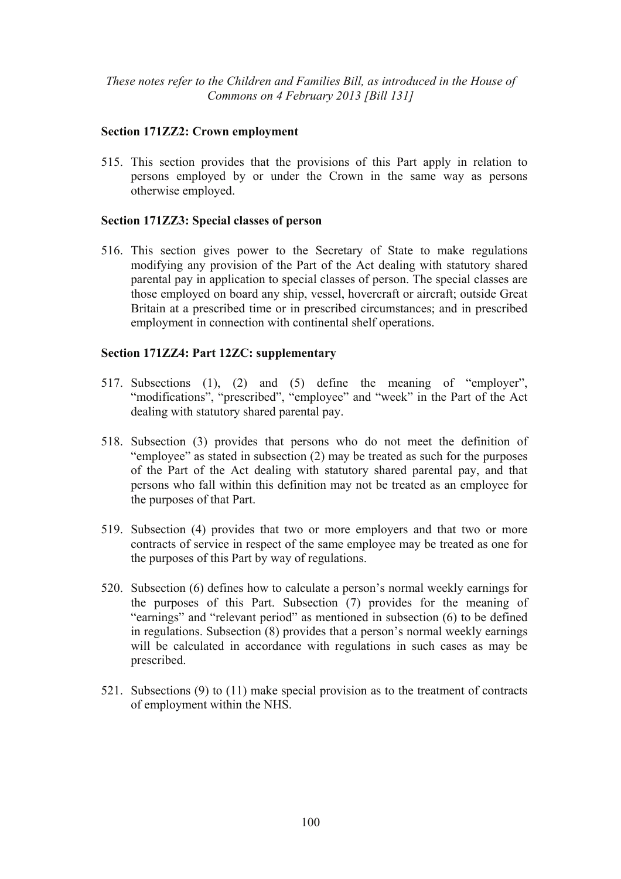### Section 171ZZ2: Crown employment

515. This section provides that the provisions of this Part apply in relation to persons employed by or under the Crown in the same way as persons otherwise employed.

### Section 171ZZ3: Special classes of person

516. This section gives power to the Secretary of State to make regulations modifying any provision of the Part of the Act dealing with statutory shared parental pay in application to special classes of person. The special classes are those employed on board any ship, vessel, hovercraft or aircraft; outside Great Britain at a prescribed time or in prescribed circumstances; and in prescribed employment in connection with continental shelf operations.

### Section 171ZZ4: Part 12ZC: supplementary

517. Subsections (1), (2) and (5) define the meaning of "employer", "modifications", "prescribed", "employee" and "week" in the Part of the Act dealing with statutory shared parental pay.

518. Subsection (3) provides that persons who do not meet the definition of "employee" as stated in subsection (2) may be treated as such for the purposes of the Part of the Act dealing with statutory shared parental pay, and that persons who fall within this definition may not be treated as an employee for the purposes of that Part.

519. Subsection (4) provides that two or more employers and that two or more contracts of service in respect of the same employee may be treated as one for the purposes of this Part by way of regulations.

520. Subsection (6) defines how to calculate a person's normal weekly earnings for the purposes of this Part. Subsection (7) provides for the meaning of "earnings" and "relevant period" as mentioned in subsection (6) to be defined in regulations. Subsection (8) provides that a person's normal weekly earnings will be calculated in accordance with regulations in such cases as may be prescribed.

521. Subsections (9) to (11) make special provision as to the treatment of contracts of employment within the NHS.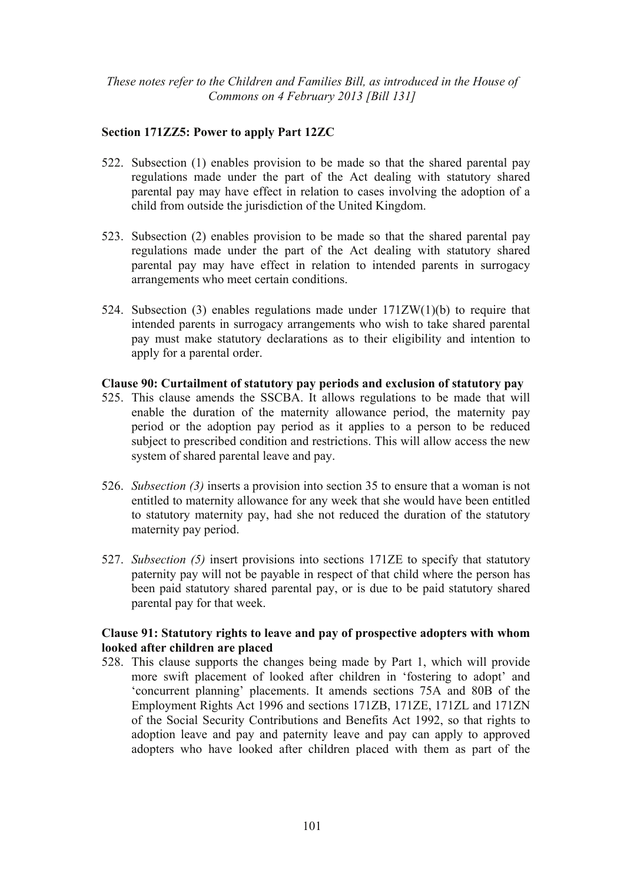*These notes refer to the Children and Families Bill, as introduced in the House of Commons on 4 February 2013 [Bill 131]*

### Section 171ZZ5: Power to apply Part 12ZC

522. Subsection (1) enables provision to be made so that the shared parental pay regulations made under the part of the Act dealing with statutory shared parental pay may have effect in relation to cases involving the adoption of a child from outside the jurisdiction of the United Kingdom.

523. Subsection (2) enables provision to be made so that the shared parental pay regulations made under the part of the Act dealing with statutory shared parental pay may have effect in relation to intended parents in surrogacy arrangements who meet certain conditions.

524. Subsection (3) enables regulations made under 171ZW(1)(b) to require that intended parents in surrogacy arrangements who wish to take shared parental pay must make statutory declarations as to their eligibility and intention to apply for a parental order.

### Clause 90: Curtailment of statutory pay periods and exclusion of statutory pay

525. This clause amends the SSCBA. It allows regulations to be made that will enable the duration of the maternity allowance period, the maternity pay period or the adoption pay period as it applies to a person to be reduced subject to prescribed condition and restrictions. This will allow access the new system of shared parental leave and pay.

526. *Subsection (3)* inserts a provision into section 35 to ensure that a woman is not entitled to maternity allowance for any week that she would have been entitled to statutory maternity pay, had she not reduced the duration of the statutory maternity pay period.

527. *Subsection (5)* insert provisions into sections 171ZE to specify that statutory paternity pay will not be payable in respect of that child where the person has been paid statutory shared parental pay, or is due to be paid statutory shared parental pay for that week.

### Clause 91: Statutory rights to leave and pay of prospective adopters with whom looked after children are placed

528. This clause supports the changes being made by Part 1, which will provide more swift placement of looked after children in 'fostering to adopt' and 'concurrent planning' placements. It amends sections 75A and 80B of the Employment Rights Act 1996 and sections 171ZB, 171ZE, 171ZL and 171ZN of the Social Security Contributions and Benefits Act 1992, so that rights to adoption leave and pay and paternity leave and pay can apply to approved adopters who have looked after children placed with them as part of the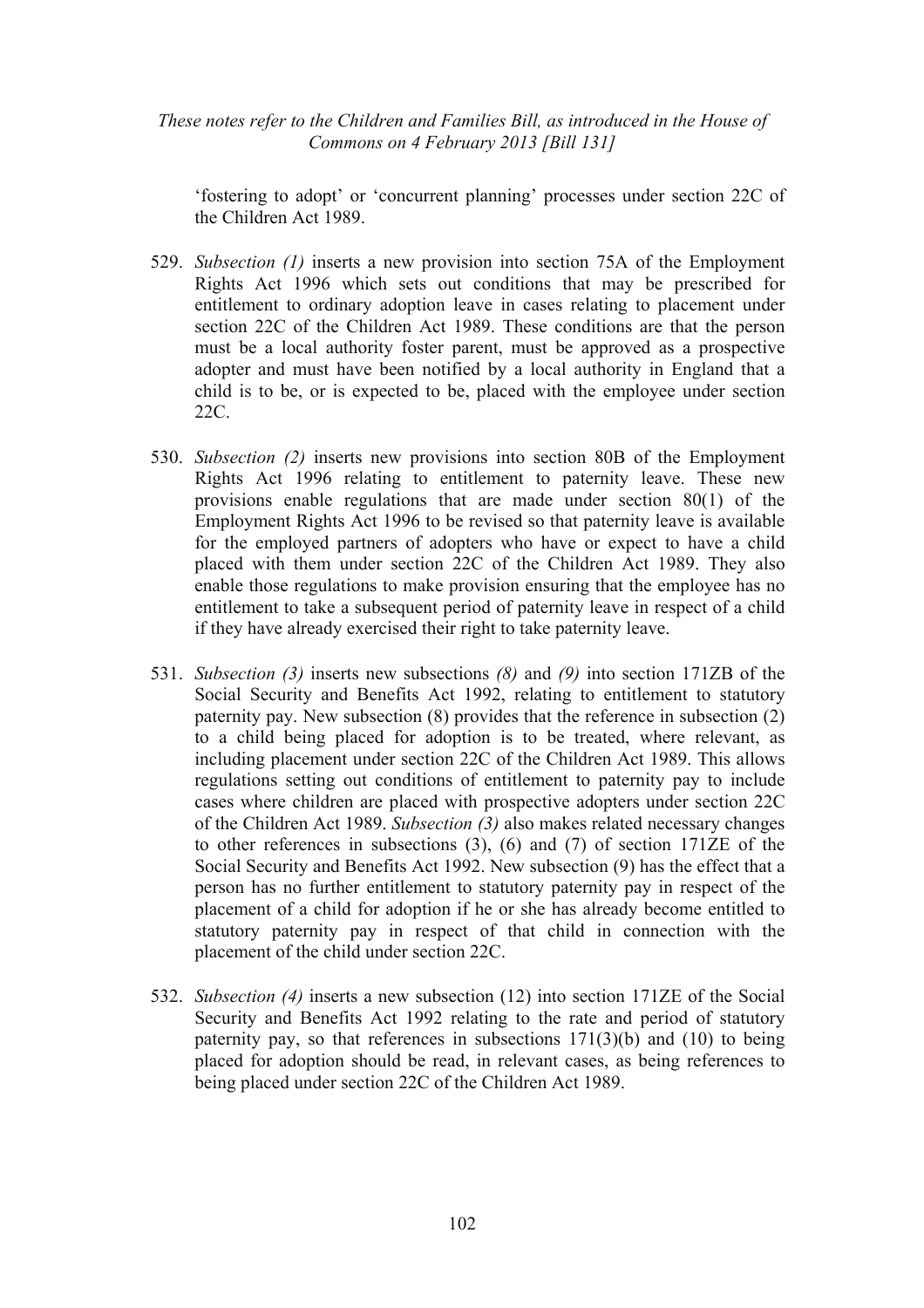‘fostering to adopt’ or ‘concurrent planning’ processes under section 22C of the Children Act 1989.

529. *Subsection (1)* inserts a new provision into section 75A of the Employment Rights Act 1996 which sets out conditions that may be prescribed for entitlement to ordinary adoption leave in cases relating to placement under section 22C of the Children Act 1989. These conditions are that the person must be a local authority foster parent, must be approved as a prospective adopter and must have been notified by a local authority in England that a child is to be, or is expected to be, placed with the employee under section 22C.

530. *Subsection (2)* inserts new provisions into section 80B of the Employment Rights Act 1996 relating to entitlement to paternity leave. These new provisions enable regulations that are made under section 80(1) of the Employment Rights Act 1996 to be revised so that paternity leave is available for the employed partners of adopters who have or expect to have a child placed with them under section 22C of the Children Act 1989. They also enable those regulations to make provision ensuring that the employee has no entitlement to take a subsequent period of paternity leave in respect of a child if they have already exercised their right to take paternity leave.

531. *Subsection (3)* inserts new subsections *(8)* and *(9)* into section 171ZB of the Social Security and Benefits Act 1992, relating to entitlement to statutory paternity pay. New subsection (8) provides that the reference in subsection (2) to a child being placed for adoption is to be treated, where relevant, as including placement under section 22C of the Children Act 1989. This allows regulations setting out conditions of entitlement to paternity pay to include cases where children are placed with prospective adopters under section 22C of the Children Act 1989. *Subsection (3)* also makes related necessary changes to other references in subsections (3), (6) and (7) of section 171ZE of the Social Security and Benefits Act 1992. New subsection (9) has the effect that a person has no further entitlement to statutory paternity pay in respect of the placement of a child for adoption if he or she has already become entitled to statutory paternity pay in respect of that child in connection with the placement of the child under section 22C.

532. *Subsection (4)* inserts a new subsection (12) into section 171ZE of the Social Security and Benefits Act 1992 relating to the rate and period of statutory paternity pay, so that references in subsections 171(3)(b) and (10) to being placed for adoption should be read, in relevant cases, as being references to being placed under section 22C of the Children Act 1989.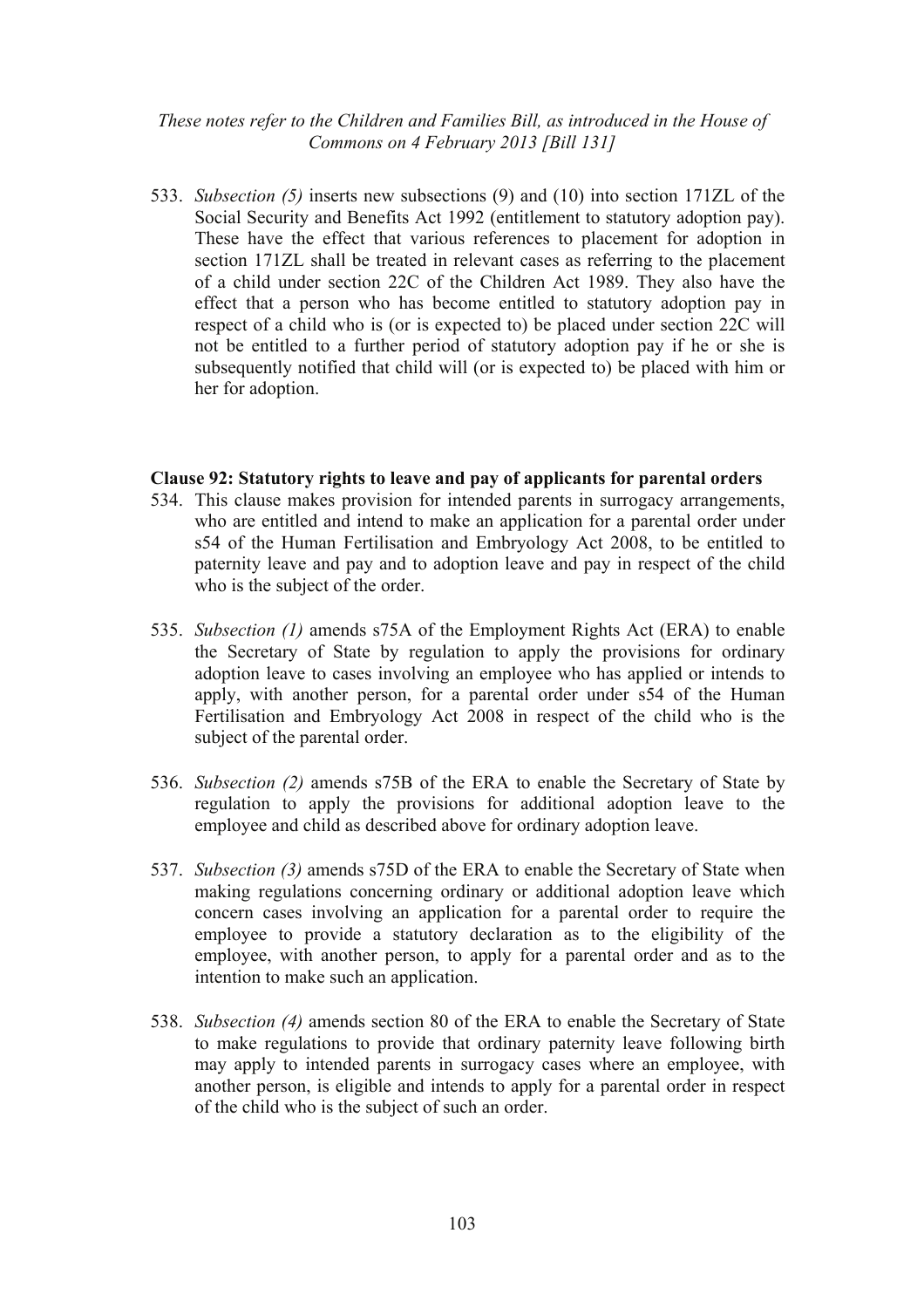533. *Subsection (5)* inserts new subsections (9) and (10) into section 171ZL of the Social Security and Benefits Act 1992 (entitlement to statutory adoption pay). These have the effect that various references to placement for adoption in section 171ZL shall be treated in relevant cases as referring to the placement of a child under section 22C of the Children Act 1989. They also have the effect that a person who has become entitled to statutory adoption pay in respect of a child who is (or is expected to) be placed under section 22C will not be entitled to a further period of statutory adoption pay if he or she is subsequently notified that child will (or is expected to) be placed with him or her for adoption.

**Clause 92: Statutory rights to leave and pay of applicants for parental orders**

534. This clause makes provision for intended parents in surrogacy arrangements, who are entitled and intend to make an application for a parental order under s54 of the Human Fertilisation and Embryology Act 2008, to be entitled to paternity leave and pay and to adoption leave and pay in respect of the child who is the subject of the order.

535. *Subsection (1)* amends s75A of the Employment Rights Act (ERA) to enable the Secretary of State by regulation to apply the provisions for ordinary adoption leave to cases involving an employee who has applied or intends to apply, with another person, for a parental order under s54 of the Human Fertilisation and Embryology Act 2008 in respect of the child who is the subject of the parental order.

536. *Subsection (2)* amends s75B of the ERA to enable the Secretary of State by regulation to apply the provisions for additional adoption leave to the employee and child as described above for ordinary adoption leave.

537. *Subsection (3)* amends s75D of the ERA to enable the Secretary of State when making regulations concerning ordinary or additional adoption leave which concern cases involving an application for a parental order to require the employee to provide a statutory declaration as to the eligibility of the employee, with another person, to apply for a parental order and as to the intention to make such an application.

538. *Subsection (4)* amends section 80 of the ERA to enable the Secretary of State to make regulations to provide that ordinary paternity leave following birth may apply to intended parents in surrogacy cases where an employee, with another person, is eligible and intends to apply for a parental order in respect of the child who is the subject of such an order.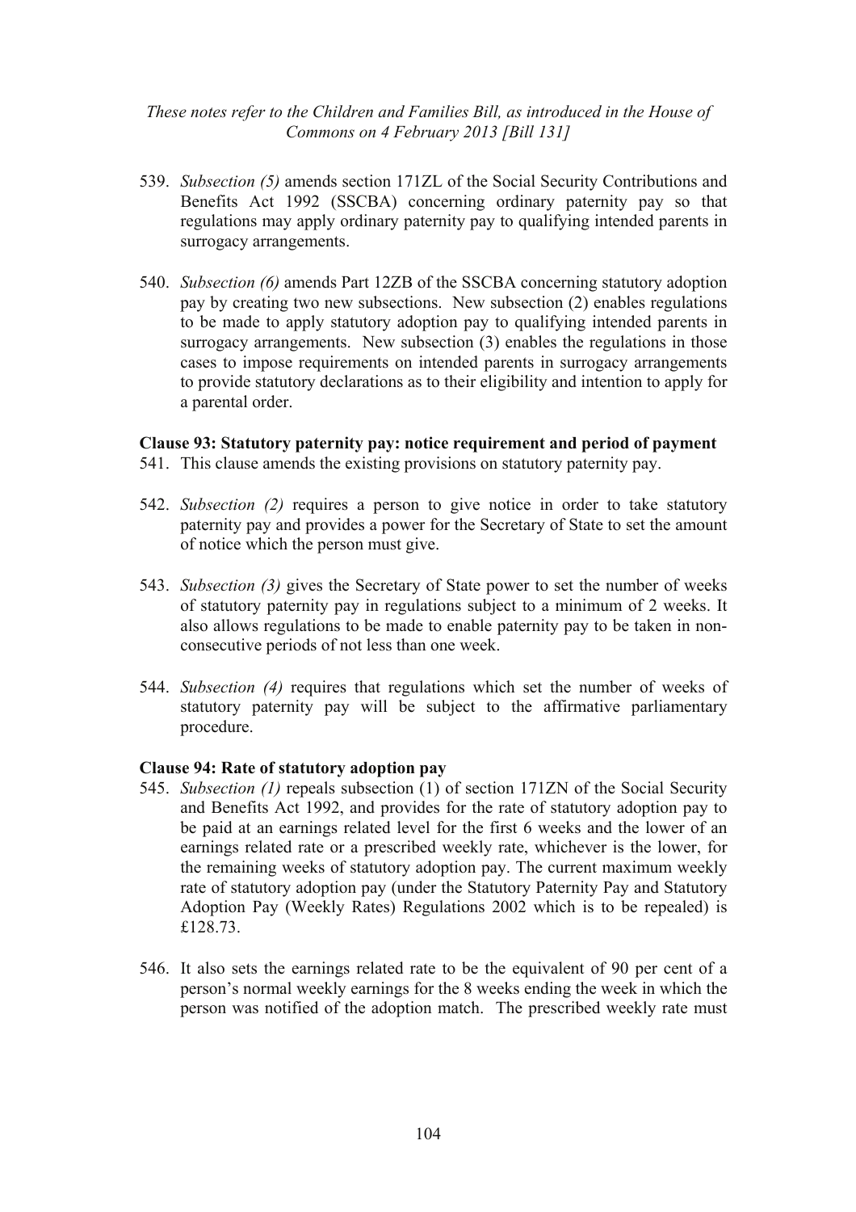539. *Subsection (5)* amends section 171ZL of the Social Security Contributions and Benefits Act 1992 (SSCBA) concerning ordinary paternity pay so that regulations may apply ordinary paternity pay to qualifying intended parents in surrogacy arrangements.

540. *Subsection (6)* amends Part 12ZB of the SSCBA concerning statutory adoption pay by creating two new subsections. New subsection (2) enables regulations to be made to apply statutory adoption pay to qualifying intended parents in surrogacy arrangements. New subsection (3) enables the regulations in those cases to impose requirements on intended parents in surrogacy arrangements to provide statutory declarations as to their eligibility and intention to apply for a parental order.

**Clause 93: Statutory paternity pay: notice requirement and period of payment**

541. This clause amends the existing provisions on statutory paternity pay.

542. *Subsection (2)* requires a person to give notice in order to take statutory paternity pay and provides a power for the Secretary of State to set the amount of notice which the person must give.

543. *Subsection (3)* gives the Secretary of State power to set the number of weeks of statutory paternity pay in regulations subject to a minimum of 2 weeks. It also allows regulations to be made to enable paternity pay to be taken in non-consecutive periods of not less than one week.

544. *Subsection (4)* requires that regulations which set the number of weeks of statutory paternity pay will be subject to the affirmative parliamentary procedure.

**Clause 94: Rate of statutory adoption pay**

545. *Subsection (1)* repeals subsection (1) of section 171ZN of the Social Security and Benefits Act 1992, and provides for the rate of statutory adoption pay to be paid at an earnings related level for the first 6 weeks and the lower of an earnings related rate or a prescribed weekly rate, whichever is the lower, for the remaining weeks of statutory adoption pay. The current maximum weekly rate of statutory adoption pay (under the Statutory Paternity Pay and Statutory Adoption Pay (Weekly Rates) Regulations 2002 which is to be repealed) is £128.73.

546. It also sets the earnings related rate to be the equivalent of 90 per cent of a person's normal weekly earnings for the 8 weeks ending the week in which the person was notified of the adoption match. The prescribed weekly rate must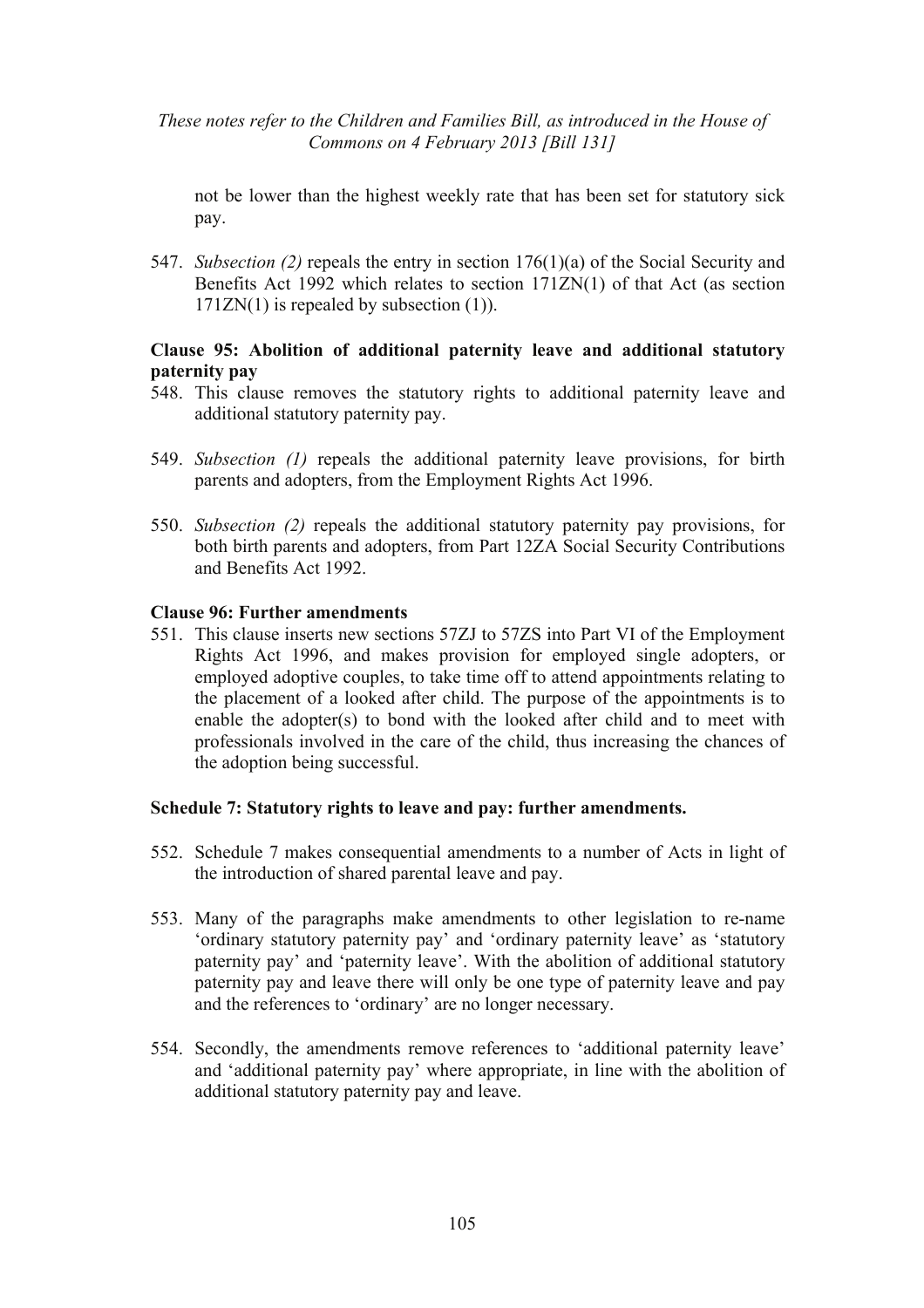not be lower than the highest weekly rate that has been set for statutory sick pay.

547. *Subsection (2)* repeals the entry in section 176(1)(a) of the Social Security and Benefits Act 1992 which relates to section 171ZN(1) of that Act (as section 171ZN(1) is repealed by subsection (1)).

**Clause 95: Abolition of additional paternity leave and additional statutory paternity pay**

548. This clause removes the statutory rights to additional paternity leave and additional statutory paternity pay.

549. *Subsection (1)* repeals the additional paternity leave provisions, for birth parents and adopters, from the Employment Rights Act 1996.

550. *Subsection (2)* repeals the additional statutory paternity pay provisions, for both birth parents and adopters, from Part 12ZA Social Security Contributions and Benefits Act 1992.

**Clause 96: Further amendments**

551. This clause inserts new sections 57ZJ to 57ZS into Part VI of the Employment Rights Act 1996, and makes provision for employed single adopters, or employed adoptive couples, to take time off to attend appointments relating to the placement of a looked after child. The purpose of the appointments is to enable the adopter(s) to bond with the looked after child and to meet with professionals involved in the care of the child, thus increasing the chances of the adoption being successful.

**Schedule 7: Statutory rights to leave and pay: further amendments.**

552. Schedule 7 makes consequential amendments to a number of Acts in light of the introduction of shared parental leave and pay.

553. Many of the paragraphs make amendments to other legislation to re-name 'ordinary statutory paternity pay' and 'ordinary paternity leave' as 'statutory paternity pay' and 'paternity leave'. With the abolition of additional statutory paternity pay and leave there will only be one type of paternity leave and pay and the references to 'ordinary' are no longer necessary.

554. Secondly, the amendments remove references to 'additional paternity leave' and 'additional paternity pay' where appropriate, in line with the abolition of additional statutory paternity pay and leave.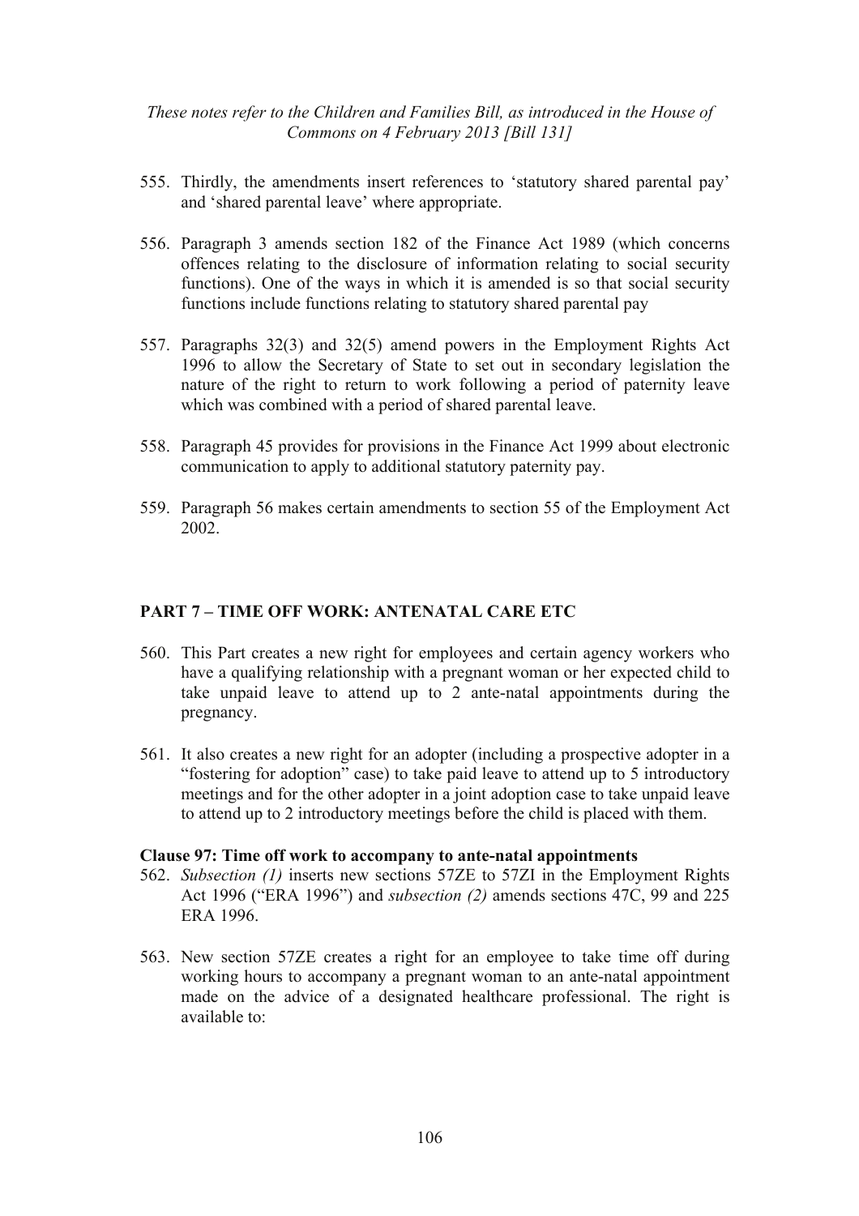555. Thirdly, the amendments insert references to 'statutory shared parental pay' and 'shared parental leave' where appropriate.

556. Paragraph 3 amends section 182 of the Finance Act 1989 (which concerns offences relating to the disclosure of information relating to social security functions). One of the ways in which it is amended is so that social security functions include functions relating to statutory shared parental pay

557. Paragraphs 32(3) and 32(5) amend powers in the Employment Rights Act 1996 to allow the Secretary of State to set out in secondary legislation the nature of the right to return to work following a period of paternity leave which was combined with a period of shared parental leave.

558. Paragraph 45 provides for provisions in the Finance Act 1999 about electronic communication to apply to additional statutory paternity pay.

559. Paragraph 56 makes certain amendments to section 55 of the Employment Act 2002.

## PART 7 – TIME OFF WORK: ANTENATAL CARE ETC

560. This Part creates a new right for employees and certain agency workers who have a qualifying relationship with a pregnant woman or her expected child to take unpaid leave to attend up to 2 ante-natal appointments during the pregnancy.

561. It also creates a new right for an adopter (including a prospective adopter in a "fostering for adoption" case) to take paid leave to attend up to 5 introductory meetings and for the other adopter in a joint adoption case to take unpaid leave to attend up to 2 introductory meetings before the child is placed with them.

### Clause 97: Time off work to accompany to ante-natal appointments

562. *Subsection (1)* inserts new sections 57ZE to 57ZI in the Employment Rights Act 1996 ("ERA 1996") and *subsection (2)* amends sections 47C, 99 and 225 ERA 1996.

563. New section 57ZE creates a right for an employee to take time off during working hours to accompany a pregnant woman to an ante-natal appointment made on the advice of a designated healthcare professional. The right is available to: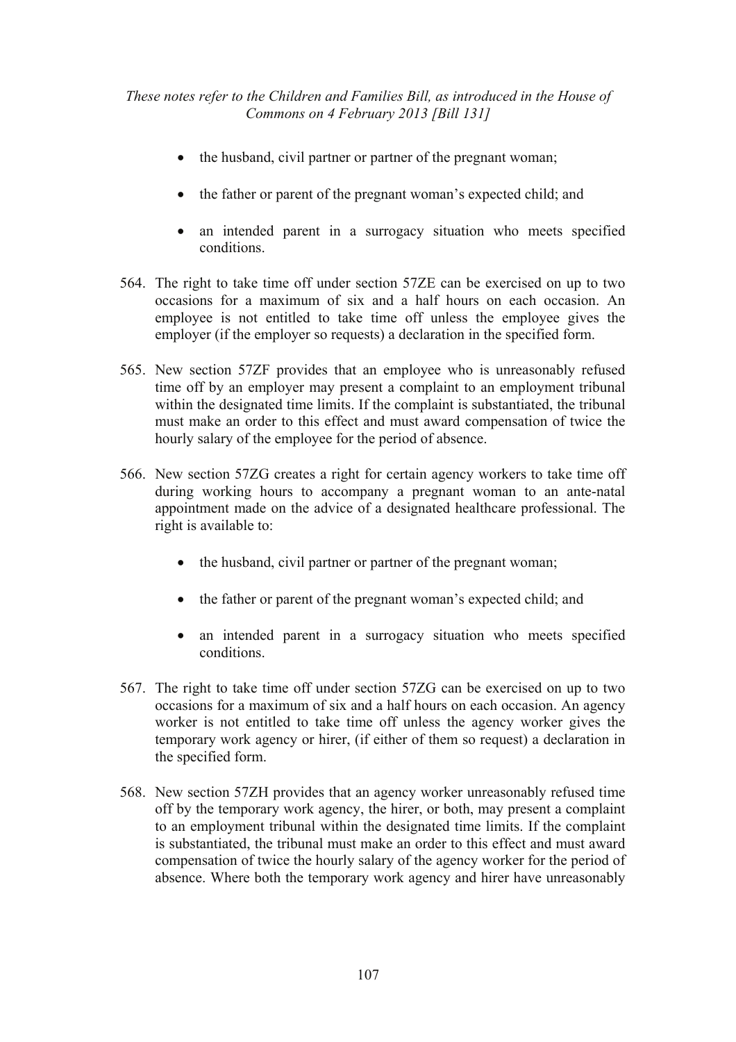- the husband, civil partner or partner of the pregnant woman;
- the father or parent of the pregnant woman's expected child; and
- an intended parent in a surrogacy situation who meets specified conditions.

564. The right to take time off under section 57ZE can be exercised on up to two occasions for a maximum of six and a half hours on each occasion. An employee is not entitled to take time off unless the employee gives the employer (if the employer so requests) a declaration in the specified form.

565. New section 57ZF provides that an employee who is unreasonably refused time off by an employer may present a complaint to an employment tribunal within the designated time limits. If the complaint is substantiated, the tribunal must make an order to this effect and must award compensation of twice the hourly salary of the employee for the period of absence.

566. New section 57ZG creates a right for certain agency workers to take time off during working hours to accompany a pregnant woman to an ante-natal appointment made on the advice of a designated healthcare professional. The right is available to:

- the husband, civil partner or partner of the pregnant woman;
- the father or parent of the pregnant woman's expected child; and
- an intended parent in a surrogacy situation who meets specified conditions.

567. The right to take time off under section 57ZG can be exercised on up to two occasions for a maximum of six and a half hours on each occasion. An agency worker is not entitled to take time off unless the agency worker gives the temporary work agency or hirer, (if either of them so request) a declaration in the specified form.

568. New section 57ZH provides that an agency worker unreasonably refused time off by the temporary work agency, the hirer, or both, may present a complaint to an employment tribunal within the designated time limits. If the complaint is substantiated, the tribunal must make an order to this effect and must award compensation of twice the hourly salary of the agency worker for the period of absence. Where both the temporary work agency and hirer have unreasonably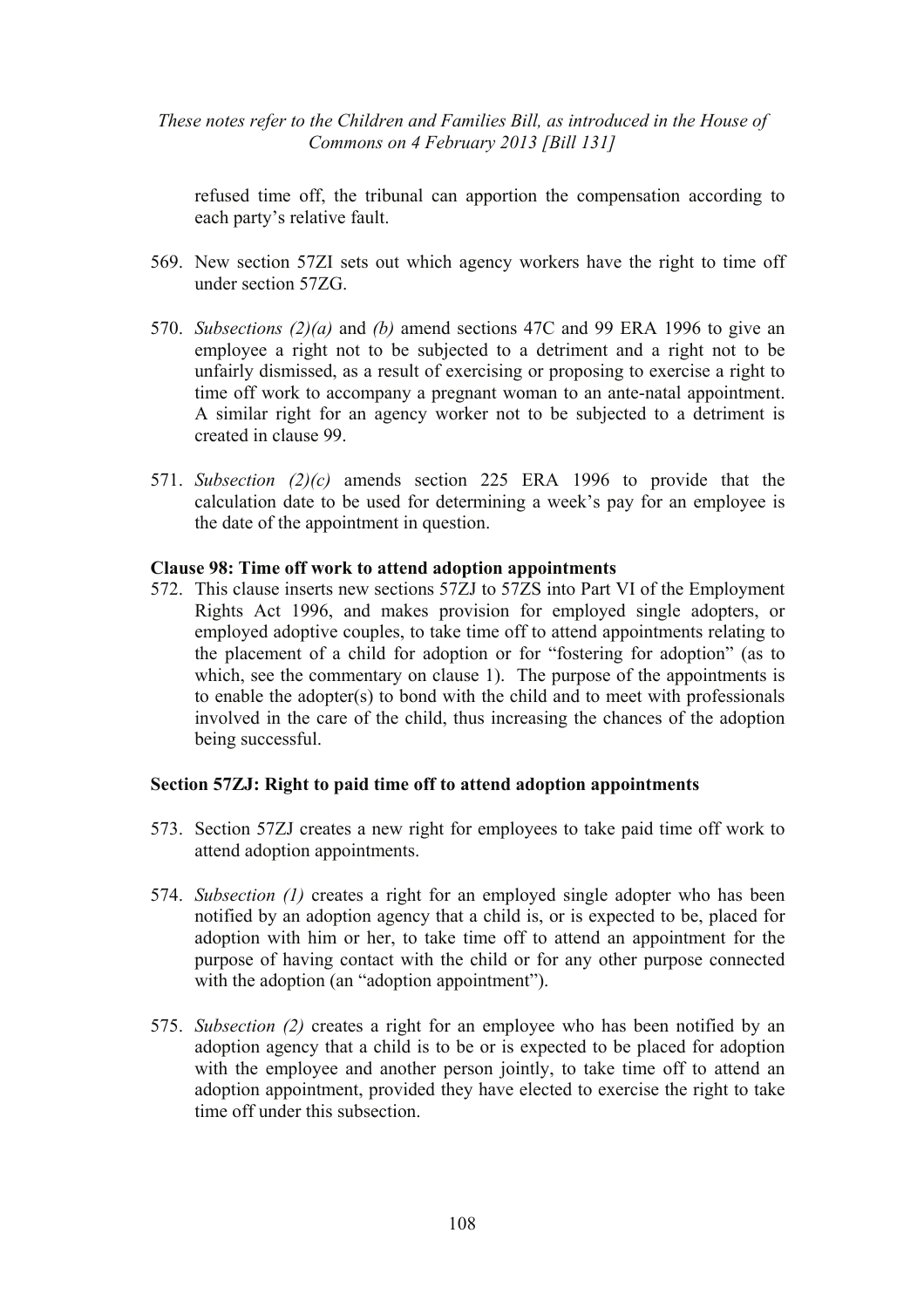refused time off, the tribunal can apportion the compensation according to each party's relative fault.

569. New section 57ZI sets out which agency workers have the right to time off under section 57ZG.

570. *Subsections (2)(a)* and *(b)* amend sections 47C and 99 ERA 1996 to give an employee a right not to be subjected to a detriment and a right not to be unfairly dismissed, as a result of exercising or proposing to exercise a right to time off work to accompany a pregnant woman to an ante-natal appointment. A similar right for an agency worker not to be subjected to a detriment is created in clause 99.

571. *Subsection (2)(c)* amends section 225 ERA 1996 to provide that the calculation date to be used for determining a week's pay for an employee is the date of the appointment in question.

**Clause 98: Time off work to attend adoption appointments**

572. This clause inserts new sections 57ZJ to 57ZS into Part VI of the Employment Rights Act 1996, and makes provision for employed single adopters, or employed adoptive couples, to take time off to attend appointments relating to the placement of a child for adoption or for "fostering for adoption" (as to which, see the commentary on clause 1). The purpose of the appointments is to enable the adopter(s) to bond with the child and to meet with professionals involved in the care of the child, thus increasing the chances of the adoption being successful.

**Section 57ZJ: Right to paid time off to attend adoption appointments**

573. Section 57ZJ creates a new right for employees to take paid time off work to attend adoption appointments.

574. *Subsection (1)* creates a right for an employed single adopter who has been notified by an adoption agency that a child is, or is expected to be, placed for adoption with him or her, to take time off to attend an appointment for the purpose of having contact with the child or for any other purpose connected with the adoption (an "adoption appointment").

575. *Subsection (2)* creates a right for an employee who has been notified by an adoption agency that a child is to be or is expected to be placed for adoption with the employee and another person jointly, to take time off to attend an adoption appointment, provided they have elected to exercise the right to take time off under this subsection.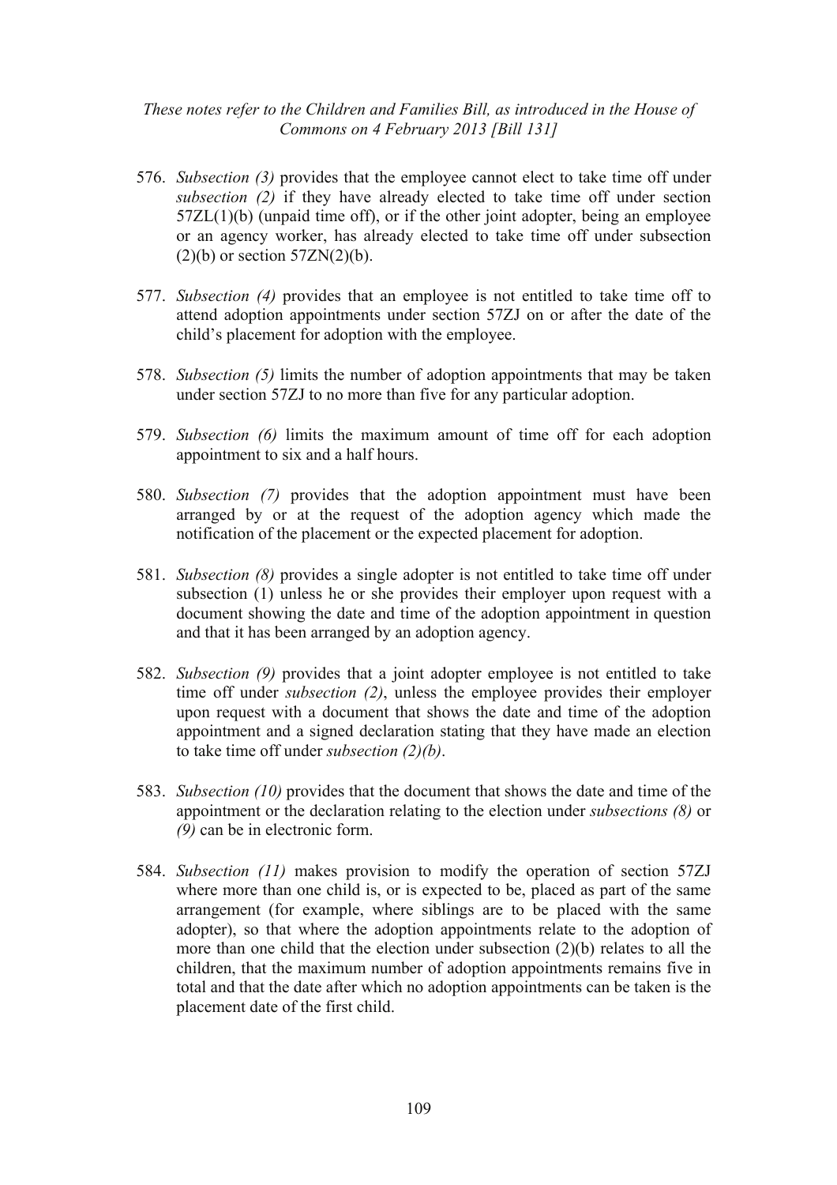576. *Subsection (3)* provides that the employee cannot elect to take time off under *subsection (2)* if they have already elected to take time off under section 57ZL(1)(b) (unpaid time off), or if the other joint adopter, being an employee or an agency worker, has already elected to take time off under subsection (2)(b) or section 57ZN(2)(b).

577. *Subsection (4)* provides that an employee is not entitled to take time off to attend adoption appointments under section 57ZJ on or after the date of the child's placement for adoption with the employee.

578. *Subsection (5)* limits the number of adoption appointments that may be taken under section 57ZJ to no more than five for any particular adoption.

579. *Subsection (6)* limits the maximum amount of time off for each adoption appointment to six and a half hours.

580. *Subsection (7)* provides that the adoption appointment must have been arranged by or at the request of the adoption agency which made the notification of the placement or the expected placement for adoption.

581. *Subsection (8)* provides a single adopter is not entitled to take time off under subsection (1) unless he or she provides their employer upon request with a document showing the date and time of the adoption appointment in question and that it has been arranged by an adoption agency.

582. *Subsection (9)* provides that a joint adopter employee is not entitled to take time off under *subsection (2)*, unless the employee provides their employer upon request with a document that shows the date and time of the adoption appointment and a signed declaration stating that they have made an election to take time off under *subsection (2)(b)*.

583. *Subsection (10)* provides that the document that shows the date and time of the appointment or the declaration relating to the election under *subsections (8)* or *(9)* can be in electronic form.

584. *Subsection (11)* makes provision to modify the operation of section 57ZJ where more than one child is, or is expected to be, placed as part of the same arrangement (for example, where siblings are to be placed with the same adopter), so that where the adoption appointments relate to the adoption of more than one child that the election under subsection (2)(b) relates to all the children, that the maximum number of adoption appointments remains five in total and that the date after which no adoption appointments can be taken is the placement date of the first child.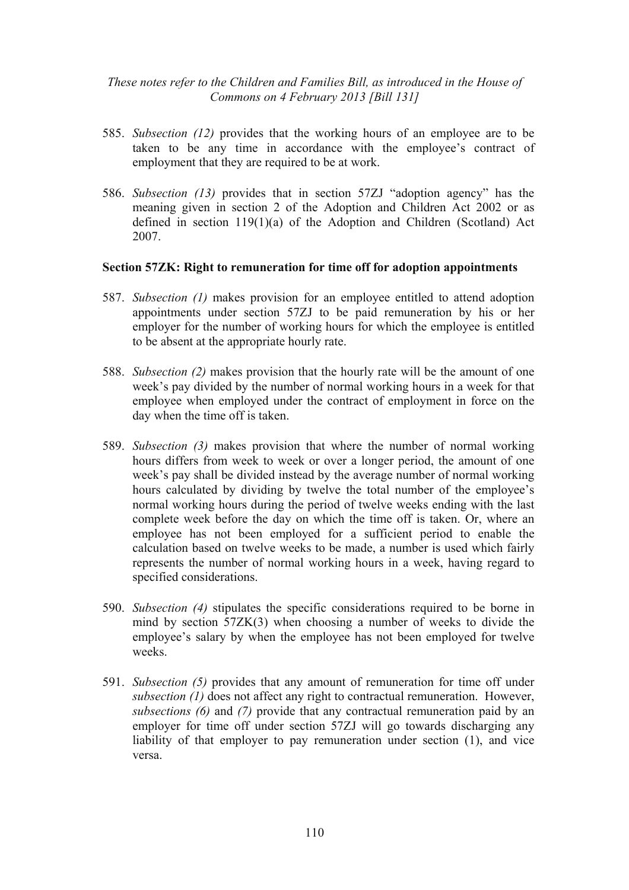585. *Subsection (12)* provides that the working hours of an employee are to be taken to be any time in accordance with the employee's contract of employment that they are required to be at work.

586. *Subsection (13)* provides that in section 57ZJ "adoption agency" has the meaning given in section 2 of the Adoption and Children Act 2002 or as defined in section 119(1)(a) of the Adoption and Children (Scotland) Act 2007.

**Section 57ZK: Right to remuneration for time off for adoption appointments**

587. *Subsection (1)* makes provision for an employee entitled to attend adoption appointments under section 57ZJ to be paid remuneration by his or her employer for the number of working hours for which the employee is entitled to be absent at the appropriate hourly rate.

588. *Subsection (2)* makes provision that the hourly rate will be the amount of one week's pay divided by the number of normal working hours in a week for that employee when employed under the contract of employment in force on the day when the time off is taken.

589. *Subsection (3)* makes provision that where the number of normal working hours differs from week to week or over a longer period, the amount of one week's pay shall be divided instead by the average number of normal working hours calculated by dividing by twelve the total number of the employee's normal working hours during the period of twelve weeks ending with the last complete week before the day on which the time off is taken. Or, where an employee has not been employed for a sufficient period to enable the calculation based on twelve weeks to be made, a number is used which fairly represents the number of normal working hours in a week, having regard to specified considerations.

590. *Subsection (4)* stipulates the specific considerations required to be borne in mind by section 57ZK(3) when choosing a number of weeks to divide the employee's salary by when the employee has not been employed for twelve weeks.

591. *Subsection (5)* provides that any amount of remuneration for time off under *subsection (1)* does not affect any right to contractual remuneration. However, *subsections (6)* and *(7)* provide that any contractual remuneration paid by an employer for time off under section 57ZJ will go towards discharging any liability of that employer to pay remuneration under section (1), and vice versa.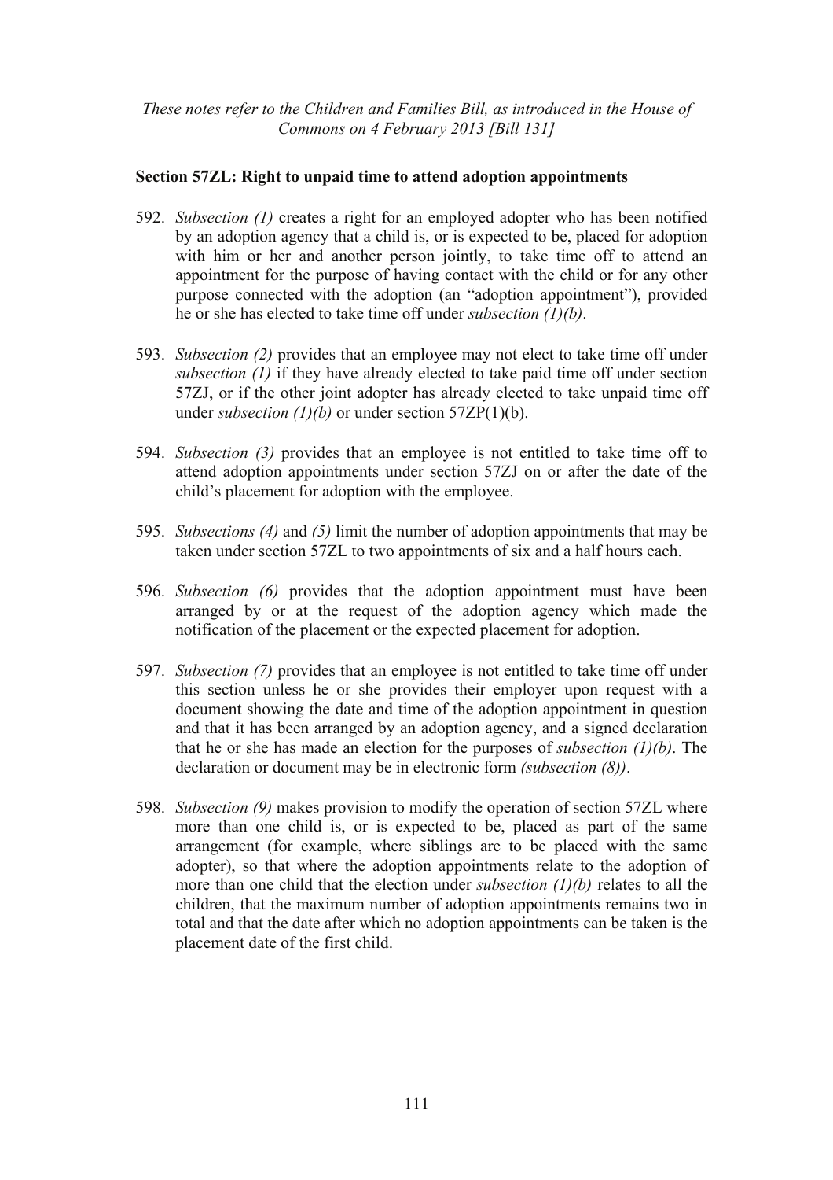*These notes refer to the Children and Families Bill, as introduced in the House of Commons on 4 February 2013 [Bill 131]*

**Section 57ZL: Right to unpaid time to attend adoption appointments**

592. *Subsection (1)* creates a right for an employed adopter who has been notified by an adoption agency that a child is, or is expected to be, placed for adoption with him or her and another person jointly, to take time off to attend an appointment for the purpose of having contact with the child or for any other purpose connected with the adoption (an "adoption appointment"), provided he or she has elected to take time off under *subsection (1)(b)*.

593. *Subsection (2)* provides that an employee may not elect to take time off under *subsection (1)* if they have already elected to take paid time off under section 57ZJ, or if the other joint adopter has already elected to take unpaid time off under *subsection (1)(b)* or under section 57ZP(1)(b).

594. *Subsection (3)* provides that an employee is not entitled to take time off to attend adoption appointments under section 57ZJ on or after the date of the child's placement for adoption with the employee.

595. *Subsections (4)* and *(5)* limit the number of adoption appointments that may be taken under section 57ZL to two appointments of six and a half hours each.

596. *Subsection (6)* provides that the adoption appointment must have been arranged by or at the request of the adoption agency which made the notification of the placement or the expected placement for adoption.

597. *Subsection (7)* provides that an employee is not entitled to take time off under this section unless he or she provides their employer upon request with a document showing the date and time of the adoption appointment in question and that it has been arranged by an adoption agency, and a signed declaration that he or she has made an election for the purposes of *subsection (1)(b)*. The declaration or document may be in electronic form *(subsection (8))*.

598. *Subsection (9)* makes provision to modify the operation of section 57ZL where more than one child is, or is expected to be, placed as part of the same arrangement (for example, where siblings are to be placed with the same adopter), so that where the adoption appointments relate to the adoption of more than one child that the election under *subsection (1)(b)* relates to all the children, that the maximum number of adoption appointments remains two in total and that the date after which no adoption appointments can be taken is the placement date of the first child.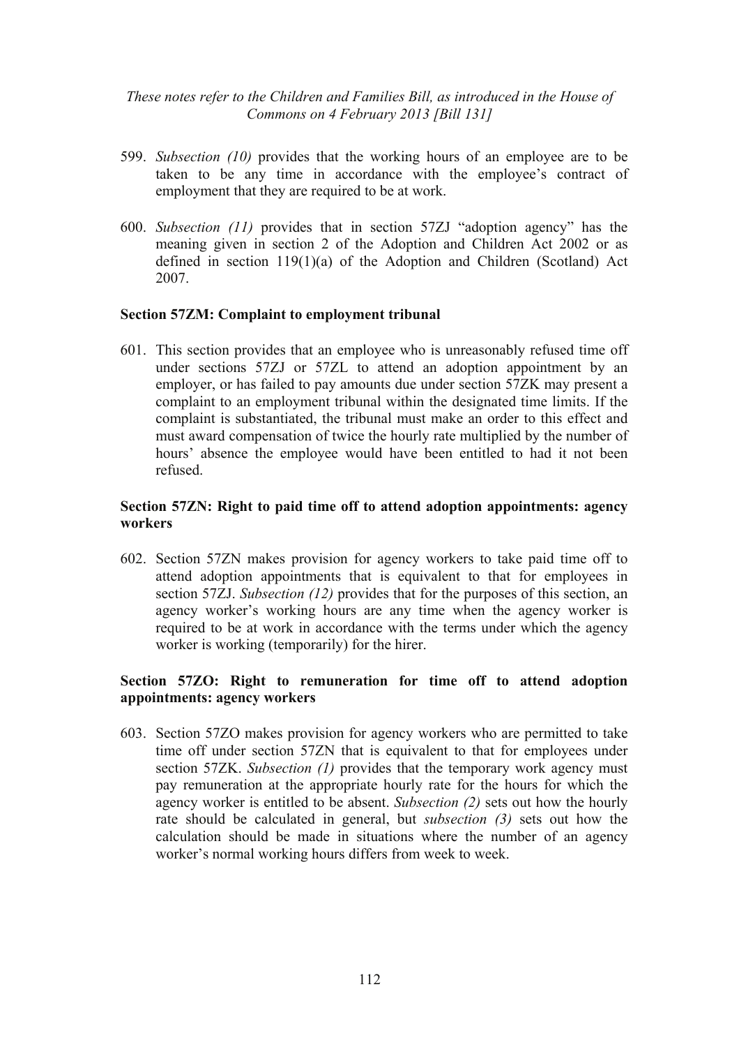599. *Subsection (10)* provides that the working hours of an employee are to be taken to be any time in accordance with the employee's contract of employment that they are required to be at work.

600. *Subsection (11)* provides that in section 57ZJ "adoption agency" has the meaning given in section 2 of the Adoption and Children Act 2002 or as defined in section 119(1)(a) of the Adoption and Children (Scotland) Act 2007.

### Section 57ZM: Complaint to employment tribunal

601. This section provides that an employee who is unreasonably refused time off under sections 57ZJ or 57ZL to attend an adoption appointment by an employer, or has failed to pay amounts due under section 57ZK may present a complaint to an employment tribunal within the designated time limits. If the complaint is substantiated, the tribunal must make an order to this effect and must award compensation of twice the hourly rate multiplied by the number of hours' absence the employee would have been entitled to had it not been refused.

### Section 57ZN: Right to paid time off to attend adoption appointments: agency workers

602. Section 57ZN makes provision for agency workers to take paid time off to attend adoption appointments that is equivalent to that for employees in section 57ZJ. *Subsection (12)* provides that for the purposes of this section, an agency worker's working hours are any time when the agency worker is required to be at work in accordance with the terms under which the agency worker is working (temporarily) for the hirer.

### Section 57ZO: Right to remuneration for time off to attend adoption appointments: agency workers

603. Section 57ZO makes provision for agency workers who are permitted to take time off under section 57ZN that is equivalent to that for employees under section 57ZK. *Subsection (1)* provides that the temporary work agency must pay remuneration at the appropriate hourly rate for the hours for which the agency worker is entitled to be absent. *Subsection (2)* sets out how the hourly rate should be calculated in general, but *subsection (3)* sets out how the calculation should be made in situations where the number of an agency worker's normal working hours differs from week to week.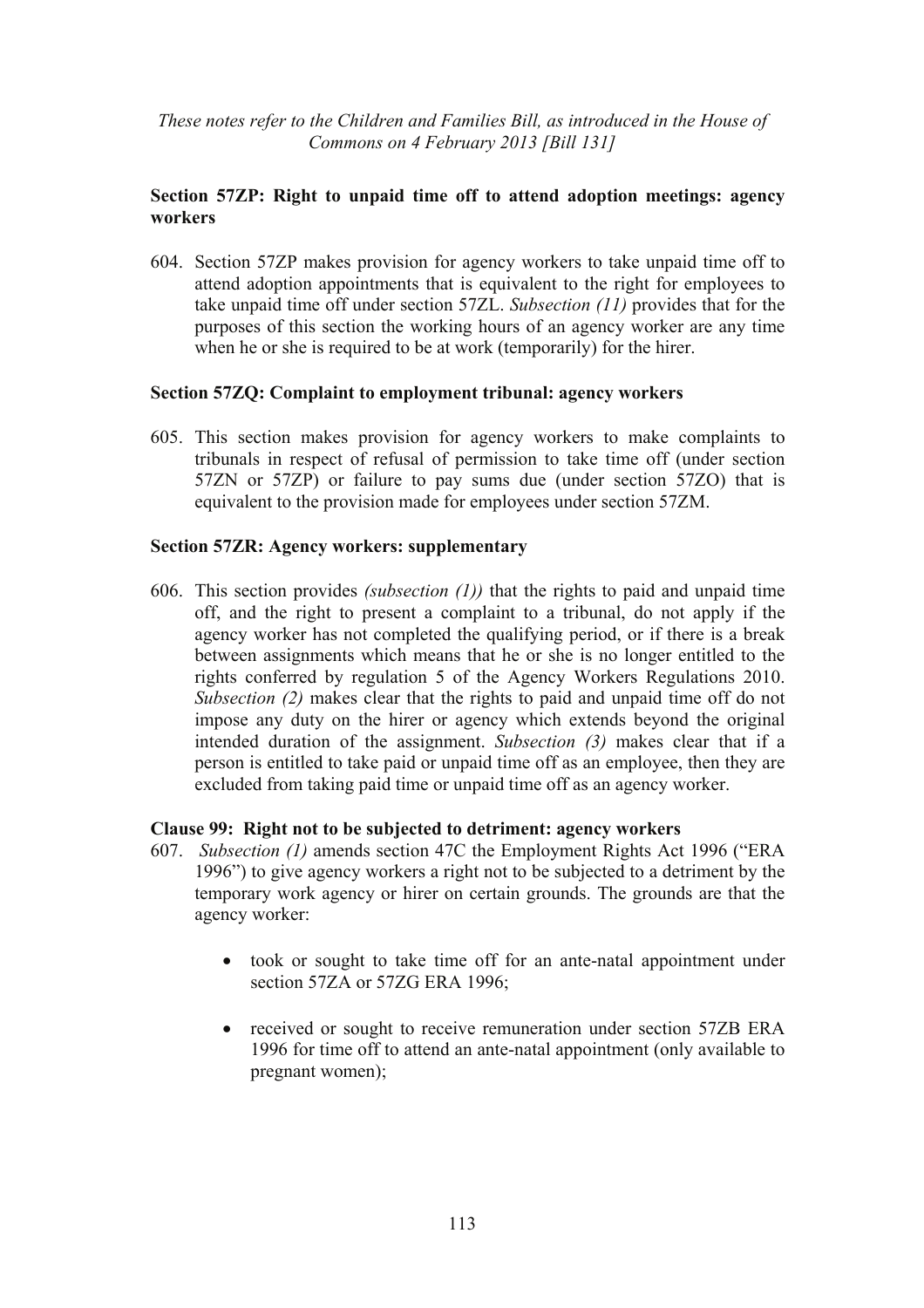**Section 57ZP: Right to unpaid time off to attend adoption meetings: agency workers**

604. Section 57ZP makes provision for agency workers to take unpaid time off to attend adoption appointments that is equivalent to the right for employees to take unpaid time off under section 57ZL. *Subsection (11)* provides that for the purposes of this section the working hours of an agency worker are any time when he or she is required to be at work (temporarily) for the hirer.

**Section 57ZQ: Complaint to employment tribunal: agency workers**

605. This section makes provision for agency workers to make complaints to tribunals in respect of refusal of permission to take time off (under section 57ZN or 57ZP) or failure to pay sums due (under section 57ZO) that is equivalent to the provision made for employees under section 57ZM.

**Section 57ZR: Agency workers: supplementary**

606. This section provides *(subsection (1))* that the rights to paid and unpaid time off, and the right to present a complaint to a tribunal, do not apply if the agency worker has not completed the qualifying period, or if there is a break between assignments which means that he or she is no longer entitled to the rights conferred by regulation 5 of the Agency Workers Regulations 2010. *Subsection (2)* makes clear that the rights to paid and unpaid time off do not impose any duty on the hirer or agency which extends beyond the original intended duration of the assignment. *Subsection (3)* makes clear that if a person is entitled to take paid or unpaid time off as an employee, then they are excluded from taking paid time or unpaid time off as an agency worker.

**Clause 99: Right not to be subjected to detriment: agency workers**

607. *Subsection (1)* amends section 47C the Employment Rights Act 1996 ("ERA 1996") to give agency workers a right not to be subjected to a detriment by the temporary work agency or hirer on certain grounds. The grounds are that the agency worker:

- took or sought to take time off for an ante-natal appointment under section 57ZA or 57ZG ERA 1996;
- received or sought to receive remuneration under section 57ZB ERA 1996 for time off to attend an ante-natal appointment (only available to pregnant women);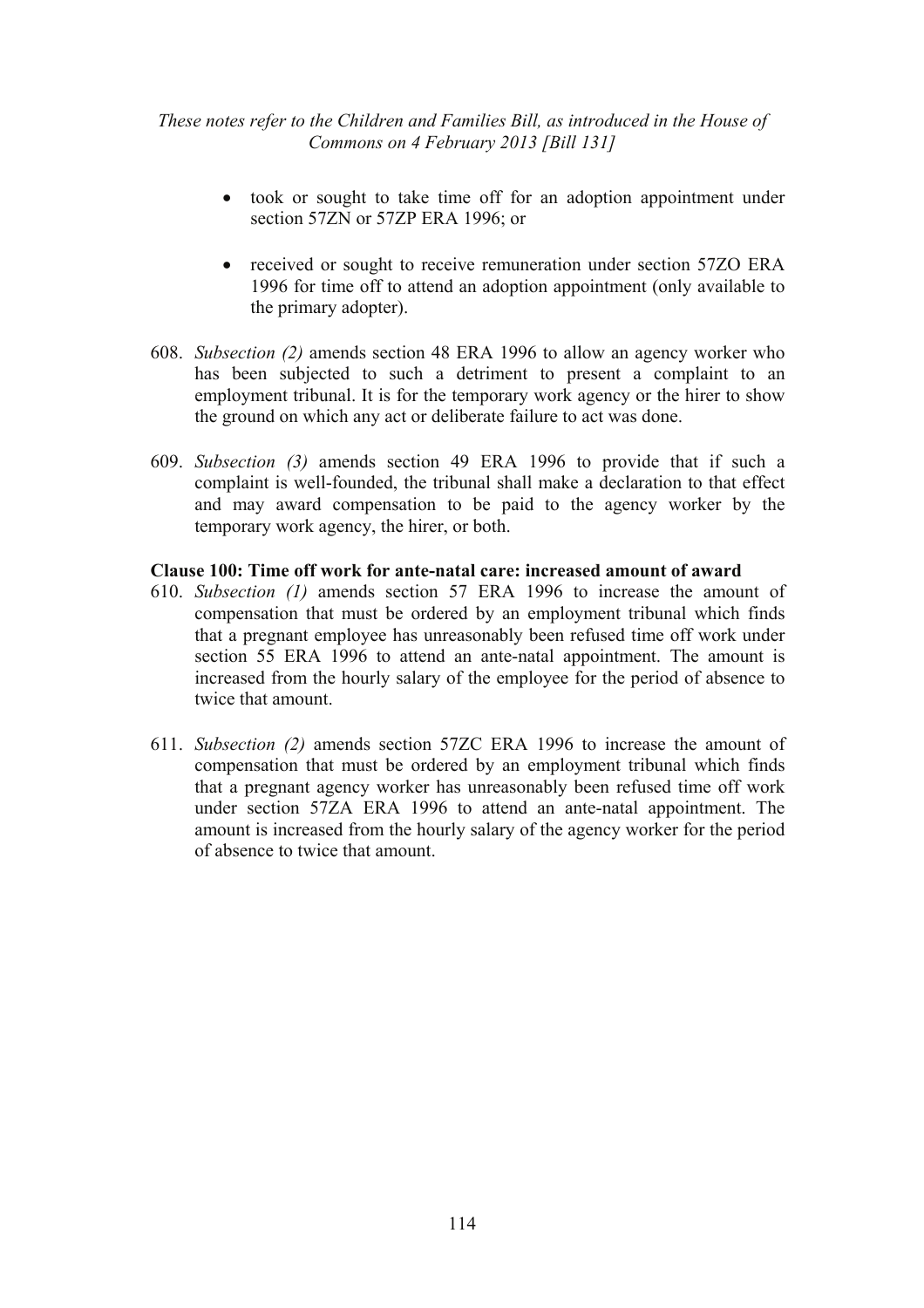- took or sought to take time off for an adoption appointment under section 57ZN or 57ZP ERA 1996; or

- received or sought to receive remuneration under section 57ZO ERA 1996 for time off to attend an adoption appointment (only available to the primary adopter).

608. *Subsection (2)* amends section 48 ERA 1996 to allow an agency worker who has been subjected to such a detriment to present a complaint to an employment tribunal. It is for the temporary work agency or the hirer to show the ground on which any act or deliberate failure to act was done.

609. *Subsection (3)* amends section 49 ERA 1996 to provide that if such a complaint is well-founded, the tribunal shall make a declaration to that effect and may award compensation to be paid to the agency worker by the temporary work agency, the hirer, or both.

**Clause 100: Time off work for ante-natal care: increased amount of award**

610. *Subsection (1)* amends section 57 ERA 1996 to increase the amount of compensation that must be ordered by an employment tribunal which finds that a pregnant employee has unreasonably been refused time off work under section 55 ERA 1996 to attend an ante-natal appointment. The amount is increased from the hourly salary of the employee for the period of absence to twice that amount.

611. *Subsection (2)* amends section 57ZC ERA 1996 to increase the amount of compensation that must be ordered by an employment tribunal which finds that a pregnant agency worker has unreasonably been refused time off work under section 57ZA ERA 1996 to attend an ante-natal appointment. The amount is increased from the hourly salary of the agency worker for the period of absence to twice that amount.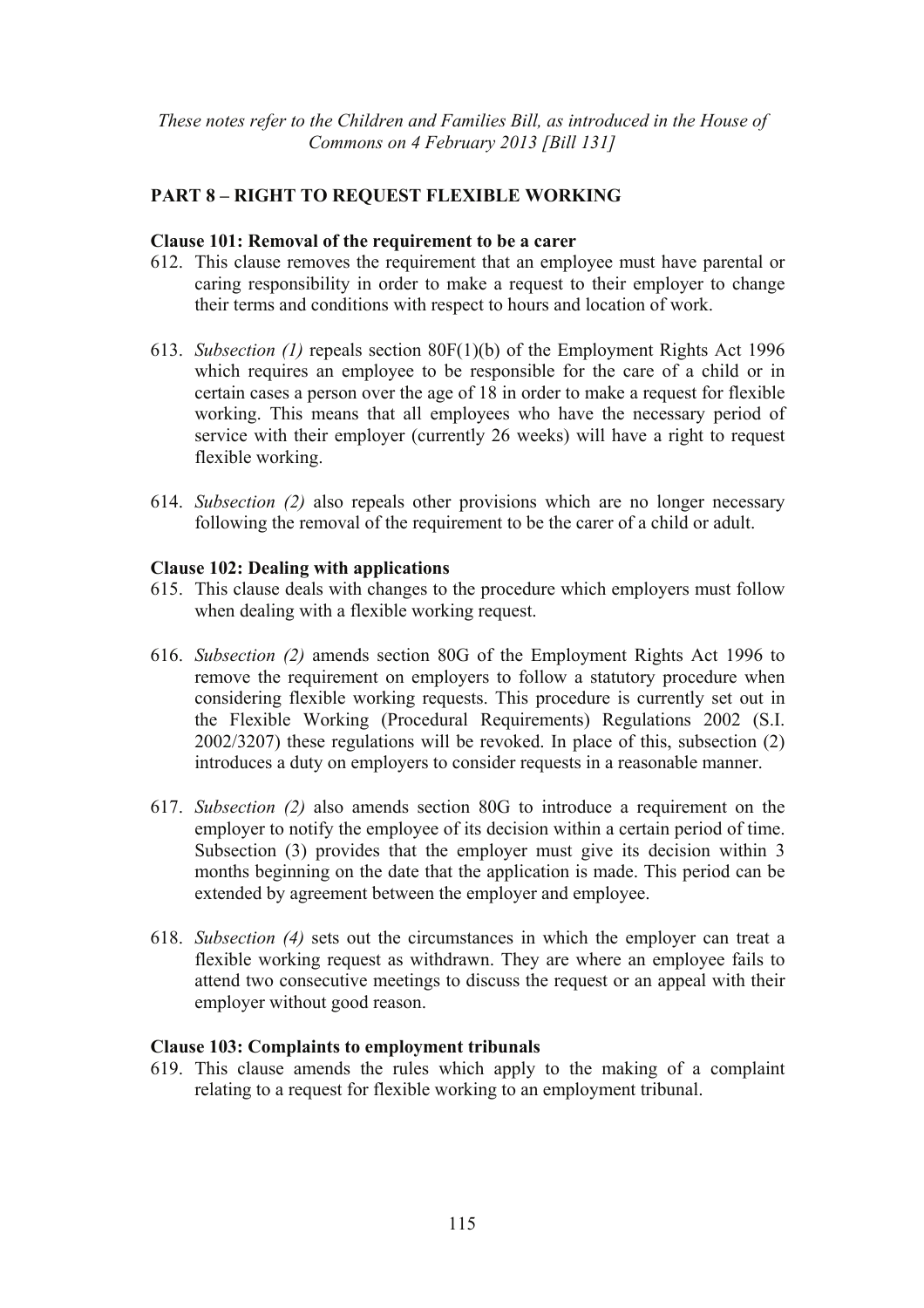*These notes refer to the Children and Families Bill, as introduced in the House of Commons on 4 February 2013 [Bill 131]*

## PART 8 – RIGHT TO REQUEST FLEXIBLE WORKING

### Clause 101: Removal of the requirement to be a carer

612. This clause removes the requirement that an employee must have parental or caring responsibility in order to make a request to their employer to change their terms and conditions with respect to hours and location of work.

613. *Subsection (1)* repeals section 80F(1)(b) of the Employment Rights Act 1996 which requires an employee to be responsible for the care of a child or in certain cases a person over the age of 18 in order to make a request for flexible working. This means that all employees who have the necessary period of service with their employer (currently 26 weeks) will have a right to request flexible working.

614. *Subsection (2)* also repeals other provisions which are no longer necessary following the removal of the requirement to be the carer of a child or adult.

### Clause 102: Dealing with applications

615. This clause deals with changes to the procedure which employers must follow when dealing with a flexible working request.

616. *Subsection (2)* amends section 80G of the Employment Rights Act 1996 to remove the requirement on employers to follow a statutory procedure when considering flexible working requests. This procedure is currently set out in the Flexible Working (Procedural Requirements) Regulations 2002 (S.I. 2002/3207) these regulations will be revoked. In place of this, subsection (2) introduces a duty on employers to consider requests in a reasonable manner.

617. *Subsection (2)* also amends section 80G to introduce a requirement on the employer to notify the employee of its decision within a certain period of time. Subsection (3) provides that the employer must give its decision within 3 months beginning on the date that the application is made. This period can be extended by agreement between the employer and employee.

618. *Subsection (4)* sets out the circumstances in which the employer can treat a flexible working request as withdrawn. They are where an employee fails to attend two consecutive meetings to discuss the request or an appeal with their employer without good reason.

### Clause 103: Complaints to employment tribunals

619. This clause amends the rules which apply to the making of a complaint relating to a request for flexible working to an employment tribunal.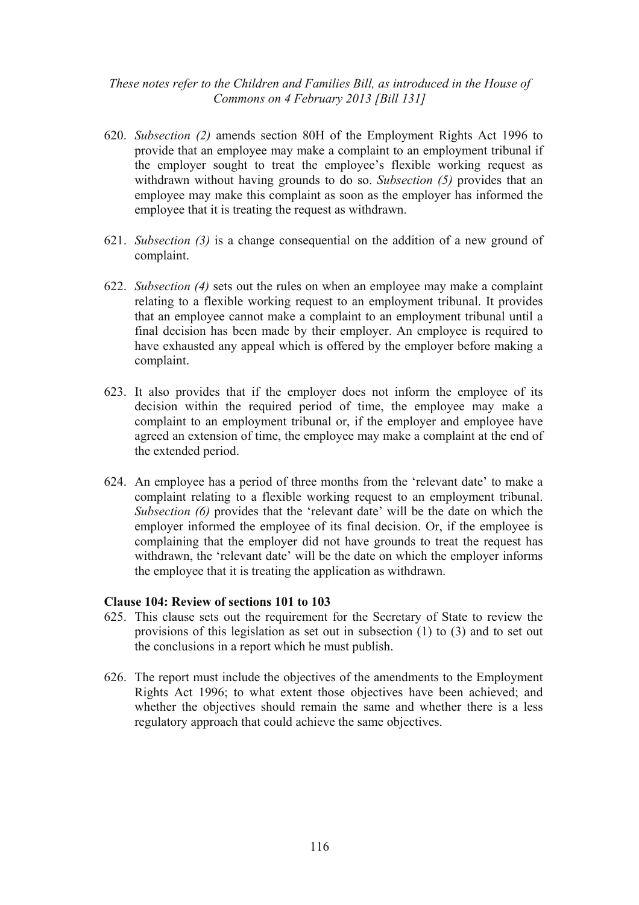620. *Subsection (2)* amends section 80H of the Employment Rights Act 1996 to provide that an employee may make a complaint to an employment tribunal if the employer sought to treat the employee's flexible working request as withdrawn without having grounds to do so. *Subsection (5)* provides that an employee may make this complaint as soon as the employer has informed the employee that it is treating the request as withdrawn.

621. *Subsection (3)* is a change consequential on the addition of a new ground of complaint.

622. *Subsection (4)* sets out the rules on when an employee may make a complaint relating to a flexible working request to an employment tribunal. It provides that an employee cannot make a complaint to an employment tribunal until a final decision has been made by their employer. An employee is required to have exhausted any appeal which is offered by the employer before making a complaint.

623. It also provides that if the employer does not inform the employee of its decision within the required period of time, the employee may make a complaint to an employment tribunal or, if the employer and employee have agreed an extension of time, the employee may make a complaint at the end of the extended period.

624. An employee has a period of three months from the 'relevant date' to make a complaint relating to a flexible working request to an employment tribunal. *Subsection (6)* provides that the 'relevant date' will be the date on which the employer informed the employee of its final decision. Or, if the employee is complaining that the employer did not have grounds to treat the request has withdrawn, the 'relevant date' will be the date on which the employer informs the employee that it is treating the application as withdrawn.

**Clause 104: Review of sections 101 to 103**

625. This clause sets out the requirement for the Secretary of State to review the provisions of this legislation as set out in subsection (1) to (3) and to set out the conclusions in a report which he must publish.

626. The report must include the objectives of the amendments to the Employment Rights Act 1996; to what extent those objectives have been achieved; and whether the objectives should remain the same and whether there is a less regulatory approach that could achieve the same objectives.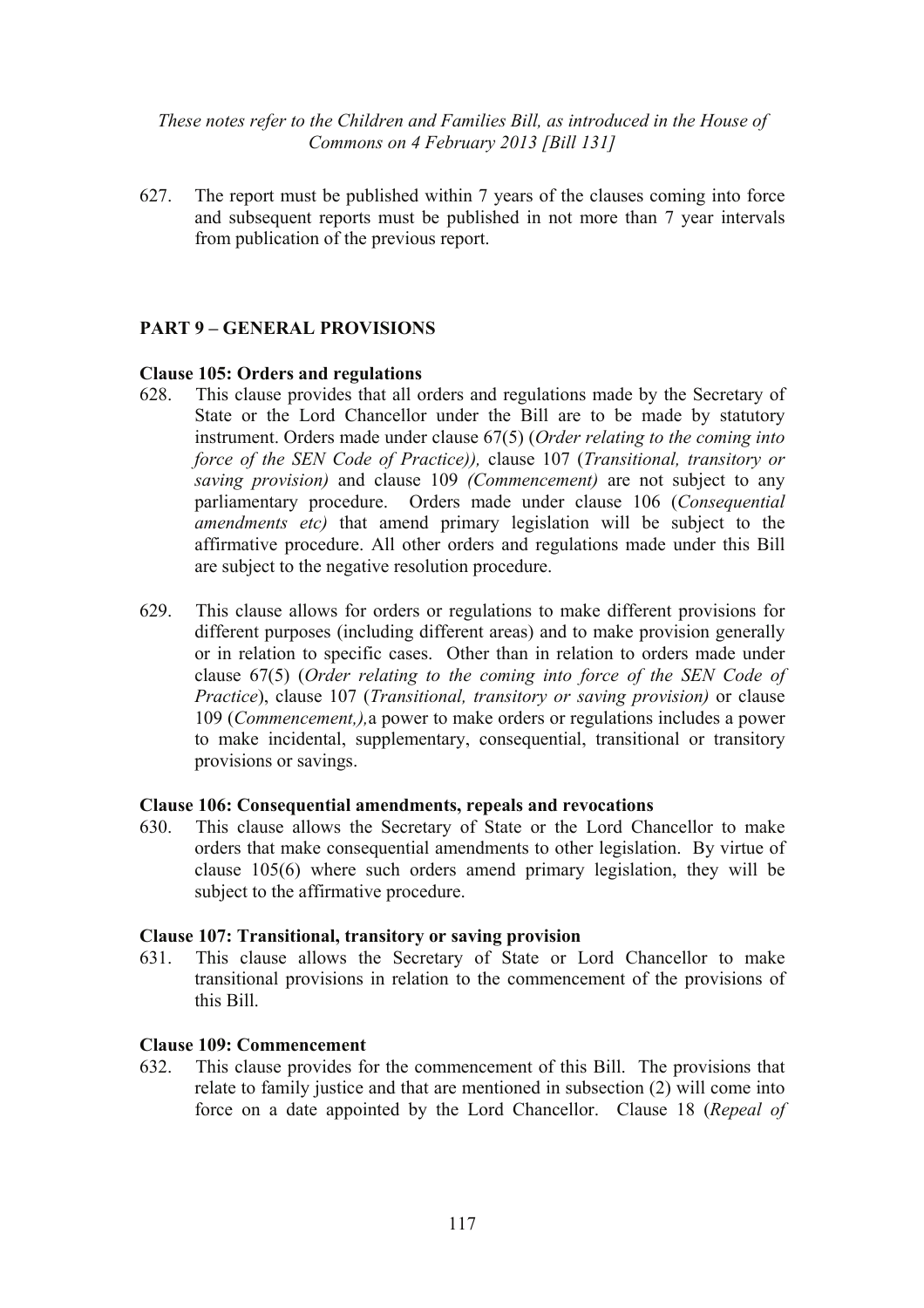627. The report must be published within 7 years of the clauses coming into force and subsequent reports must be published in not more than 7 year intervals from publication of the previous report.

## PART 9 – GENERAL PROVISIONS

### Clause 105: Orders and regulations

628. This clause provides that all orders and regulations made by the Secretary of State or the Lord Chancellor under the Bill are to be made by statutory instrument. Orders made under clause 67(5) (*Order relating to the coming into force of the SEN Code of Practice)),* clause 107 (*Transitional, transitory or saving provision)* and clause 109 *(Commencement)* are not subject to any parliamentary procedure. Orders made under clause 106 (*Consequential amendments etc)* that amend primary legislation will be subject to the affirmative procedure. All other orders and regulations made under this Bill are subject to the negative resolution procedure.

629. This clause allows for orders or regulations to make different provisions for different purposes (including different areas) and to make provision generally or in relation to specific cases. Other than in relation to orders made under clause 67(5) (*Order relating to the coming into force of the SEN Code of Practice*), clause 107 (*Transitional, transitory or saving provision)* or clause 109 (*Commencement,),* a power to make orders or regulations includes a power to make incidental, supplementary, consequential, transitional or transitory provisions or savings.

### Clause 106: Consequential amendments, repeals and revocations

630. This clause allows the Secretary of State or the Lord Chancellor to make orders that make consequential amendments to other legislation. By virtue of clause 105(6) where such orders amend primary legislation, they will be subject to the affirmative procedure.

### Clause 107: Transitional, transitory or saving provision

631. This clause allows the Secretary of State or Lord Chancellor to make transitional provisions in relation to the commencement of the provisions of this Bill.

### Clause 109: Commencement

632. This clause provides for the commencement of this Bill. The provisions that relate to family justice and that are mentioned in subsection (2) will come into force on a date appointed by the Lord Chancellor. Clause 18 (*Repeal of*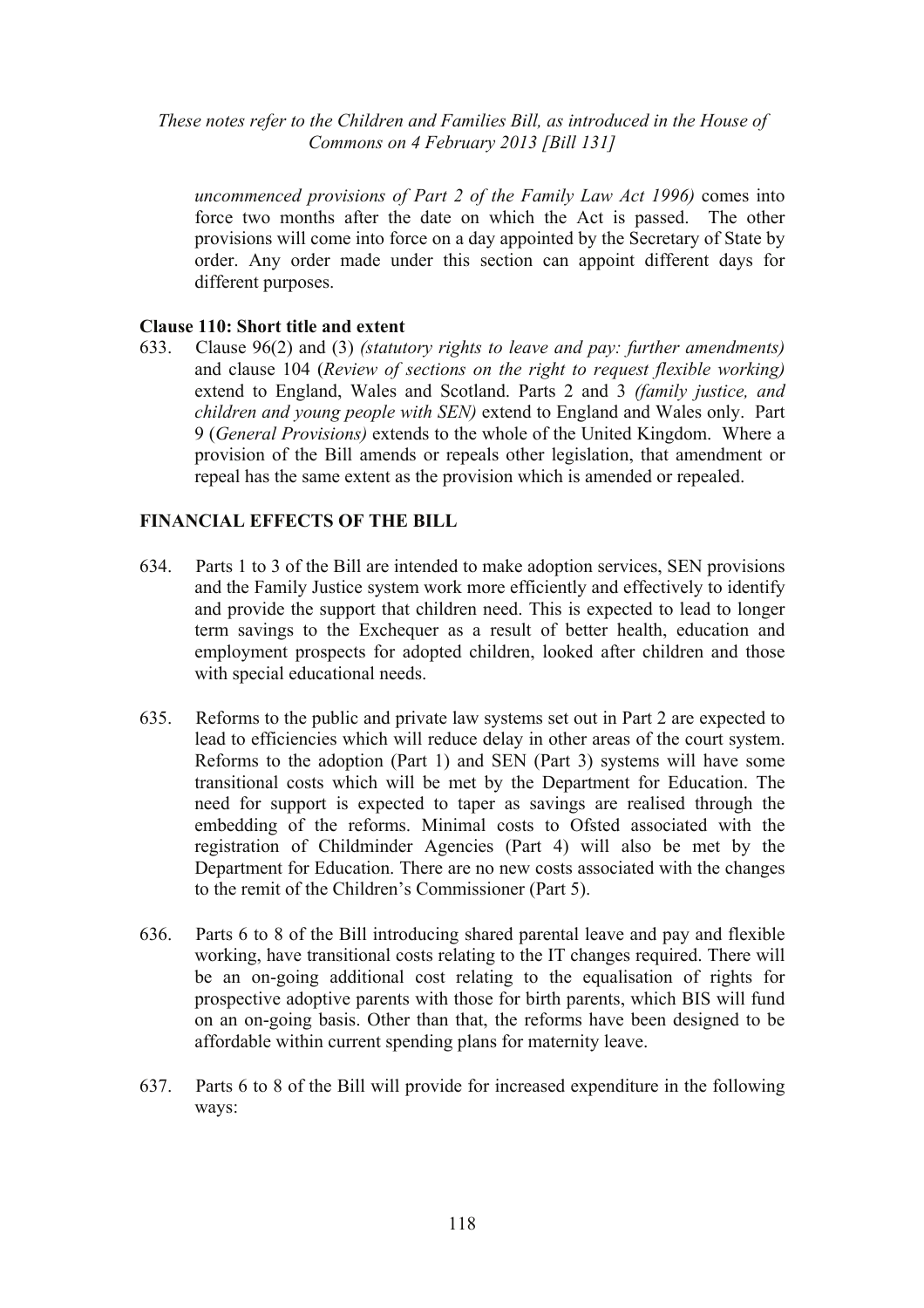*uncommenced provisions of Part 2 of the Family Law Act 1996)* comes into force two months after the date on which the Act is passed. The other provisions will come into force on a day appointed by the Secretary of State by order. Any order made under this section can appoint different days for different purposes.

**Clause 110: Short title and extent**

633. Clause 96(2) and (3) *(statutory rights to leave and pay: further amendments)* and clause 104 (*Review of sections on the right to request flexible working)* extend to England, Wales and Scotland. Parts 2 and 3 *(family justice, and children and young people with SEN)* extend to England and Wales only. Part 9 (*General Provisions)* extends to the whole of the United Kingdom. Where a provision of the Bill amends or repeals other legislation, that amendment or repeal has the same extent as the provision which is amended or repealed.

## FINANCIAL EFFECTS OF THE BILL

634. Parts 1 to 3 of the Bill are intended to make adoption services, SEN provisions and the Family Justice system work more efficiently and effectively to identify and provide the support that children need. This is expected to lead to longer term savings to the Exchequer as a result of better health, education and employment prospects for adopted children, looked after children and those with special educational needs.

635. Reforms to the public and private law systems set out in Part 2 are expected to lead to efficiencies which will reduce delay in other areas of the court system. Reforms to the adoption (Part 1) and SEN (Part 3) systems will have some transitional costs which will be met by the Department for Education. The need for support is expected to taper as savings are realised through the embedding of the reforms. Minimal costs to Ofsted associated with the registration of Childminder Agencies (Part 4) will also be met by the Department for Education. There are no new costs associated with the changes to the remit of the Children's Commissioner (Part 5).

636. Parts 6 to 8 of the Bill introducing shared parental leave and pay and flexible working, have transitional costs relating to the IT changes required. There will be an on-going additional cost relating to the equalisation of rights for prospective adoptive parents with those for birth parents, which BIS will fund on an on-going basis. Other than that, the reforms have been designed to be affordable within current spending plans for maternity leave.

637. Parts 6 to 8 of the Bill will provide for increased expenditure in the following ways: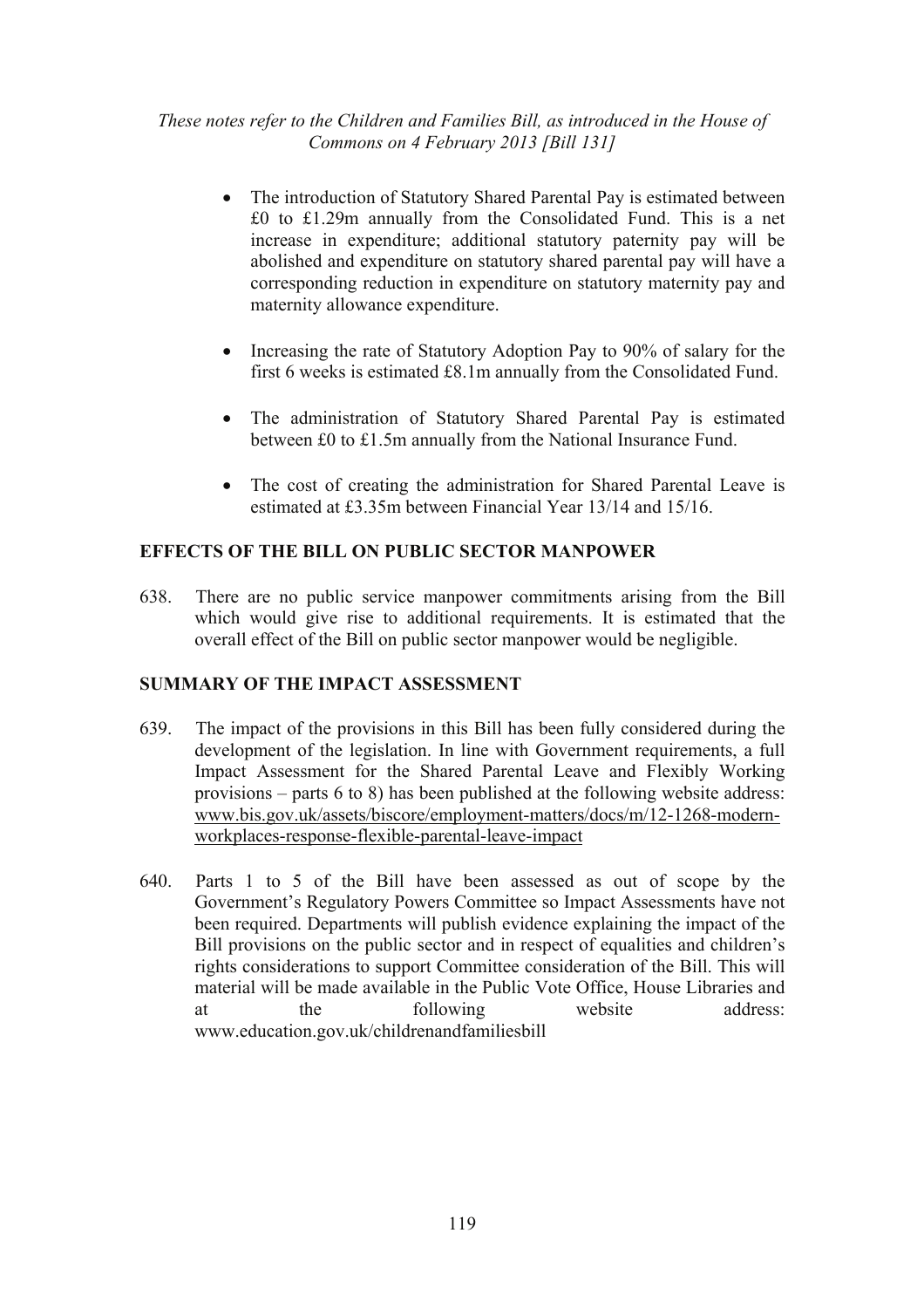- The introduction of Statutory Shared Parental Pay is estimated between £0 to £1.29m annually from the Consolidated Fund. This is a net increase in expenditure; additional statutory paternity pay will be abolished and expenditure on statutory shared parental pay will have a corresponding reduction in expenditure on statutory maternity pay and maternity allowance expenditure.

- Increasing the rate of Statutory Adoption Pay to 90% of salary for the first 6 weeks is estimated £8.1m annually from the Consolidated Fund.

- The administration of Statutory Shared Parental Pay is estimated between £0 to £1.5m annually from the National Insurance Fund.

- The cost of creating the administration for Shared Parental Leave is estimated at £3.35m between Financial Year 13/14 and 15/16.

## EFFECTS OF THE BILL ON PUBLIC SECTOR MANPOWER

638. There are no public service manpower commitments arising from the Bill which would give rise to additional requirements. It is estimated that the overall effect of the Bill on public sector manpower would be negligible.

## SUMMARY OF THE IMPACT ASSESSMENT

639. The impact of the provisions in this Bill has been fully considered during the development of the legislation. In line with Government requirements, a full Impact Assessment for the Shared Parental Leave and Flexibly Working provisions – parts 6 to 8) has been published at the following website address: www.bis.gov.uk/assets/biscore/employment-matters/docs/m/12-1268-modern-workplaces-response-flexible-parental-leave-impact

640. Parts 1 to 5 of the Bill have been assessed as out of scope by the Government's Regulatory Powers Committee so Impact Assessments have not been required. Departments will publish evidence explaining the impact of the Bill provisions on the public sector and in respect of equalities and children's rights considerations to support Committee consideration of the Bill. This will material will be made available in the Public Vote Office, House Libraries and at the following website address: www.education.gov.uk/childrenandfamiliesbill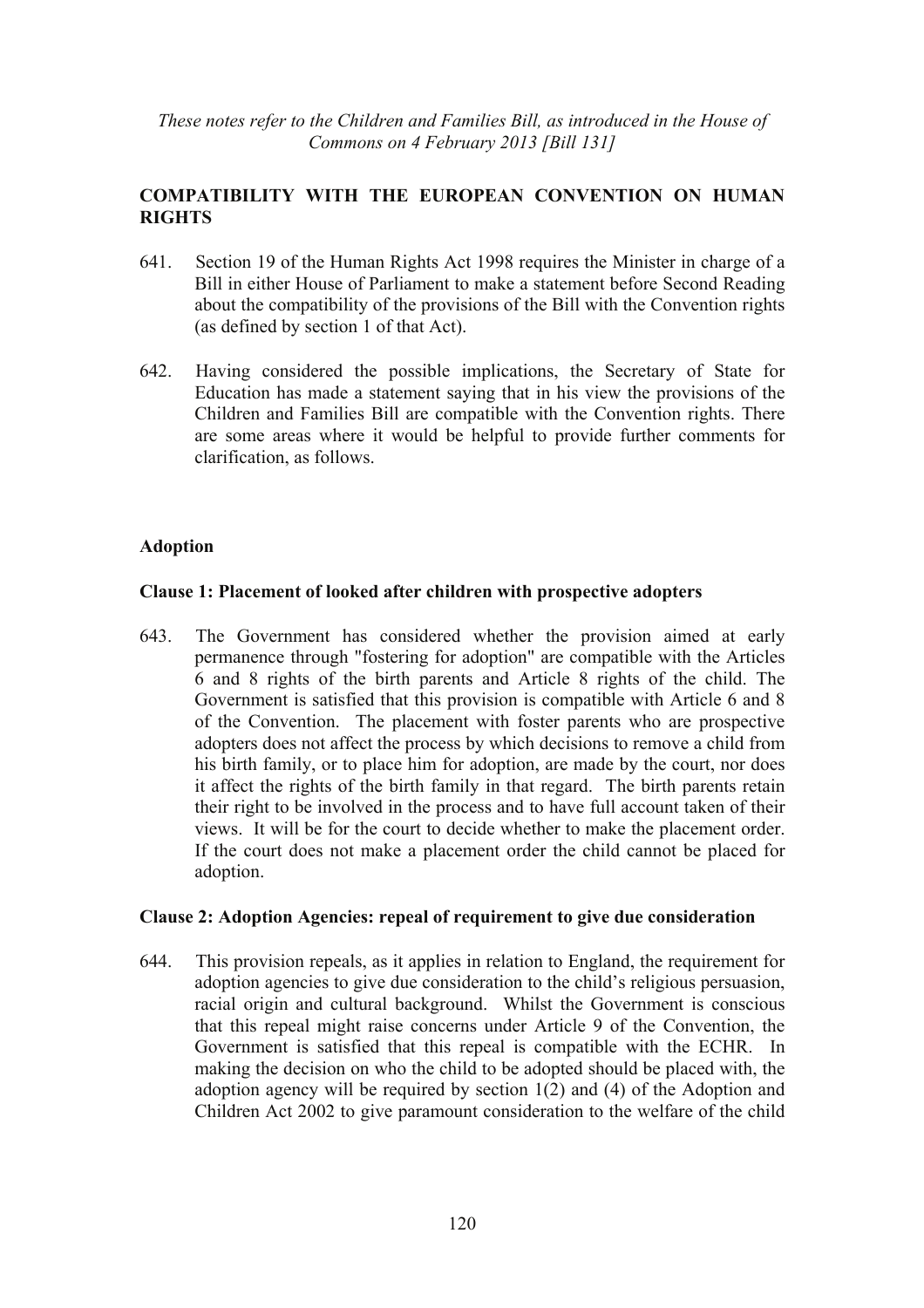*These notes refer to the Children and Families Bill, as introduced in the House of Commons on 4 February 2013 [Bill 131]*

## COMPATIBILITY WITH THE EUROPEAN CONVENTION ON HUMAN RIGHTS

641. Section 19 of the Human Rights Act 1998 requires the Minister in charge of a Bill in either House of Parliament to make a statement before Second Reading about the compatibility of the provisions of the Bill with the Convention rights (as defined by section 1 of that Act).

642. Having considered the possible implications, the Secretary of State for Education has made a statement saying that in his view the provisions of the Children and Families Bill are compatible with the Convention rights. There are some areas where it would be helpful to provide further comments for clarification, as follows.

### Adoption

#### Clause 1: Placement of looked after children with prospective adopters

643. The Government has considered whether the provision aimed at early permanence through "fostering for adoption" are compatible with the Articles 6 and 8 rights of the birth parents and Article 8 rights of the child. The Government is satisfied that this provision is compatible with Article 6 and 8 of the Convention. The placement with foster parents who are prospective adopters does not affect the process by which decisions to remove a child from his birth family, or to place him for adoption, are made by the court, nor does it affect the rights of the birth family in that regard. The birth parents retain their right to be involved in the process and to have full account taken of their views. It will be for the court to decide whether to make the placement order. If the court does not make a placement order the child cannot be placed for adoption.

#### Clause 2: Adoption Agencies: repeal of requirement to give due consideration

644. This provision repeals, as it applies in relation to England, the requirement for adoption agencies to give due consideration to the child's religious persuasion, racial origin and cultural background. Whilst the Government is conscious that this repeal might raise concerns under Article 9 of the Convention, the Government is satisfied that this repeal is compatible with the ECHR. In making the decision on who the child to be adopted should be placed with, the adoption agency will be required by section 1(2) and (4) of the Adoption and Children Act 2002 to give paramount consideration to the welfare of the child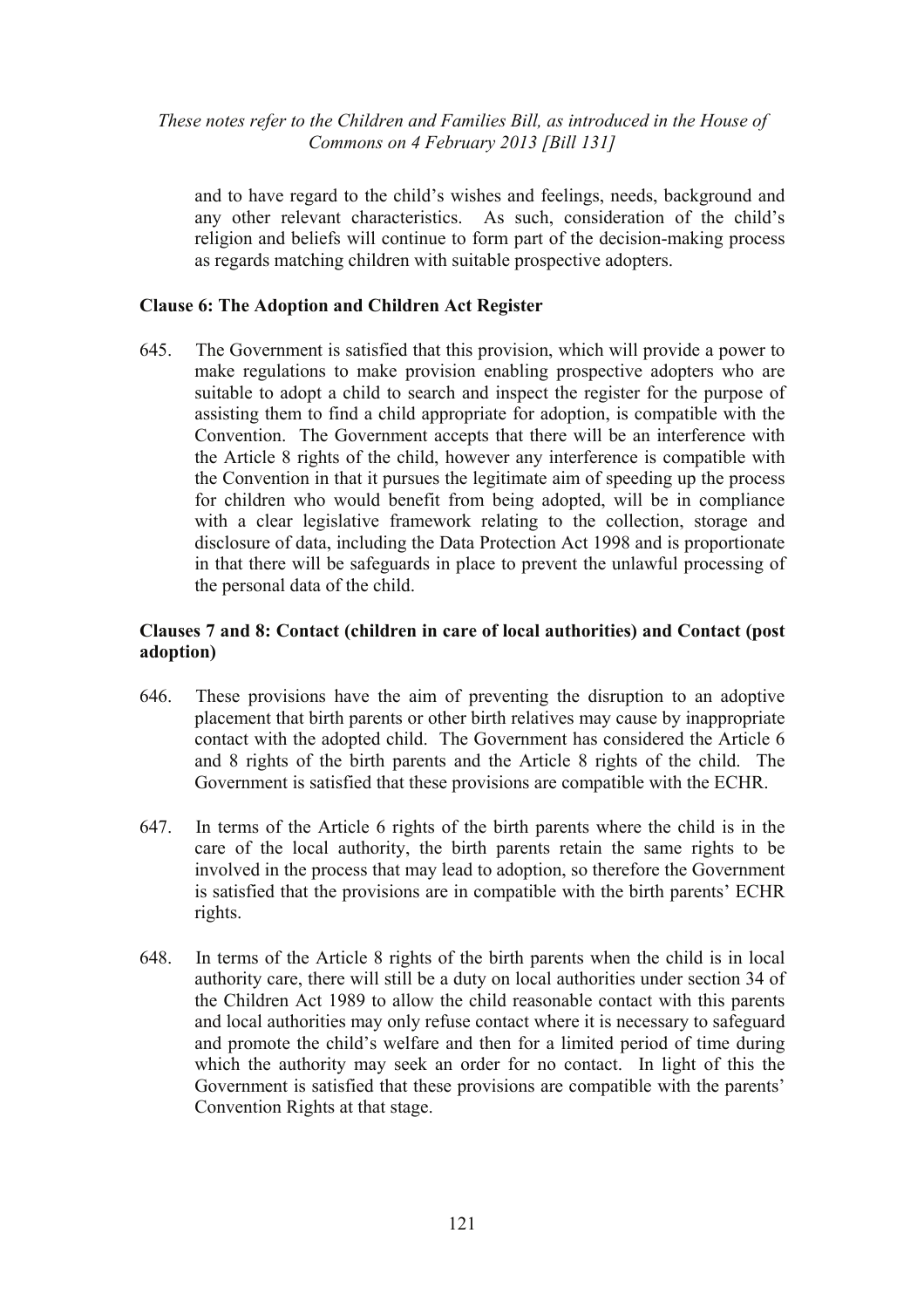and to have regard to the child's wishes and feelings, needs, background and any other relevant characteristics. As such, consideration of the child's religion and beliefs will continue to form part of the decision-making process as regards matching children with suitable prospective adopters.

**Clause 6: The Adoption and Children Act Register**

645. The Government is satisfied that this provision, which will provide a power to make regulations to make provision enabling prospective adopters who are suitable to adopt a child to search and inspect the register for the purpose of assisting them to find a child appropriate for adoption, is compatible with the Convention. The Government accepts that there will be an interference with the Article 8 rights of the child, however any interference is compatible with the Convention in that it pursues the legitimate aim of speeding up the process for children who would benefit from being adopted, will be in compliance with a clear legislative framework relating to the collection, storage and disclosure of data, including the Data Protection Act 1998 and is proportionate in that there will be safeguards in place to prevent the unlawful processing of the personal data of the child.

**Clauses 7 and 8: Contact (children in care of local authorities) and Contact (post adoption)**

646. These provisions have the aim of preventing the disruption to an adoptive placement that birth parents or other birth relatives may cause by inappropriate contact with the adopted child. The Government has considered the Article 6 and 8 rights of the birth parents and the Article 8 rights of the child. The Government is satisfied that these provisions are compatible with the ECHR.

647. In terms of the Article 6 rights of the birth parents where the child is in the care of the local authority, the birth parents retain the same rights to be involved in the process that may lead to adoption, so therefore the Government is satisfied that the provisions are in compatible with the birth parents' ECHR rights.

648. In terms of the Article 8 rights of the birth parents when the child is in local authority care, there will still be a duty on local authorities under section 34 of the Children Act 1989 to allow the child reasonable contact with this parents and local authorities may only refuse contact where it is necessary to safeguard and promote the child's welfare and then for a limited period of time during which the authority may seek an order for no contact. In light of this the Government is satisfied that these provisions are compatible with the parents' Convention Rights at that stage.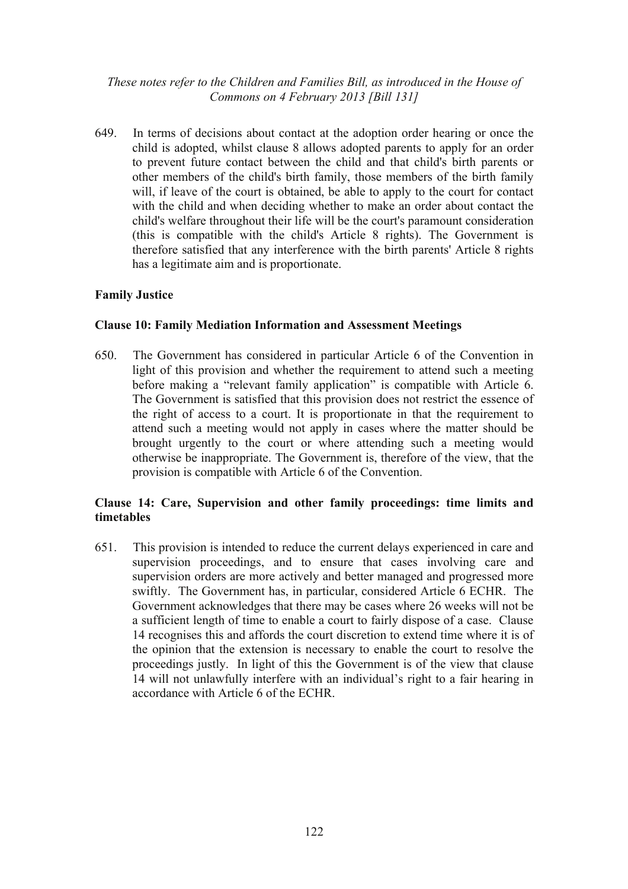649. In terms of decisions about contact at the adoption order hearing or once the child is adopted, whilst clause 8 allows adopted parents to apply for an order to prevent future contact between the child and that child's birth parents or other members of the child's birth family, those members of the birth family will, if leave of the court is obtained, be able to apply to the court for contact with the child and when deciding whether to make an order about contact the child's welfare throughout their life will be the court's paramount consideration (this is compatible with the child's Article 8 rights). The Government is therefore satisfied that any interference with the birth parents' Article 8 rights has a legitimate aim and is proportionate.

**Family Justice**

**Clause 10: Family Mediation Information and Assessment Meetings**

650. The Government has considered in particular Article 6 of the Convention in light of this provision and whether the requirement to attend such a meeting before making a "relevant family application" is compatible with Article 6. The Government is satisfied that this provision does not restrict the essence of the right of access to a court. It is proportionate in that the requirement to attend such a meeting would not apply in cases where the matter should be brought urgently to the court or where attending such a meeting would otherwise be inappropriate. The Government is, therefore of the view, that the provision is compatible with Article 6 of the Convention.

**Clause 14: Care, Supervision and other family proceedings: time limits and timetables**

651. This provision is intended to reduce the current delays experienced in care and supervision proceedings, and to ensure that cases involving care and supervision orders are more actively and better managed and progressed more swiftly. The Government has, in particular, considered Article 6 ECHR. The Government acknowledges that there may be cases where 26 weeks will not be a sufficient length of time to enable a court to fairly dispose of a case. Clause 14 recognises this and affords the court discretion to extend time where it is of the opinion that the extension is necessary to enable the court to resolve the proceedings justly. In light of this the Government is of the view that clause 14 will not unlawfully interfere with an individual's right to a fair hearing in accordance with Article 6 of the ECHR.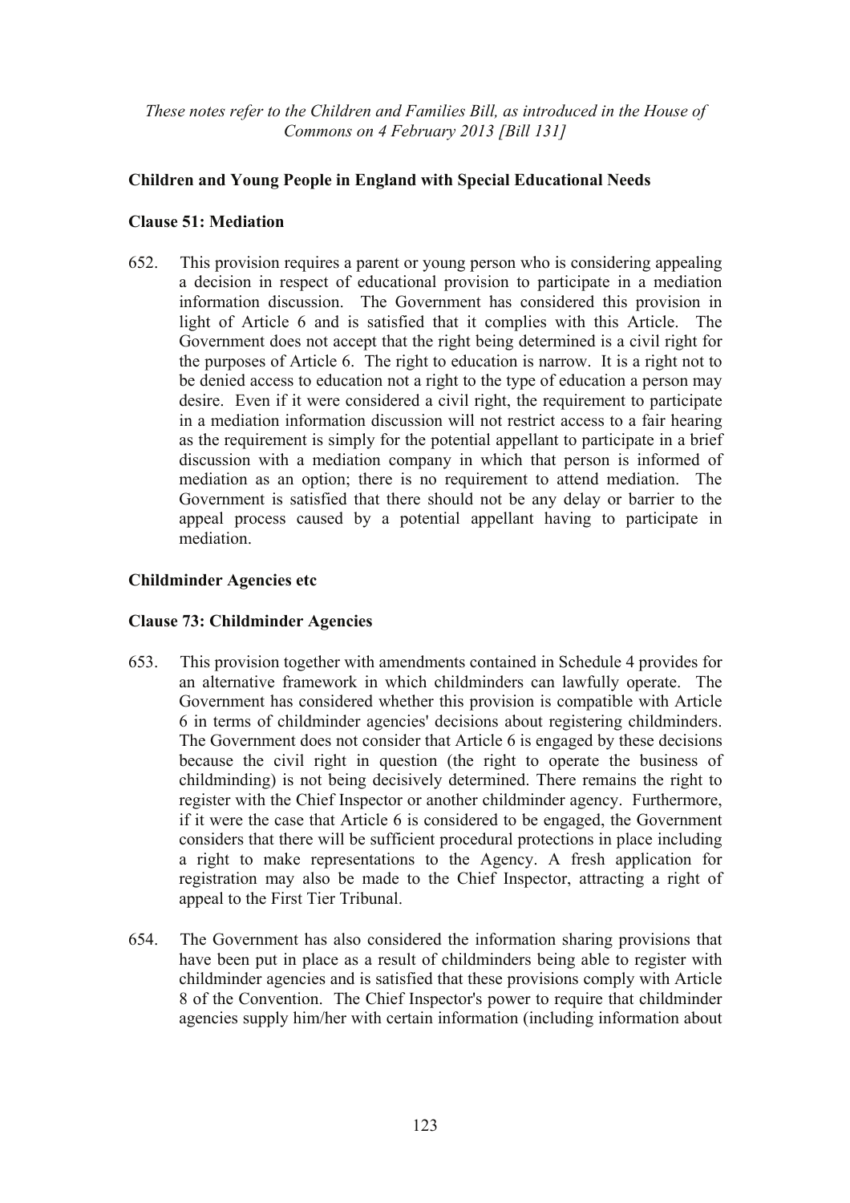*These notes refer to the Children and Families Bill, as introduced in the House of Commons on 4 February 2013 [Bill 131]*

**Children and Young People in England with Special Educational Needs**

**Clause 51: Mediation**

652. This provision requires a parent or young person who is considering appealing a decision in respect of educational provision to participate in a mediation information discussion. The Government has considered this provision in light of Article 6 and is satisfied that it complies with this Article. The Government does not accept that the right being determined is a civil right for the purposes of Article 6. The right to education is narrow. It is a right not to be denied access to education not a right to the type of education a person may desire. Even if it were considered a civil right, the requirement to participate in a mediation information discussion will not restrict access to a fair hearing as the requirement is simply for the potential appellant to participate in a brief discussion with a mediation company in which that person is informed of mediation as an option; there is no requirement to attend mediation. The Government is satisfied that there should not be any delay or barrier to the appeal process caused by a potential appellant having to participate in mediation.

**Childminder Agencies etc**

**Clause 73: Childminder Agencies**

653. This provision together with amendments contained in Schedule 4 provides for an alternative framework in which childminders can lawfully operate. The Government has considered whether this provision is compatible with Article 6 in terms of childminder agencies' decisions about registering childminders. The Government does not consider that Article 6 is engaged by these decisions because the civil right in question (the right to operate the business of childminding) is not being decisively determined. There remains the right to register with the Chief Inspector or another childminder agency. Furthermore, if it were the case that Article 6 is considered to be engaged, the Government considers that there will be sufficient procedural protections in place including a right to make representations to the Agency. A fresh application for registration may also be made to the Chief Inspector, attracting a right of appeal to the First Tier Tribunal.

654. The Government has also considered the information sharing provisions that have been put in place as a result of childminders being able to register with childminder agencies and is satisfied that these provisions comply with Article 8 of the Convention. The Chief Inspector's power to require that childminder agencies supply him/her with certain information (including information about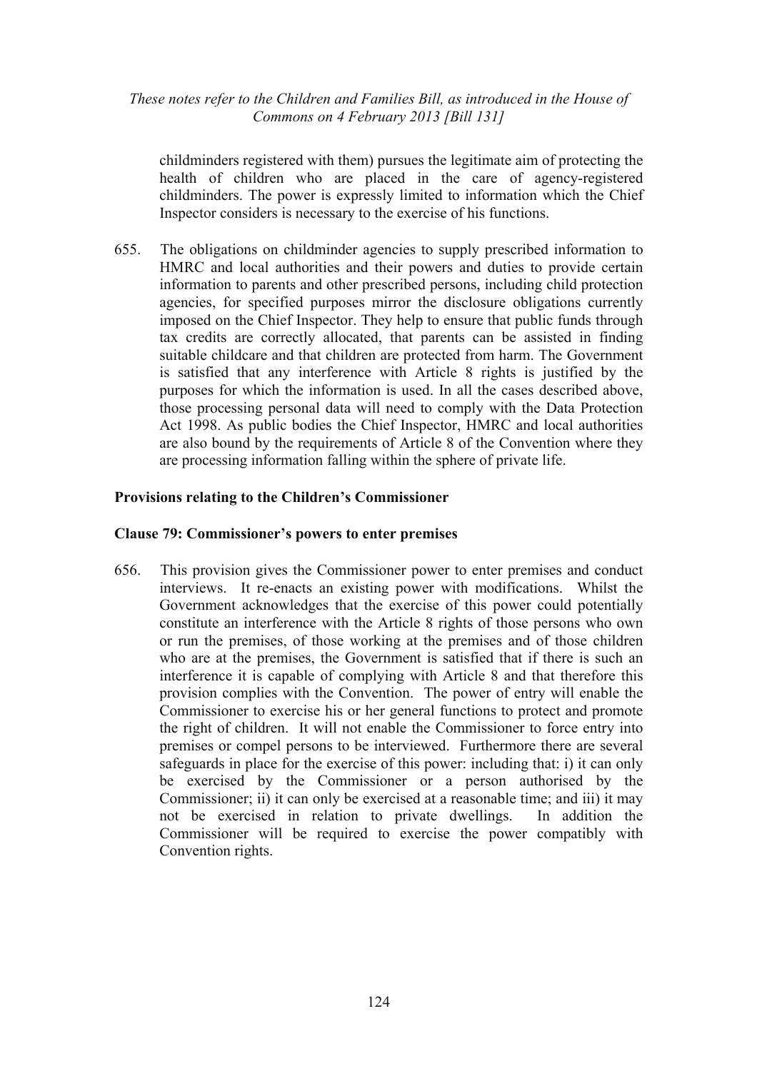childminders registered with them) pursues the legitimate aim of protecting the health of children who are placed in the care of agency-registered childminders. The power is expressly limited to information which the Chief Inspector considers is necessary to the exercise of his functions.

655. The obligations on childminder agencies to supply prescribed information to HMRC and local authorities and their powers and duties to provide certain information to parents and other prescribed persons, including child protection agencies, for specified purposes mirror the disclosure obligations currently imposed on the Chief Inspector. They help to ensure that public funds through tax credits are correctly allocated, that parents can be assisted in finding suitable childcare and that children are protected from harm. The Government is satisfied that any interference with Article 8 rights is justified by the purposes for which the information is used. In all the cases described above, those processing personal data will need to comply with the Data Protection Act 1998. As public bodies the Chief Inspector, HMRC and local authorities are also bound by the requirements of Article 8 of the Convention where they are processing information falling within the sphere of private life.

**Provisions relating to the Children's Commissioner**

**Clause 79: Commissioner's powers to enter premises**

656. This provision gives the Commissioner power to enter premises and conduct interviews. It re-enacts an existing power with modifications. Whilst the Government acknowledges that the exercise of this power could potentially constitute an interference with the Article 8 rights of those persons who own or run the premises, of those working at the premises and of those children who are at the premises, the Government is satisfied that if there is such an interference it is capable of complying with Article 8 and that therefore this provision complies with the Convention. The power of entry will enable the Commissioner to exercise his or her general functions to protect and promote the right of children. It will not enable the Commissioner to force entry into premises or compel persons to be interviewed. Furthermore there are several safeguards in place for the exercise of this power: including that: i) it can only be exercised by the Commissioner or a person authorised by the Commissioner; ii) it can only be exercised at a reasonable time; and iii) it may not be exercised in relation to private dwellings. In addition the Commissioner will be required to exercise the power compatibly with Convention rights.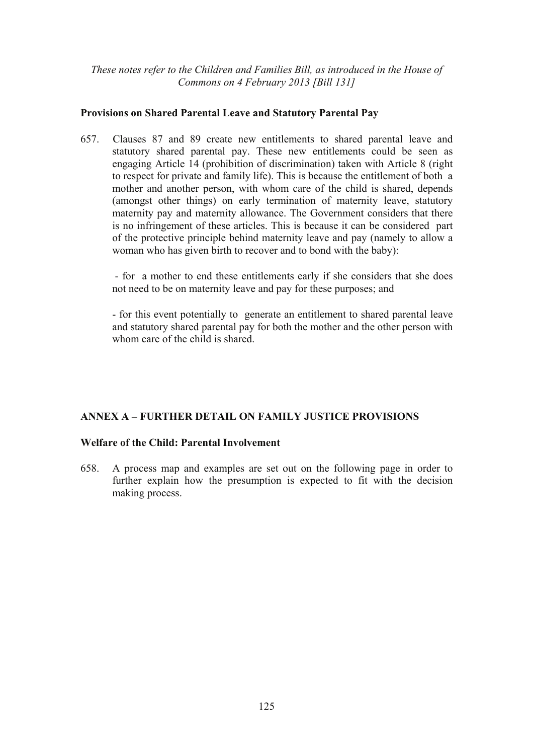## Provisions on Shared Parental Leave and Statutory Parental Pay

657. Clauses 87 and 89 create new entitlements to shared parental leave and statutory shared parental pay. These new entitlements could be seen as engaging Article 14 (prohibition of discrimination) taken with Article 8 (right to respect for private and family life). This is because the entitlement of both a mother and another person, with whom care of the child is shared, depends (amongst other things) on early termination of maternity leave, statutory maternity pay and maternity allowance. The Government considers that there is no infringement of these articles. This is because it can be considered part of the protective principle behind maternity leave and pay (namely to allow a woman who has given birth to recover and to bond with the baby):

   - for a mother to end these entitlements early if she considers that she does not need to be on maternity leave and pay for these purposes; and

   - for this event potentially to generate an entitlement to shared parental leave and statutory shared parental pay for both the mother and the other person with whom care of the child is shared.

## ANNEX A – FURTHER DETAIL ON FAMILY JUSTICE PROVISIONS

### Welfare of the Child: Parental Involvement

658. A process map and examples are set out on the following page in order to further explain how the presumption is expected to fit with the decision making process.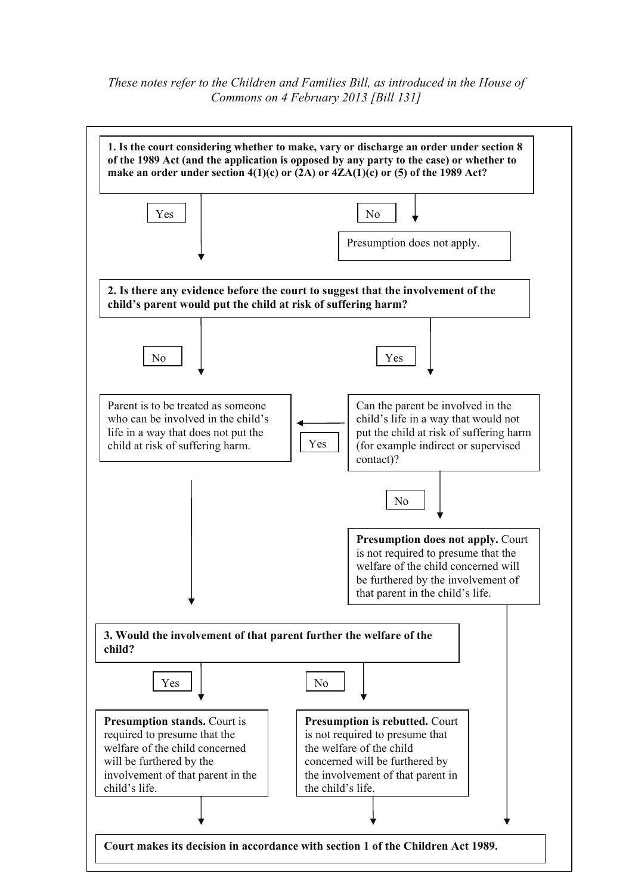*These notes refer to the Children and Families Bill, as introduced in the House of Commons on 4 February 2013 [Bill 131]*

**1. Is the court considering whether to make, vary or discharge an order under section 8 of the 1989 Act (and the application is opposed by any party to the case) or whether to make an order under section 4(1)(c) or (2A) or 4ZA(1)(c) or (5) of the 1989 Act?**

- **Yes** → go to question 2.
- **No** → Presumption does not apply.

**2. Is there any evidence before the court to suggest that the involvement of the child's parent would put the child at risk of suffering harm?**

- **No** → Parent is to be treated as someone who can be involved in the child's life in a way that does not put the child at risk of suffering harm. → go to question 3.
- **Yes** → Can the parent be involved in the child's life in a way that would not put the child at risk of suffering harm (for example indirect or supervised contact)?
  - **Yes** → Parent is to be treated as someone who can be involved in the child's life in a way that does not put the child at risk of suffering harm. → go to question 3.
  - **No** → **Presumption does not apply.** Court is not required to presume that the welfare of the child concerned will be furthered by the involvement of that parent in the child's life. → Court makes its decision in accordance with section 1 of the Children Act 1989.

**3. Would the involvement of that parent further the welfare of the child?**

- **Yes** → **Presumption stands.** Court is required to presume that the welfare of the child concerned will be furthered by the involvement of that parent in the child's life. → Court makes its decision in accordance with section 1 of the Children Act 1989.
- **No** → **Presumption is rebutted.** Court is not required to presume that the welfare of the child concerned will be furthered by the involvement of that parent in the child's life. → Court makes its decision in accordance with section 1 of the Children Act 1989.

**Court makes its decision in accordance with section 1 of the Children Act 1989.**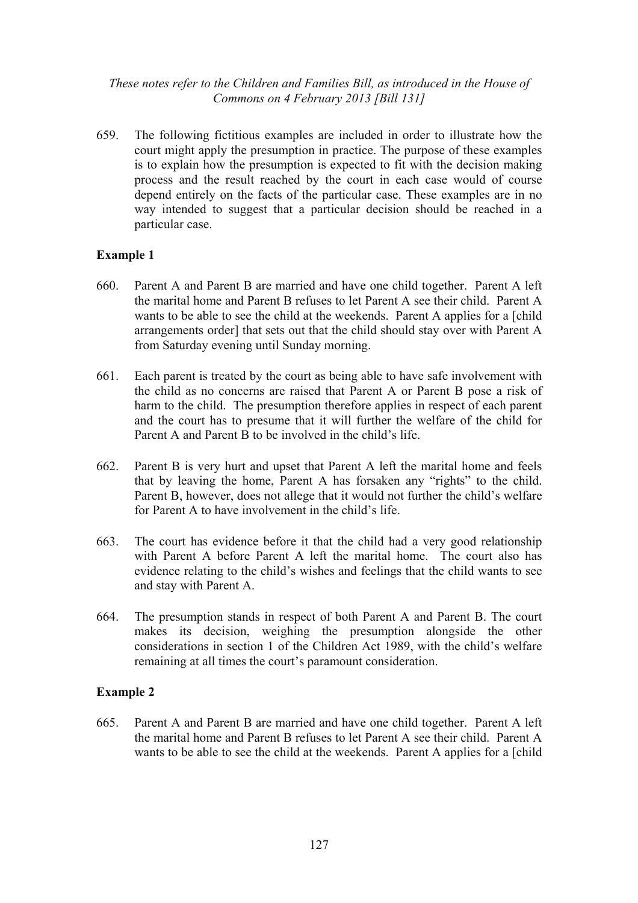659. The following fictitious examples are included in order to illustrate how the court might apply the presumption in practice. The purpose of these examples is to explain how the presumption is expected to fit with the decision making process and the result reached by the court in each case would of course depend entirely on the facts of the particular case. These examples are in no way intended to suggest that a particular decision should be reached in a particular case.

**Example 1**

660. Parent A and Parent B are married and have one child together. Parent A left the marital home and Parent B refuses to let Parent A see their child. Parent A wants to be able to see the child at the weekends. Parent A applies for a [child arrangements order] that sets out that the child should stay over with Parent A from Saturday evening until Sunday morning.

661. Each parent is treated by the court as being able to have safe involvement with the child as no concerns are raised that Parent A or Parent B pose a risk of harm to the child. The presumption therefore applies in respect of each parent and the court has to presume that it will further the welfare of the child for Parent A and Parent B to be involved in the child's life.

662. Parent B is very hurt and upset that Parent A left the marital home and feels that by leaving the home, Parent A has forsaken any "rights" to the child. Parent B, however, does not allege that it would not further the child's welfare for Parent A to have involvement in the child's life.

663. The court has evidence before it that the child had a very good relationship with Parent A before Parent A left the marital home. The court also has evidence relating to the child's wishes and feelings that the child wants to see and stay with Parent A.

664. The presumption stands in respect of both Parent A and Parent B. The court makes its decision, weighing the presumption alongside the other considerations in section 1 of the Children Act 1989, with the child's welfare remaining at all times the court's paramount consideration.

**Example 2**

665. Parent A and Parent B are married and have one child together. Parent A left the marital home and Parent B refuses to let Parent A see their child. Parent A wants to be able to see the child at the weekends. Parent A applies for a [child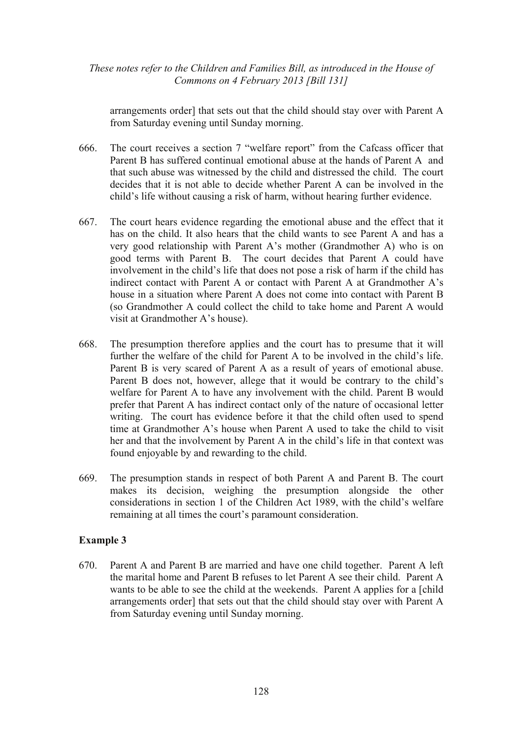arrangements order] that sets out that the child should stay over with Parent A from Saturday evening until Sunday morning.

666. The court receives a section 7 "welfare report" from the Cafcass officer that Parent B has suffered continual emotional abuse at the hands of Parent A and that such abuse was witnessed by the child and distressed the child. The court decides that it is not able to decide whether Parent A can be involved in the child's life without causing a risk of harm, without hearing further evidence.

667. The court hears evidence regarding the emotional abuse and the effect that it has on the child. It also hears that the child wants to see Parent A and has a very good relationship with Parent A's mother (Grandmother A) who is on good terms with Parent B. The court decides that Parent A could have involvement in the child's life that does not pose a risk of harm if the child has indirect contact with Parent A or contact with Parent A at Grandmother A's house in a situation where Parent A does not come into contact with Parent B (so Grandmother A could collect the child to take home and Parent A would visit at Grandmother A's house).

668. The presumption therefore applies and the court has to presume that it will further the welfare of the child for Parent A to be involved in the child's life. Parent B is very scared of Parent A as a result of years of emotional abuse. Parent B does not, however, allege that it would be contrary to the child's welfare for Parent A to have any involvement with the child. Parent B would prefer that Parent A has indirect contact only of the nature of occasional letter writing. The court has evidence before it that the child often used to spend time at Grandmother A's house when Parent A used to take the child to visit her and that the involvement by Parent A in the child's life in that context was found enjoyable by and rewarding to the child.

669. The presumption stands in respect of both Parent A and Parent B. The court makes its decision, weighing the presumption alongside the other considerations in section 1 of the Children Act 1989, with the child's welfare remaining at all times the court's paramount consideration.

**Example 3**

670. Parent A and Parent B are married and have one child together. Parent A left the marital home and Parent B refuses to let Parent A see their child. Parent A wants to be able to see the child at the weekends. Parent A applies for a [child arrangements order] that sets out that the child should stay over with Parent A from Saturday evening until Sunday morning.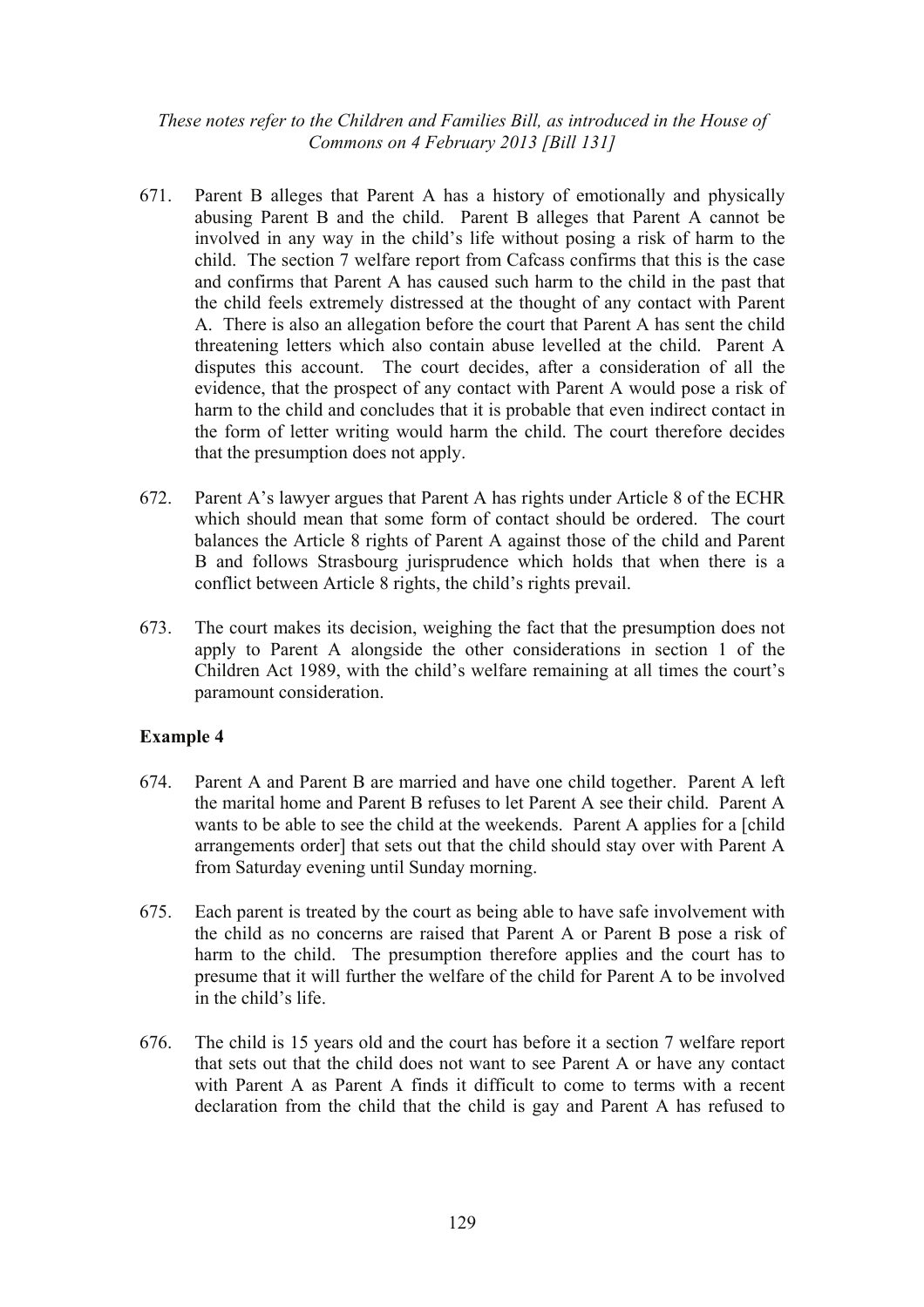671. Parent B alleges that Parent A has a history of emotionally and physically abusing Parent B and the child. Parent B alleges that Parent A cannot be involved in any way in the child's life without posing a risk of harm to the child. The section 7 welfare report from Cafcass confirms that this is the case and confirms that Parent A has caused such harm to the child in the past that the child feels extremely distressed at the thought of any contact with Parent A. There is also an allegation before the court that Parent A has sent the child threatening letters which also contain abuse levelled at the child. Parent A disputes this account. The court decides, after a consideration of all the evidence, that the prospect of any contact with Parent A would pose a risk of harm to the child and concludes that it is probable that even indirect contact in the form of letter writing would harm the child. The court therefore decides that the presumption does not apply.

672. Parent A's lawyer argues that Parent A has rights under Article 8 of the ECHR which should mean that some form of contact should be ordered. The court balances the Article 8 rights of Parent A against those of the child and Parent B and follows Strasbourg jurisprudence which holds that when there is a conflict between Article 8 rights, the child's rights prevail.

673. The court makes its decision, weighing the fact that the presumption does not apply to Parent A alongside the other considerations in section 1 of the Children Act 1989, with the child's welfare remaining at all times the court's paramount consideration.

**Example 4**

674. Parent A and Parent B are married and have one child together. Parent A left the marital home and Parent B refuses to let Parent A see their child. Parent A wants to be able to see the child at the weekends. Parent A applies for a [child arrangements order] that sets out that the child should stay over with Parent A from Saturday evening until Sunday morning.

675. Each parent is treated by the court as being able to have safe involvement with the child as no concerns are raised that Parent A or Parent B pose a risk of harm to the child. The presumption therefore applies and the court has to presume that it will further the welfare of the child for Parent A to be involved in the child's life.

676. The child is 15 years old and the court has before it a section 7 welfare report that sets out that the child does not want to see Parent A or have any contact with Parent A as Parent A finds it difficult to come to terms with a recent declaration from the child that the child is gay and Parent A has refused to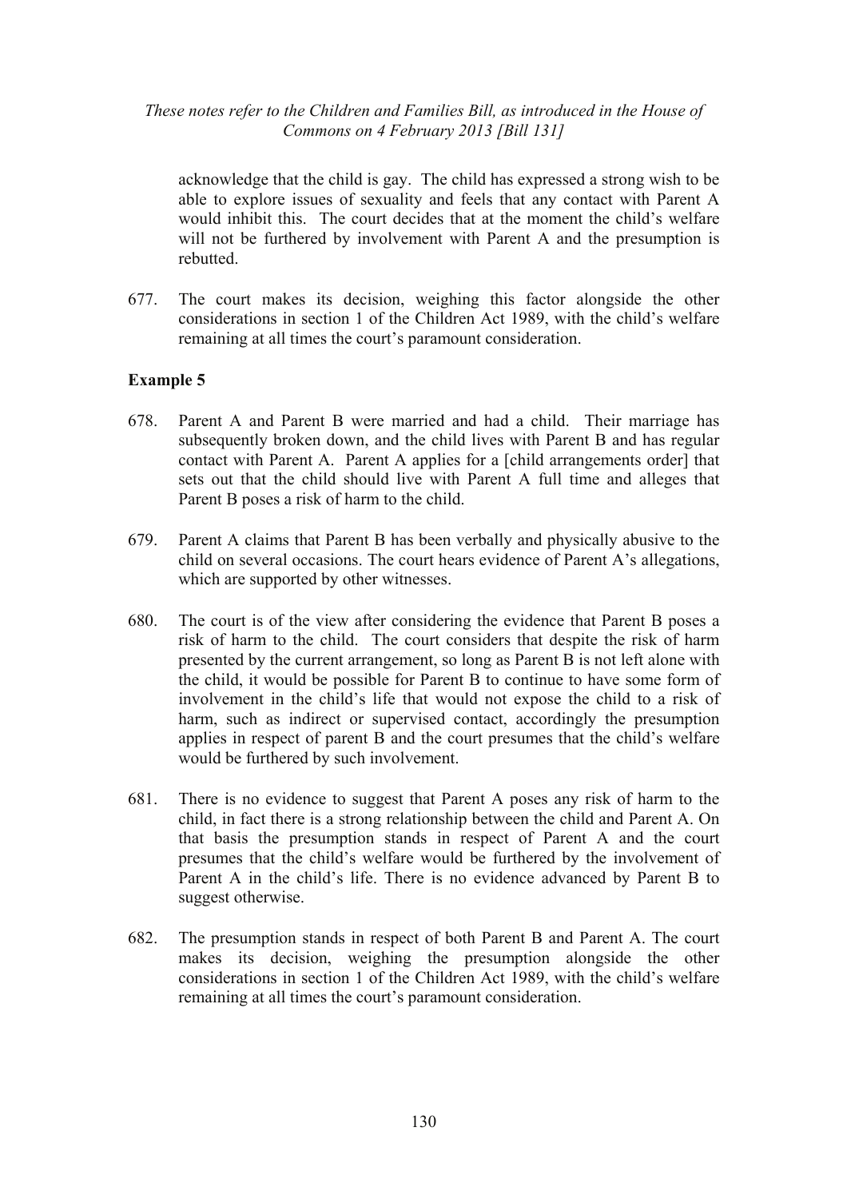acknowledge that the child is gay. The child has expressed a strong wish to be able to explore issues of sexuality and feels that any contact with Parent A would inhibit this. The court decides that at the moment the child's welfare will not be furthered by involvement with Parent A and the presumption is rebutted.

677. The court makes its decision, weighing this factor alongside the other considerations in section 1 of the Children Act 1989, with the child's welfare remaining at all times the court's paramount consideration.

**Example 5**

678. Parent A and Parent B were married and had a child. Their marriage has subsequently broken down, and the child lives with Parent B and has regular contact with Parent A. Parent A applies for a [child arrangements order] that sets out that the child should live with Parent A full time and alleges that Parent B poses a risk of harm to the child.

679. Parent A claims that Parent B has been verbally and physically abusive to the child on several occasions. The court hears evidence of Parent A's allegations, which are supported by other witnesses.

680. The court is of the view after considering the evidence that Parent B poses a risk of harm to the child. The court considers that despite the risk of harm presented by the current arrangement, so long as Parent B is not left alone with the child, it would be possible for Parent B to continue to have some form of involvement in the child's life that would not expose the child to a risk of harm, such as indirect or supervised contact, accordingly the presumption applies in respect of parent B and the court presumes that the child's welfare would be furthered by such involvement.

681. There is no evidence to suggest that Parent A poses any risk of harm to the child, in fact there is a strong relationship between the child and Parent A. On that basis the presumption stands in respect of Parent A and the court presumes that the child's welfare would be furthered by the involvement of Parent A in the child's life. There is no evidence advanced by Parent B to suggest otherwise.

682. The presumption stands in respect of both Parent B and Parent A. The court makes its decision, weighing the presumption alongside the other considerations in section 1 of the Children Act 1989, with the child's welfare remaining at all times the court's paramount consideration.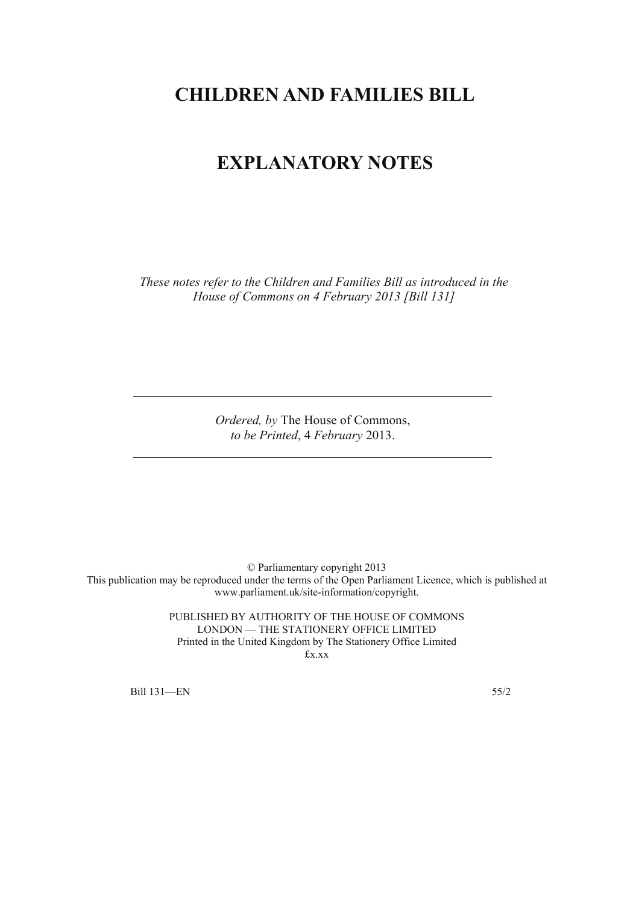# CHILDREN AND FAMILIES BILL

# EXPLANATORY NOTES

*These notes refer to the Children and Families Bill as introduced in the House of Commons on 4 February 2013 [Bill 131]*

---

*Ordered, by* The House of Commons,
*to be Printed*, 4 *February* 2013.

---

© Parliamentary copyright 2013
This publication may be reproduced under the terms of the Open Parliament Licence, which is published at www.parliament.uk/site-information/copyright.

PUBLISHED BY AUTHORITY OF THE HOUSE OF COMMONS
LONDON — THE STATIONERY OFFICE LIMITED
Printed in the United Kingdom by The Stationery Office Limited
£x.xx

Bill 131—EN 55/2